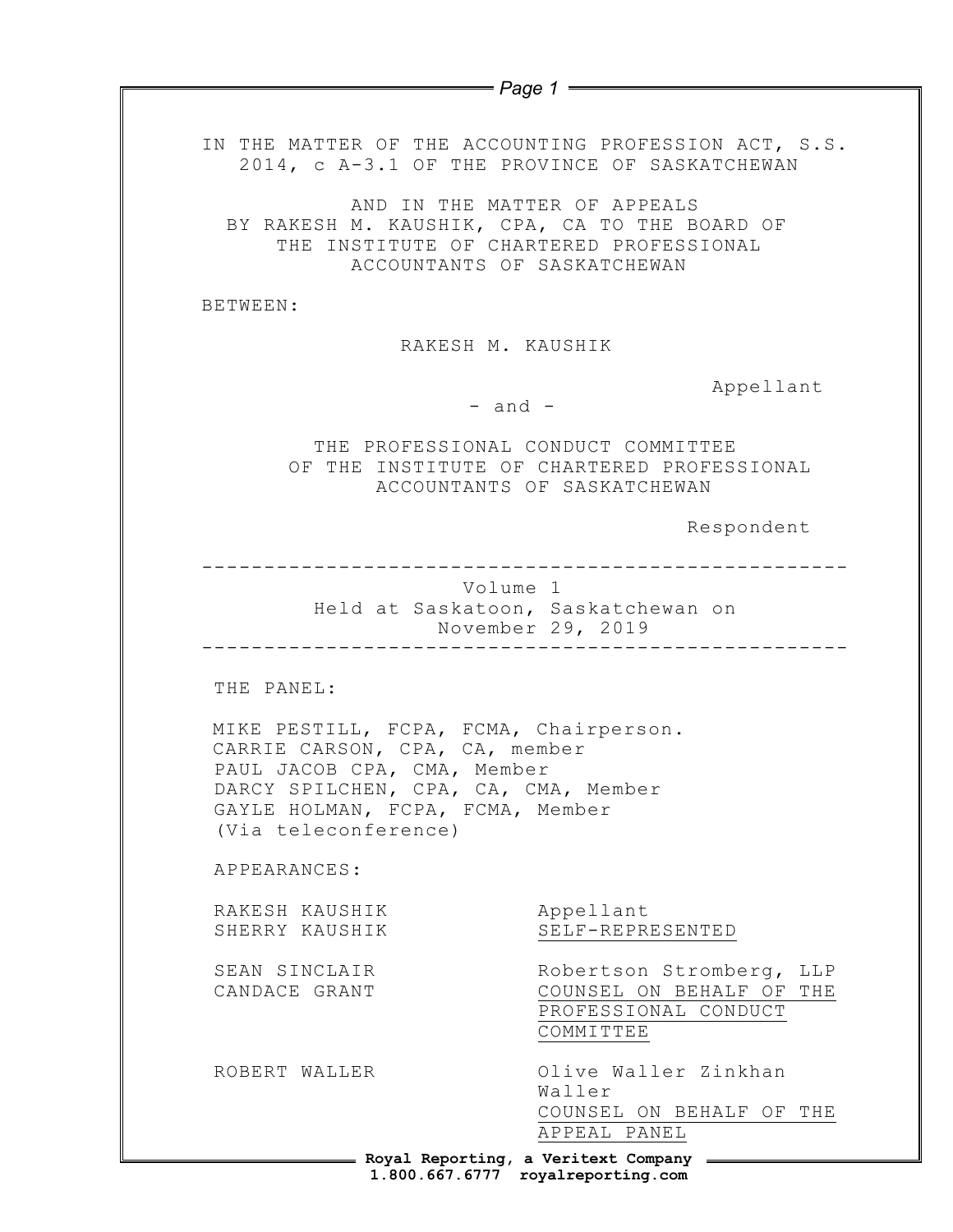IN THE MATTER OF THE ACCOUNTING PROFESSION ACT, S.S. 2014, c A-3.1 OF THE PROVINCE OF SASKATCHEWAN

AND IN THE MATTER OF APPEALS BY RAKESH M. KAUSHIK, CPA, CA TO THE BOARD OF THE INSTITUTE OF CHARTERED PROFESSIONAL ACCOUNTANTS OF SASKATCHEWAN

BETWEEN:

RAKESH M. KAUSHIK

Appellant

- and -

THE PROFESSIONAL CONDUCT COMMITTEE OF THE INSTITUTE OF CHARTERED PROFESSIONAL ACCOUNTANTS OF SASKATCHEWAN

Respondent

---

Volume 1
Held at Saskatoon, Saskatchewan on
November 29, 2019

---

THE PANEL:

MIKE PESTILL, FCPA, FCMA, Chairperson.
CARRIE CARSON, CPA, CA, member
PAUL JACOB CPA, CMA, Member
DARCY SPILCHEN, CPA, CA, CMA, Member
GAYLE HOLMAN, FCPA, FCMA, Member
(Via teleconference)

APPEARANCES:

| | |
|---|---|
| RAKESH KAUSHIK<br>SHERRY KAUSHIK | Appellant<br>SELF-REPRESENTED |
| SEAN SINCLAIR<br>CANDACE GRANT | Robertson Stromberg, LLP<br>COUNSEL ON BEHALF OF THE PROFESSIONAL CONDUCT COMMITTEE |
| ROBERT WALLER | Olive Waller Zinkhan Waller<br>COUNSEL ON BEHALF OF THE APPEAL PANEL |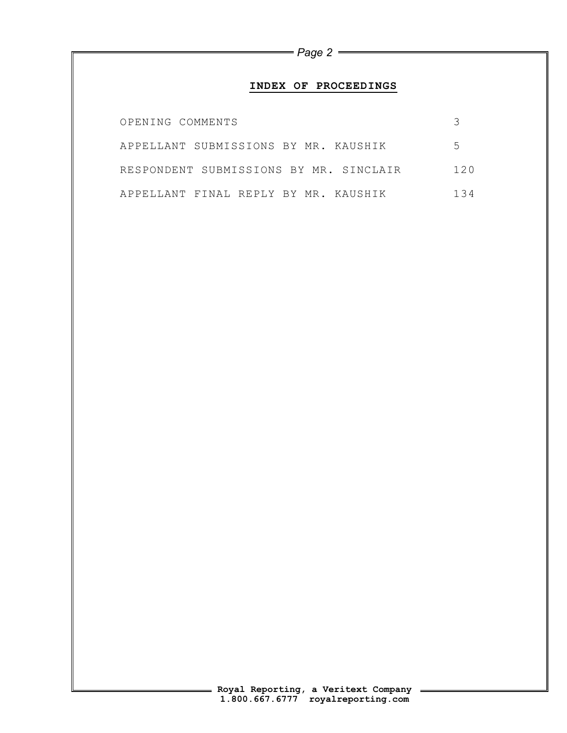## INDEX OF PROCEEDINGS

| | |
|---|---|
| OPENING COMMENTS | 3 |
| APPELLANT SUBMISSIONS BY MR. KAUSHIK | 5 |
| RESPONDENT SUBMISSIONS BY MR. SINCLAIR | 120 |
| APPELLANT FINAL REPLY BY MR. KAUSHIK | 134 |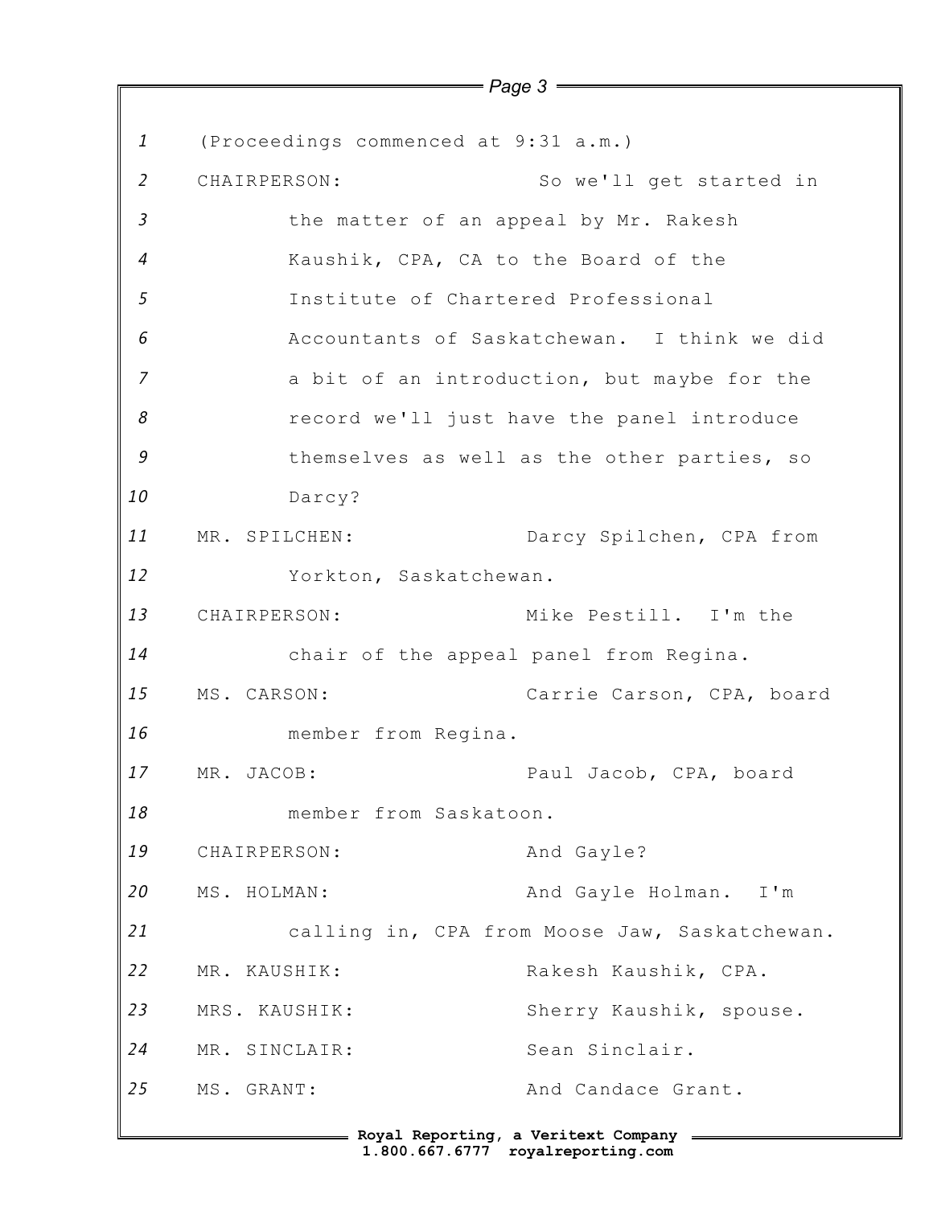(Proceedings commenced at 9:31 a.m.)

CHAIRPERSON: So we'll get started in the matter of an appeal by Mr. Rakesh Kaushik, CPA, CA to the Board of the Institute of Chartered Professional Accountants of Saskatchewan. I think we did a bit of an introduction, but maybe for the record we'll just have the panel introduce themselves as well as the other parties, so Darcy?

MR. SPILCHEN: Darcy Spilchen, CPA from Yorkton, Saskatchewan.

CHAIRPERSON: Mike Pestill. I'm the chair of the appeal panel from Regina.

MS. CARSON: Carrie Carson, CPA, board member from Regina.

MR. JACOB: Paul Jacob, CPA, board member from Saskatoon.

CHAIRPERSON: And Gayle?

MS. HOLMAN: And Gayle Holman. I'm calling in, CPA from Moose Jaw, Saskatchewan.

MR. KAUSHIK: Rakesh Kaushik, CPA.

MRS. KAUSHIK: Sherry Kaushik, spouse.

MR. SINCLAIR: Sean Sinclair.

MS. GRANT: And Candace Grant.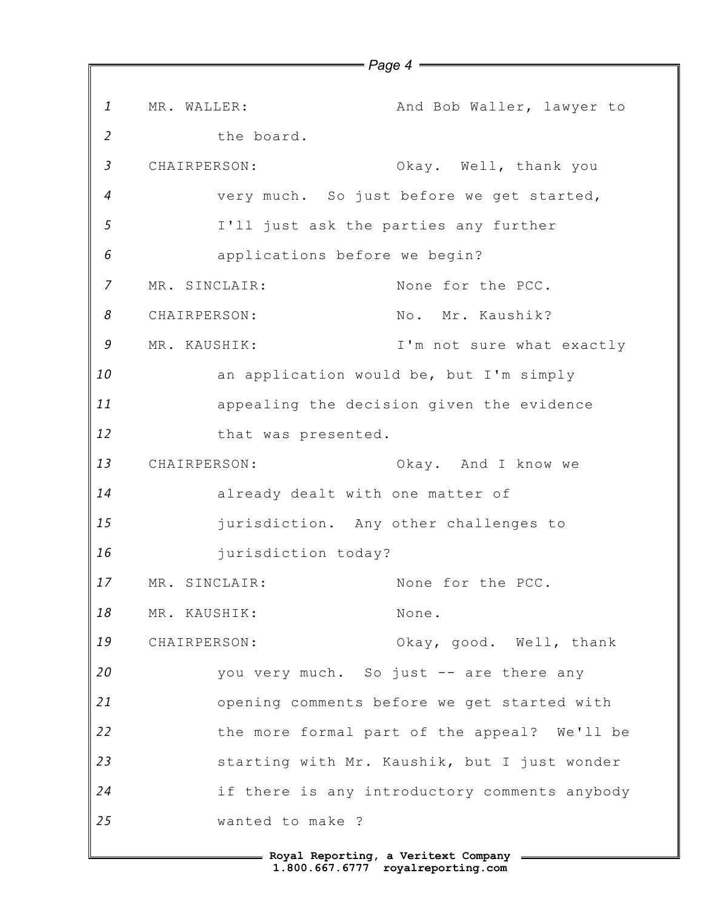MR. WALLER: And Bob Waller, lawyer to the board.

CHAIRPERSON: Okay. Well, thank you very much. So just before we get started, I'll just ask the parties any further applications before we begin?

MR. SINCLAIR: None for the PCC.

CHAIRPERSON: No. Mr. Kaushik?

MR. KAUSHIK: I'm not sure what exactly an application would be, but I'm simply appealing the decision given the evidence that was presented.

CHAIRPERSON: Okay. And I know we already dealt with one matter of jurisdiction. Any other challenges to jurisdiction today?

MR. SINCLAIR: None for the PCC.

MR. KAUSHIK: None.

CHAIRPERSON: Okay, good. Well, thank you very much. So just -- are there any opening comments before we get started with the more formal part of the appeal? We'll be starting with Mr. Kaushik, but I just wonder if there is any introductory comments anybody wanted to make ?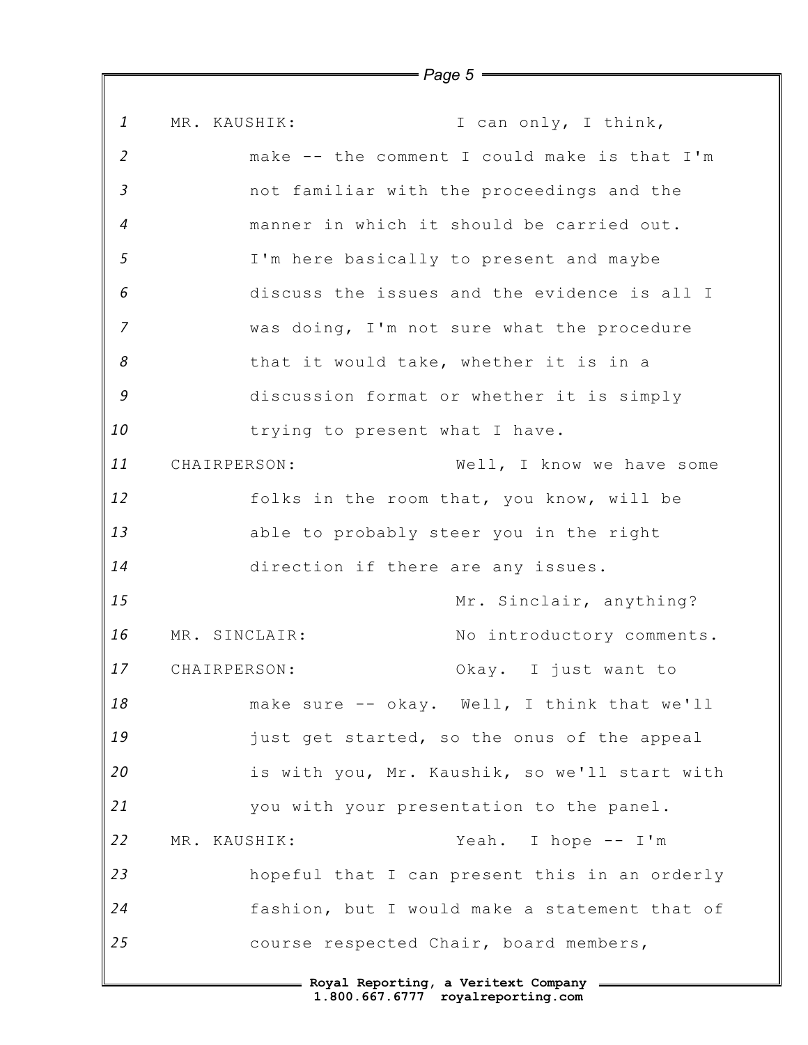MR. KAUSHIK: I can only, I think, make -- the comment I could make is that I'm not familiar with the proceedings and the manner in which it should be carried out. I'm here basically to present and maybe discuss the issues and the evidence is all I was doing, I'm not sure what the procedure that it would take, whether it is in a discussion format or whether it is simply trying to present what I have.

CHAIRPERSON: Well, I know we have some folks in the room that, you know, will be able to probably steer you in the right direction if there are any issues.

Mr. Sinclair, anything?

MR. SINCLAIR: No introductory comments.

CHAIRPERSON: Okay. I just want to make sure -- okay. Well, I think that we'll just get started, so the onus of the appeal is with you, Mr. Kaushik, so we'll start with you with your presentation to the panel.

MR. KAUSHIK: Yeah. I hope -- I'm hopeful that I can present this in an orderly fashion, but I would make a statement that of course respected Chair, board members,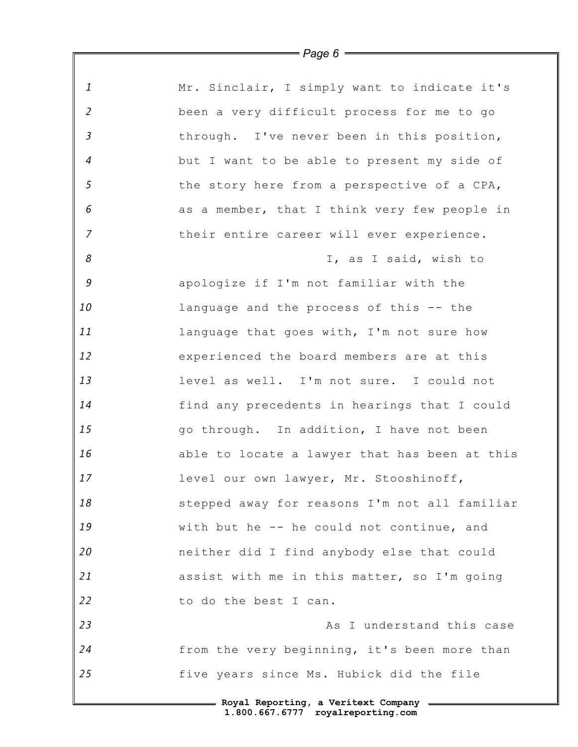Mr. Sinclair, I simply want to indicate it's been a very difficult process for me to go through. I've never been in this position, but I want to be able to present my side of the story here from a perspective of a CPA, as a member, that I think very few people in their entire career will ever experience.

I, as I said, wish to apologize if I'm not familiar with the language and the process of this -- the language that goes with, I'm not sure how experienced the board members are at this level as well. I'm not sure. I could not find any precedents in hearings that I could go through. In addition, I have not been able to locate a lawyer that has been at this level our own lawyer, Mr. Stooshinoff, stepped away for reasons I'm not all familiar with but he -- he could not continue, and neither did I find anybody else that could assist with me in this matter, so I'm going to do the best I can.

As I understand this case from the very beginning, it's been more than five years since Ms. Hubick did the file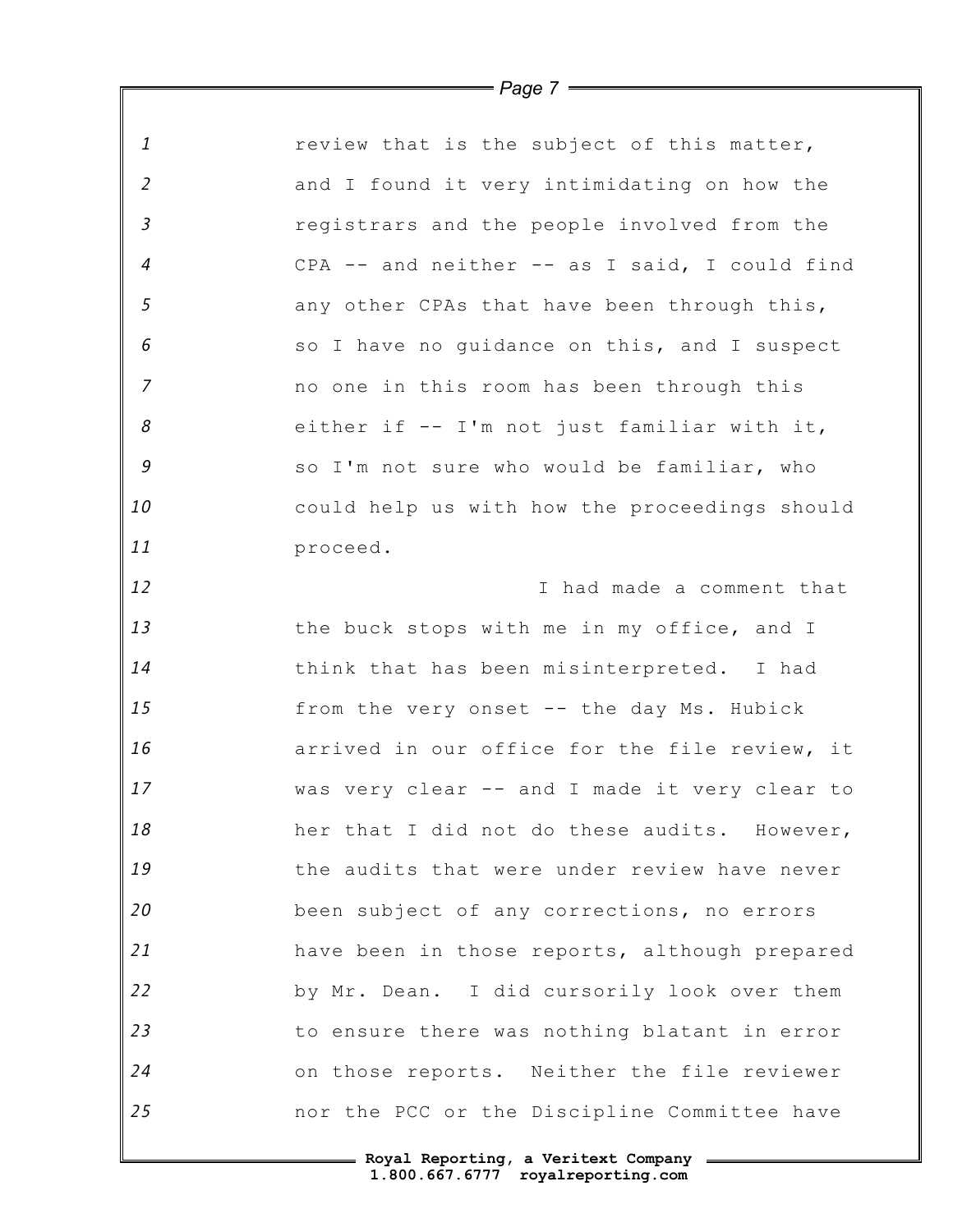review that is the subject of this matter, and I found it very intimidating on how the registrars and the people involved from the CPA -- and neither -- as I said, I could find any other CPAs that have been through this, so I have no guidance on this, and I suspect no one in this room has been through this either if -- I'm not just familiar with it, so I'm not sure who would be familiar, who could help us with how the proceedings should proceed.

I had made a comment that the buck stops with me in my office, and I think that has been misinterpreted. I had from the very onset -- the day Ms. Hubick arrived in our office for the file review, it was very clear -- and I made it very clear to her that I did not do these audits. However, the audits that were under review have never been subject of any corrections, no errors have been in those reports, although prepared by Mr. Dean. I did cursorily look over them to ensure there was nothing blatant in error on those reports. Neither the file reviewer nor the PCC or the Discipline Committee have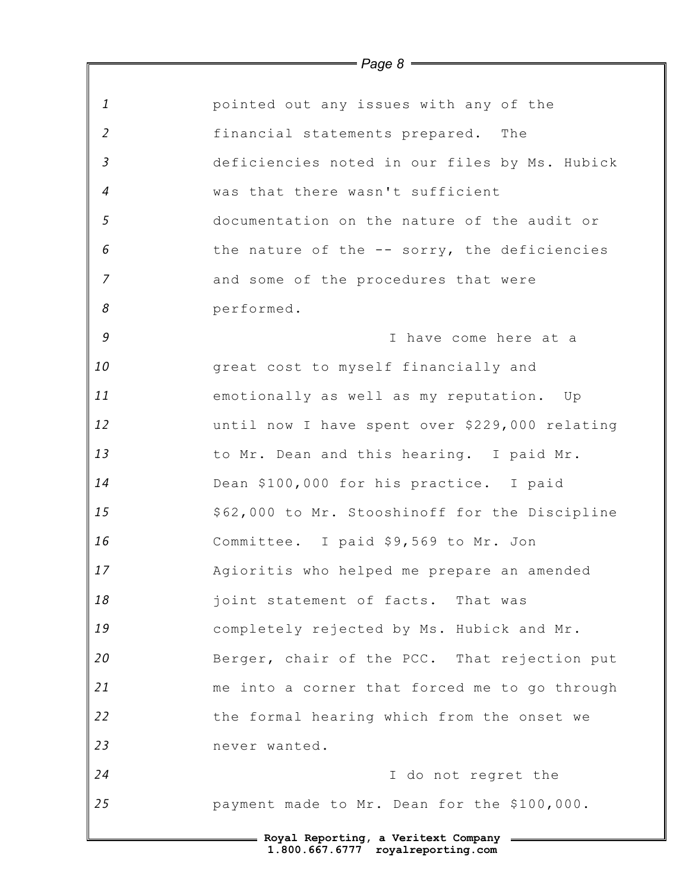pointed out any issues with any of the financial statements prepared. The deficiencies noted in our files by Ms. Hubick was that there wasn't sufficient documentation on the nature of the audit or the nature of the -- sorry, the deficiencies and some of the procedures that were performed.

I have come here at a great cost to myself financially and emotionally as well as my reputation. Up until now I have spent over $229,000 relating to Mr. Dean and this hearing. I paid Mr. Dean $100,000 for his practice. I paid $62,000 to Mr. Stooshinoff for the Discipline Committee. I paid $9,569 to Mr. Jon Agioritis who helped me prepare an amended joint statement of facts. That was completely rejected by Ms. Hubick and Mr. Berger, chair of the PCC. That rejection put me into a corner that forced me to go through the formal hearing which from the onset we never wanted.

I do not regret the payment made to Mr. Dean for the $100,000.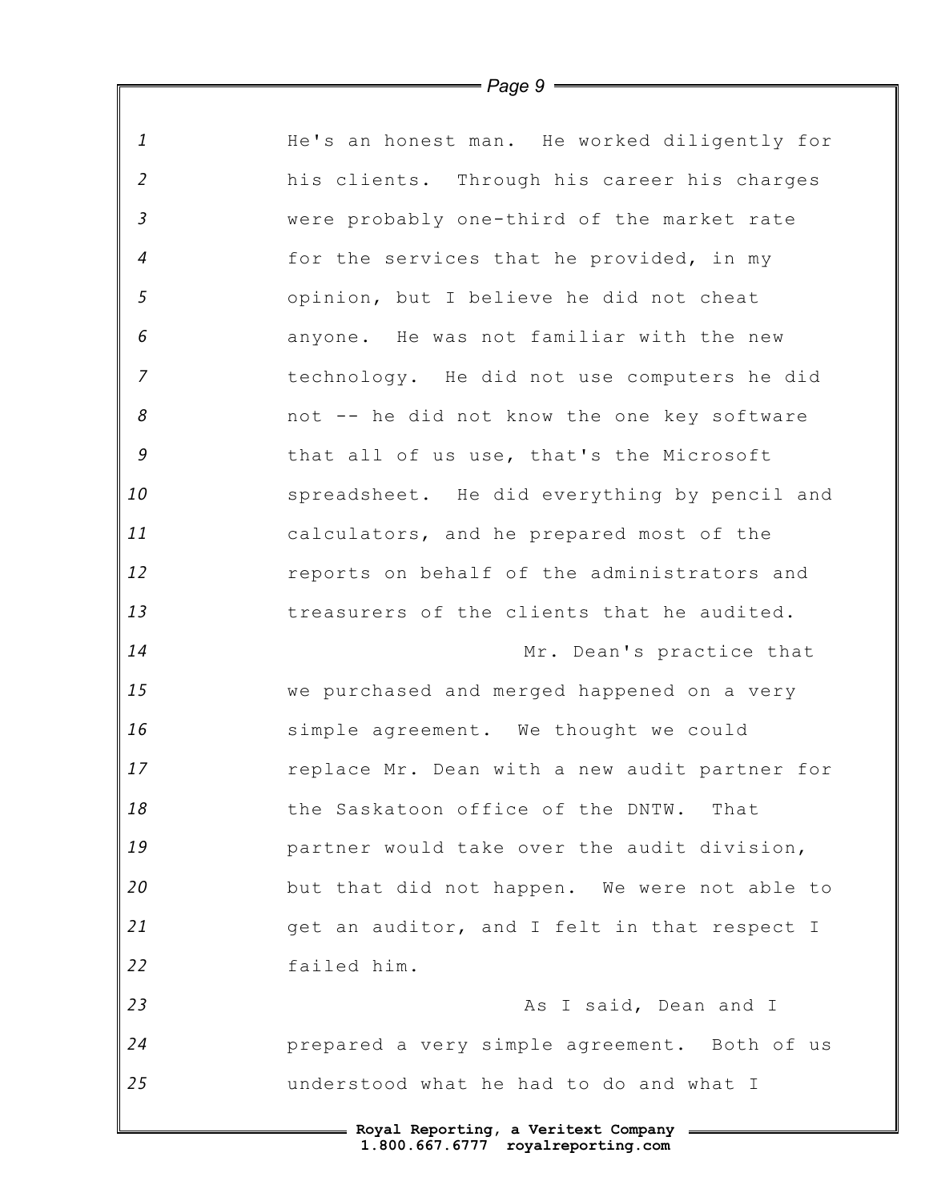He's an honest man. He worked diligently for his clients. Through his career his charges were probably one-third of the market rate for the services that he provided, in my opinion, but I believe he did not cheat anyone. He was not familiar with the new technology. He did not use computers he did not -- he did not know the one key software that all of us use, that's the Microsoft spreadsheet. He did everything by pencil and calculators, and he prepared most of the reports on behalf of the administrators and treasurers of the clients that he audited.

Mr. Dean's practice that we purchased and merged happened on a very simple agreement. We thought we could replace Mr. Dean with a new audit partner for the Saskatoon office of the DNTW. That partner would take over the audit division, but that did not happen. We were not able to get an auditor, and I felt in that respect I failed him.

As I said, Dean and I prepared a very simple agreement. Both of us understood what he had to do and what I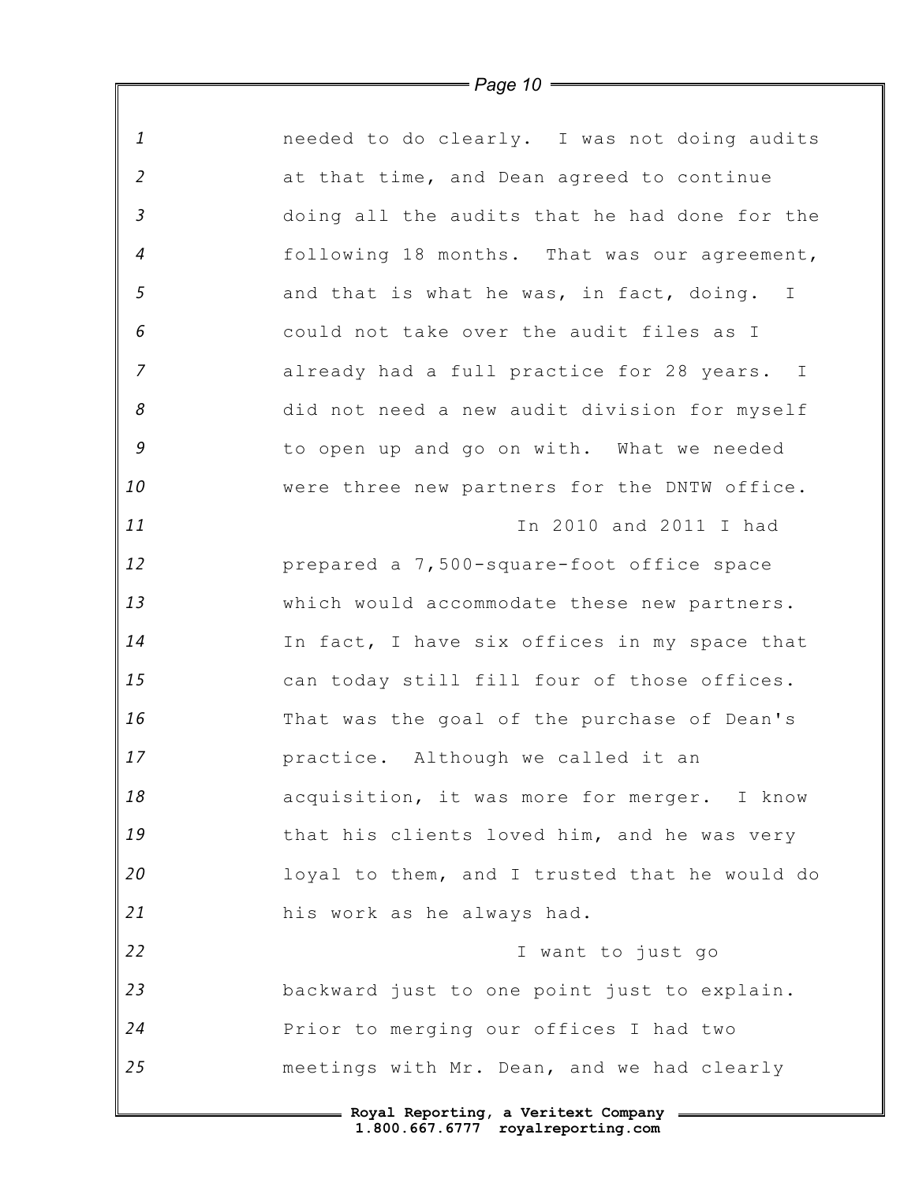needed to do clearly. I was not doing audits at that time, and Dean agreed to continue doing all the audits that he had done for the following 18 months. That was our agreement, and that is what he was, in fact, doing. I could not take over the audit files as I already had a full practice for 28 years. I did not need a new audit division for myself to open up and go on with. What we needed were three new partners for the DNTW office.

In 2010 and 2011 I had prepared a 7,500-square-foot office space which would accommodate these new partners. In fact, I have six offices in my space that can today still fill four of those offices. That was the goal of the purchase of Dean's practice. Although we called it an acquisition, it was more for merger. I know that his clients loved him, and he was very loyal to them, and I trusted that he would do his work as he always had.

I want to just go backward just to one point just to explain. Prior to merging our offices I had two meetings with Mr. Dean, and we had clearly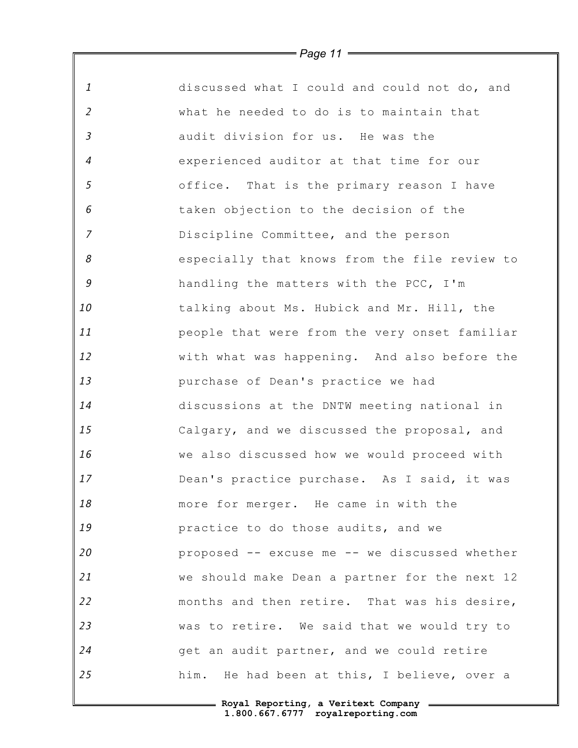discussed what I could and could not do, and what he needed to do is to maintain that audit division for us. He was the experienced auditor at that time for our office. That is the primary reason I have taken objection to the decision of the Discipline Committee, and the person especially that knows from the file review to handling the matters with the PCC, I'm talking about Ms. Hubick and Mr. Hill, the people that were from the very onset familiar with what was happening. And also before the purchase of Dean's practice we had discussions at the DNTW meeting national in Calgary, and we discussed the proposal, and we also discussed how we would proceed with Dean's practice purchase. As I said, it was more for merger. He came in with the practice to do those audits, and we proposed -- excuse me -- we discussed whether we should make Dean a partner for the next 12 months and then retire. That was his desire, was to retire. We said that we would try to get an audit partner, and we could retire him. He had been at this, I believe, over a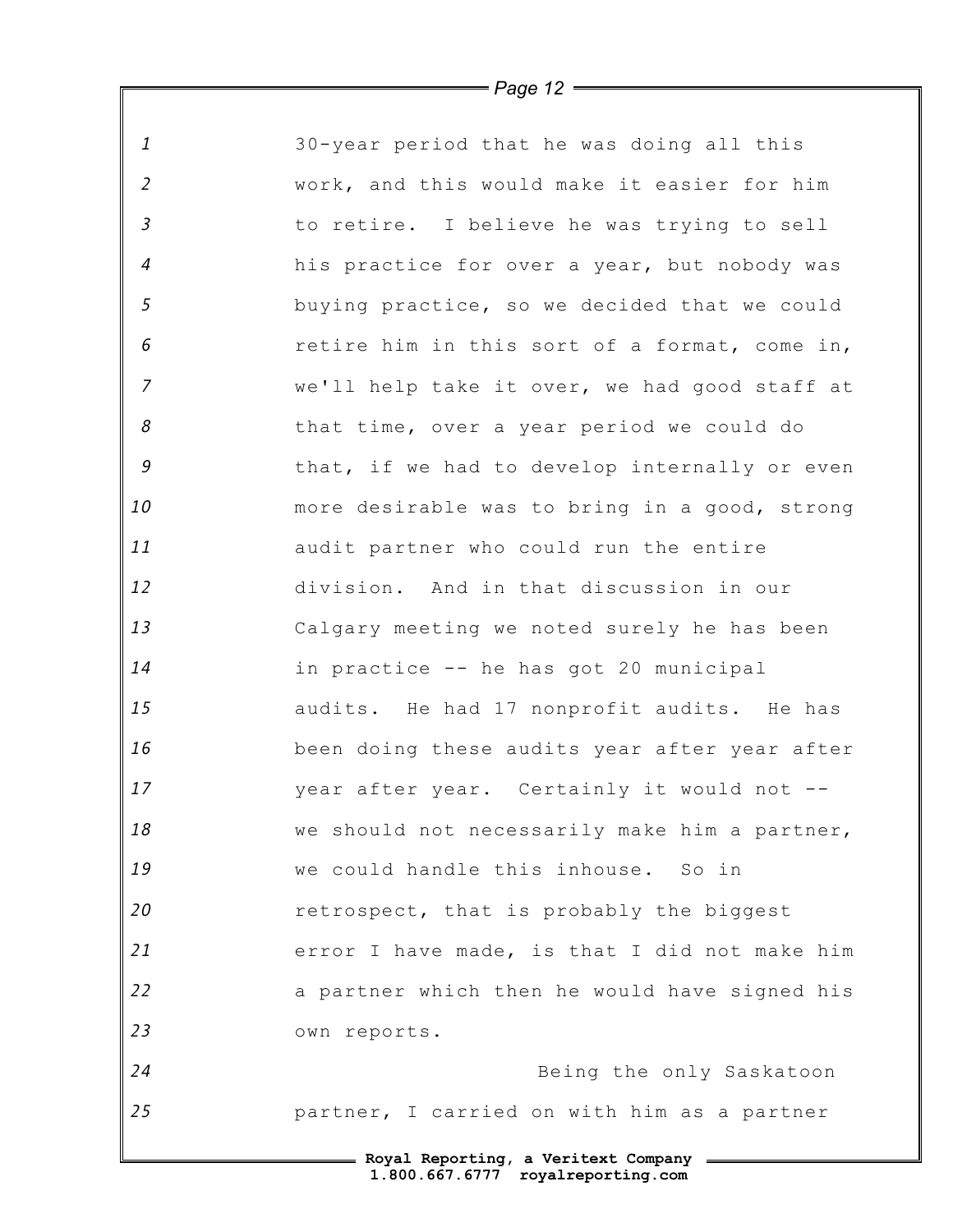30-year period that he was doing all this work, and this would make it easier for him to retire. I believe he was trying to sell his practice for over a year, but nobody was buying practice, so we decided that we could retire him in this sort of a format, come in, we'll help take it over, we had good staff at that time, over a year period we could do that, if we had to develop internally or even more desirable was to bring in a good, strong audit partner who could run the entire division. And in that discussion in our Calgary meeting we noted surely he has been in practice -- he has got 20 municipal audits. He had 17 nonprofit audits. He has been doing these audits year after year after year after year. Certainly it would not -- we should not necessarily make him a partner, we could handle this inhouse. So in retrospect, that is probably the biggest error I have made, is that I did not make him a partner which then he would have signed his own reports.

Being the only Saskatoon partner, I carried on with him as a partner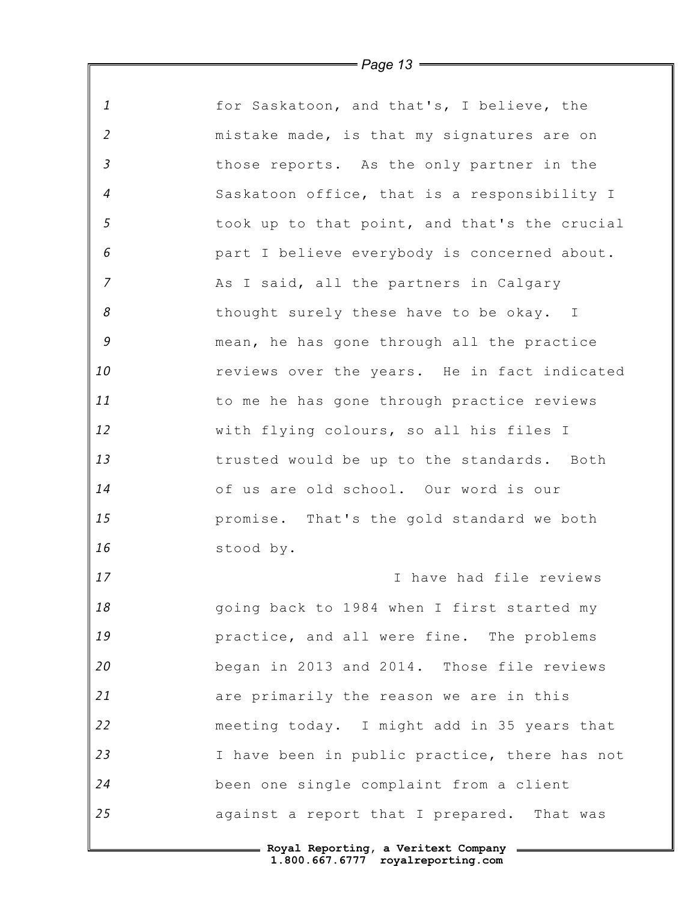for Saskatoon, and that's, I believe, the mistake made, is that my signatures are on those reports. As the only partner in the Saskatoon office, that is a responsibility I took up to that point, and that's the crucial part I believe everybody is concerned about. As I said, all the partners in Calgary thought surely these have to be okay. I mean, he has gone through all the practice reviews over the years. He in fact indicated to me he has gone through practice reviews with flying colours, so all his files I trusted would be up to the standards. Both of us are old school. Our word is our promise. That's the gold standard we both stood by.

I have had file reviews going back to 1984 when I first started my practice, and all were fine. The problems began in 2013 and 2014. Those file reviews are primarily the reason we are in this meeting today. I might add in 35 years that I have been in public practice, there has not been one single complaint from a client against a report that I prepared. That was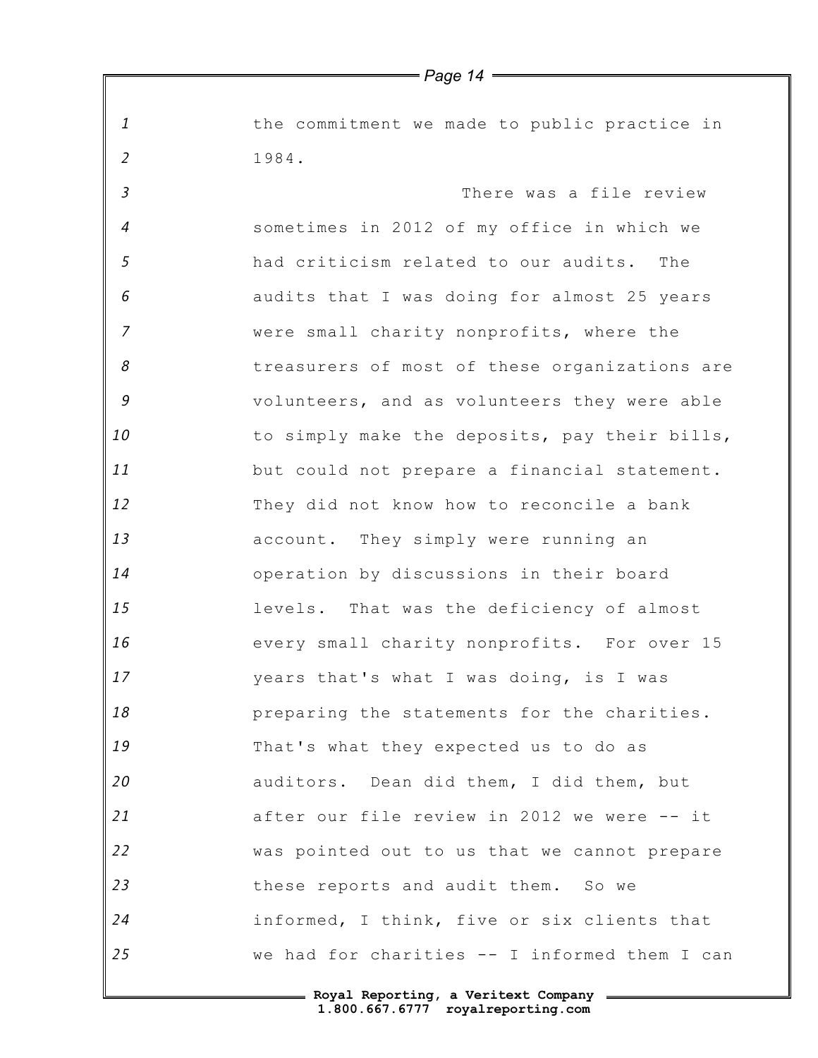the commitment we made to public practice in 1984.

There was a file review sometimes in 2012 of my office in which we had criticism related to our audits. The audits that I was doing for almost 25 years were small charity nonprofits, where the treasurers of most of these organizations are volunteers, and as volunteers they were able to simply make the deposits, pay their bills, but could not prepare a financial statement. They did not know how to reconcile a bank account. They simply were running an operation by discussions in their board levels. That was the deficiency of almost every small charity nonprofits. For over 15 years that's what I was doing, is I was preparing the statements for the charities. That's what they expected us to do as auditors. Dean did them, I did them, but after our file review in 2012 we were -- it was pointed out to us that we cannot prepare these reports and audit them. So we informed, I think, five or six clients that we had for charities -- I informed them I can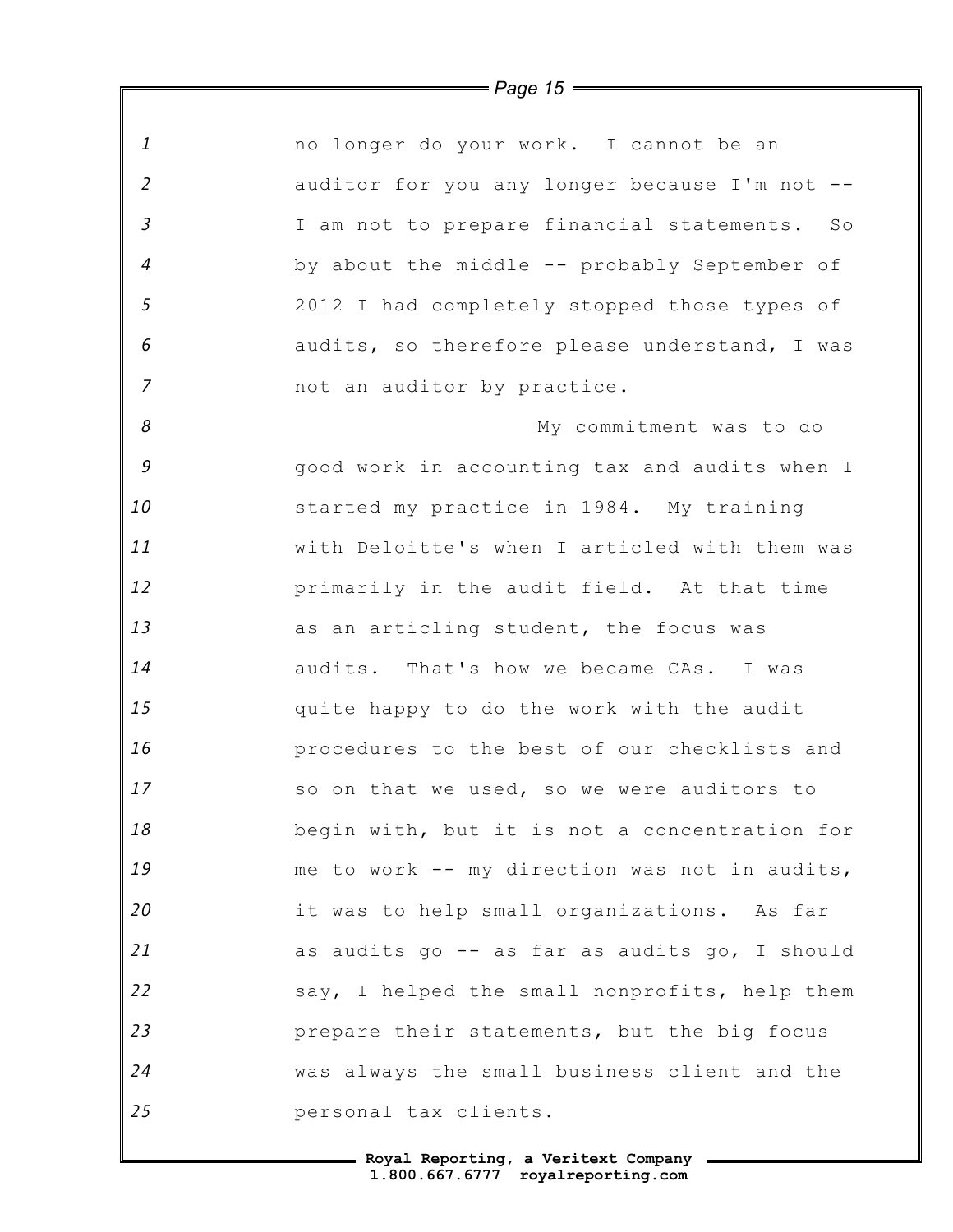no longer do your work. I cannot be an auditor for you any longer because I'm not -- I am not to prepare financial statements. So by about the middle -- probably September of 2012 I had completely stopped those types of audits, so therefore please understand, I was not an auditor by practice.

My commitment was to do good work in accounting tax and audits when I started my practice in 1984. My training with Deloitte's when I articled with them was primarily in the audit field. At that time as an articling student, the focus was audits. That's how we became CAs. I was quite happy to do the work with the audit procedures to the best of our checklists and so on that we used, so we were auditors to begin with, but it is not a concentration for me to work -- my direction was not in audits, it was to help small organizations. As far as audits go -- as far as audits go, I should say, I helped the small nonprofits, help them prepare their statements, but the big focus was always the small business client and the personal tax clients.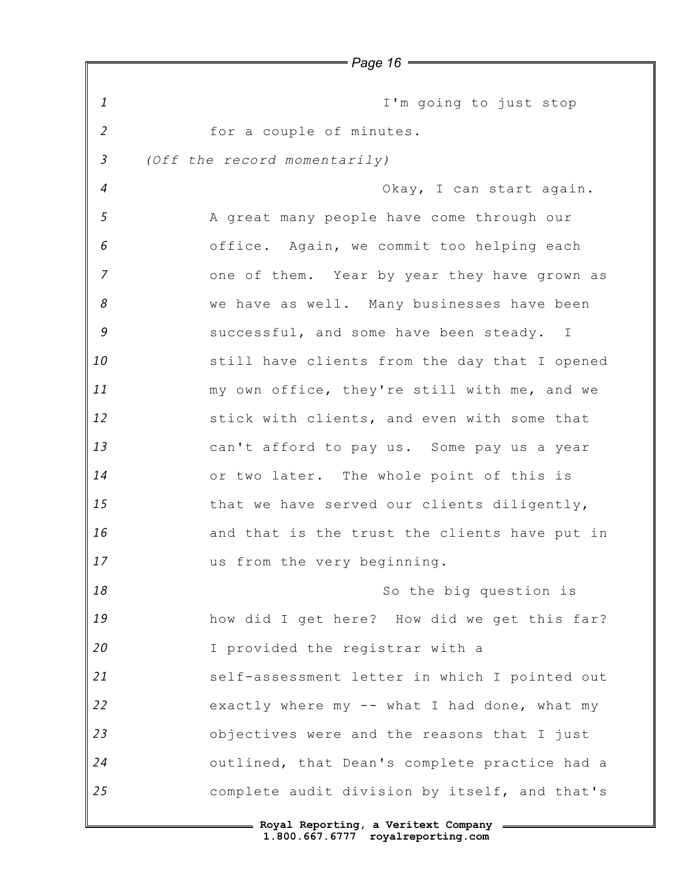I'm going to just stop for a couple of minutes.

*(Off the record momentarily)*

Okay, I can start again. A great many people have come through our office. Again, we commit too helping each one of them. Year by year they have grown as we have as well. Many businesses have been successful, and some have been steady. I still have clients from the day that I opened my own office, they're still with me, and we stick with clients, and even with some that can't afford to pay us. Some pay us a year or two later. The whole point of this is that we have served our clients diligently, and that is the trust the clients have put in us from the very beginning.

So the big question is how did I get here? How did we get this far? I provided the registrar with a self-assessment letter in which I pointed out exactly where my -- what I had done, what my objectives were and the reasons that I just outlined, that Dean's complete practice had a complete audit division by itself, and that's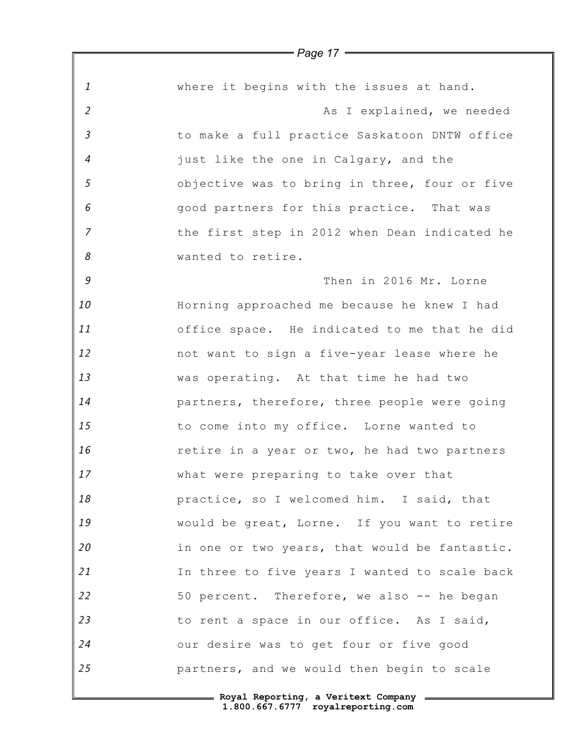where it begins with the issues at hand.

As I explained, we needed to make a full practice Saskatoon DNTW office just like the one in Calgary, and the objective was to bring in three, four or five good partners for this practice. That was the first step in 2012 when Dean indicated he wanted to retire.

Then in 2016 Mr. Lorne Horning approached me because he knew I had office space. He indicated to me that he did not want to sign a five-year lease where he was operating. At that time he had two partners, therefore, three people were going to come into my office. Lorne wanted to retire in a year or two, he had two partners what were preparing to take over that practice, so I welcomed him. I said, that would be great, Lorne. If you want to retire in one or two years, that would be fantastic. In three to five years I wanted to scale back 50 percent. Therefore, we also -- he began to rent a space in our office. As I said, our desire was to get four or five good partners, and we would then begin to scale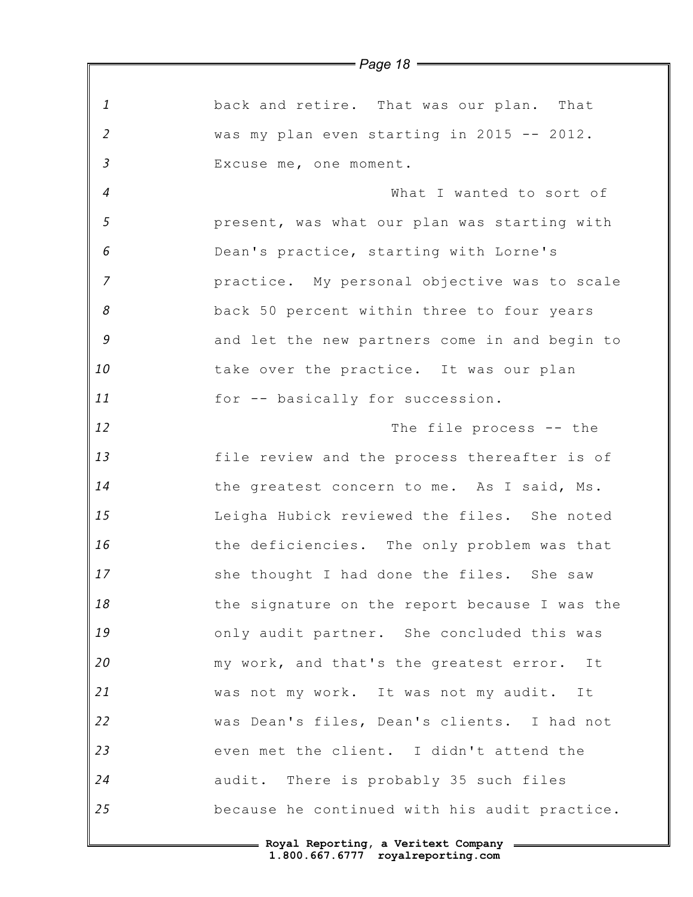back and retire. That was our plan. That was my plan even starting in 2015 -- 2012. Excuse me, one moment.

What I wanted to sort of present, was what our plan was starting with Dean's practice, starting with Lorne's practice. My personal objective was to scale back 50 percent within three to four years and let the new partners come in and begin to take over the practice. It was our plan for -- basically for succession.

The file process -- the file review and the process thereafter is of the greatest concern to me. As I said, Ms. Leigha Hubick reviewed the files. She noted the deficiencies. The only problem was that she thought I had done the files. She saw the signature on the report because I was the only audit partner. She concluded this was my work, and that's the greatest error. It was not my work. It was not my audit. It was Dean's files, Dean's clients. I had not even met the client. I didn't attend the audit. There is probably 35 such files because he continued with his audit practice.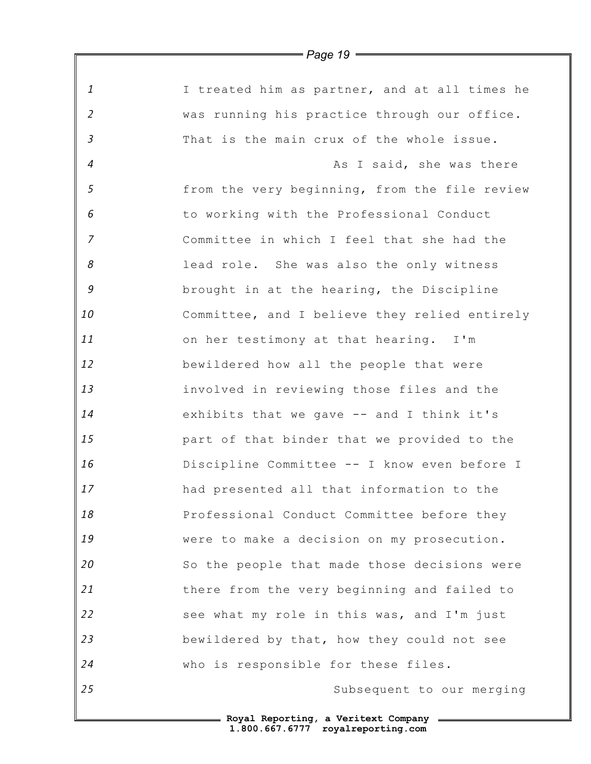I treated him as partner, and at all times he was running his practice through our office. That is the main crux of the whole issue.

As I said, she was there from the very beginning, from the file review to working with the Professional Conduct Committee in which I feel that she had the lead role. She was also the only witness brought in at the hearing, the Discipline Committee, and I believe they relied entirely on her testimony at that hearing. I'm bewildered how all the people that were involved in reviewing those files and the exhibits that we gave -- and I think it's part of that binder that we provided to the Discipline Committee -- I know even before I had presented all that information to the Professional Conduct Committee before they were to make a decision on my prosecution. So the people that made those decisions were there from the very beginning and failed to see what my role in this was, and I'm just bewildered by that, how they could not see who is responsible for these files.

Subsequent to our merging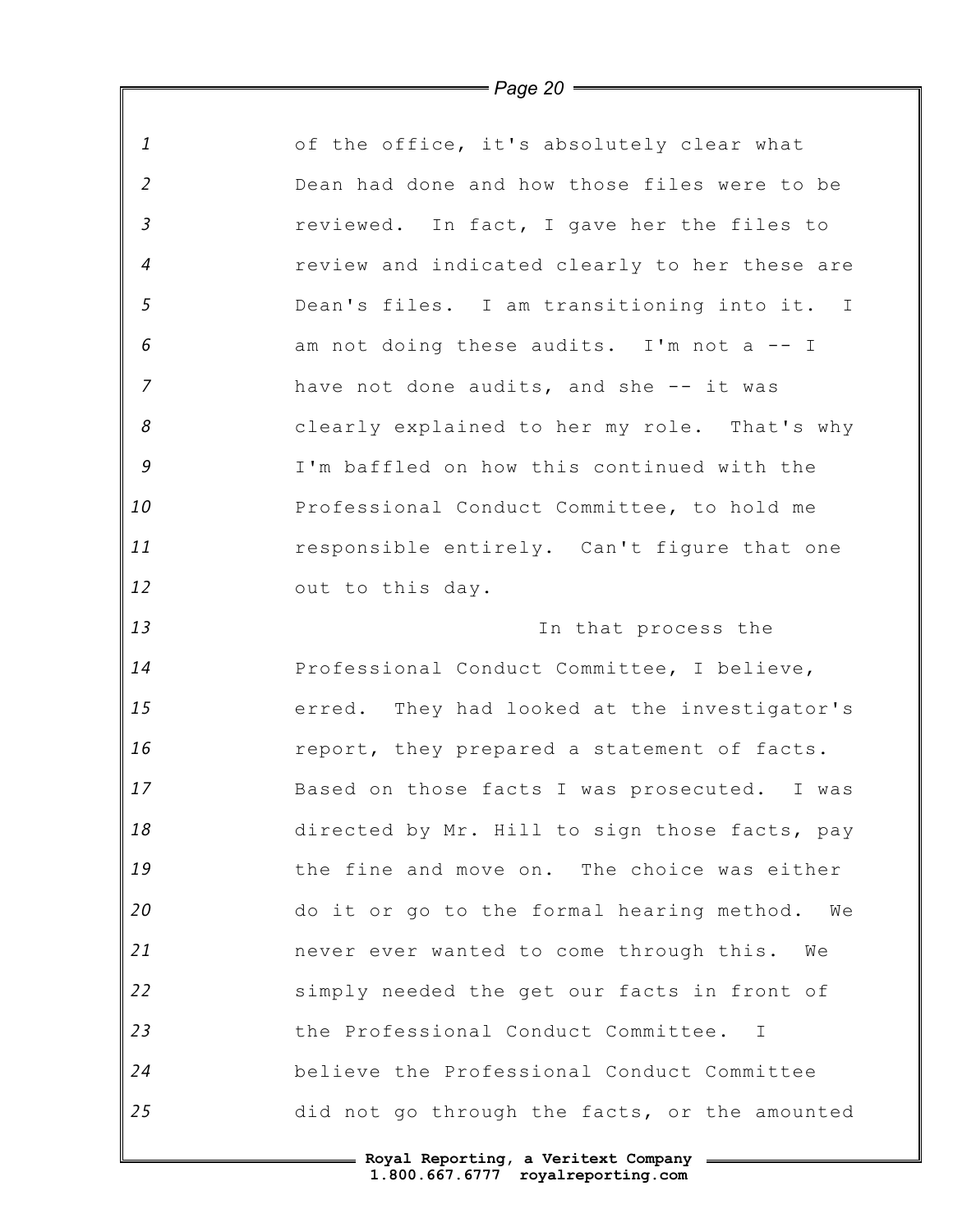of the office, it's absolutely clear what Dean had done and how those files were to be reviewed. In fact, I gave her the files to review and indicated clearly to her these are Dean's files. I am transitioning into it. I am not doing these audits. I'm not a -- I have not done audits, and she -- it was clearly explained to her my role. That's why I'm baffled on how this continued with the Professional Conduct Committee, to hold me responsible entirely. Can't figure that one out to this day.

In that process the Professional Conduct Committee, I believe, erred. They had looked at the investigator's report, they prepared a statement of facts. Based on those facts I was prosecuted. I was directed by Mr. Hill to sign those facts, pay the fine and move on. The choice was either do it or go to the formal hearing method. We never ever wanted to come through this. We simply needed the get our facts in front of the Professional Conduct Committee. I believe the Professional Conduct Committee did not go through the facts, or the amounted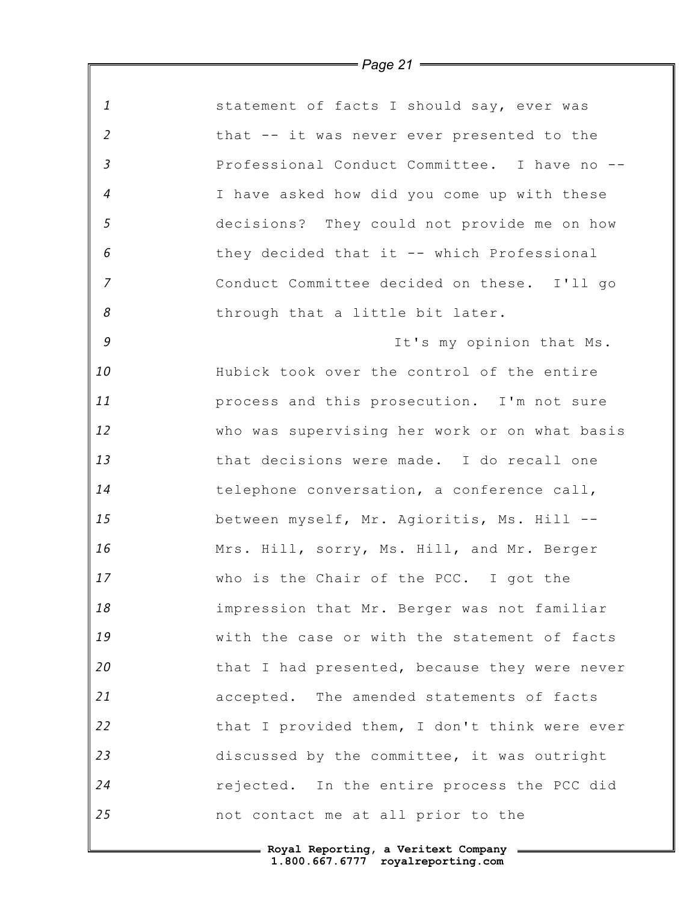statement of facts I should say, ever was that -- it was never ever presented to the Professional Conduct Committee. I have no -- I have asked how did you come up with these decisions? They could not provide me on how they decided that it -- which Professional Conduct Committee decided on these. I'll go through that a little bit later.

It's my opinion that Ms. Hubick took over the control of the entire process and this prosecution. I'm not sure who was supervising her work or on what basis that decisions were made. I do recall one telephone conversation, a conference call, between myself, Mr. Agioritis, Ms. Hill -- Mrs. Hill, sorry, Ms. Hill, and Mr. Berger who is the Chair of the PCC. I got the impression that Mr. Berger was not familiar with the case or with the statement of facts that I had presented, because they were never accepted. The amended statements of facts that I provided them, I don't think were ever discussed by the committee, it was outright rejected. In the entire process the PCC did not contact me at all prior to the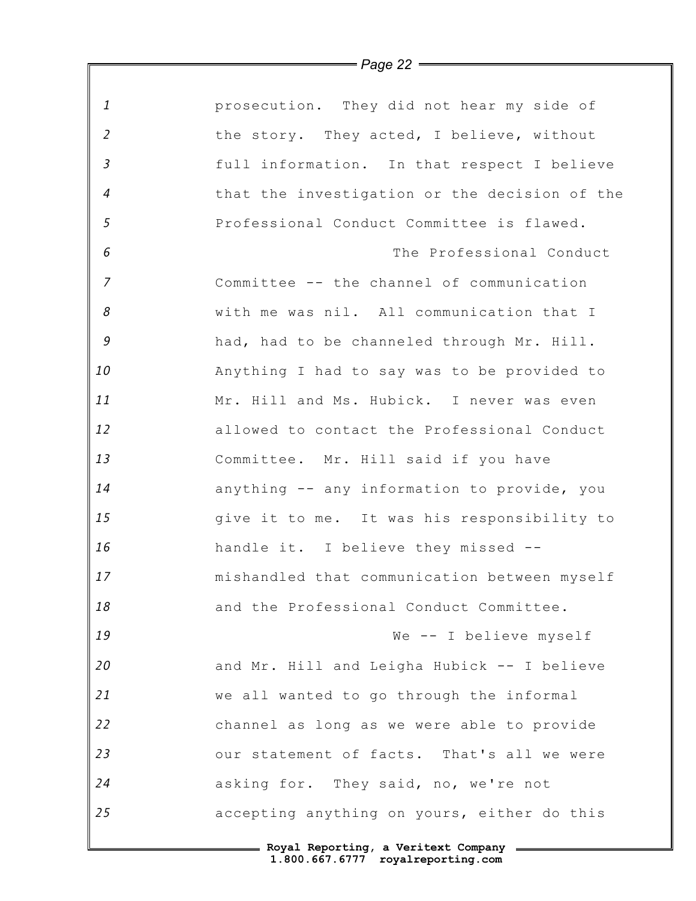prosecution. They did not hear my side of the story. They acted, I believe, without full information. In that respect I believe that the investigation or the decision of the Professional Conduct Committee is flawed.

The Professional Conduct Committee -- the channel of communication with me was nil. All communication that I had, had to be channeled through Mr. Hill. Anything I had to say was to be provided to Mr. Hill and Ms. Hubick. I never was even allowed to contact the Professional Conduct Committee. Mr. Hill said if you have anything -- any information to provide, you give it to me. It was his responsibility to handle it. I believe they missed -- mishandled that communication between myself and the Professional Conduct Committee.

We -- I believe myself and Mr. Hill and Leigha Hubick -- I believe we all wanted to go through the informal channel as long as we were able to provide our statement of facts. That's all we were asking for. They said, no, we're not accepting anything on yours, either do this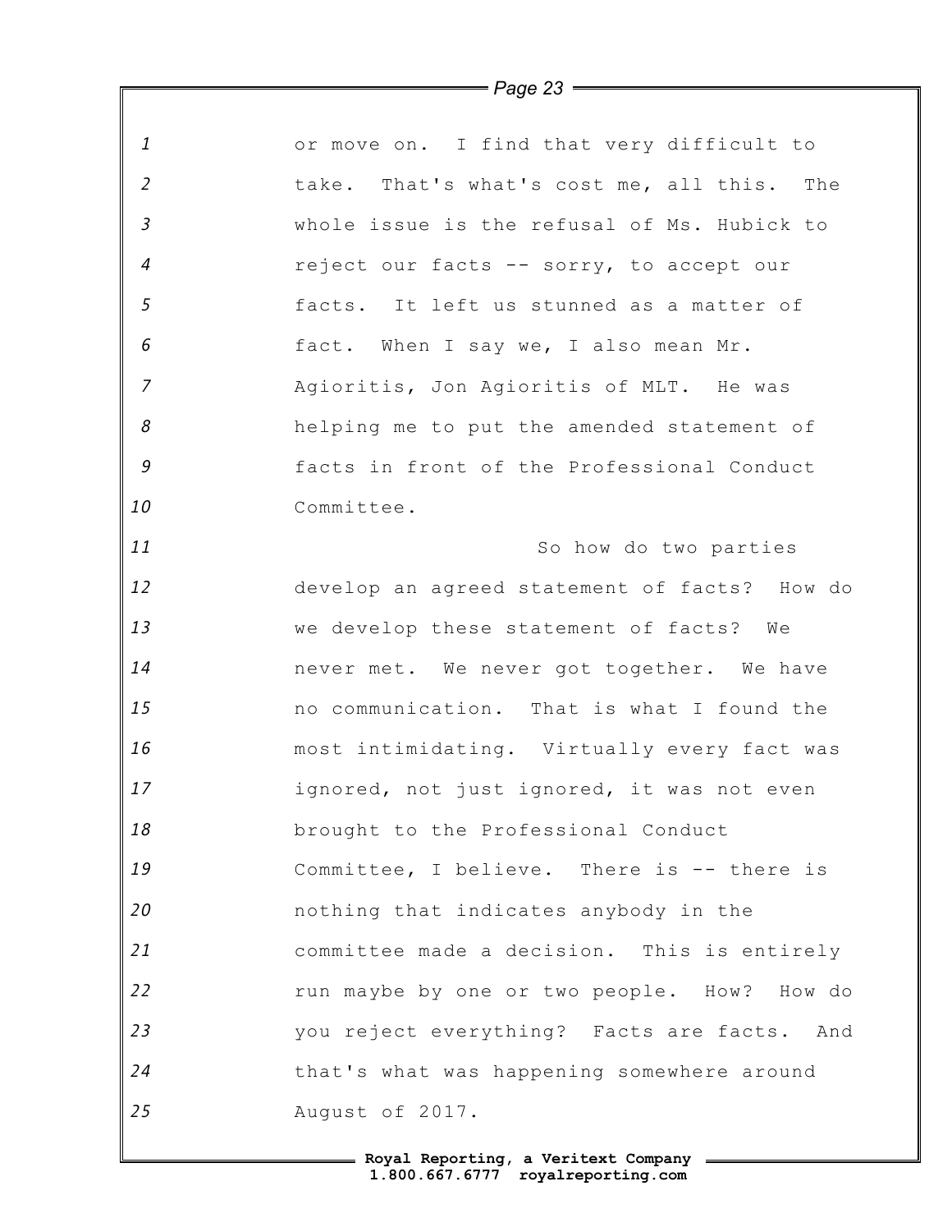or move on. I find that very difficult to take. That's what's cost me, all this. The whole issue is the refusal of Ms. Hubick to reject our facts -- sorry, to accept our facts. It left us stunned as a matter of fact. When I say we, I also mean Mr. Agioritis, Jon Agioritis of MLT. He was helping me to put the amended statement of facts in front of the Professional Conduct Committee.

So how do two parties develop an agreed statement of facts? How do we develop these statement of facts? We never met. We never got together. We have no communication. That is what I found the most intimidating. Virtually every fact was ignored, not just ignored, it was not even brought to the Professional Conduct Committee, I believe. There is -- there is nothing that indicates anybody in the committee made a decision. This is entirely run maybe by one or two people. How? How do you reject everything? Facts are facts. And that's what was happening somewhere around August of 2017.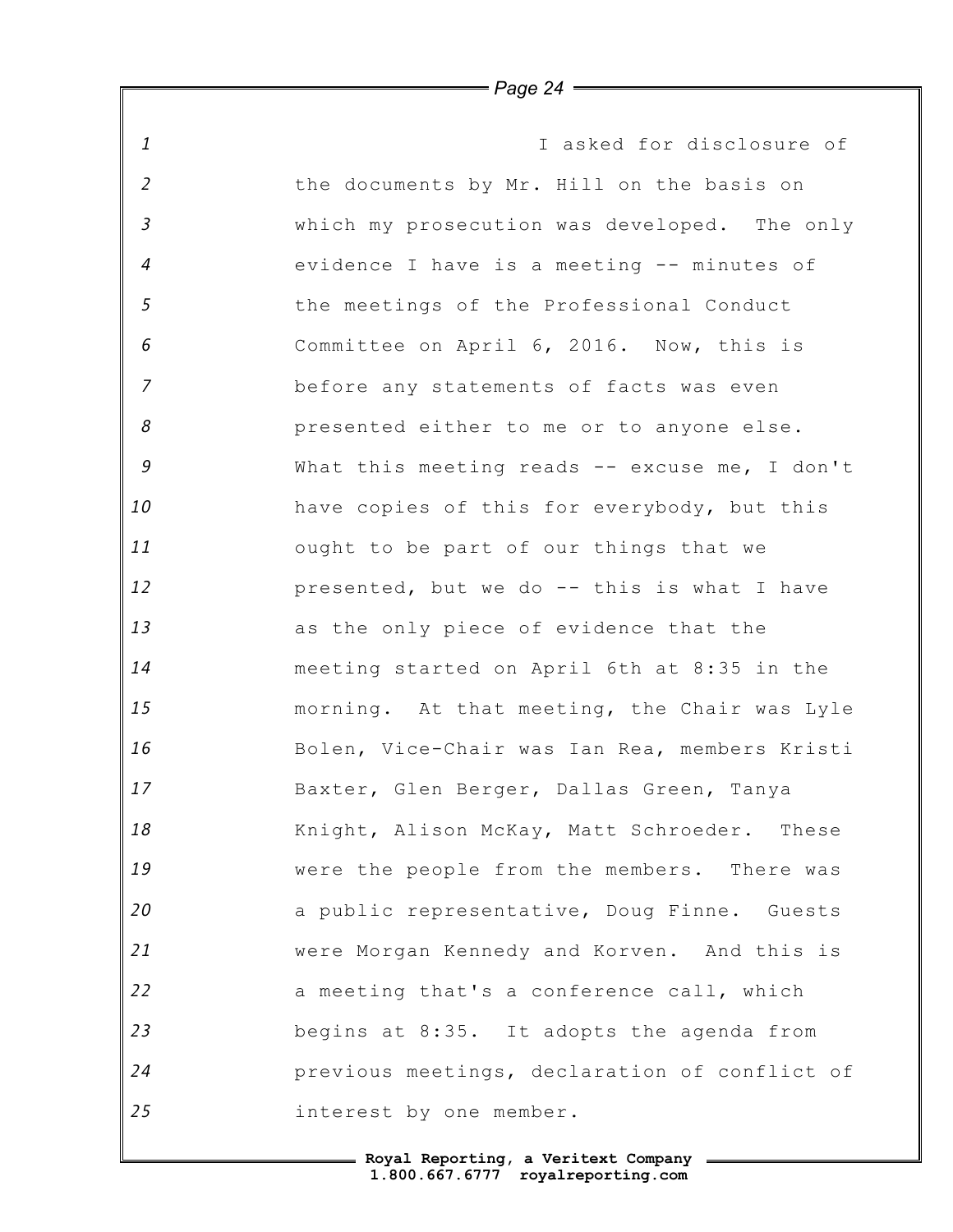I asked for disclosure of the documents by Mr. Hill on the basis on which my prosecution was developed. The only evidence I have is a meeting -- minutes of the meetings of the Professional Conduct Committee on April 6, 2016. Now, this is before any statements of facts was even presented either to me or to anyone else. What this meeting reads -- excuse me, I don't have copies of this for everybody, but this ought to be part of our things that we presented, but we do -- this is what I have as the only piece of evidence that the meeting started on April 6th at 8:35 in the morning. At that meeting, the Chair was Lyle Bolen, Vice-Chair was Ian Rea, members Kristi Baxter, Glen Berger, Dallas Green, Tanya Knight, Alison McKay, Matt Schroeder. These were the people from the members. There was a public representative, Doug Finne. Guests were Morgan Kennedy and Korven. And this is a meeting that's a conference call, which begins at 8:35. It adopts the agenda from previous meetings, declaration of conflict of interest by one member.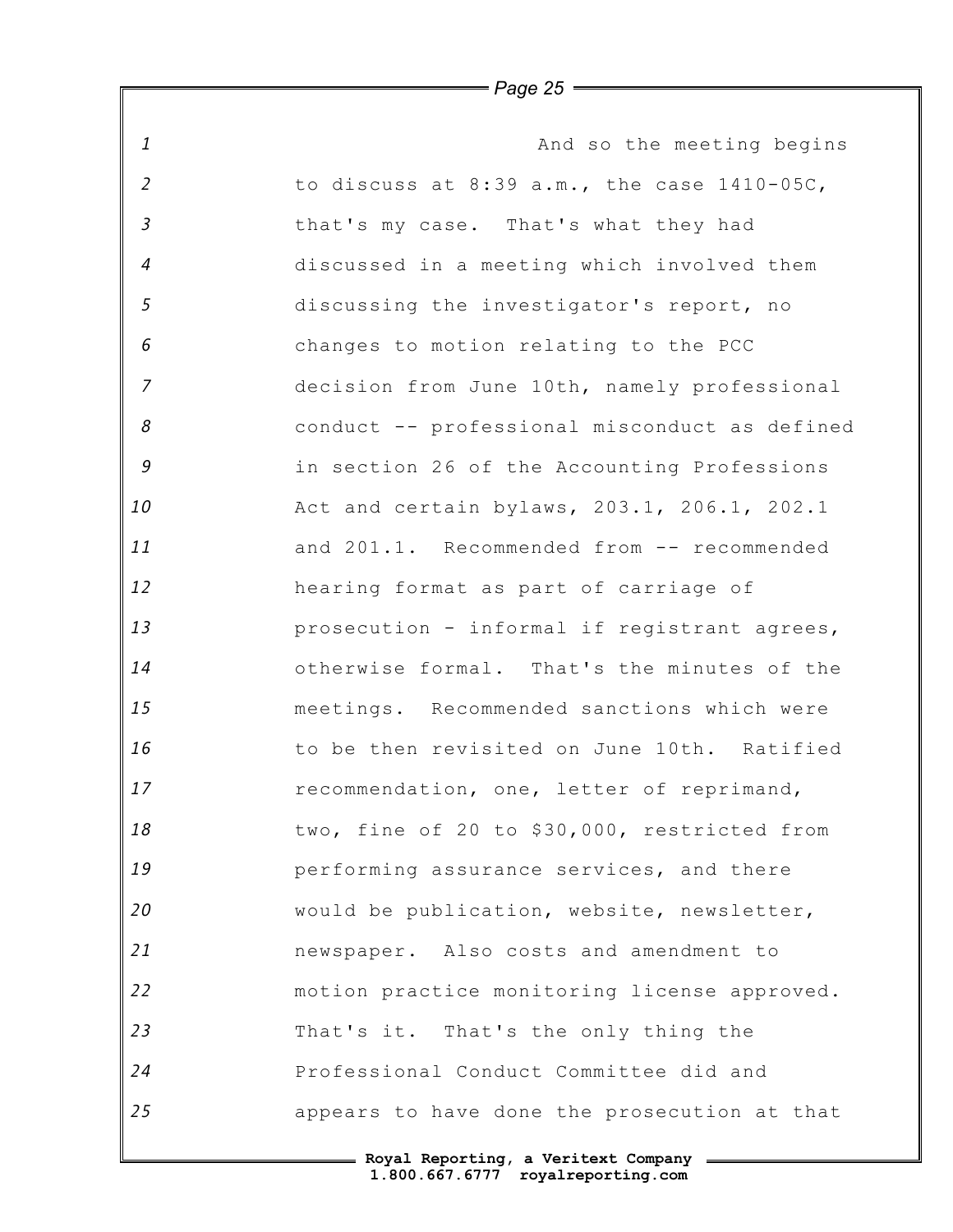And so the meeting begins to discuss at 8:39 a.m., the case 1410-05C, that's my case. That's what they had discussed in a meeting which involved them discussing the investigator's report, no changes to motion relating to the PCC decision from June 10th, namely professional conduct -- professional misconduct as defined in section 26 of the Accounting Professions Act and certain bylaws, 203.1, 206.1, 202.1 and 201.1. Recommended from -- recommended hearing format as part of carriage of prosecution - informal if registrant agrees, otherwise formal. That's the minutes of the meetings. Recommended sanctions which were to be then revisited on June 10th. Ratified recommendation, one, letter of reprimand, two, fine of 20 to $30,000, restricted from performing assurance services, and there would be publication, website, newsletter, newspaper. Also costs and amendment to motion practice monitoring license approved. That's it. That's the only thing the Professional Conduct Committee did and appears to have done the prosecution at that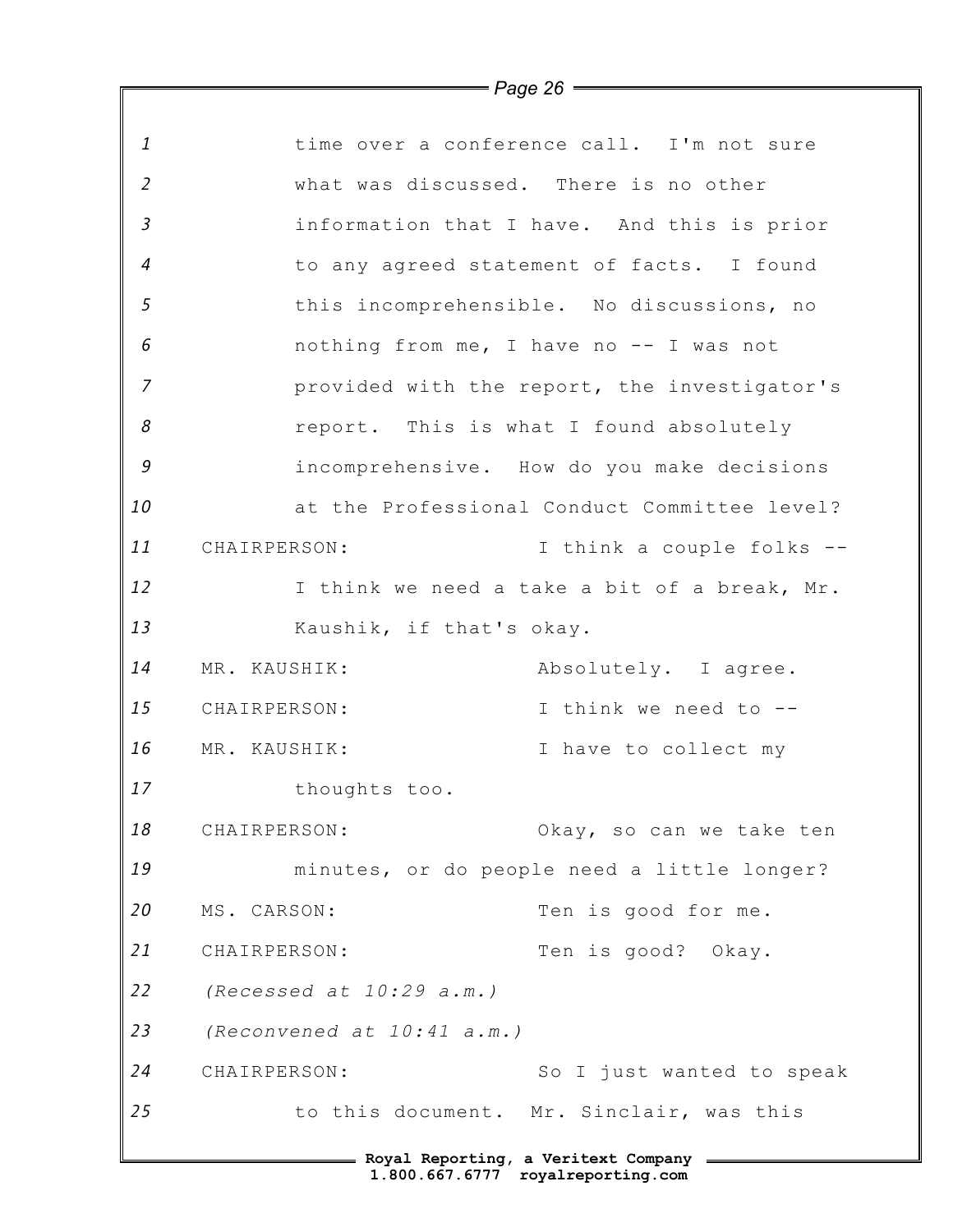time over a conference call. I'm not sure what was discussed. There is no other information that I have. And this is prior to any agreed statement of facts. I found this incomprehensible. No discussions, no nothing from me, I have no -- I was not provided with the report, the investigator's report. This is what I found absolutely incomprehensive. How do you make decisions at the Professional Conduct Committee level?

CHAIRPERSON: I think a couple folks -- I think we need a take a bit of a break, Mr. Kaushik, if that's okay.

MR. KAUSHIK: Absolutely. I agree.

CHAIRPERSON: I think we need to --

MR. KAUSHIK: I have to collect my thoughts too.

CHAIRPERSON: Okay, so can we take ten minutes, or do people need a little longer?

MS. CARSON: Ten is good for me.

CHAIRPERSON: Ten is good? Okay.

*(Recessed at 10:29 a.m.)*

*(Reconvened at 10:41 a.m.)*

CHAIRPERSON: So I just wanted to speak to this document. Mr. Sinclair, was this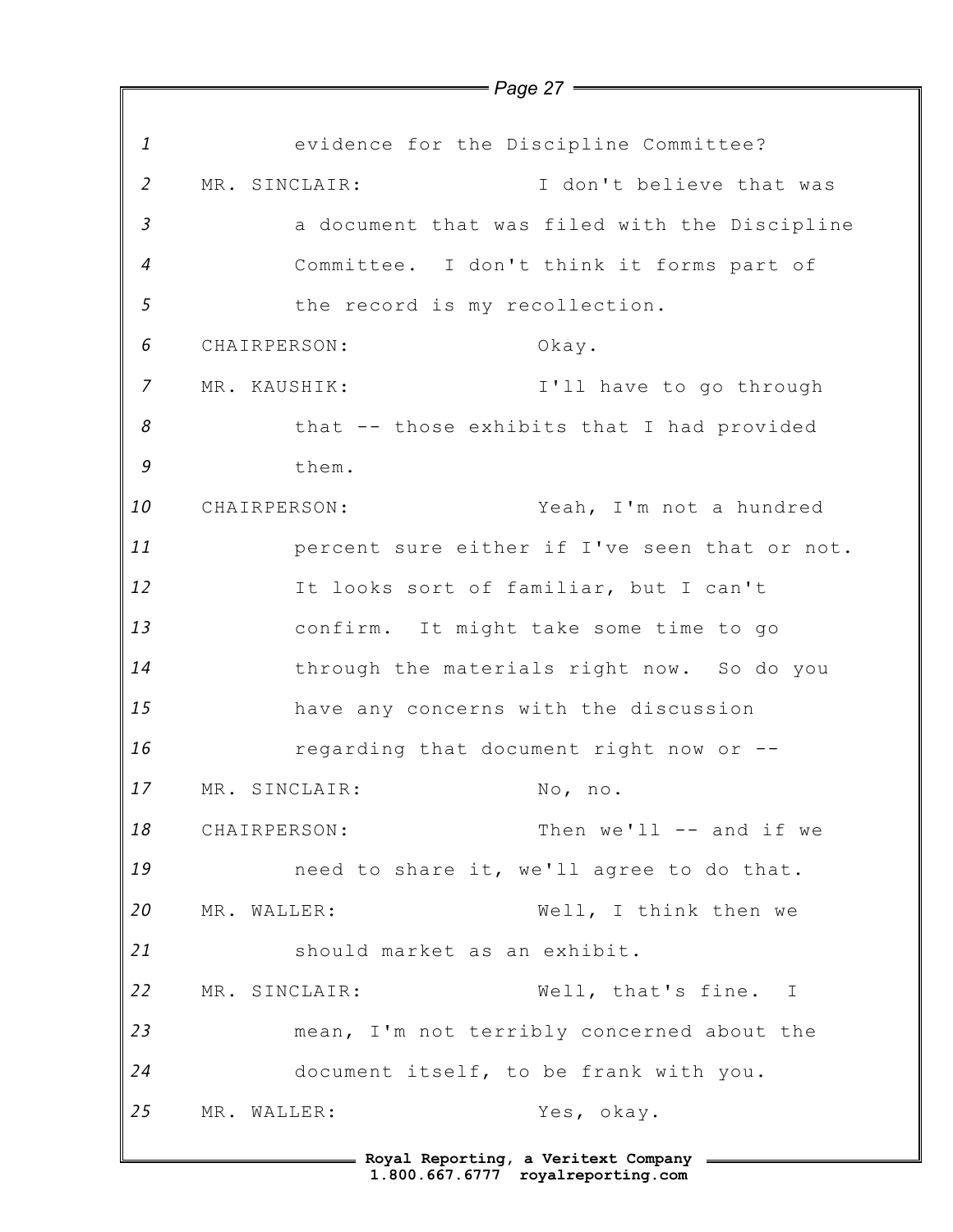evidence for the Discipline Committee?

MR. SINCLAIR: I don't believe that was a document that was filed with the Discipline Committee. I don't think it forms part of the record is my recollection.

CHAIRPERSON: Okay.

MR. KAUSHIK: I'll have to go through that -- those exhibits that I had provided them.

CHAIRPERSON: Yeah, I'm not a hundred percent sure either if I've seen that or not. It looks sort of familiar, but I can't confirm. It might take some time to go through the materials right now. So do you have any concerns with the discussion regarding that document right now or --

MR. SINCLAIR: No, no.

CHAIRPERSON: Then we'll -- and if we need to share it, we'll agree to do that.

MR. WALLER: Well, I think then we should market as an exhibit.

MR. SINCLAIR: Well, that's fine. I mean, I'm not terribly concerned about the document itself, to be frank with you.

MR. WALLER: Yes, okay.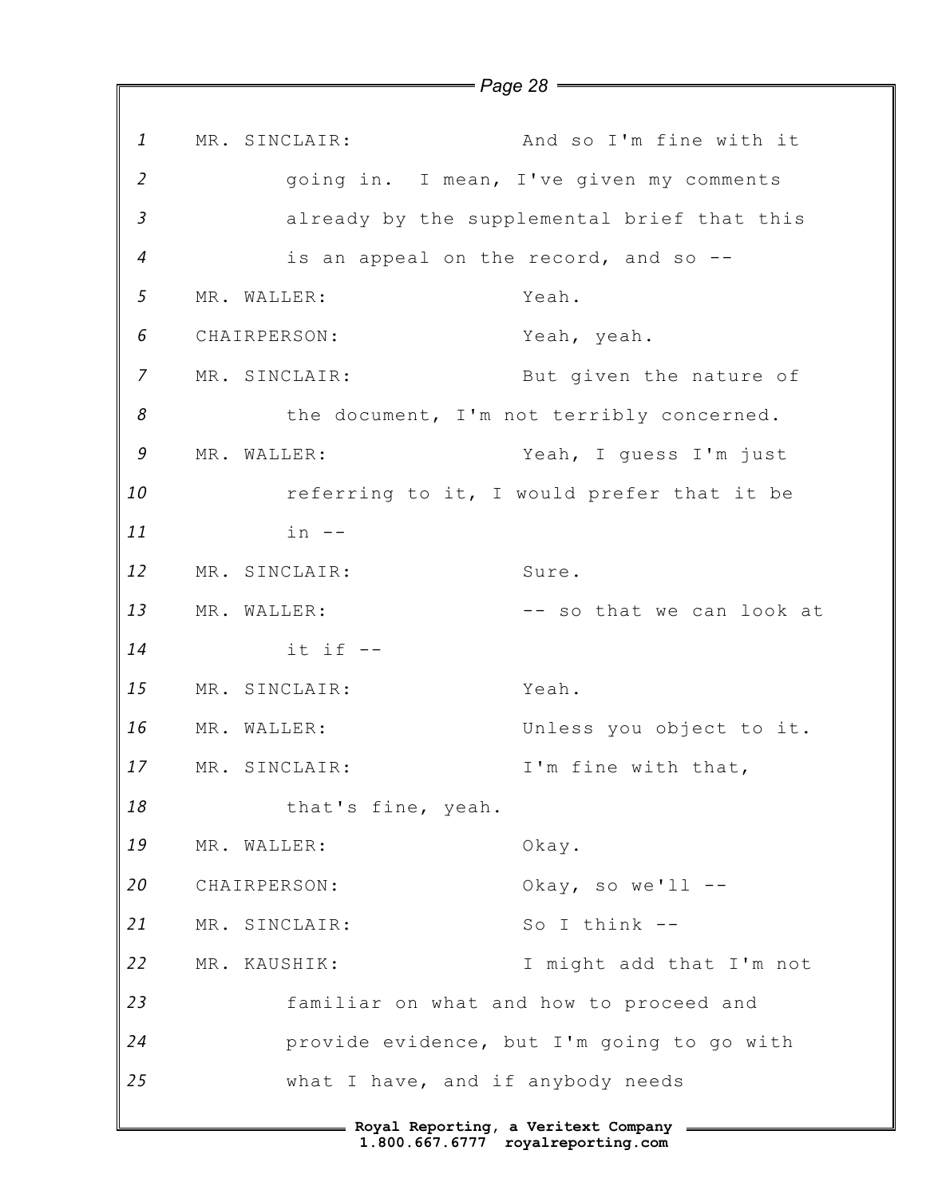MR. SINCLAIR: And so I'm fine with it going in. I mean, I've given my comments already by the supplemental brief that this is an appeal on the record, and so --

MR. WALLER: Yeah.

CHAIRPERSON: Yeah, yeah.

MR. SINCLAIR: But given the nature of the document, I'm not terribly concerned.

MR. WALLER: Yeah, I guess I'm just referring to it, I would prefer that it be in --

MR. SINCLAIR: Sure.

MR. WALLER: -- so that we can look at it if --

MR. SINCLAIR: Yeah.

MR. WALLER: Unless you object to it.

MR. SINCLAIR: I'm fine with that, that's fine, yeah.

MR. WALLER: Okay.

CHAIRPERSON: Okay, so we'll --

MR. SINCLAIR: So I think --

MR. KAUSHIK: I might add that I'm not familiar on what and how to proceed and provide evidence, but I'm going to go with what I have, and if anybody needs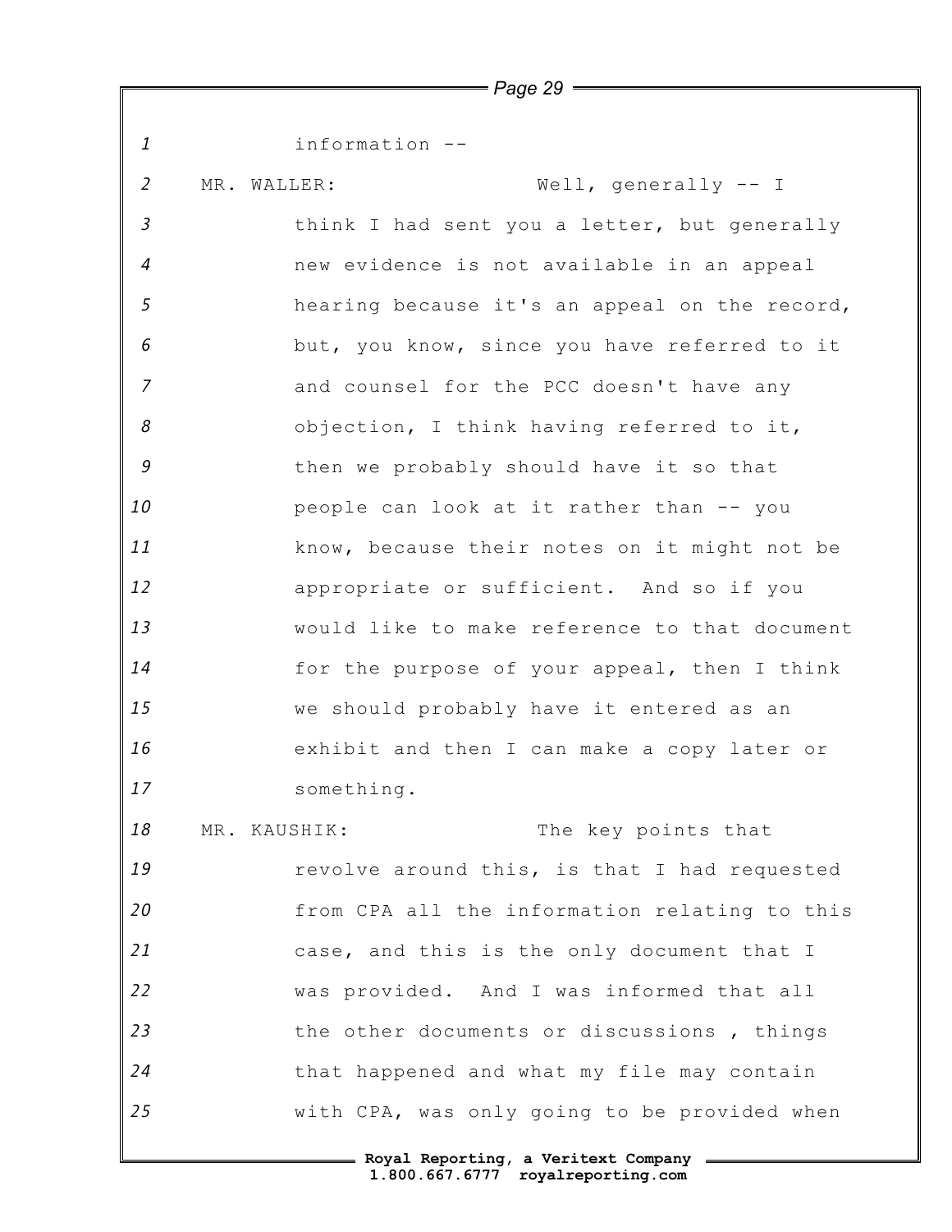information --

MR. WALLER: Well, generally -- I think I had sent you a letter, but generally new evidence is not available in an appeal hearing because it's an appeal on the record, but, you know, since you have referred to it and counsel for the PCC doesn't have any objection, I think having referred to it, then we probably should have it so that people can look at it rather than -- you know, because their notes on it might not be appropriate or sufficient. And so if you would like to make reference to that document for the purpose of your appeal, then I think we should probably have it entered as an exhibit and then I can make a copy later or something.

MR. KAUSHIK: The key points that revolve around this, is that I had requested from CPA all the information relating to this case, and this is the only document that I was provided. And I was informed that all the other documents or discussions , things that happened and what my file may contain with CPA, was only going to be provided when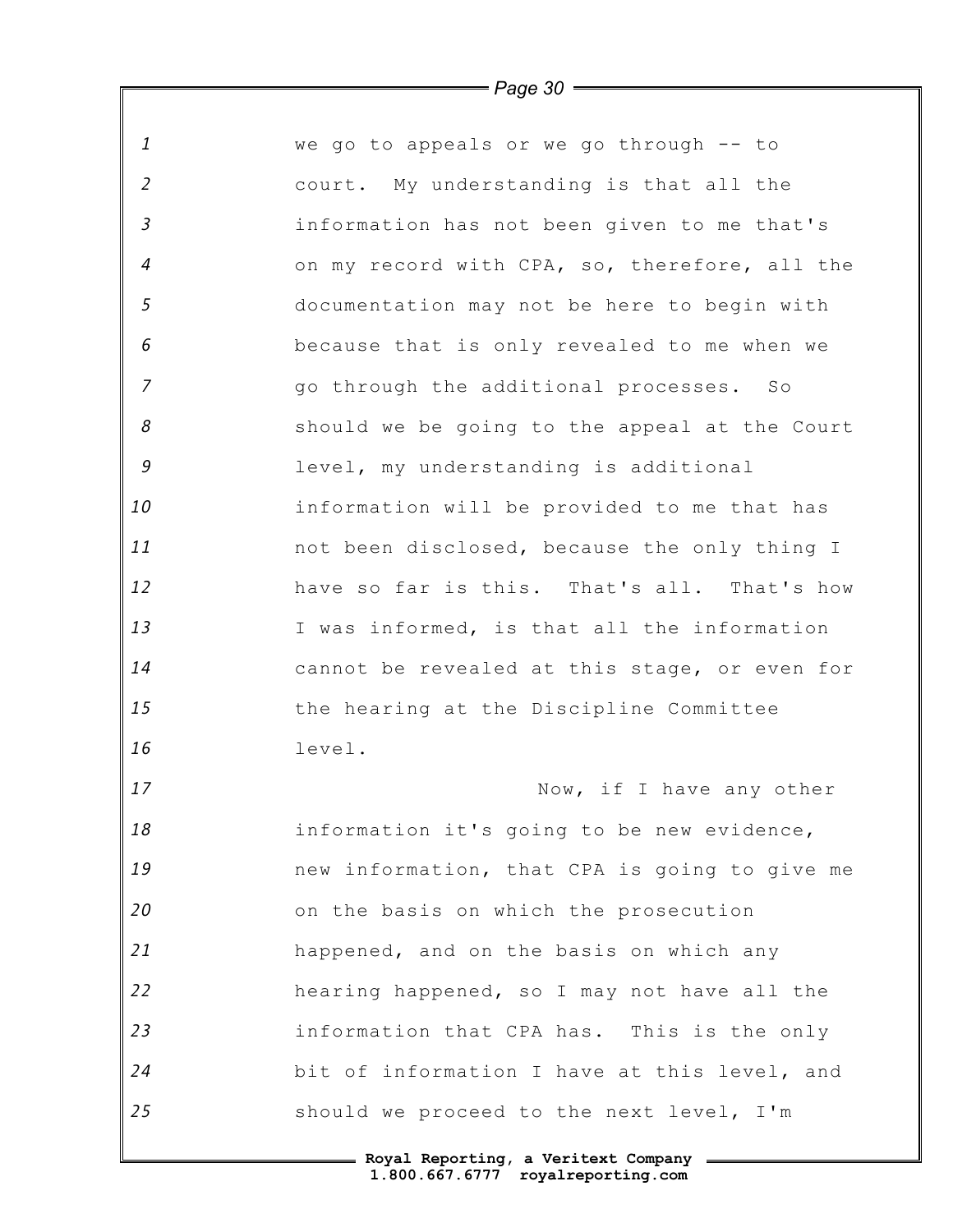we go to appeals or we go through -- to court. My understanding is that all the information has not been given to me that's on my record with CPA, so, therefore, all the documentation may not be here to begin with because that is only revealed to me when we go through the additional processes. So should we be going to the appeal at the Court level, my understanding is additional information will be provided to me that has not been disclosed, because the only thing I have so far is this. That's all. That's how I was informed, is that all the information cannot be revealed at this stage, or even for the hearing at the Discipline Committee level.

Now, if I have any other information it's going to be new evidence, new information, that CPA is going to give me on the basis on which the prosecution happened, and on the basis on which any hearing happened, so I may not have all the information that CPA has. This is the only bit of information I have at this level, and should we proceed to the next level, I'm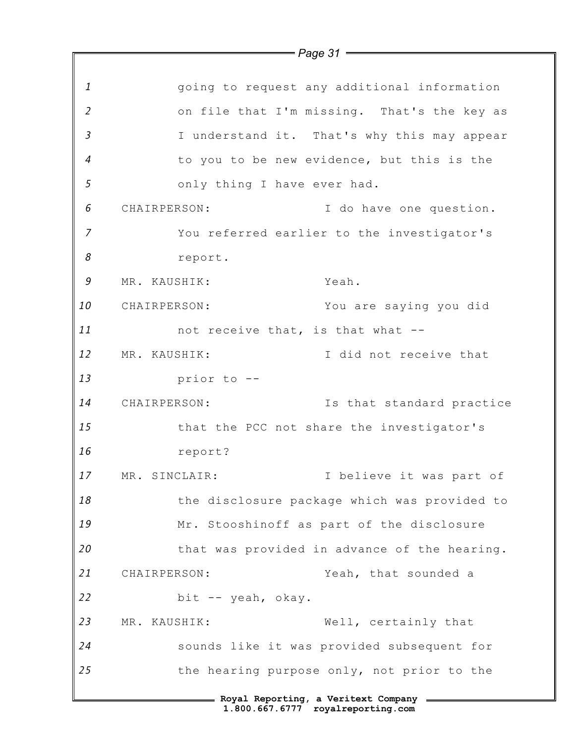going to request any additional information on file that I'm missing. That's the key as I understand it. That's why this may appear to you to be new evidence, but this is the only thing I have ever had.

CHAIRPERSON: I do have one question. You referred earlier to the investigator's report.

MR. KAUSHIK: Yeah.

CHAIRPERSON: You are saying you did not receive that, is that what --

MR. KAUSHIK: I did not receive that prior to --

CHAIRPERSON: Is that standard practice that the PCC not share the investigator's report?

MR. SINCLAIR: I believe it was part of the disclosure package which was provided to Mr. Stooshinoff as part of the disclosure that was provided in advance of the hearing.

CHAIRPERSON: Yeah, that sounded a bit -- yeah, okay.

MR. KAUSHIK: Well, certainly that sounds like it was provided subsequent for the hearing purpose only, not prior to the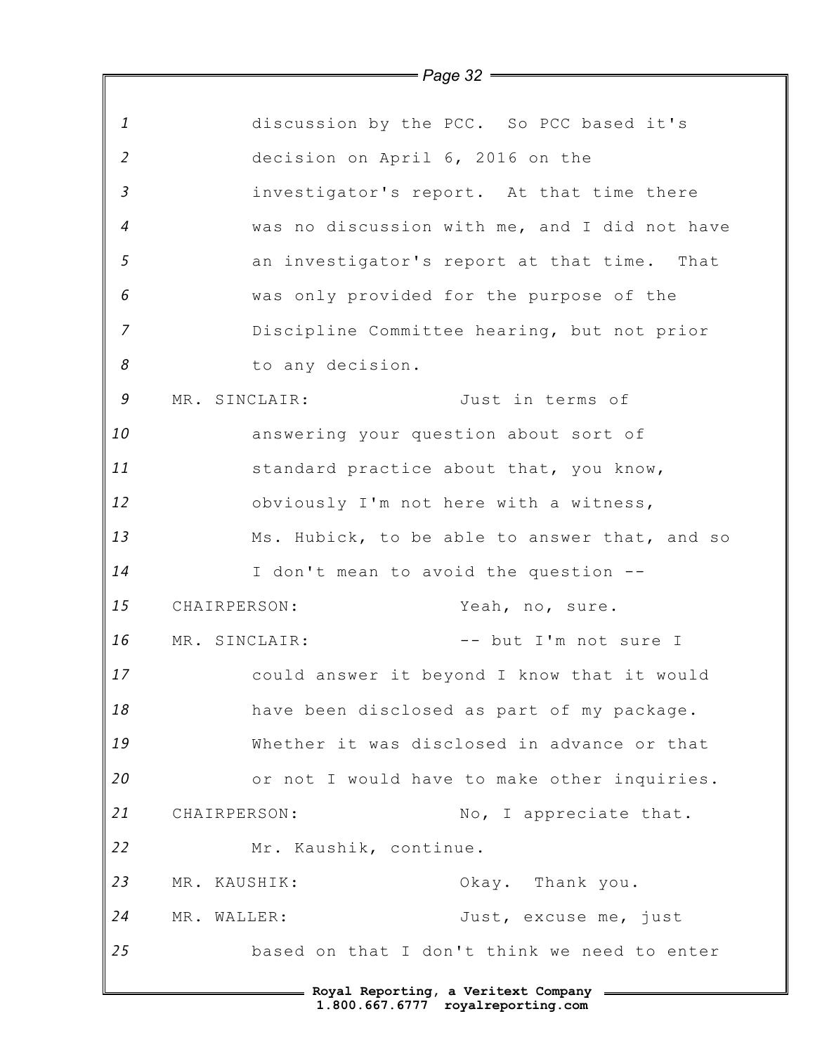discussion by the PCC. So PCC based it's decision on April 6, 2016 on the investigator's report. At that time there was no discussion with me, and I did not have an investigator's report at that time. That was only provided for the purpose of the Discipline Committee hearing, but not prior to any decision.

MR. SINCLAIR: Just in terms of answering your question about sort of standard practice about that, you know, obviously I'm not here with a witness, Ms. Hubick, to be able to answer that, and so I don't mean to avoid the question --

CHAIRPERSON: Yeah, no, sure.

MR. SINCLAIR: -- but I'm not sure I could answer it beyond I know that it would have been disclosed as part of my package. Whether it was disclosed in advance or that or not I would have to make other inquiries.

CHAIRPERSON: No, I appreciate that. Mr. Kaushik, continue.

MR. KAUSHIK: Okay. Thank you.

MR. WALLER: Just, excuse me, just based on that I don't think we need to enter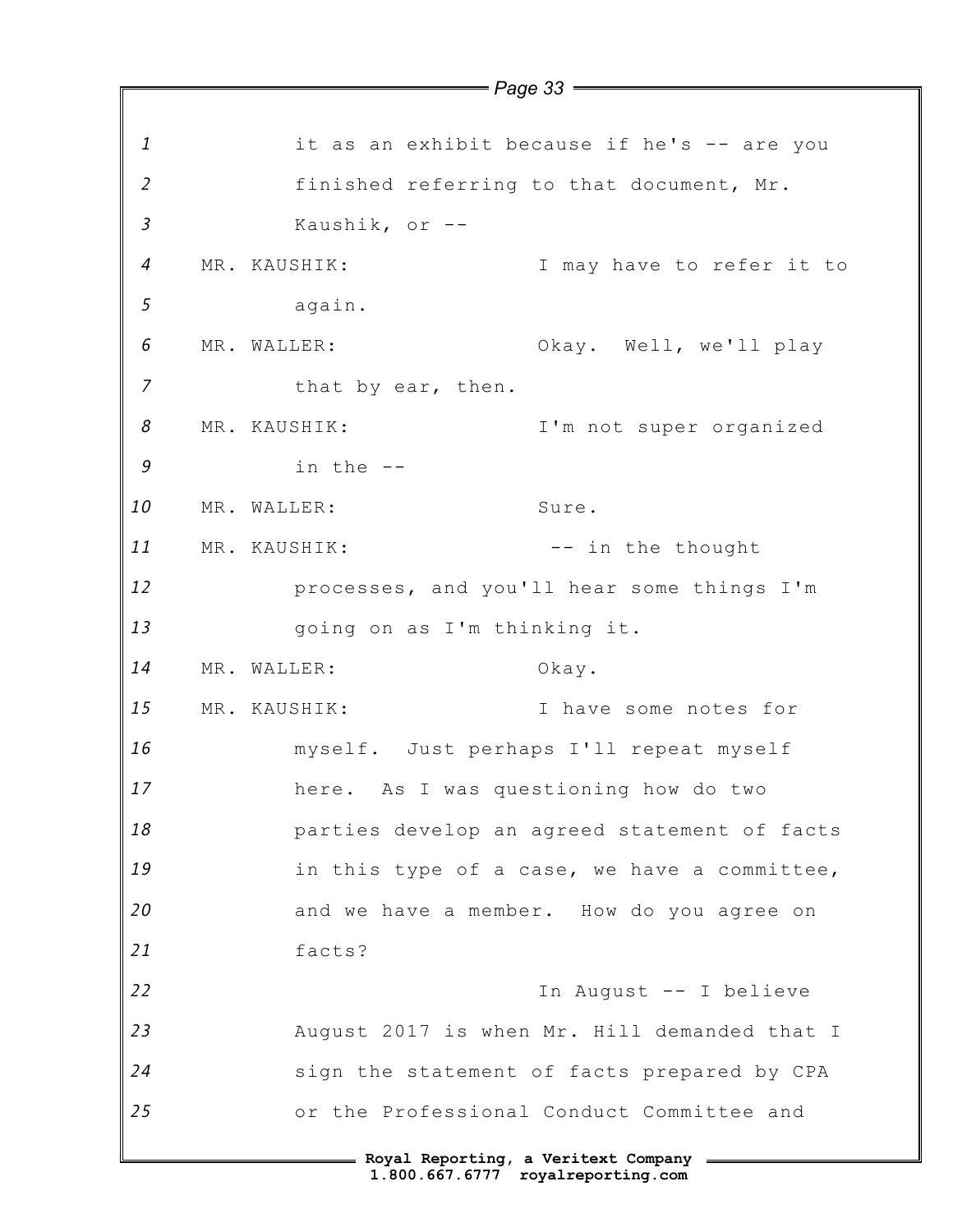it as an exhibit because if he's -- are you finished referring to that document, Mr. Kaushik, or --

MR. KAUSHIK: I may have to refer it to again.

MR. WALLER: Okay. Well, we'll play that by ear, then.

MR. KAUSHIK: I'm not super organized in the --

MR. WALLER: Sure.

MR. KAUSHIK: -- in the thought processes, and you'll hear some things I'm going on as I'm thinking it.

MR. WALLER: Okay.

MR. KAUSHIK: I have some notes for myself. Just perhaps I'll repeat myself here. As I was questioning how do two parties develop an agreed statement of facts in this type of a case, we have a committee, and we have a member. How do you agree on facts?

In August -- I believe August 2017 is when Mr. Hill demanded that I sign the statement of facts prepared by CPA or the Professional Conduct Committee and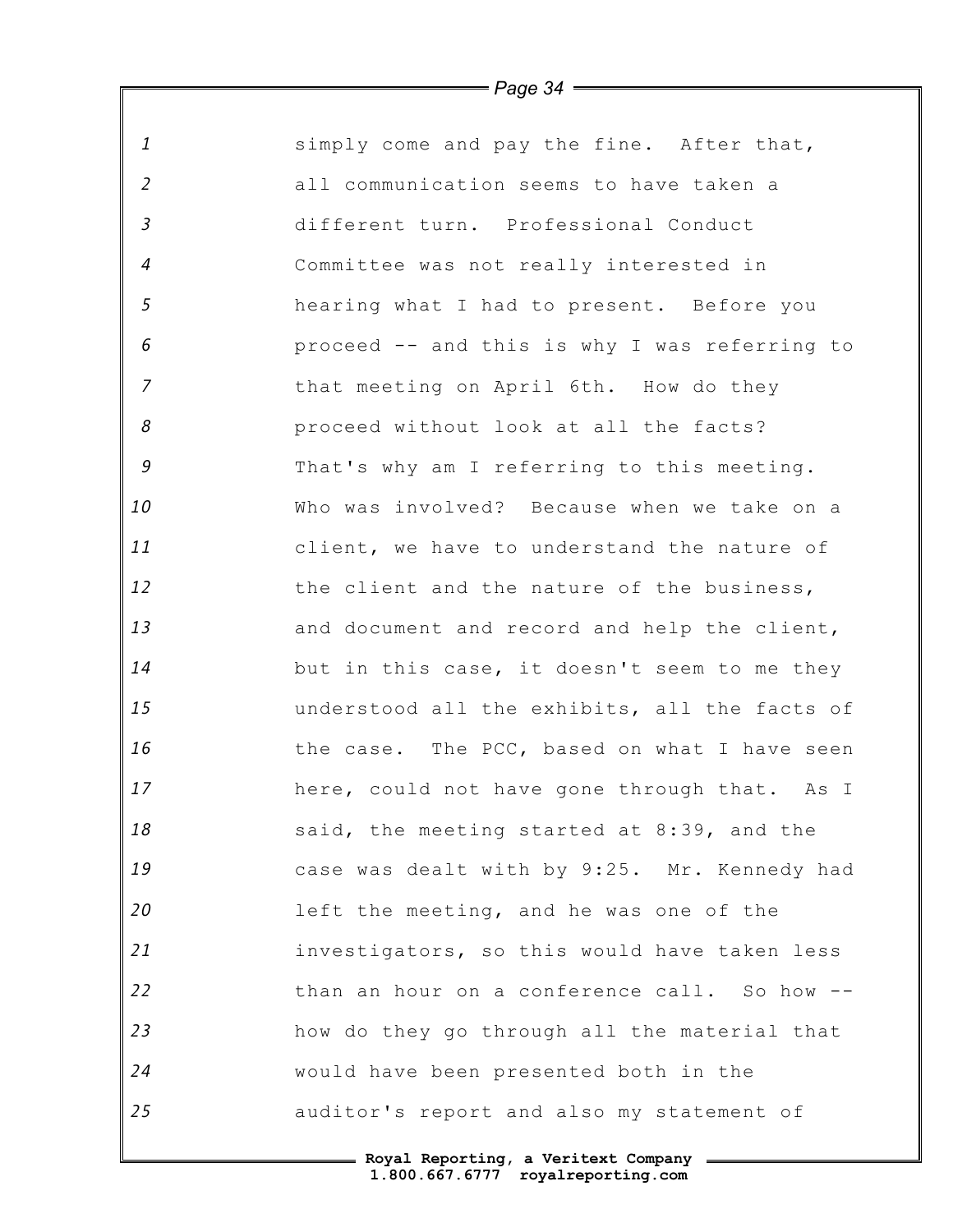simply come and pay the fine. After that, all communication seems to have taken a different turn. Professional Conduct Committee was not really interested in hearing what I had to present. Before you proceed -- and this is why I was referring to that meeting on April 6th. How do they proceed without look at all the facts? That's why am I referring to this meeting. Who was involved? Because when we take on a client, we have to understand the nature of the client and the nature of the business, and document and record and help the client, but in this case, it doesn't seem to me they understood all the exhibits, all the facts of the case. The PCC, based on what I have seen here, could not have gone through that. As I said, the meeting started at 8:39, and the case was dealt with by 9:25. Mr. Kennedy had left the meeting, and he was one of the investigators, so this would have taken less than an hour on a conference call. So how -- how do they go through all the material that would have been presented both in the auditor's report and also my statement of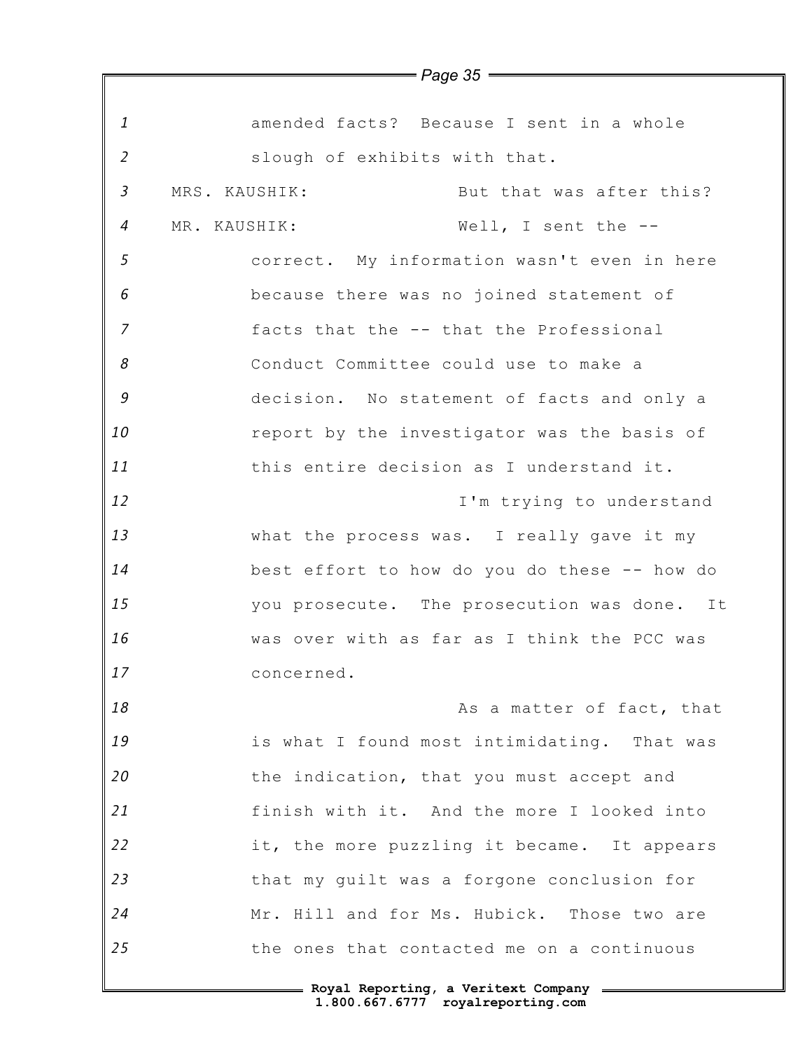amended facts? Because I sent in a whole slough of exhibits with that.

MRS. KAUSHIK: But that was after this?

MR. KAUSHIK: Well, I sent the -- correct. My information wasn't even in here because there was no joined statement of facts that the -- that the Professional Conduct Committee could use to make a decision. No statement of facts and only a report by the investigator was the basis of this entire decision as I understand it.

I'm trying to understand what the process was. I really gave it my best effort to how do you do these -- how do you prosecute. The prosecution was done. It was over with as far as I think the PCC was concerned.

As a matter of fact, that is what I found most intimidating. That was the indication, that you must accept and finish with it. And the more I looked into it, the more puzzling it became. It appears that my guilt was a forgone conclusion for Mr. Hill and for Ms. Hubick. Those two are the ones that contacted me on a continuous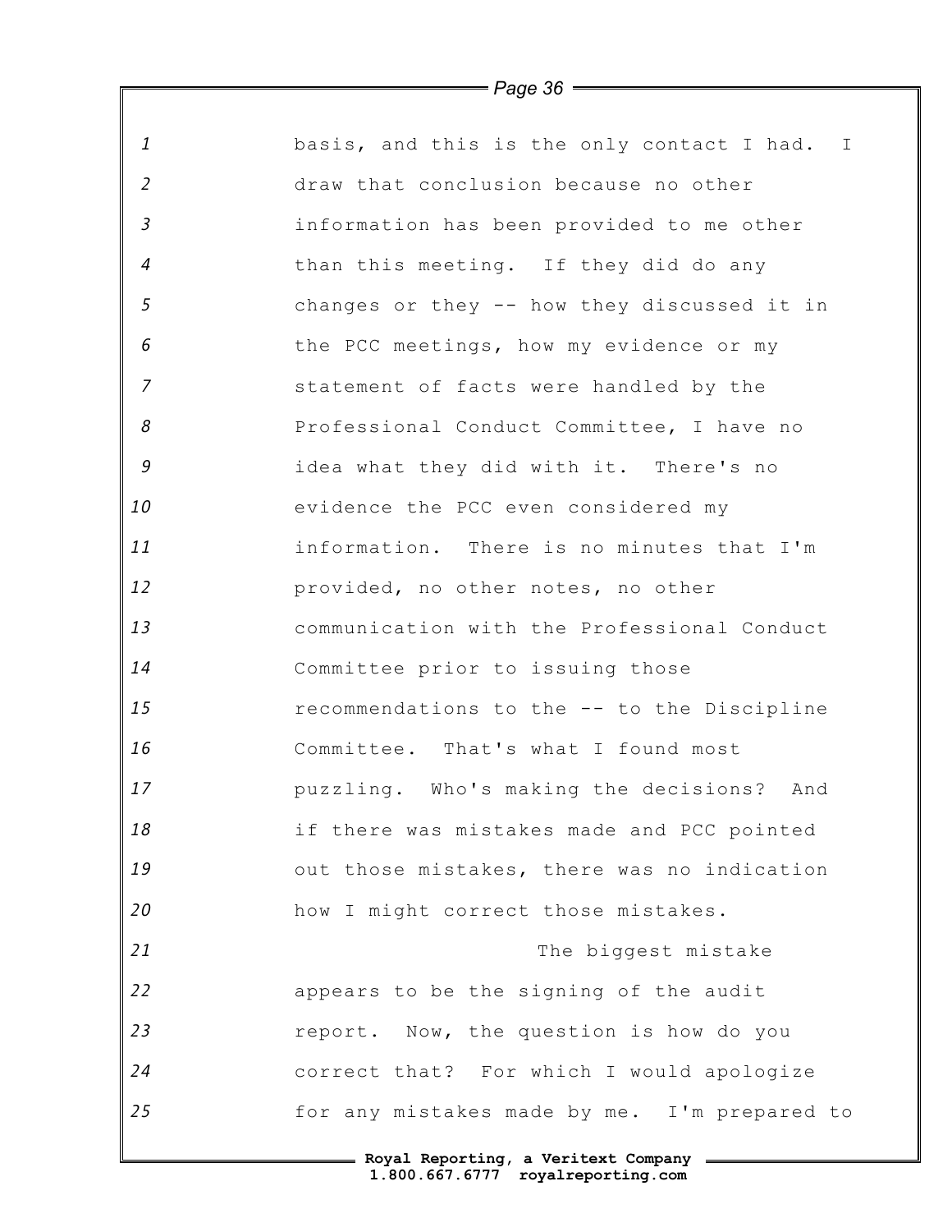basis, and this is the only contact I had. I draw that conclusion because no other information has been provided to me other than this meeting. If they did do any changes or they -- how they discussed it in the PCC meetings, how my evidence or my statement of facts were handled by the Professional Conduct Committee, I have no idea what they did with it. There's no evidence the PCC even considered my information. There is no minutes that I'm provided, no other notes, no other communication with the Professional Conduct Committee prior to issuing those recommendations to the -- to the Discipline Committee. That's what I found most puzzling. Who's making the decisions? And if there was mistakes made and PCC pointed out those mistakes, there was no indication how I might correct those mistakes.

The biggest mistake appears to be the signing of the audit report. Now, the question is how do you correct that? For which I would apologize for any mistakes made by me. I'm prepared to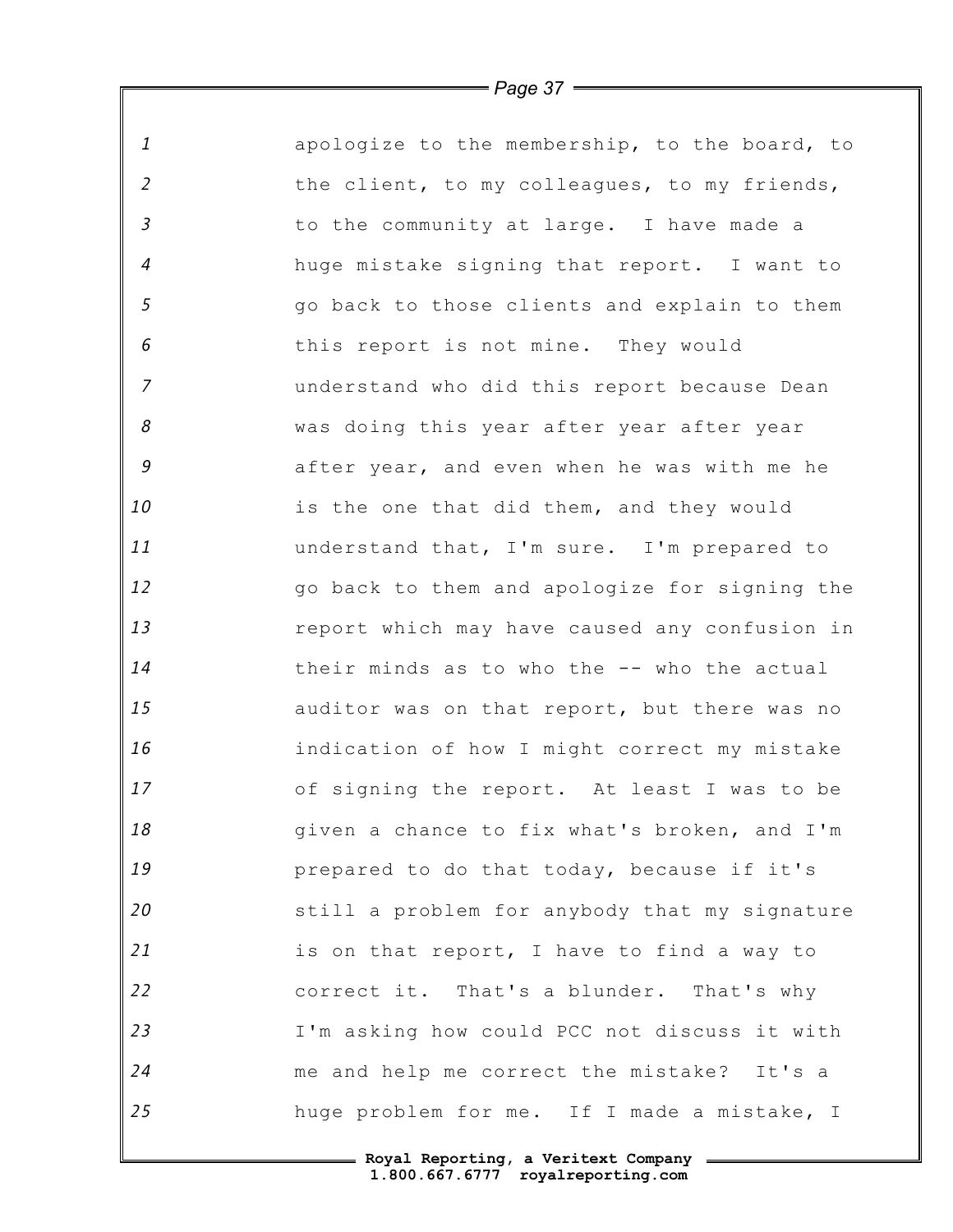apologize to the membership, to the board, to the client, to my colleagues, to my friends, to the community at large. I have made a huge mistake signing that report. I want to go back to those clients and explain to them this report is not mine. They would understand who did this report because Dean was doing this year after year after year after year, and even when he was with me he is the one that did them, and they would understand that, I'm sure. I'm prepared to go back to them and apologize for signing the report which may have caused any confusion in their minds as to who the -- who the actual auditor was on that report, but there was no indication of how I might correct my mistake of signing the report. At least I was to be given a chance to fix what's broken, and I'm prepared to do that today, because if it's still a problem for anybody that my signature is on that report, I have to find a way to correct it. That's a blunder. That's why I'm asking how could PCC not discuss it with me and help me correct the mistake? It's a huge problem for me. If I made a mistake, I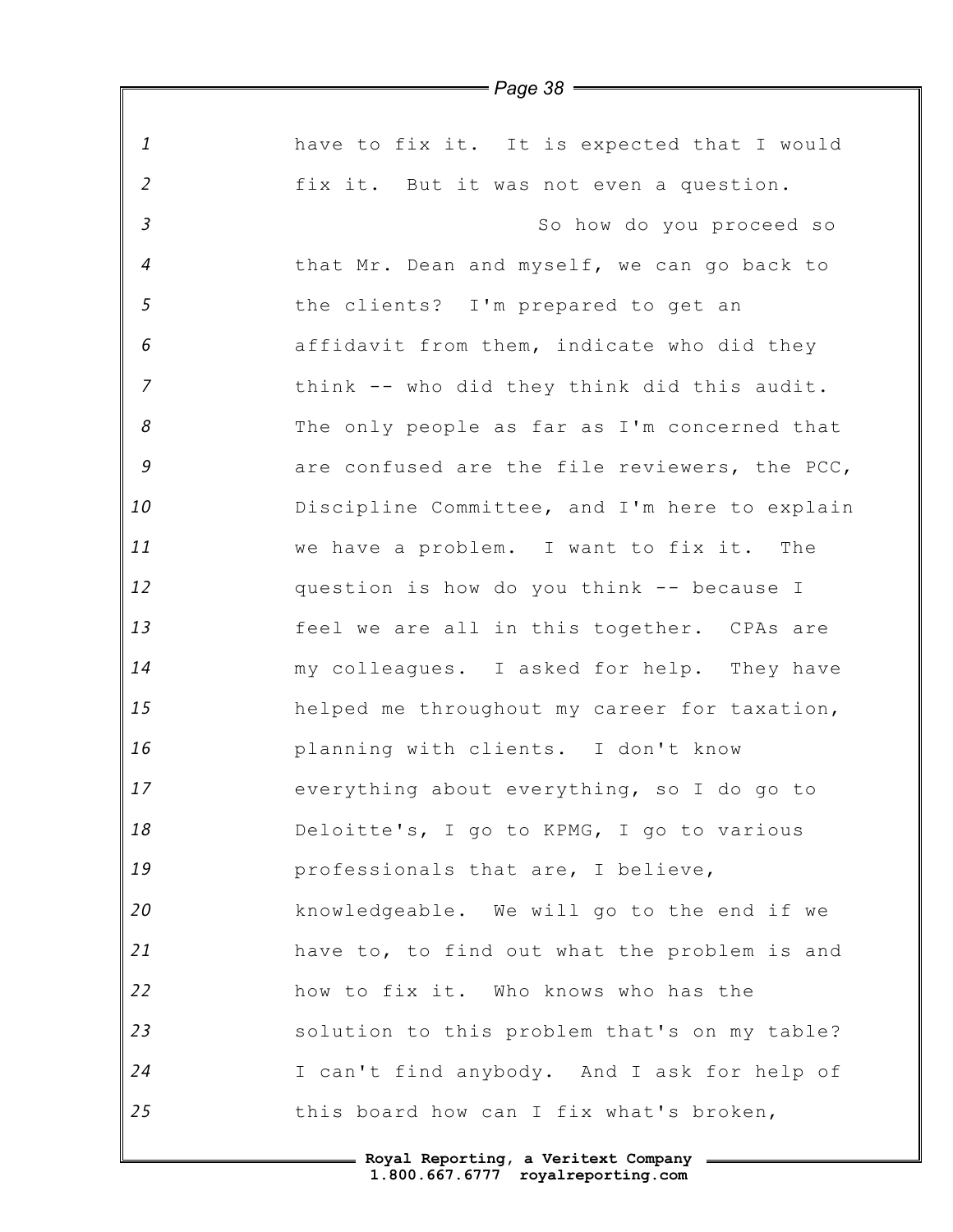have to fix it. It is expected that I would fix it. But it was not even a question.

So how do you proceed so that Mr. Dean and myself, we can go back to the clients? I'm prepared to get an affidavit from them, indicate who did they think -- who did they think did this audit. The only people as far as I'm concerned that are confused are the file reviewers, the PCC, Discipline Committee, and I'm here to explain we have a problem. I want to fix it. The question is how do you think -- because I feel we are all in this together. CPAs are my colleagues. I asked for help. They have helped me throughout my career for taxation, planning with clients. I don't know everything about everything, so I do go to Deloitte's, I go to KPMG, I go to various professionals that are, I believe, knowledgeable. We will go to the end if we have to, to find out what the problem is and how to fix it. Who knows who has the solution to this problem that's on my table? I can't find anybody. And I ask for help of this board how can I fix what's broken,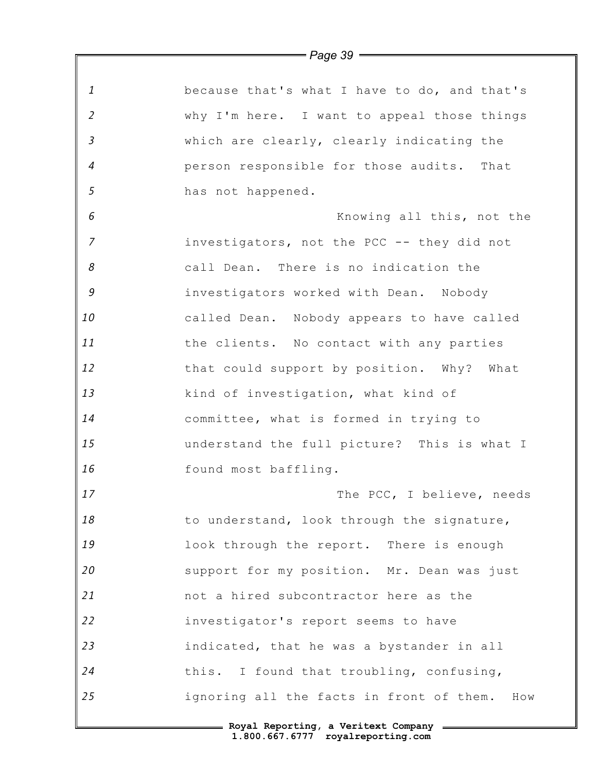because that's what I have to do, and that's why I'm here. I want to appeal those things which are clearly, clearly indicating the person responsible for those audits. That has not happened.

Knowing all this, not the investigators, not the PCC -- they did not call Dean. There is no indication the investigators worked with Dean. Nobody called Dean. Nobody appears to have called the clients. No contact with any parties that could support by position. Why? What kind of investigation, what kind of committee, what is formed in trying to understand the full picture? This is what I found most baffling.

The PCC, I believe, needs to understand, look through the signature, look through the report. There is enough support for my position. Mr. Dean was just not a hired subcontractor here as the investigator's report seems to have indicated, that he was a bystander in all this. I found that troubling, confusing, ignoring all the facts in front of them. How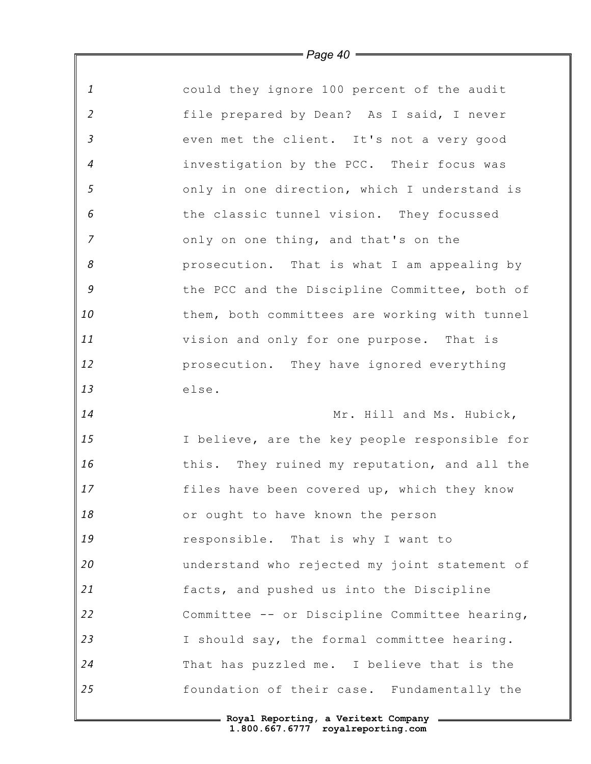could they ignore 100 percent of the audit file prepared by Dean? As I said, I never even met the client. It's not a very good investigation by the PCC. Their focus was only in one direction, which I understand is the classic tunnel vision. They focussed only on one thing, and that's on the prosecution. That is what I am appealing by the PCC and the Discipline Committee, both of them, both committees are working with tunnel vision and only for one purpose. That is prosecution. They have ignored everything else.

Mr. Hill and Ms. Hubick, I believe, are the key people responsible for this. They ruined my reputation, and all the files have been covered up, which they know or ought to have known the person responsible. That is why I want to understand who rejected my joint statement of facts, and pushed us into the Discipline Committee -- or Discipline Committee hearing, I should say, the formal committee hearing. That has puzzled me. I believe that is the foundation of their case. Fundamentally the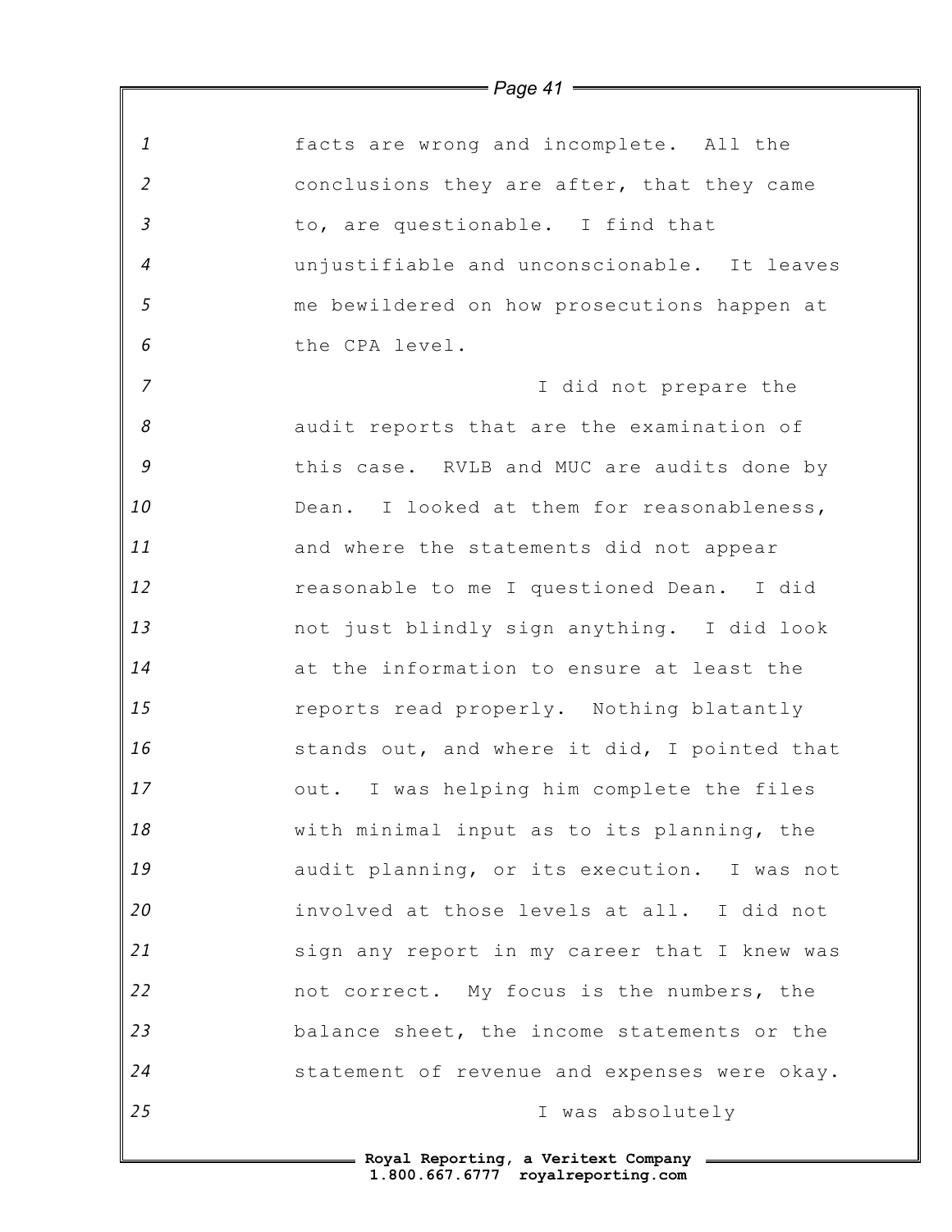facts are wrong and incomplete. All the conclusions they are after, that they came to, are questionable. I find that unjustifiable and unconscionable. It leaves me bewildered on how prosecutions happen at the CPA level.

I did not prepare the audit reports that are the examination of this case. RVLB and MUC are audits done by Dean. I looked at them for reasonableness, and where the statements did not appear reasonable to me I questioned Dean. I did not just blindly sign anything. I did look at the information to ensure at least the reports read properly. Nothing blatantly stands out, and where it did, I pointed that out. I was helping him complete the files with minimal input as to its planning, the audit planning, or its execution. I was not involved at those levels at all. I did not sign any report in my career that I knew was not correct. My focus is the numbers, the balance sheet, the income statements or the statement of revenue and expenses were okay.

I was absolutely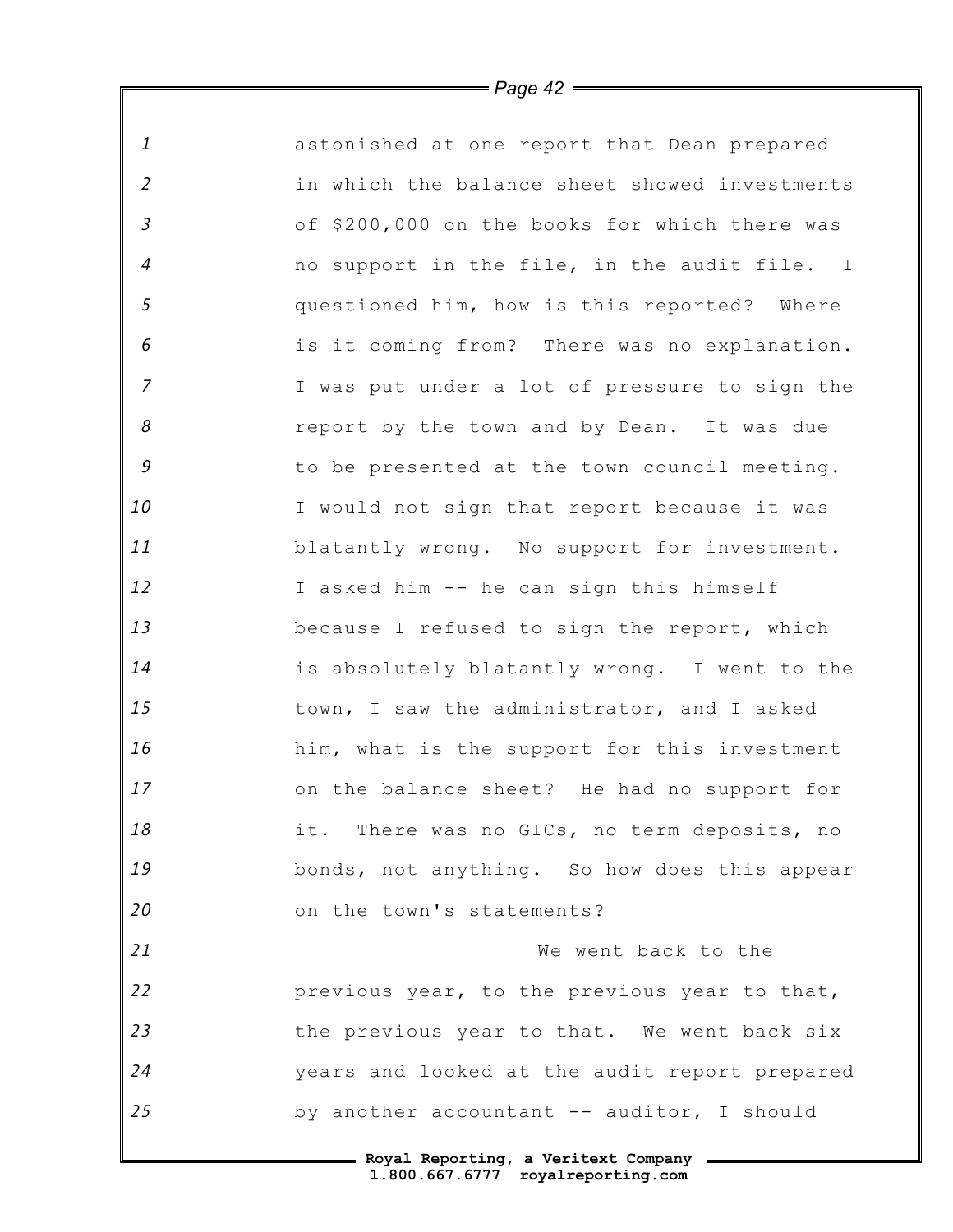astonished at one report that Dean prepared in which the balance sheet showed investments of $200,000 on the books for which there was no support in the file, in the audit file. I questioned him, how is this reported? Where is it coming from? There was no explanation. I was put under a lot of pressure to sign the report by the town and by Dean. It was due to be presented at the town council meeting. I would not sign that report because it was blatantly wrong. No support for investment. I asked him -- he can sign this himself because I refused to sign the report, which is absolutely blatantly wrong. I went to the town, I saw the administrator, and I asked him, what is the support for this investment on the balance sheet? He had no support for it. There was no GICs, no term deposits, no bonds, not anything. So how does this appear on the town's statements?

We went back to the previous year, to the previous year to that, the previous year to that. We went back six years and looked at the audit report prepared by another accountant -- auditor, I should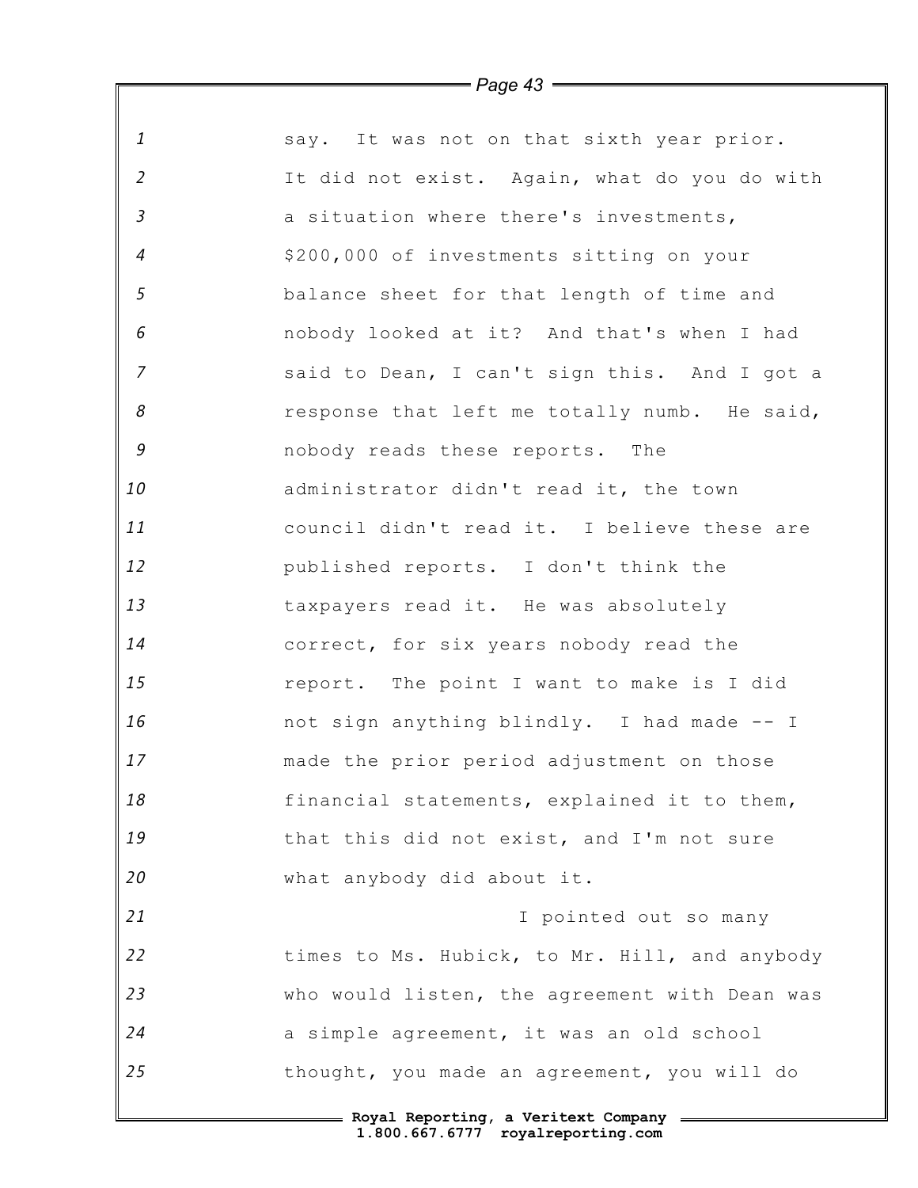say. It was not on that sixth year prior. It did not exist. Again, what do you do with a situation where there's investments, $200,000 of investments sitting on your balance sheet for that length of time and nobody looked at it? And that's when I had said to Dean, I can't sign this. And I got a response that left me totally numb. He said, nobody reads these reports. The administrator didn't read it, the town council didn't read it. I believe these are published reports. I don't think the taxpayers read it. He was absolutely correct, for six years nobody read the report. The point I want to make is I did not sign anything blindly. I had made -- I made the prior period adjustment on those financial statements, explained it to them, that this did not exist, and I'm not sure what anybody did about it.

I pointed out so many times to Ms. Hubick, to Mr. Hill, and anybody who would listen, the agreement with Dean was a simple agreement, it was an old school thought, you made an agreement, you will do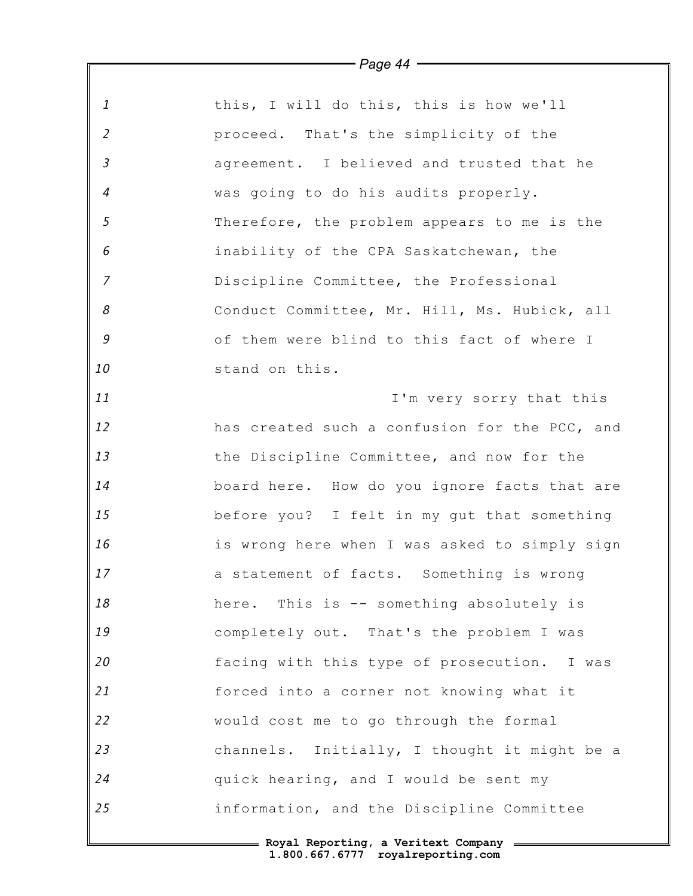this, I will do this, this is how we'll proceed. That's the simplicity of the agreement. I believed and trusted that he was going to do his audits properly. Therefore, the problem appears to me is the inability of the CPA Saskatchewan, the Discipline Committee, the Professional Conduct Committee, Mr. Hill, Ms. Hubick, all of them were blind to this fact of where I stand on this.

I'm very sorry that this has created such a confusion for the PCC, and the Discipline Committee, and now for the board here. How do you ignore facts that are before you? I felt in my gut that something is wrong here when I was asked to simply sign a statement of facts. Something is wrong here. This is -- something absolutely is completely out. That's the problem I was facing with this type of prosecution. I was forced into a corner not knowing what it would cost me to go through the formal channels. Initially, I thought it might be a quick hearing, and I would be sent my information, and the Discipline Committee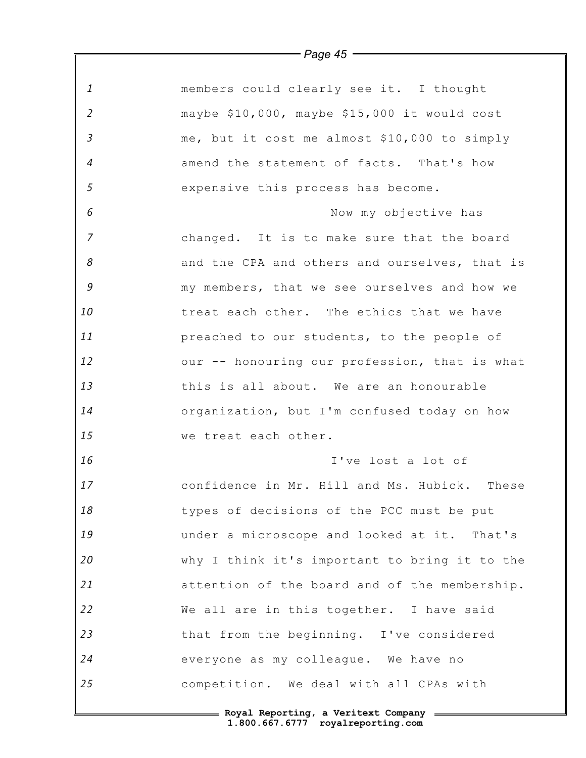members could clearly see it. I thought maybe $10,000, maybe $15,000 it would cost me, but it cost me almost $10,000 to simply amend the statement of facts. That's how expensive this process has become.

Now my objective has changed. It is to make sure that the board and the CPA and others and ourselves, that is my members, that we see ourselves and how we treat each other. The ethics that we have preached to our students, to the people of our -- honouring our profession, that is what this is all about. We are an honourable organization, but I'm confused today on how we treat each other.

I've lost a lot of confidence in Mr. Hill and Ms. Hubick. These types of decisions of the PCC must be put under a microscope and looked at it. That's why I think it's important to bring it to the attention of the board and of the membership. We all are in this together. I have said that from the beginning. I've considered everyone as my colleague. We have no competition. We deal with all CPAs with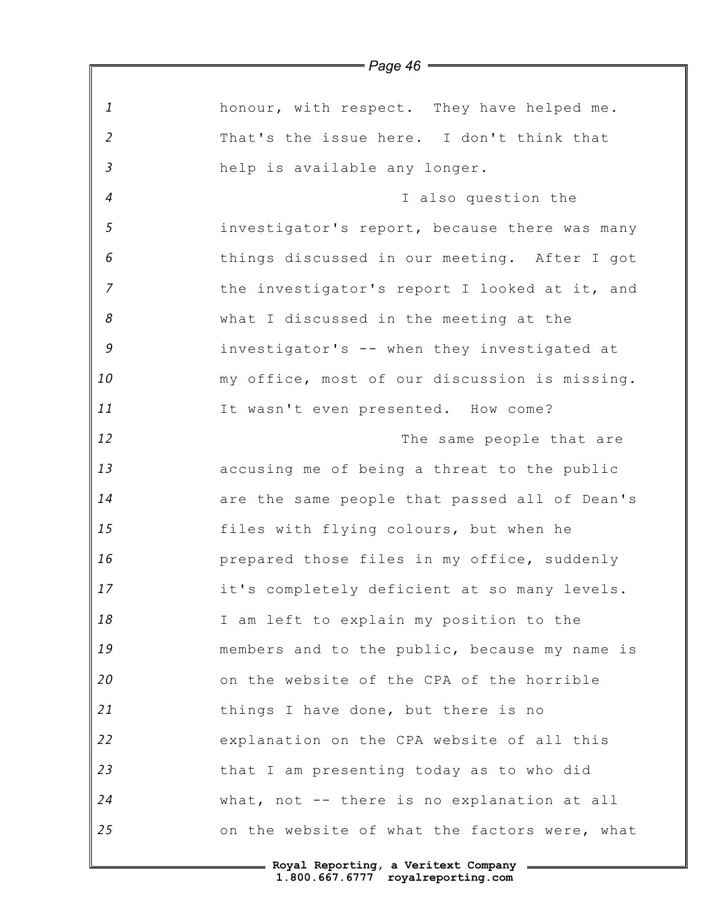honour, with respect. They have helped me. That's the issue here. I don't think that help is available any longer.

I also question the investigator's report, because there was many things discussed in our meeting. After I got the investigator's report I looked at it, and what I discussed in the meeting at the investigator's -- when they investigated at my office, most of our discussion is missing. It wasn't even presented. How come?

The same people that are accusing me of being a threat to the public are the same people that passed all of Dean's files with flying colours, but when he prepared those files in my office, suddenly it's completely deficient at so many levels. I am left to explain my position to the members and to the public, because my name is on the website of the CPA of the horrible things I have done, but there is no explanation on the CPA website of all this that I am presenting today as to who did what, not -- there is no explanation at all on the website of what the factors were, what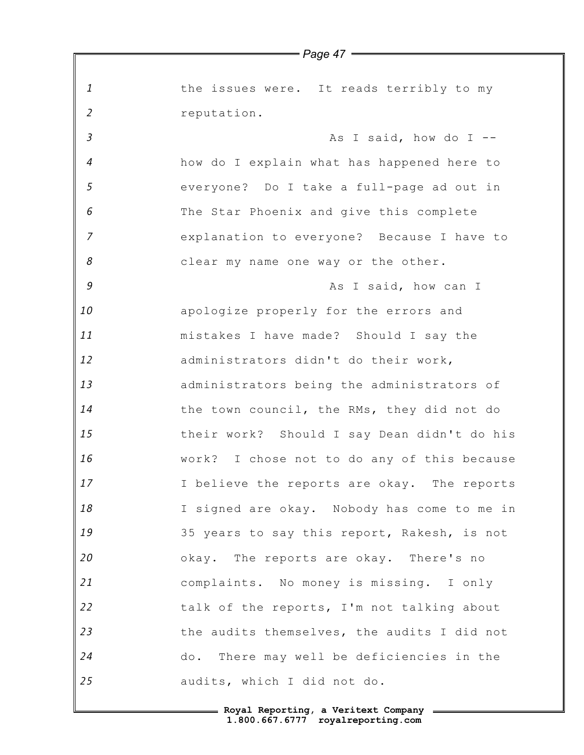the issues were. It reads terribly to my reputation.

As I said, how do I -- how do I explain what has happened here to everyone? Do I take a full-page ad out in The Star Phoenix and give this complete explanation to everyone? Because I have to clear my name one way or the other.

As I said, how can I apologize properly for the errors and mistakes I have made? Should I say the administrators didn't do their work, administrators being the administrators of the town council, the RMs, they did not do their work? Should I say Dean didn't do his work? I chose not to do any of this because I believe the reports are okay. The reports I signed are okay. Nobody has come to me in 35 years to say this report, Rakesh, is not okay. The reports are okay. There's no complaints. No money is missing. I only talk of the reports, I'm not talking about the audits themselves, the audits I did not do. There may well be deficiencies in the audits, which I did not do.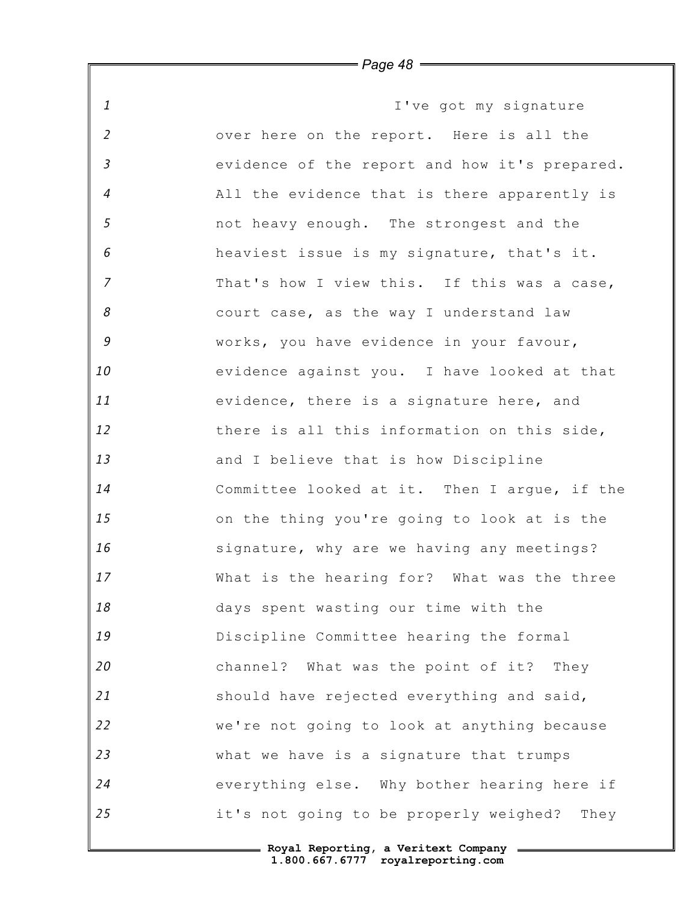I've got my signature over here on the report. Here is all the evidence of the report and how it's prepared. All the evidence that is there apparently is not heavy enough. The strongest and the heaviest issue is my signature, that's it. That's how I view this. If this was a case, court case, as the way I understand law works, you have evidence in your favour, evidence against you. I have looked at that evidence, there is a signature here, and there is all this information on this side, and I believe that is how Discipline Committee looked at it. Then I argue, if the on the thing you're going to look at is the signature, why are we having any meetings? What is the hearing for? What was the three days spent wasting our time with the Discipline Committee hearing the formal channel? What was the point of it? They should have rejected everything and said, we're not going to look at anything because what we have is a signature that trumps everything else. Why bother hearing here if it's not going to be properly weighed? They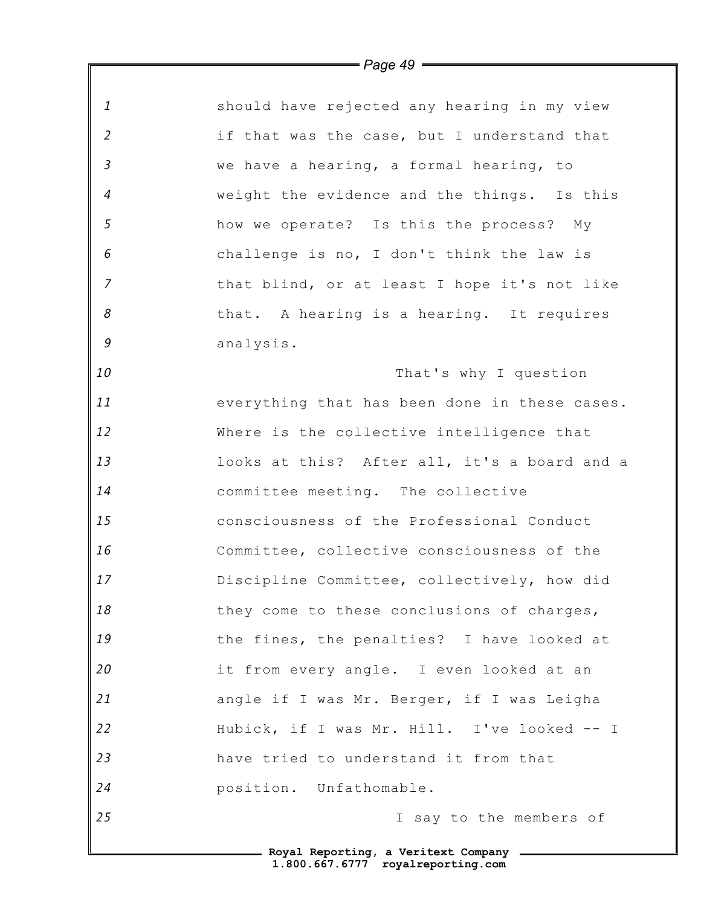should have rejected any hearing in my view if that was the case, but I understand that we have a hearing, a formal hearing, to weight the evidence and the things. Is this how we operate? Is this the process? My challenge is no, I don't think the law is that blind, or at least I hope it's not like that. A hearing is a hearing. It requires analysis.

That's why I question everything that has been done in these cases. Where is the collective intelligence that looks at this? After all, it's a board and a committee meeting. The collective consciousness of the Professional Conduct Committee, collective consciousness of the Discipline Committee, collectively, how did they come to these conclusions of charges, the fines, the penalties? I have looked at it from every angle. I even looked at an angle if I was Mr. Berger, if I was Leigha Hubick, if I was Mr. Hill. I've looked -- I have tried to understand it from that position. Unfathomable.

I say to the members of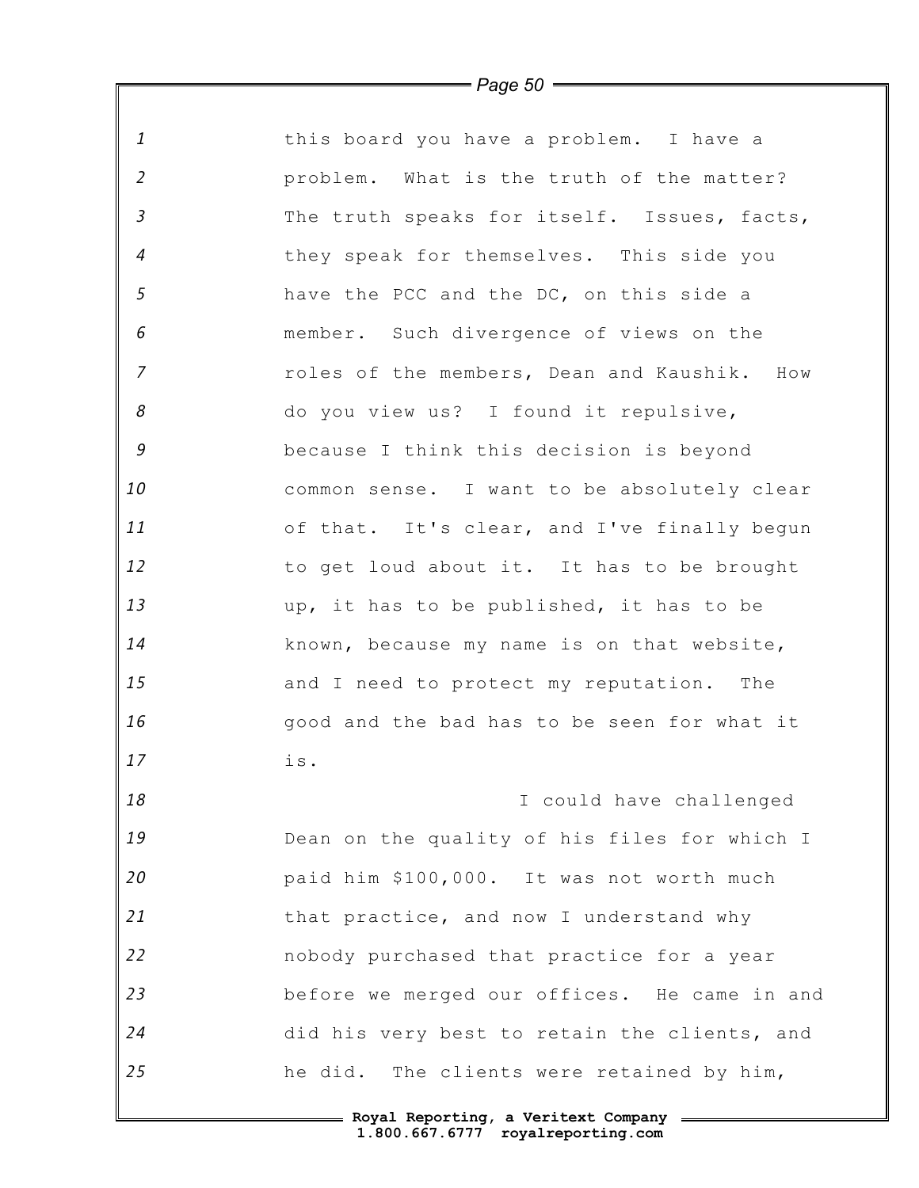this board you have a problem. I have a problem. What is the truth of the matter? The truth speaks for itself. Issues, facts, they speak for themselves. This side you have the PCC and the DC, on this side a member. Such divergence of views on the roles of the members, Dean and Kaushik. How do you view us? I found it repulsive, because I think this decision is beyond common sense. I want to be absolutely clear of that. It's clear, and I've finally begun to get loud about it. It has to be brought up, it has to be published, it has to be known, because my name is on that website, and I need to protect my reputation. The good and the bad has to be seen for what it is.

I could have challenged Dean on the quality of his files for which I paid him $100,000. It was not worth much that practice, and now I understand why nobody purchased that practice for a year before we merged our offices. He came in and did his very best to retain the clients, and he did. The clients were retained by him,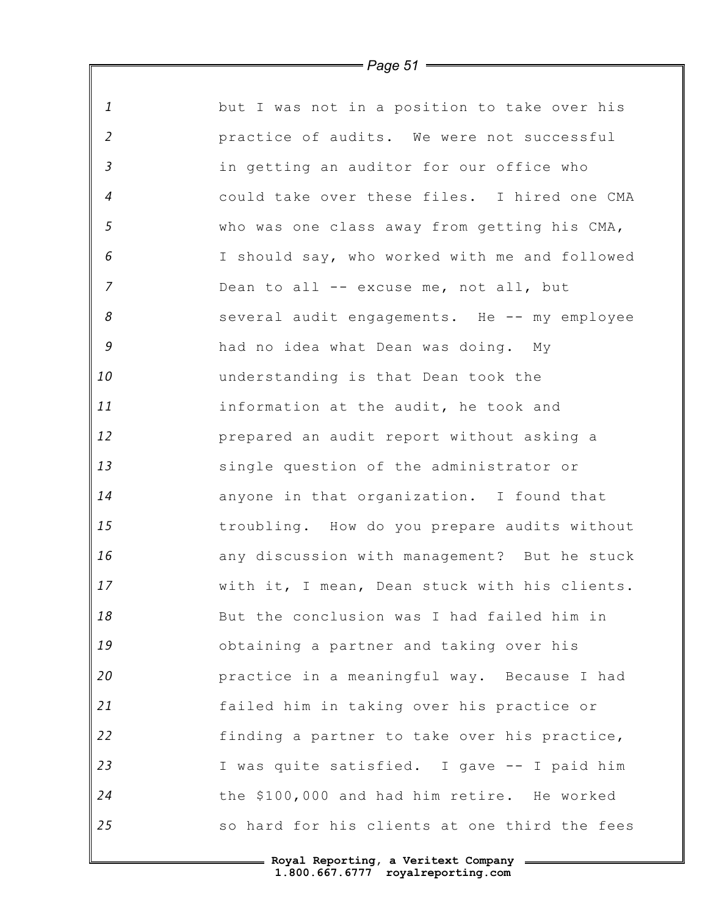but I was not in a position to take over his practice of audits. We were not successful in getting an auditor for our office who could take over these files. I hired one CMA who was one class away from getting his CMA, I should say, who worked with me and followed Dean to all -- excuse me, not all, but several audit engagements. He -- my employee had no idea what Dean was doing. My understanding is that Dean took the information at the audit, he took and prepared an audit report without asking a single question of the administrator or anyone in that organization. I found that troubling. How do you prepare audits without any discussion with management? But he stuck with it, I mean, Dean stuck with his clients. But the conclusion was I had failed him in obtaining a partner and taking over his practice in a meaningful way. Because I had failed him in taking over his practice or finding a partner to take over his practice, I was quite satisfied. I gave -- I paid him the $100,000 and had him retire. He worked so hard for his clients at one third the fees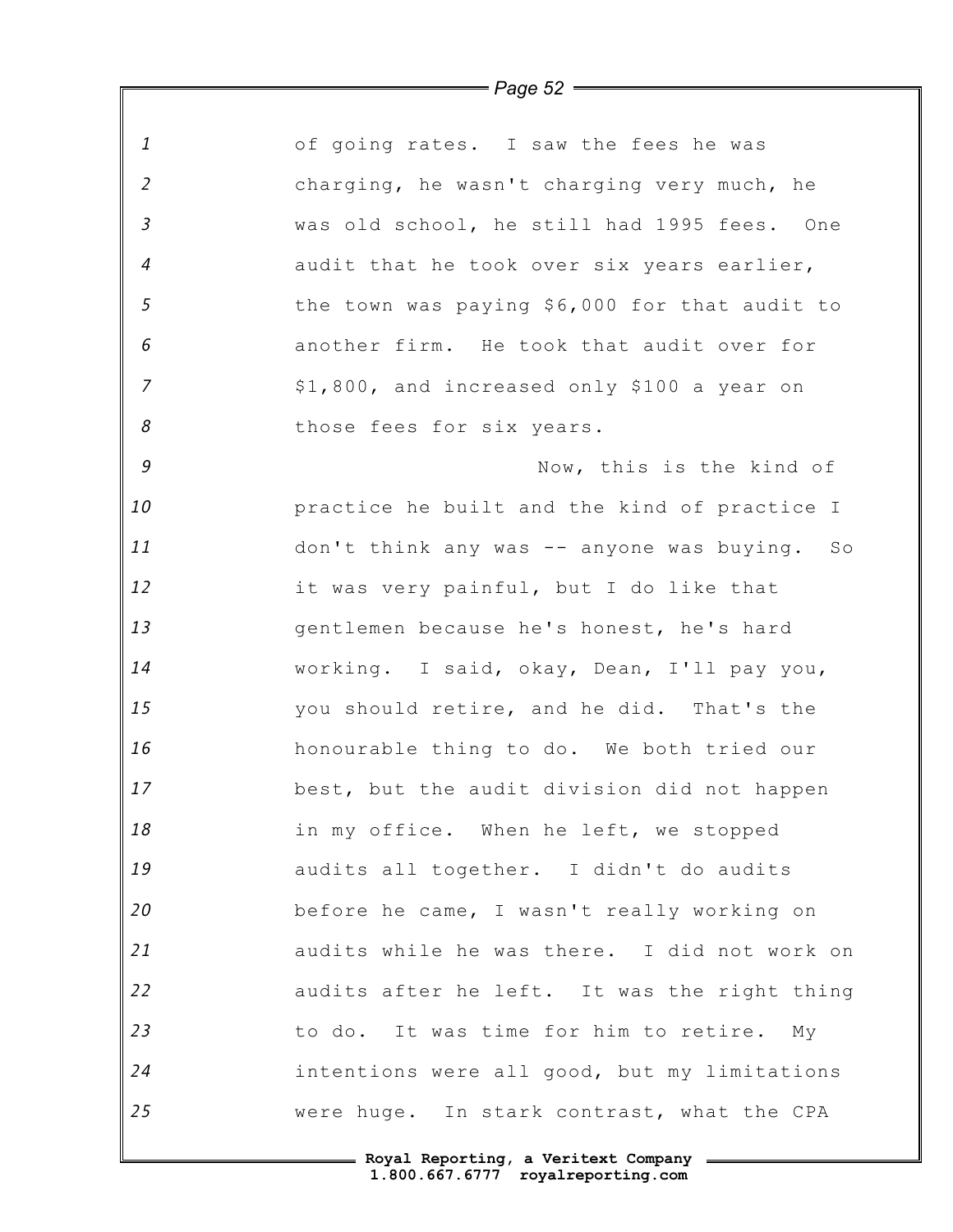of going rates. I saw the fees he was charging, he wasn't charging very much, he was old school, he still had 1995 fees. One audit that he took over six years earlier, the town was paying $6,000 for that audit to another firm. He took that audit over for $1,800, and increased only $100 a year on those fees for six years.

Now, this is the kind of practice he built and the kind of practice I don't think any was -- anyone was buying. So it was very painful, but I do like that gentlemen because he's honest, he's hard working. I said, okay, Dean, I'll pay you, you should retire, and he did. That's the honourable thing to do. We both tried our best, but the audit division did not happen in my office. When he left, we stopped audits all together. I didn't do audits before he came, I wasn't really working on audits while he was there. I did not work on audits after he left. It was the right thing to do. It was time for him to retire. My intentions were all good, but my limitations were huge. In stark contrast, what the CPA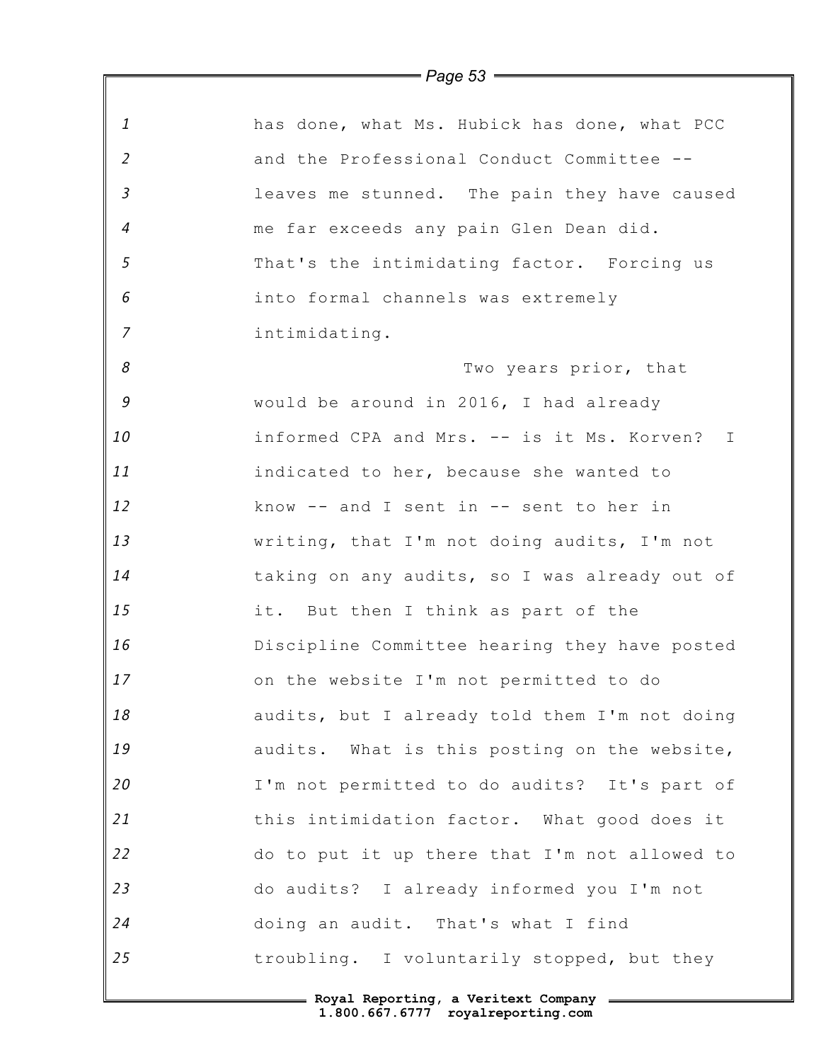has done, what Ms. Hubick has done, what PCC and the Professional Conduct Committee -- leaves me stunned. The pain they have caused me far exceeds any pain Glen Dean did. That's the intimidating factor. Forcing us into formal channels was extremely intimidating.

Two years prior, that would be around in 2016, I had already informed CPA and Mrs. -- is it Ms. Korven? I indicated to her, because she wanted to know -- and I sent in -- sent to her in writing, that I'm not doing audits, I'm not taking on any audits, so I was already out of it. But then I think as part of the Discipline Committee hearing they have posted on the website I'm not permitted to do audits, but I already told them I'm not doing audits. What is this posting on the website, I'm not permitted to do audits? It's part of this intimidation factor. What good does it do to put it up there that I'm not allowed to do audits? I already informed you I'm not doing an audit. That's what I find troubling. I voluntarily stopped, but they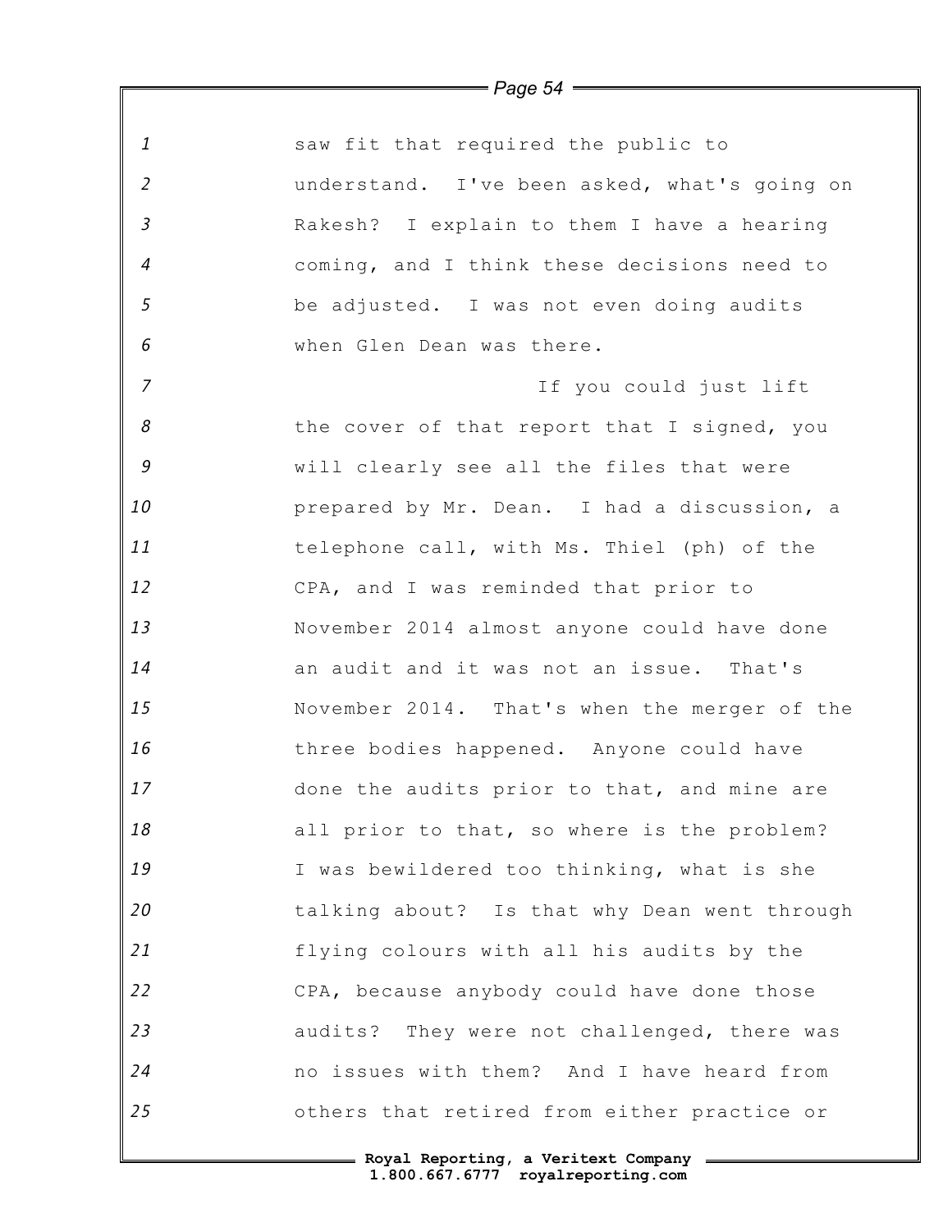saw fit that required the public to understand. I've been asked, what's going on Rakesh? I explain to them I have a hearing coming, and I think these decisions need to be adjusted. I was not even doing audits when Glen Dean was there.

If you could just lift the cover of that report that I signed, you will clearly see all the files that were prepared by Mr. Dean. I had a discussion, a telephone call, with Ms. Thiel (ph) of the CPA, and I was reminded that prior to November 2014 almost anyone could have done an audit and it was not an issue. That's November 2014. That's when the merger of the three bodies happened. Anyone could have done the audits prior to that, and mine are all prior to that, so where is the problem? I was bewildered too thinking, what is she talking about? Is that why Dean went through flying colours with all his audits by the CPA, because anybody could have done those audits? They were not challenged, there was no issues with them? And I have heard from others that retired from either practice or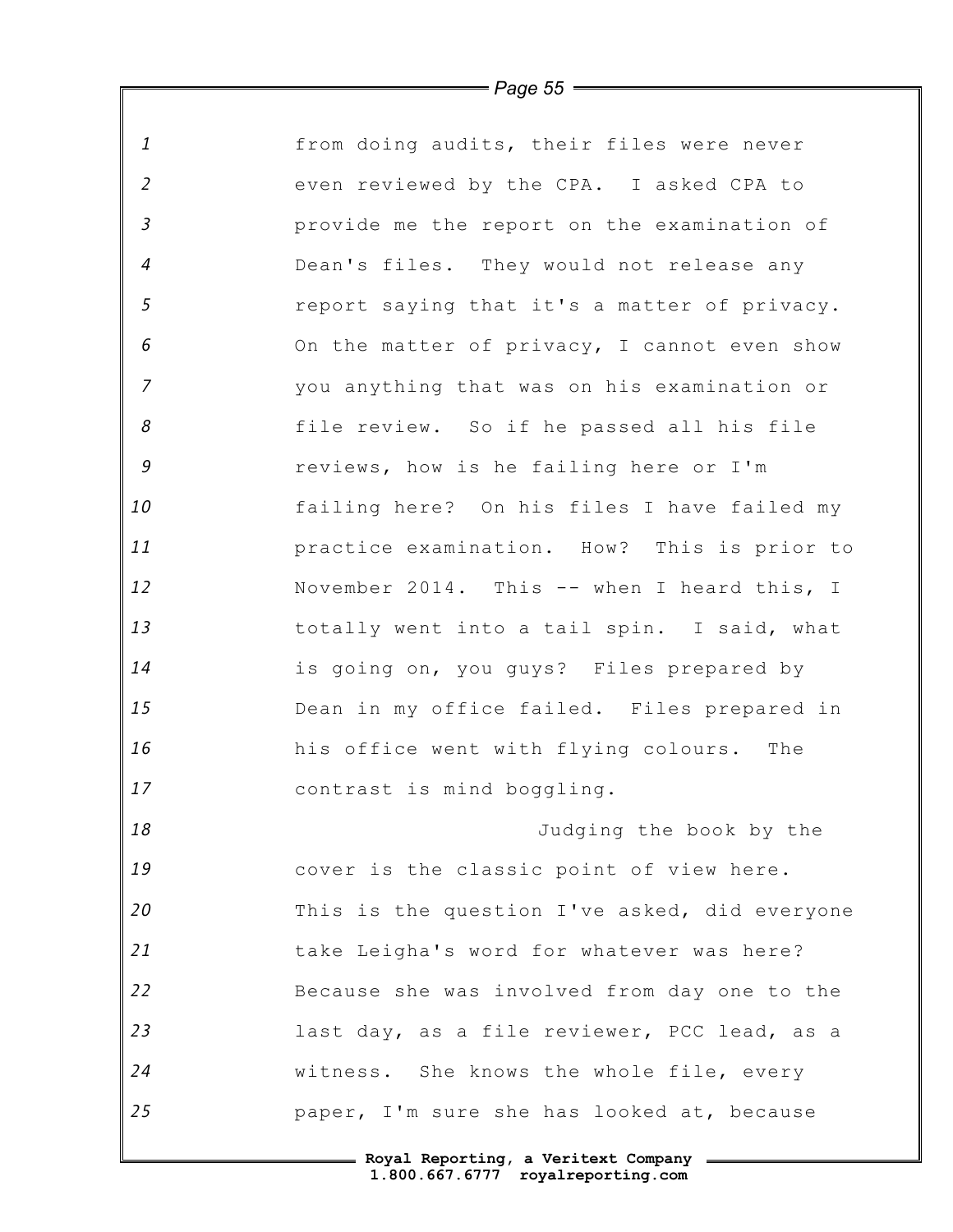from doing audits, their files were never even reviewed by the CPA. I asked CPA to provide me the report on the examination of Dean's files. They would not release any report saying that it's a matter of privacy. On the matter of privacy, I cannot even show you anything that was on his examination or file review. So if he passed all his file reviews, how is he failing here or I'm failing here? On his files I have failed my practice examination. How? This is prior to November 2014. This -- when I heard this, I totally went into a tail spin. I said, what is going on, you guys? Files prepared by Dean in my office failed. Files prepared in his office went with flying colours. The contrast is mind boggling.

Judging the book by the cover is the classic point of view here. This is the question I've asked, did everyone take Leigha's word for whatever was here? Because she was involved from day one to the last day, as a file reviewer, PCC lead, as a witness. She knows the whole file, every paper, I'm sure she has looked at, because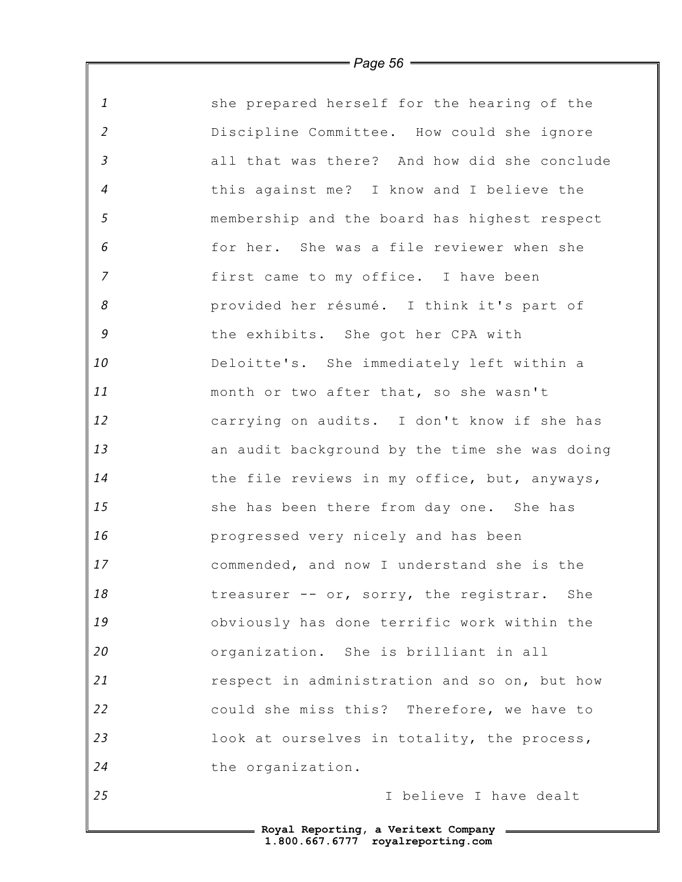she prepared herself for the hearing of the Discipline Committee. How could she ignore all that was there? And how did she conclude this against me? I know and I believe the membership and the board has highest respect for her. She was a file reviewer when she first came to my office. I have been provided her résumé. I think it's part of the exhibits. She got her CPA with Deloitte's. She immediately left within a month or two after that, so she wasn't carrying on audits. I don't know if she has an audit background by the time she was doing the file reviews in my office, but, anyways, she has been there from day one. She has progressed very nicely and has been commended, and now I understand she is the treasurer -- or, sorry, the registrar. She obviously has done terrific work within the organization. She is brilliant in all respect in administration and so on, but how could she miss this? Therefore, we have to look at ourselves in totality, the process, the organization.

I believe I have dealt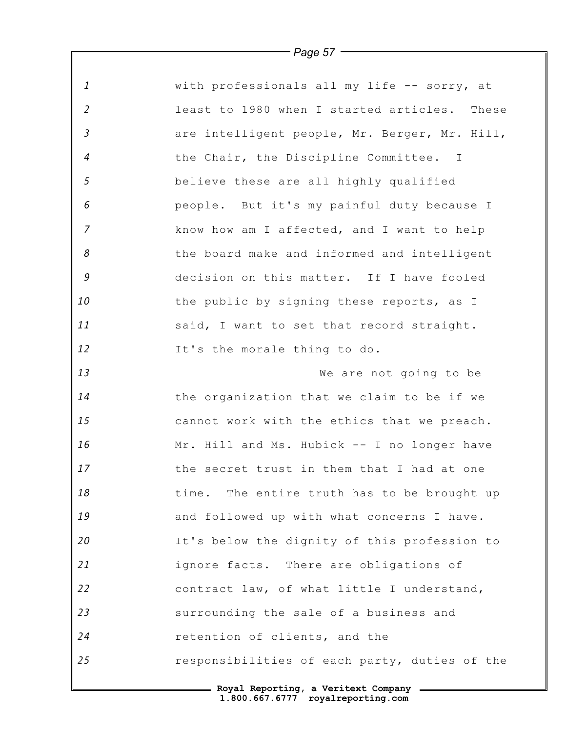with professionals all my life -- sorry, at least to 1980 when I started articles. These are intelligent people, Mr. Berger, Mr. Hill, the Chair, the Discipline Committee. I believe these are all highly qualified people. But it's my painful duty because I know how am I affected, and I want to help the board make and informed and intelligent decision on this matter. If I have fooled the public by signing these reports, as I said, I want to set that record straight. It's the morale thing to do.

We are not going to be the organization that we claim to be if we cannot work with the ethics that we preach. Mr. Hill and Ms. Hubick -- I no longer have the secret trust in them that I had at one time. The entire truth has to be brought up and followed up with what concerns I have. It's below the dignity of this profession to ignore facts. There are obligations of contract law, of what little I understand, surrounding the sale of a business and retention of clients, and the responsibilities of each party, duties of the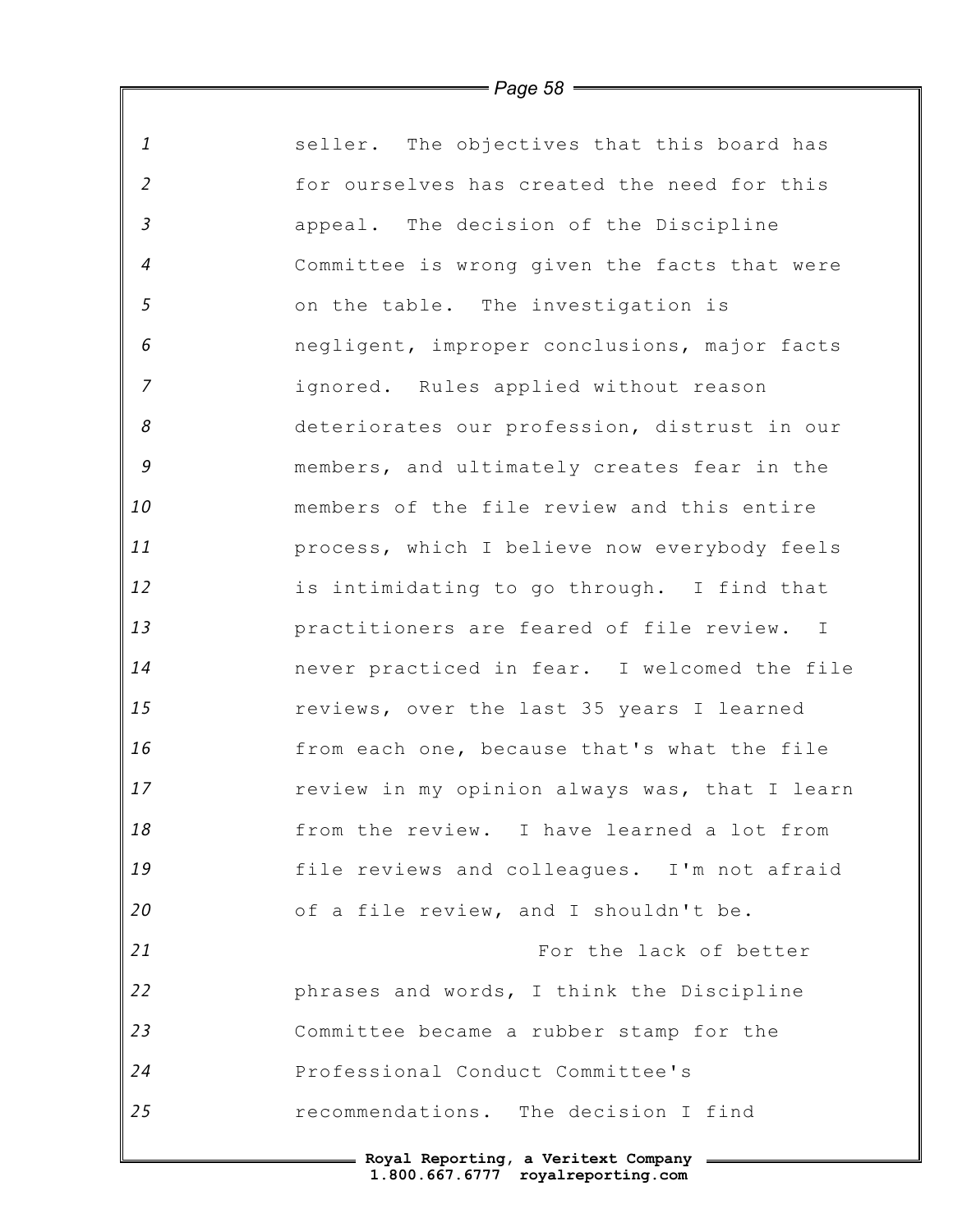seller. The objectives that this board has for ourselves has created the need for this appeal. The decision of the Discipline Committee is wrong given the facts that were on the table. The investigation is negligent, improper conclusions, major facts ignored. Rules applied without reason deteriorates our profession, distrust in our members, and ultimately creates fear in the members of the file review and this entire process, which I believe now everybody feels is intimidating to go through. I find that practitioners are feared of file review. I never practiced in fear. I welcomed the file reviews, over the last 35 years I learned from each one, because that's what the file review in my opinion always was, that I learn from the review. I have learned a lot from file reviews and colleagues. I'm not afraid of a file review, and I shouldn't be.

For the lack of better phrases and words, I think the Discipline Committee became a rubber stamp for the Professional Conduct Committee's recommendations. The decision I find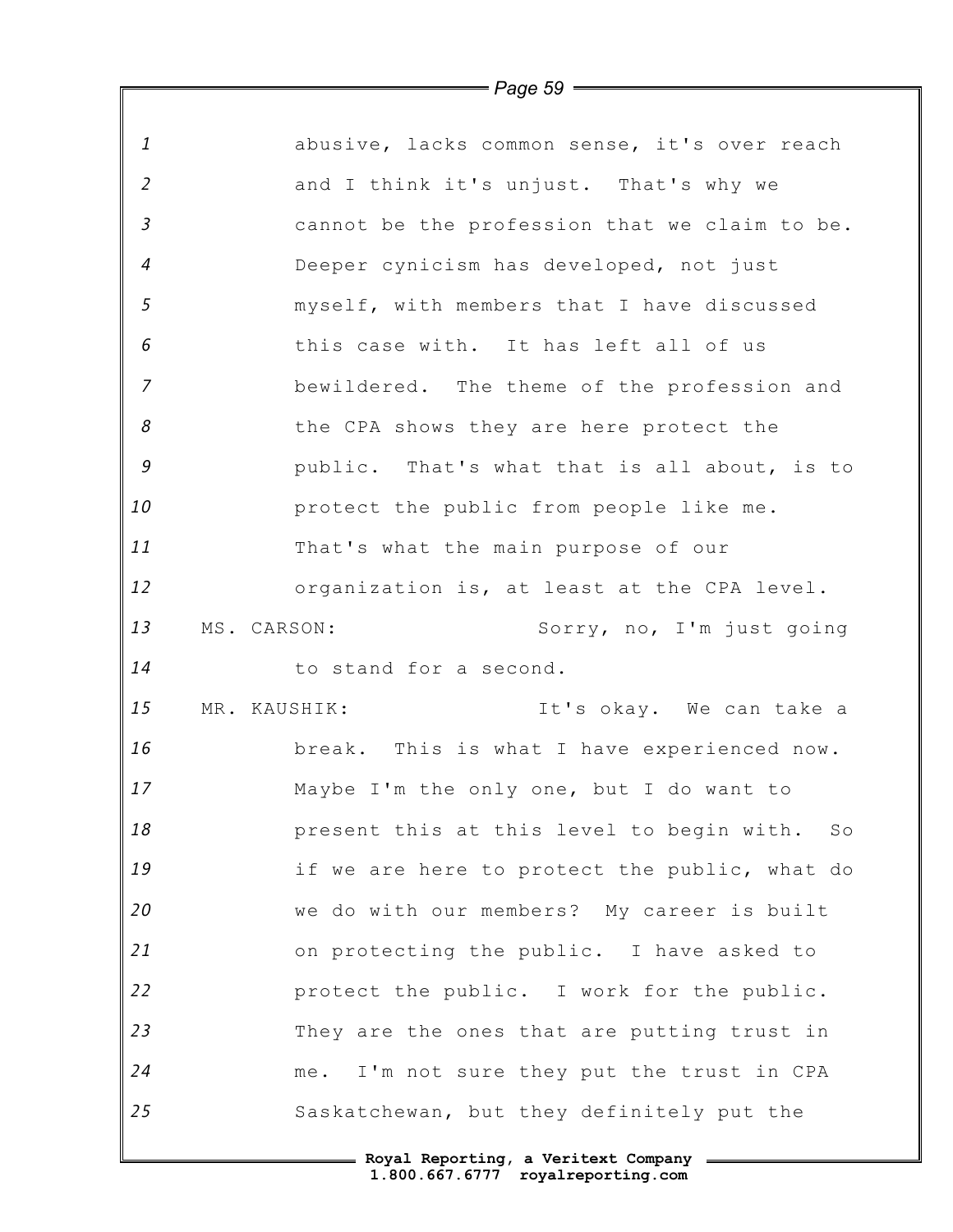abusive, lacks common sense, it's over reach and I think it's unjust. That's why we cannot be the profession that we claim to be. Deeper cynicism has developed, not just myself, with members that I have discussed this case with. It has left all of us bewildered. The theme of the profession and the CPA shows they are here protect the public. That's what that is all about, is to protect the public from people like me. That's what the main purpose of our organization is, at least at the CPA level.

MS. CARSON: Sorry, no, I'm just going to stand for a second.

MR. KAUSHIK: It's okay. We can take a break. This is what I have experienced now. Maybe I'm the only one, but I do want to present this at this level to begin with. So if we are here to protect the public, what do we do with our members? My career is built on protecting the public. I have asked to protect the public. I work for the public. They are the ones that are putting trust in me. I'm not sure they put the trust in CPA Saskatchewan, but they definitely put the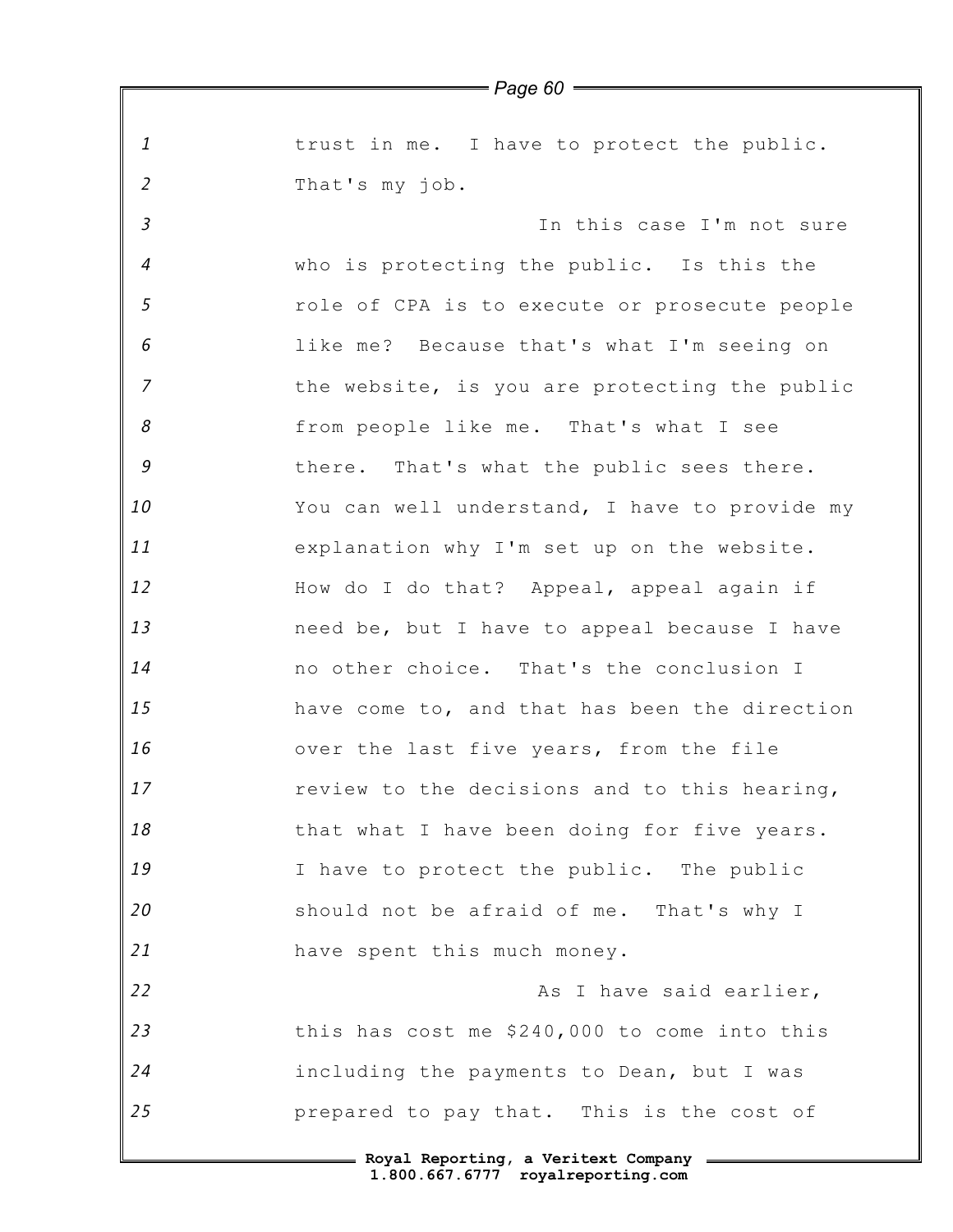trust in me. I have to protect the public. That's my job.

In this case I'm not sure who is protecting the public. Is this the role of CPA is to execute or prosecute people like me? Because that's what I'm seeing on the website, is you are protecting the public from people like me. That's what I see there. That's what the public sees there. You can well understand, I have to provide my explanation why I'm set up on the website. How do I do that? Appeal, appeal again if need be, but I have to appeal because I have no other choice. That's the conclusion I have come to, and that has been the direction over the last five years, from the file review to the decisions and to this hearing, that what I have been doing for five years. I have to protect the public. The public should not be afraid of me. That's why I have spent this much money.

As I have said earlier, this has cost me $240,000 to come into this including the payments to Dean, but I was prepared to pay that. This is the cost of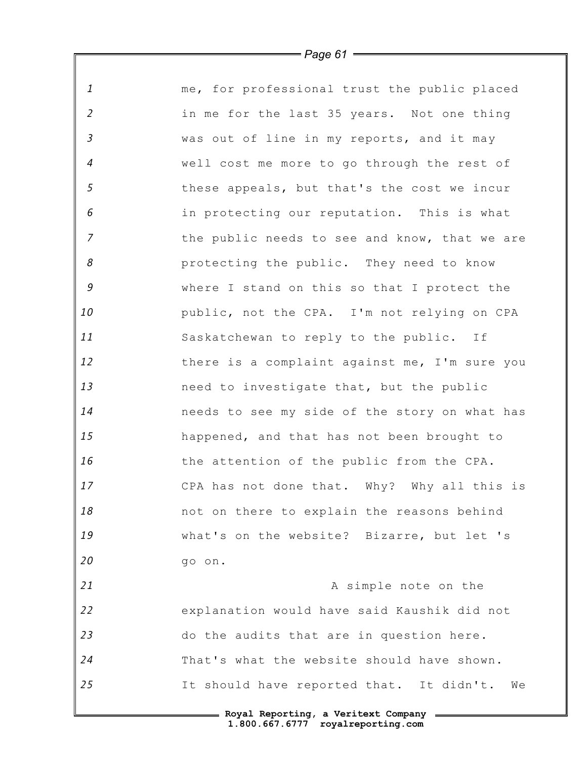me, for professional trust the public placed in me for the last 35 years. Not one thing was out of line in my reports, and it may well cost me more to go through the rest of these appeals, but that's the cost we incur in protecting our reputation. This is what the public needs to see and know, that we are protecting the public. They need to know where I stand on this so that I protect the public, not the CPA. I'm not relying on CPA Saskatchewan to reply to the public. If there is a complaint against me, I'm sure you need to investigate that, but the public needs to see my side of the story on what has happened, and that has not been brought to the attention of the public from the CPA. CPA has not done that. Why? Why all this is not on there to explain the reasons behind what's on the website? Bizarre, but let 's go on.

A simple note on the explanation would have said Kaushik did not do the audits that are in question here. That's what the website should have shown. It should have reported that. It didn't. We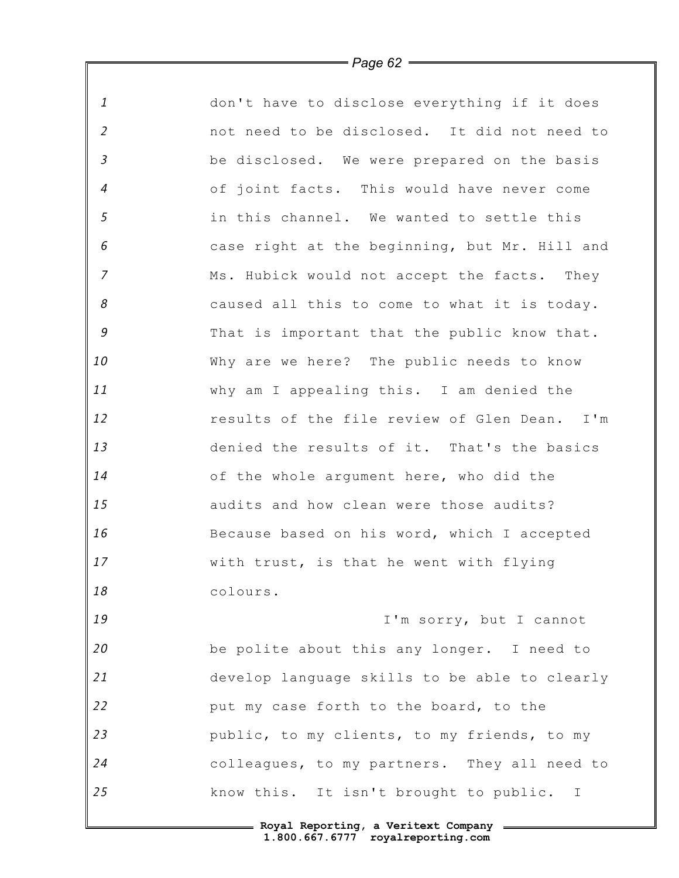don't have to disclose everything if it does not need to be disclosed. It did not need to be disclosed. We were prepared on the basis of joint facts. This would have never come in this channel. We wanted to settle this case right at the beginning, but Mr. Hill and Ms. Hubick would not accept the facts. They caused all this to come to what it is today. That is important that the public know that. Why are we here? The public needs to know why am I appealing this. I am denied the results of the file review of Glen Dean. I'm denied the results of it. That's the basics of the whole argument here, who did the audits and how clean were those audits? Because based on his word, which I accepted with trust, is that he went with flying colours.

I'm sorry, but I cannot be polite about this any longer. I need to develop language skills to be able to clearly put my case forth to the board, to the public, to my clients, to my friends, to my colleagues, to my partners. They all need to know this. It isn't brought to public. I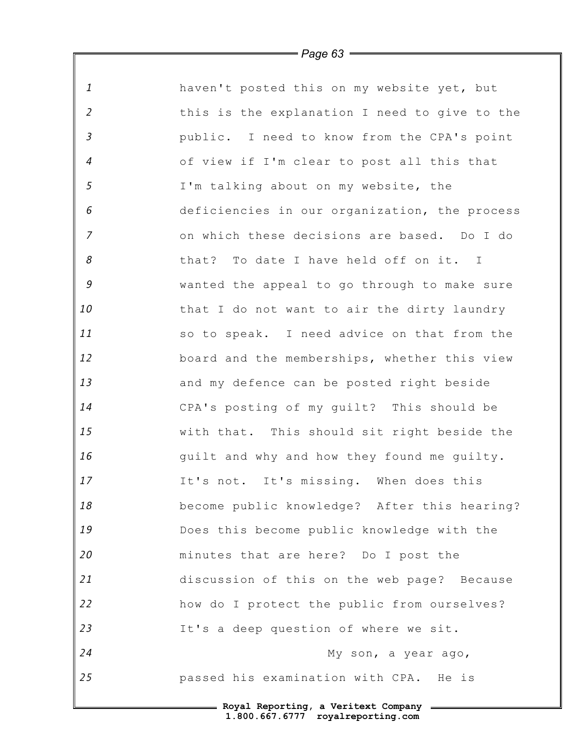haven't posted this on my website yet, but this is the explanation I need to give to the public. I need to know from the CPA's point of view if I'm clear to post all this that I'm talking about on my website, the deficiencies in our organization, the process on which these decisions are based. Do I do that? To date I have held off on it. I wanted the appeal to go through to make sure that I do not want to air the dirty laundry so to speak. I need advice on that from the board and the memberships, whether this view and my defence can be posted right beside CPA's posting of my guilt? This should be with that. This should sit right beside the guilt and why and how they found me guilty. It's not. It's missing. When does this become public knowledge? After this hearing? Does this become public knowledge with the minutes that are here? Do I post the discussion of this on the web page? Because how do I protect the public from ourselves? It's a deep question of where we sit.

My son, a year ago, passed his examination with CPA. He is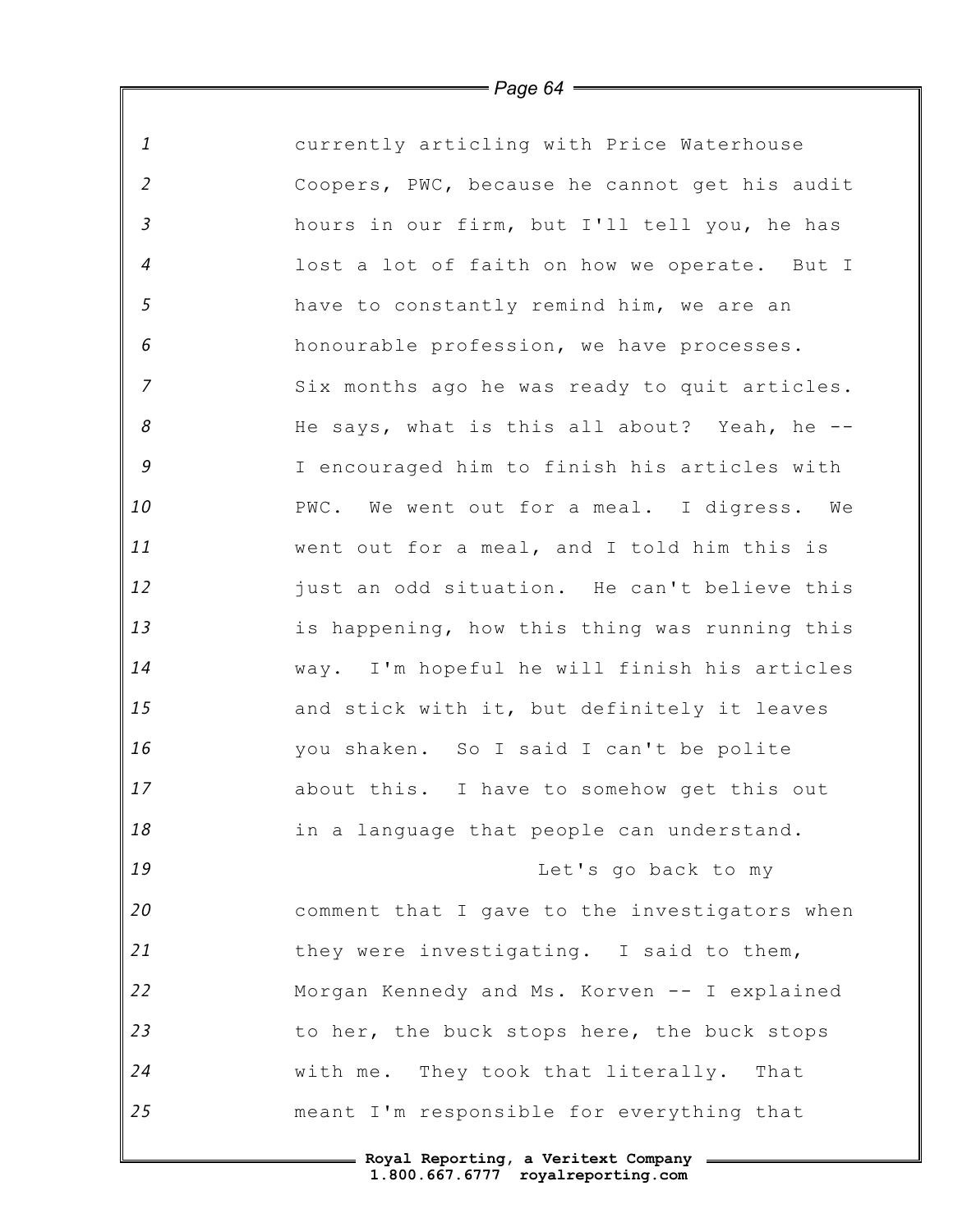currently articling with Price Waterhouse Coopers, PWC, because he cannot get his audit hours in our firm, but I'll tell you, he has lost a lot of faith on how we operate. But I have to constantly remind him, we are an honourable profession, we have processes. Six months ago he was ready to quit articles. He says, what is this all about? Yeah, he -- I encouraged him to finish his articles with PWC. We went out for a meal. I digress. We went out for a meal, and I told him this is just an odd situation. He can't believe this is happening, how this thing was running this way. I'm hopeful he will finish his articles and stick with it, but definitely it leaves you shaken. So I said I can't be polite about this. I have to somehow get this out in a language that people can understand.

Let's go back to my comment that I gave to the investigators when they were investigating. I said to them, Morgan Kennedy and Ms. Korven -- I explained to her, the buck stops here, the buck stops with me. They took that literally. That meant I'm responsible for everything that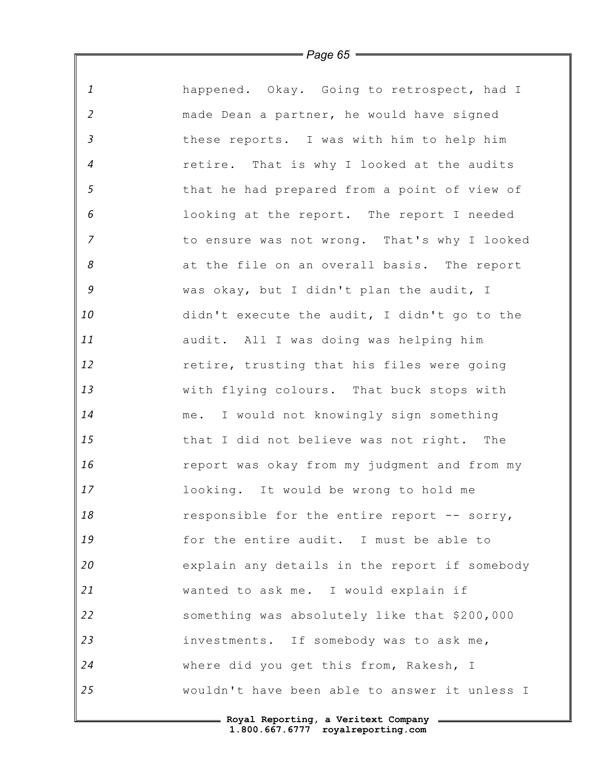happened. Okay. Going to retrospect, had I made Dean a partner, he would have signed these reports. I was with him to help him retire. That is why I looked at the audits that he had prepared from a point of view of looking at the report. The report I needed to ensure was not wrong. That's why I looked at the file on an overall basis. The report was okay, but I didn't plan the audit, I didn't execute the audit, I didn't go to the audit. All I was doing was helping him retire, trusting that his files were going with flying colours. That buck stops with me. I would not knowingly sign something that I did not believe was not right. The report was okay from my judgment and from my looking. It would be wrong to hold me responsible for the entire report -- sorry, for the entire audit. I must be able to explain any details in the report if somebody wanted to ask me. I would explain if something was absolutely like that $200,000 investments. If somebody was to ask me, where did you get this from, Rakesh, I wouldn't have been able to answer it unless I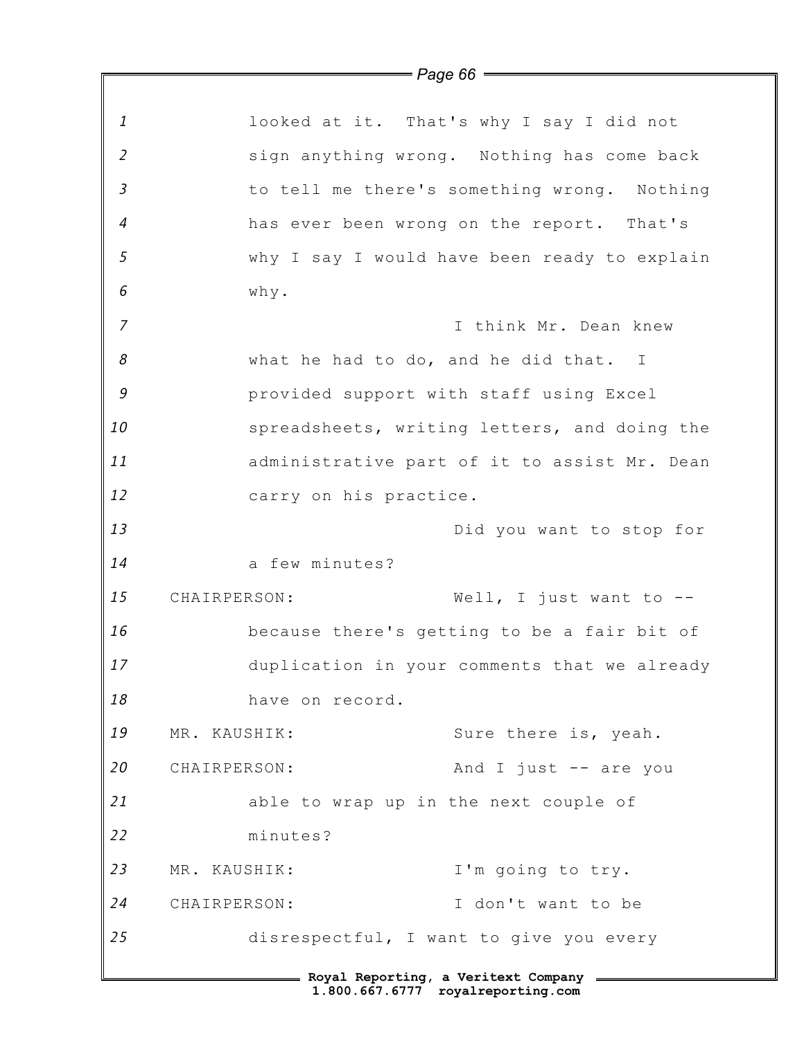looked at it. That's why I say I did not sign anything wrong. Nothing has come back to tell me there's something wrong. Nothing has ever been wrong on the report. That's why I say I would have been ready to explain why.

I think Mr. Dean knew what he had to do, and he did that. I provided support with staff using Excel spreadsheets, writing letters, and doing the administrative part of it to assist Mr. Dean carry on his practice.

Did you want to stop for a few minutes?

CHAIRPERSON: Well, I just want to -- because there's getting to be a fair bit of duplication in your comments that we already have on record.

MR. KAUSHIK: Sure there is, yeah.

CHAIRPERSON: And I just -- are you able to wrap up in the next couple of minutes?

MR. KAUSHIK: I'm going to try.

CHAIRPERSON: I don't want to be disrespectful, I want to give you every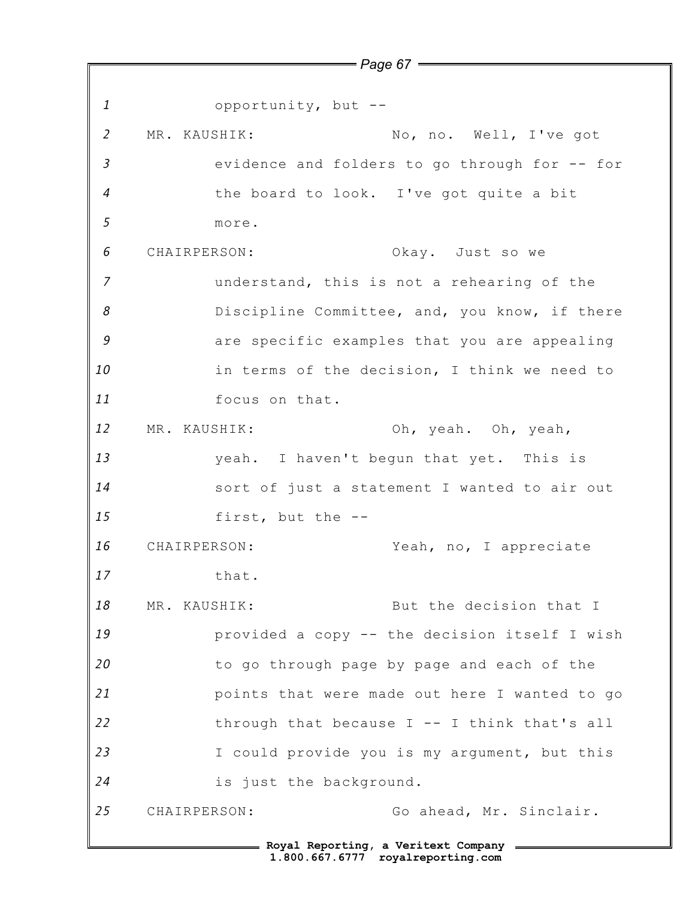opportunity, but --

MR. KAUSHIK: No, no. Well, I've got evidence and folders to go through for -- for the board to look. I've got quite a bit more.

CHAIRPERSON: Okay. Just so we understand, this is not a rehearing of the Discipline Committee, and, you know, if there are specific examples that you are appealing in terms of the decision, I think we need to focus on that.

MR. KAUSHIK: Oh, yeah. Oh, yeah, yeah. I haven't begun that yet. This is sort of just a statement I wanted to air out first, but the --

CHAIRPERSON: Yeah, no, I appreciate that.

MR. KAUSHIK: But the decision that I provided a copy -- the decision itself I wish to go through page by page and each of the points that were made out here I wanted to go through that because I -- I think that's all I could provide you is my argument, but this is just the background.

CHAIRPERSON: Go ahead, Mr. Sinclair.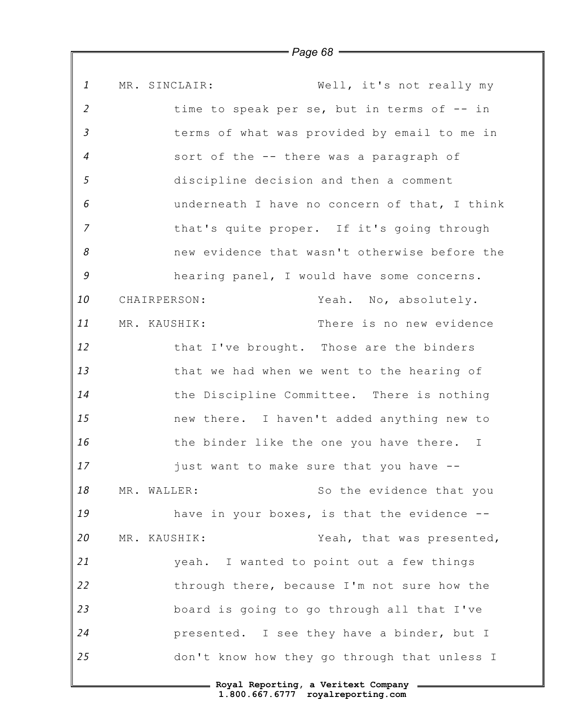MR. SINCLAIR: Well, it's not really my time to speak per se, but in terms of -- in terms of what was provided by email to me in sort of the -- there was a paragraph of discipline decision and then a comment underneath I have no concern of that, I think that's quite proper. If it's going through new evidence that wasn't otherwise before the hearing panel, I would have some concerns.

CHAIRPERSON: Yeah. No, absolutely.

MR. KAUSHIK: There is no new evidence that I've brought. Those are the binders that we had when we went to the hearing of the Discipline Committee. There is nothing new there. I haven't added anything new to the binder like the one you have there. I just want to make sure that you have --

MR. WALLER: So the evidence that you have in your boxes, is that the evidence --

MR. KAUSHIK: Yeah, that was presented, yeah. I wanted to point out a few things through there, because I'm not sure how the board is going to go through all that I've presented. I see they have a binder, but I don't know how they go through that unless I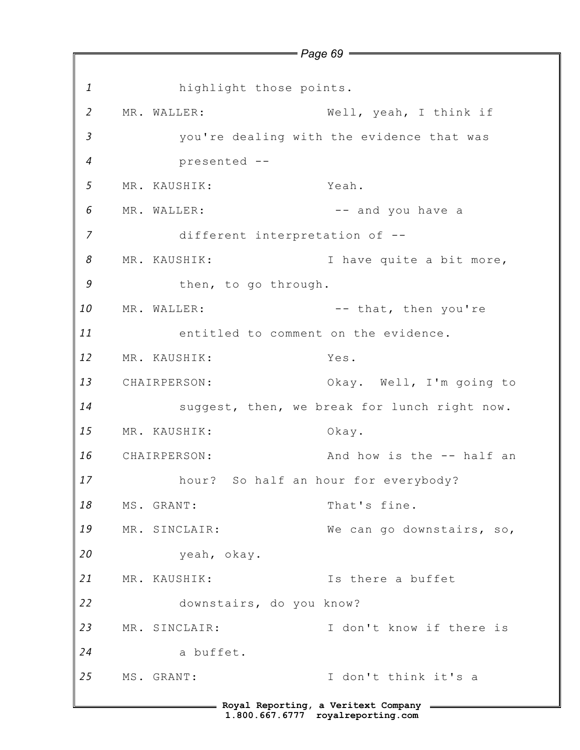1 highlight those points.

2 MR. WALLER: Well, yeah, I think if

3 you're dealing with the evidence that was

4 presented --

5 MR. KAUSHIK: Yeah.

6 MR. WALLER: -- and you have a

7 different interpretation of --

8 MR. KAUSHIK: I have quite a bit more,

9 then, to go through.

10 MR. WALLER: -- that, then you're

11 entitled to comment on the evidence.

12 MR. KAUSHIK: Yes.

13 CHAIRPERSON: Okay. Well, I'm going to

14 suggest, then, we break for lunch right now.

15 MR. KAUSHIK: Okay.

16 CHAIRPERSON: And how is the -- half an

17 hour? So half an hour for everybody?

18 MS. GRANT: That's fine.

19 MR. SINCLAIR: We can go downstairs, so,

20 yeah, okay.

21 MR. KAUSHIK: Is there a buffet

22 downstairs, do you know?

23 MR. SINCLAIR: I don't know if there is

24 a buffet.

25 MS. GRANT: I don't think it's a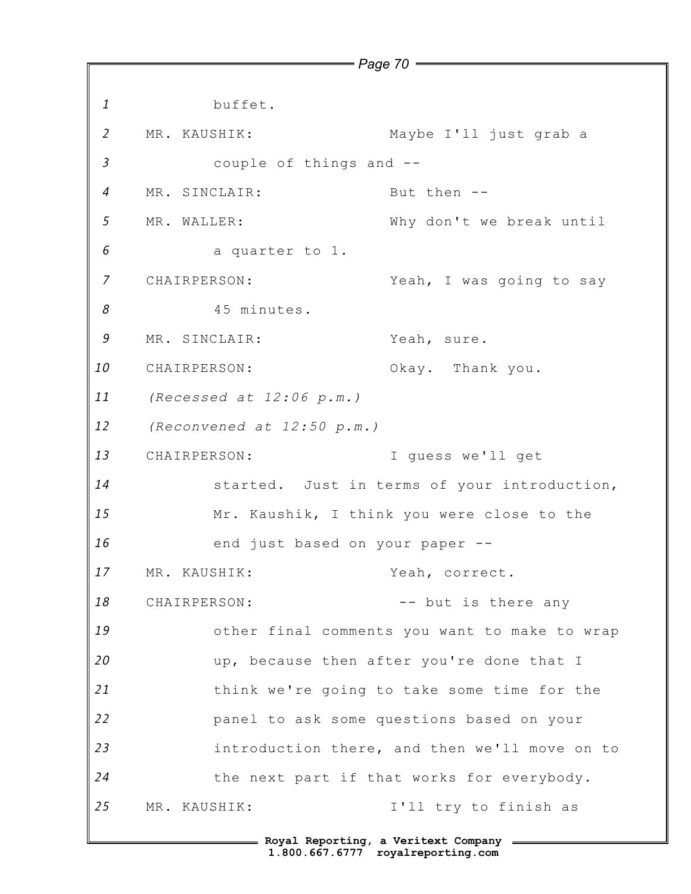buffet.

MR. KAUSHIK: Maybe I'll just grab a couple of things and --

MR. SINCLAIR: But then --

MR. WALLER: Why don't we break until a quarter to 1.

CHAIRPERSON: Yeah, I was going to say 45 minutes.

MR. SINCLAIR: Yeah, sure.

CHAIRPERSON: Okay. Thank you.

*(Recessed at 12:06 p.m.)*

*(Reconvened at 12:50 p.m.)*

CHAIRPERSON: I guess we'll get started. Just in terms of your introduction, Mr. Kaushik, I think you were close to the end just based on your paper --

MR. KAUSHIK: Yeah, correct.

CHAIRPERSON: -- but is there any other final comments you want to make to wrap up, because then after you're done that I think we're going to take some time for the panel to ask some questions based on your introduction there, and then we'll move on to the next part if that works for everybody.

MR. KAUSHIK: I'll try to finish as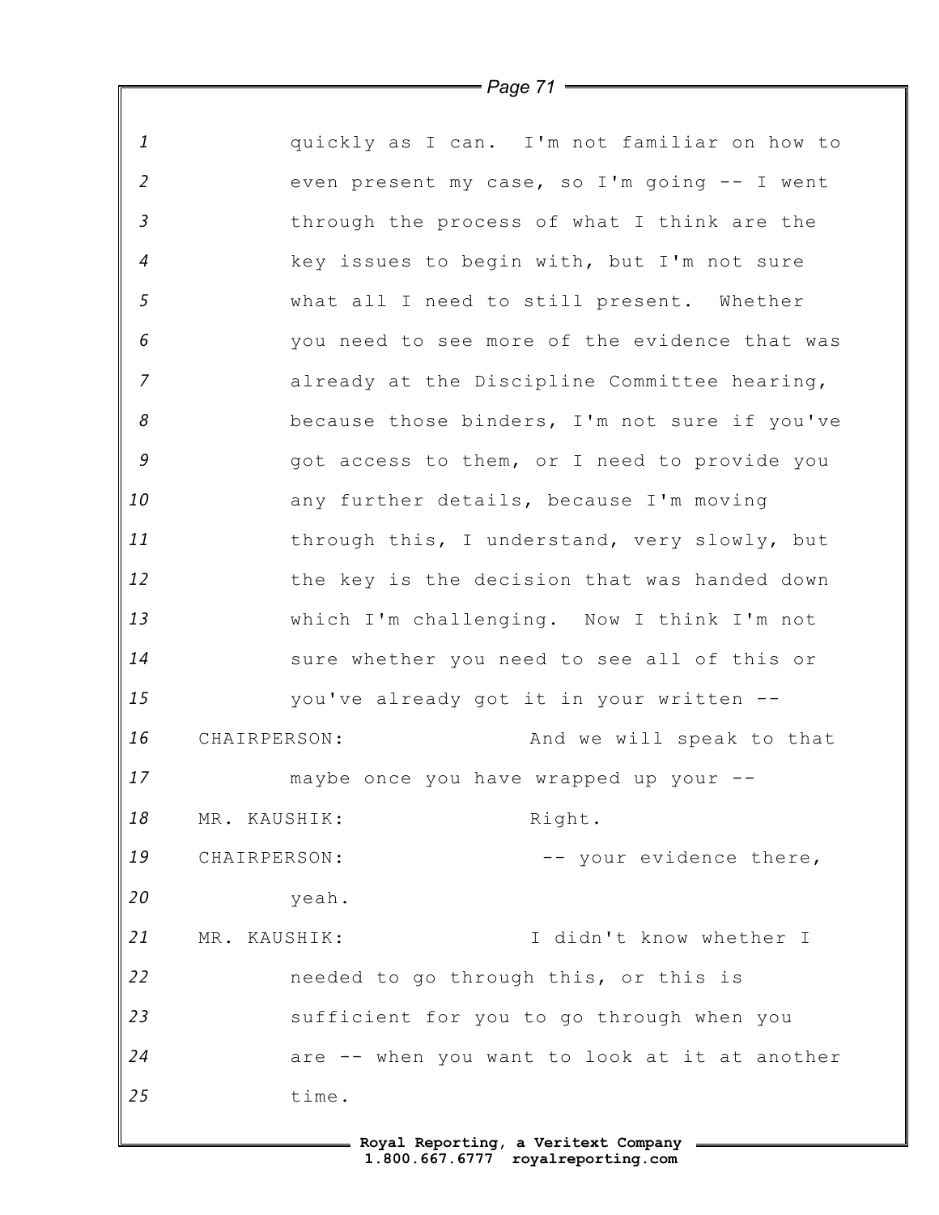1 quickly as I can. I'm not familiar on how to
2 even present my case, so I'm going -- I went
3 through the process of what I think are the
4 key issues to begin with, but I'm not sure
5 what all I need to still present. Whether
6 you need to see more of the evidence that was
7 already at the Discipline Committee hearing,
8 because those binders, I'm not sure if you've
9 got access to them, or I need to provide you
10 any further details, because I'm moving
11 through this, I understand, very slowly, but
12 the key is the decision that was handed down
13 which I'm challenging. Now I think I'm not
14 sure whether you need to see all of this or
15 you've already got it in your written --
16 CHAIRPERSON: And we will speak to that
17 maybe once you have wrapped up your --
18 MR. KAUSHIK: Right.
19 CHAIRPERSON: -- your evidence there,
20 yeah.
21 MR. KAUSHIK: I didn't know whether I
22 needed to go through this, or this is
23 sufficient for you to go through when you
24 are -- when you want to look at it at another
25 time.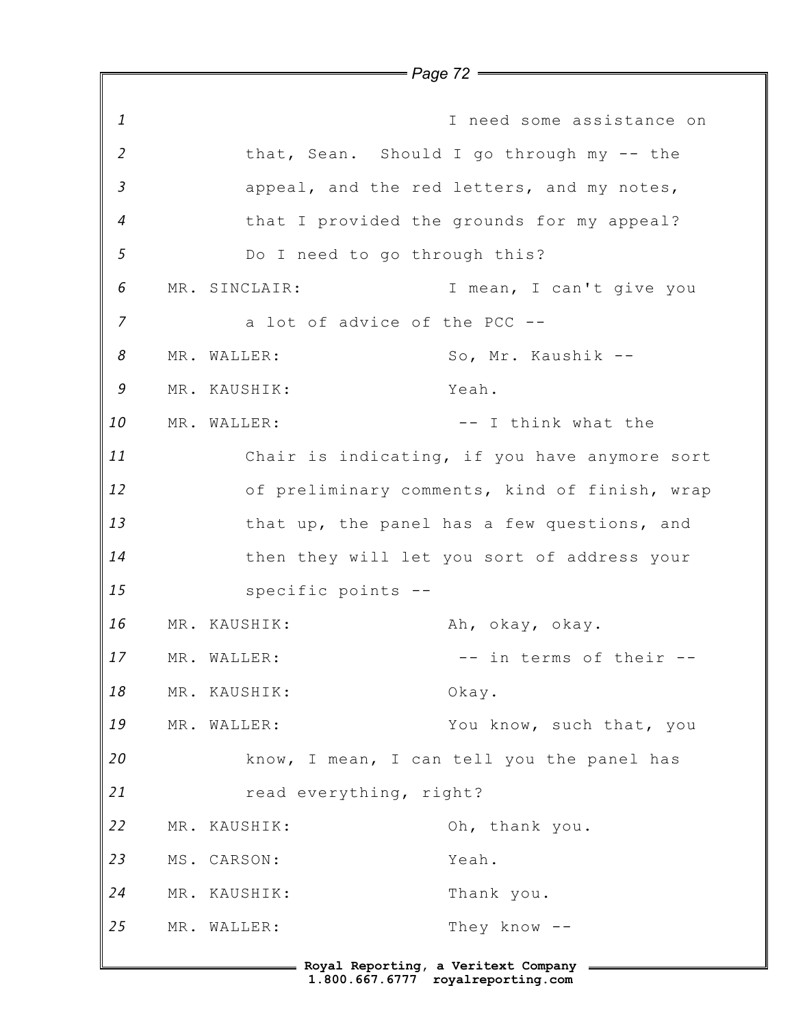I need some assistance on that, Sean. Should I go through my -- the appeal, and the red letters, and my notes, that I provided the grounds for my appeal? Do I need to go through this?

MR. SINCLAIR: I mean, I can't give you a lot of advice of the PCC --

MR. WALLER: So, Mr. Kaushik --

MR. KAUSHIK: Yeah.

MR. WALLER: -- I think what the Chair is indicating, if you have anymore sort of preliminary comments, kind of finish, wrap that up, the panel has a few questions, and then they will let you sort of address your specific points --

MR. KAUSHIK: Ah, okay, okay.

MR. WALLER: -- in terms of their --

MR. KAUSHIK: Okay.

MR. WALLER: You know, such that, you know, I mean, I can tell you the panel has read everything, right?

MR. KAUSHIK: Oh, thank you.

MS. CARSON: Yeah.

MR. KAUSHIK: Thank you.

MR. WALLER: They know --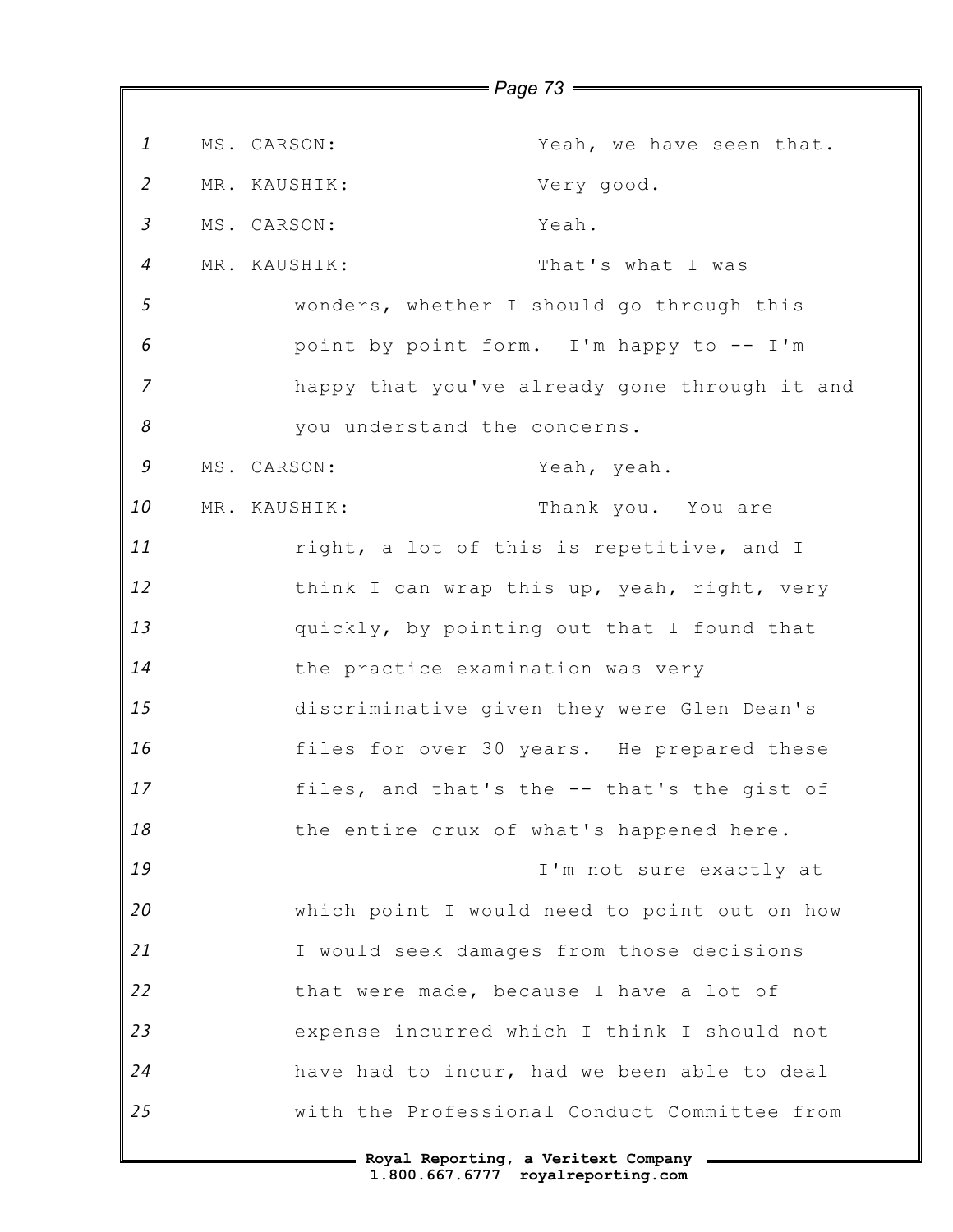MS. CARSON: Yeah, we have seen that.

MR. KAUSHIK: Very good.

MS. CARSON: Yeah.

MR. KAUSHIK: That's what I was wonders, whether I should go through this point by point form. I'm happy to -- I'm happy that you've already gone through it and you understand the concerns.

MS. CARSON: Yeah, yeah.

MR. KAUSHIK: Thank you. You are right, a lot of this is repetitive, and I think I can wrap this up, yeah, right, very quickly, by pointing out that I found that the practice examination was very discriminative given they were Glen Dean's files for over 30 years. He prepared these files, and that's the -- that's the gist of the entire crux of what's happened here.

I'm not sure exactly at which point I would need to point out on how I would seek damages from those decisions that were made, because I have a lot of expense incurred which I think I should not have had to incur, had we been able to deal with the Professional Conduct Committee from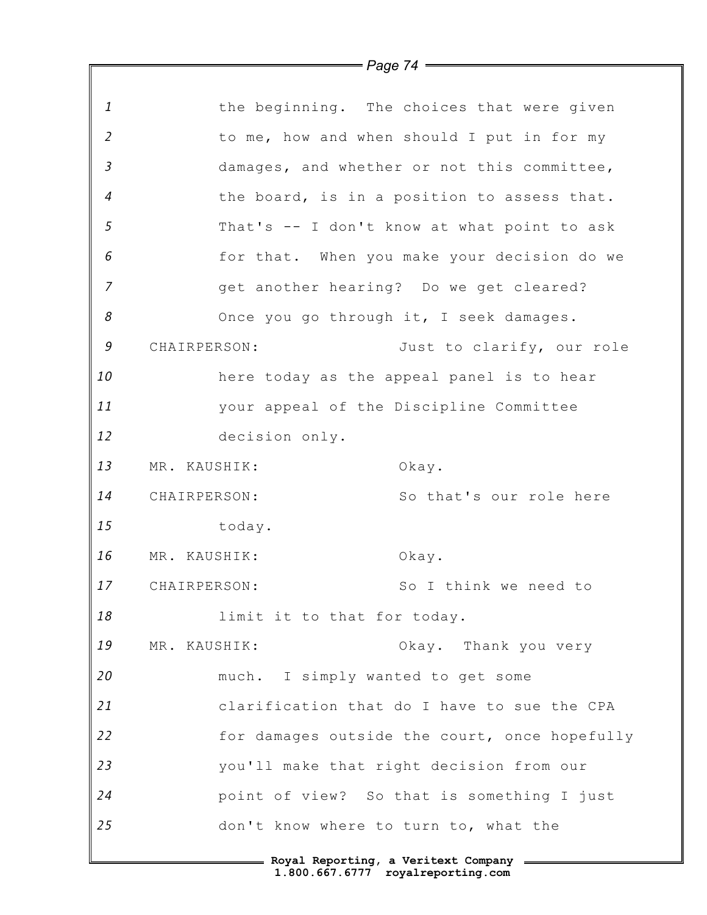the beginning. The choices that were given to me, how and when should I put in for my damages, and whether or not this committee, the board, is in a position to assess that. That's -- I don't know at what point to ask for that. When you make your decision do we get another hearing? Do we get cleared? Once you go through it, I seek damages.

CHAIRPERSON: Just to clarify, our role here today as the appeal panel is to hear your appeal of the Discipline Committee decision only.

MR. KAUSHIK: Okay.

CHAIRPERSON: So that's our role here today.

MR. KAUSHIK: Okay.

CHAIRPERSON: So I think we need to limit it to that for today.

MR. KAUSHIK: Okay. Thank you very much. I simply wanted to get some clarification that do I have to sue the CPA for damages outside the court, once hopefully you'll make that right decision from our point of view? So that is something I just don't know where to turn to, what the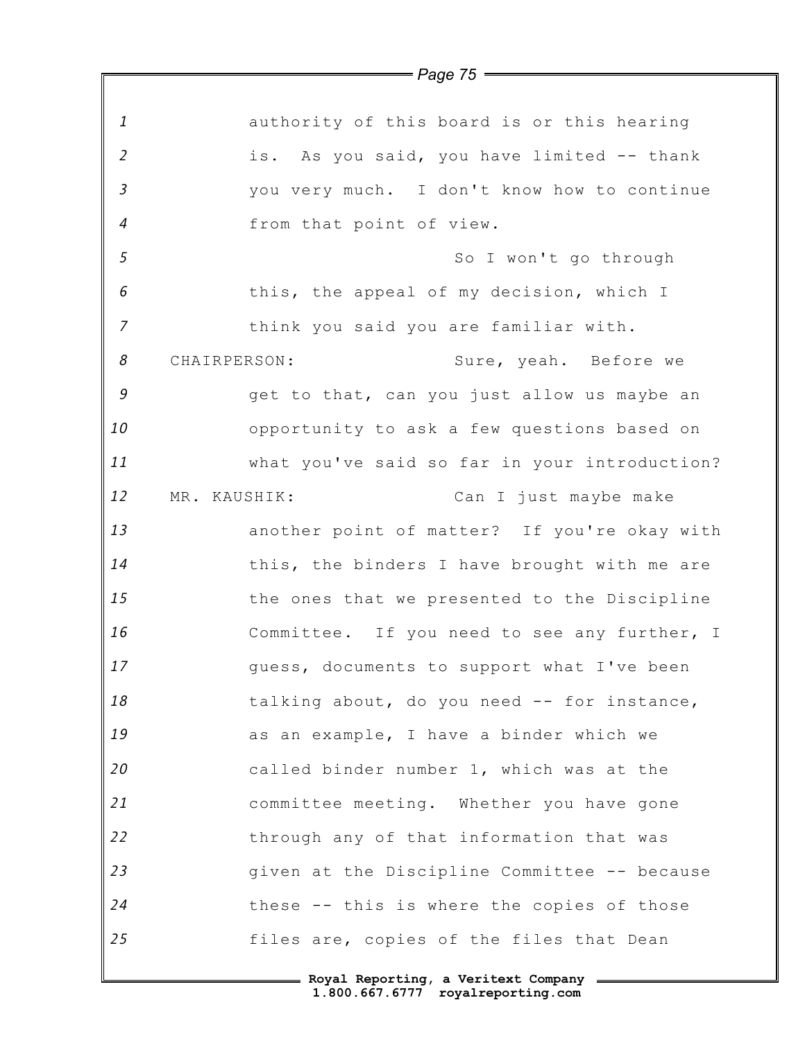authority of this board is or this hearing is. As you said, you have limited -- thank you very much. I don't know how to continue from that point of view.

So I won't go through this, the appeal of my decision, which I think you said you are familiar with.

CHAIRPERSON: Sure, yeah. Before we get to that, can you just allow us maybe an opportunity to ask a few questions based on what you've said so far in your introduction?

MR. KAUSHIK: Can I just maybe make another point of matter? If you're okay with this, the binders I have brought with me are the ones that we presented to the Discipline Committee. If you need to see any further, I guess, documents to support what I've been talking about, do you need -- for instance, as an example, I have a binder which we called binder number 1, which was at the committee meeting. Whether you have gone through any of that information that was given at the Discipline Committee -- because these -- this is where the copies of those files are, copies of the files that Dean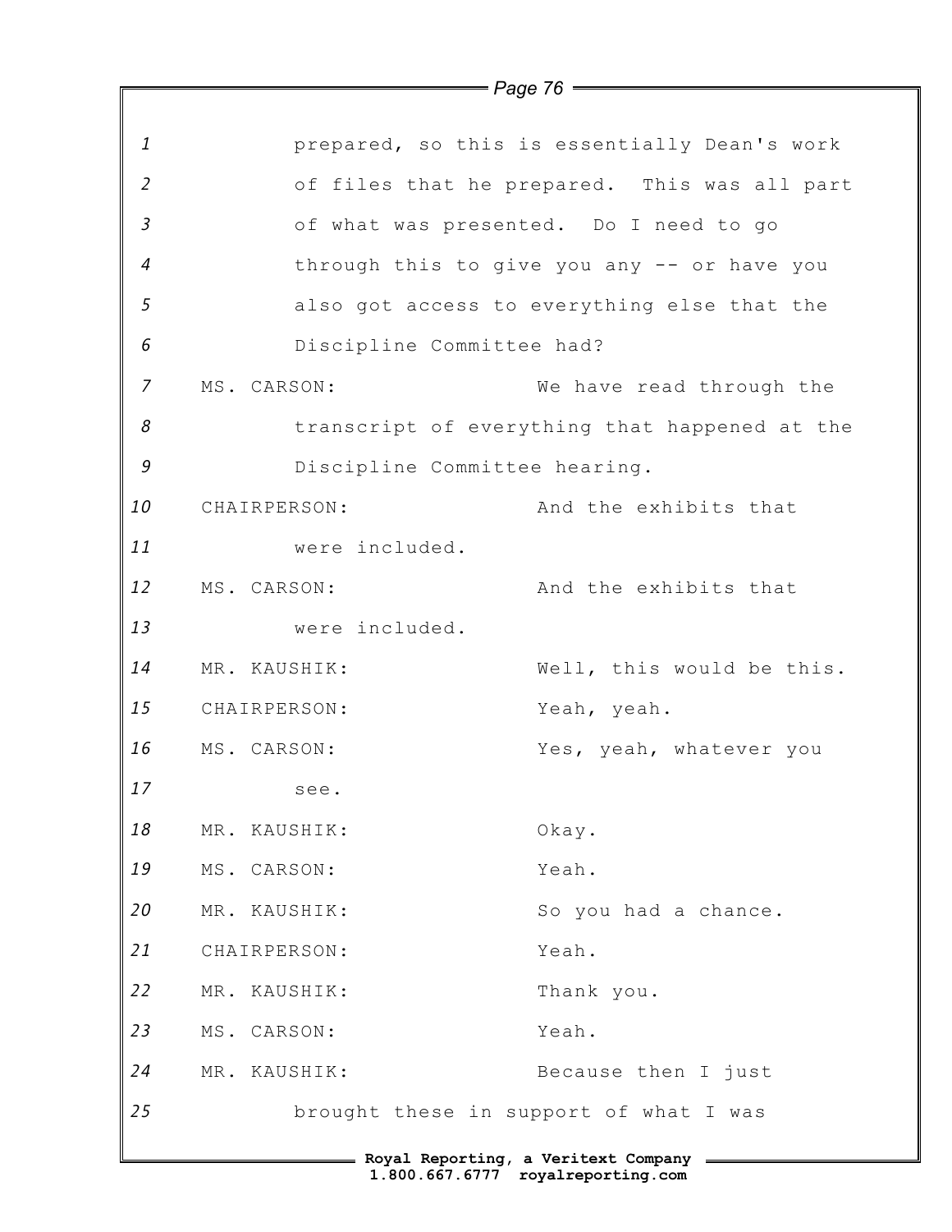1 prepared, so this is essentially Dean's work
2 of files that he prepared. This was all part
3 of what was presented. Do I need to go
4 through this to give you any -- or have you
5 also got access to everything else that the
6 Discipline Committee had?
7 MS. CARSON: We have read through the
8 transcript of everything that happened at the
9 Discipline Committee hearing.
10 CHAIRPERSON: And the exhibits that
11 were included.
12 MS. CARSON: And the exhibits that
13 were included.
14 MR. KAUSHIK: Well, this would be this.
15 CHAIRPERSON: Yeah, yeah.
16 MS. CARSON: Yes, yeah, whatever you
17 see.
18 MR. KAUSHIK: Okay.
19 MS. CARSON: Yeah.
20 MR. KAUSHIK: So you had a chance.
21 CHAIRPERSON: Yeah.
22 MR. KAUSHIK: Thank you.
23 MS. CARSON: Yeah.
24 MR. KAUSHIK: Because then I just
25 brought these in support of what I was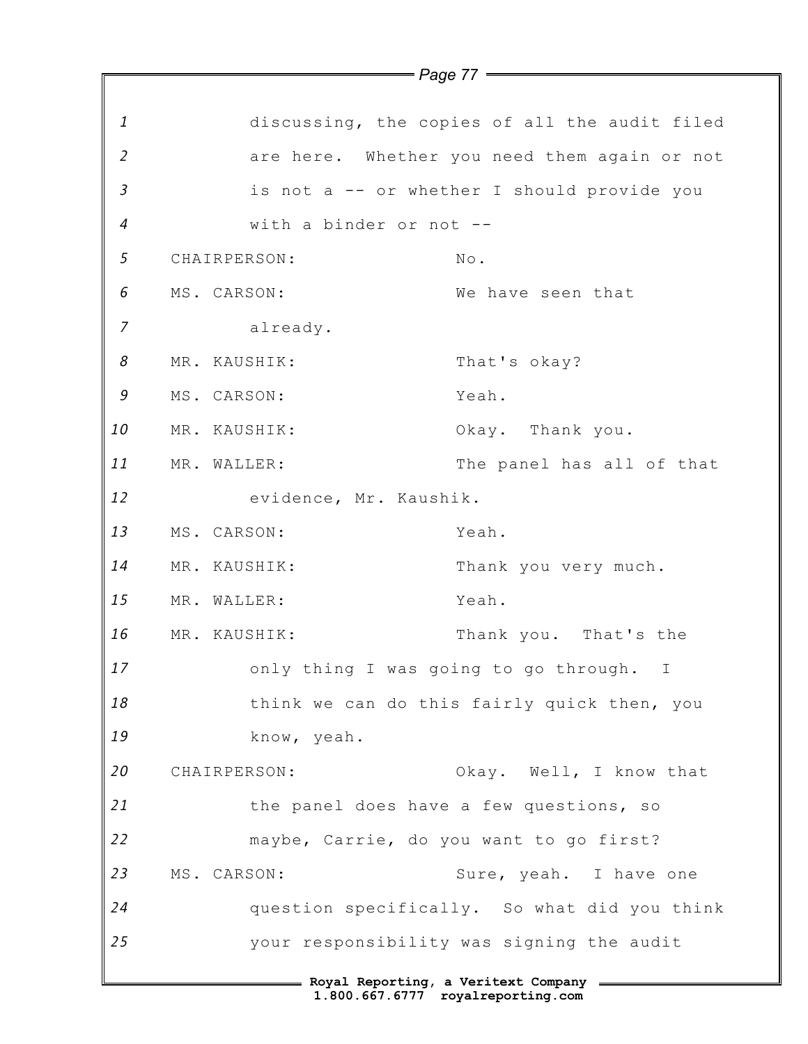discussing, the copies of all the audit filed are here. Whether you need them again or not is not a -- or whether I should provide you with a binder or not --

CHAIRPERSON: No.

MS. CARSON: We have seen that already.

MR. KAUSHIK: That's okay?

MS. CARSON: Yeah.

MR. KAUSHIK: Okay. Thank you.

MR. WALLER: The panel has all of that evidence, Mr. Kaushik.

MS. CARSON: Yeah.

MR. KAUSHIK: Thank you very much.

MR. WALLER: Yeah.

MR. KAUSHIK: Thank you. That's the only thing I was going to go through. I think we can do this fairly quick then, you know, yeah.

CHAIRPERSON: Okay. Well, I know that the panel does have a few questions, so maybe, Carrie, do you want to go first?

MS. CARSON: Sure, yeah. I have one question specifically. So what did you think your responsibility was signing the audit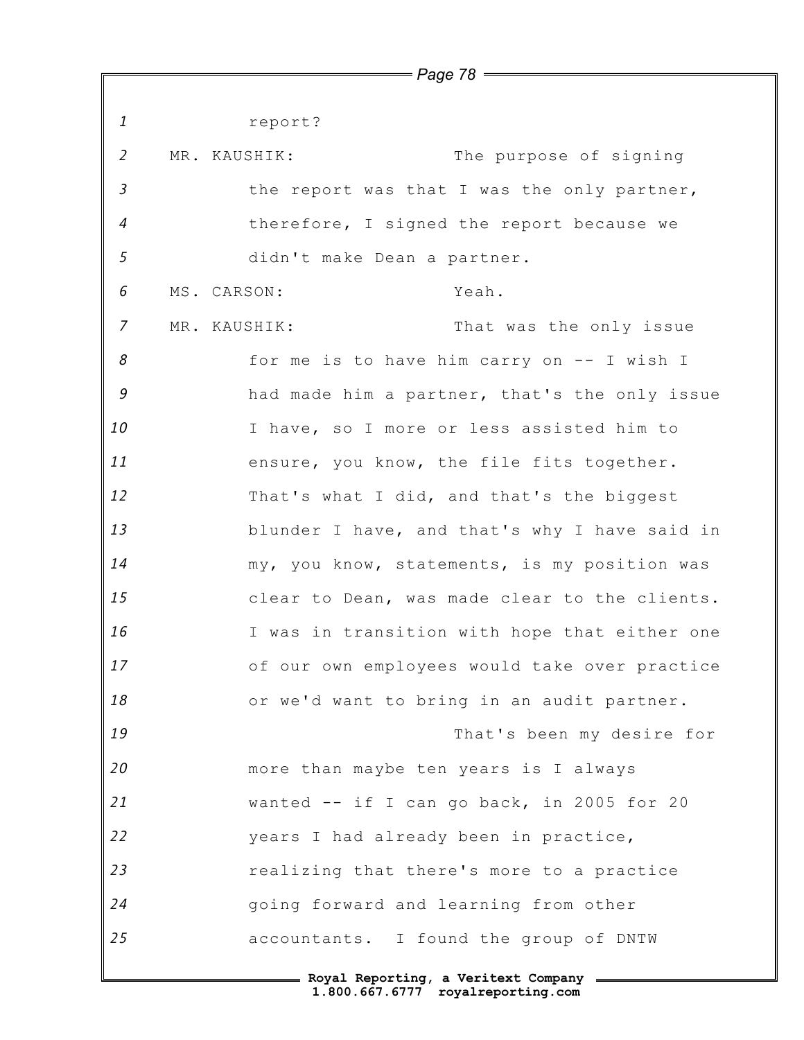report?

MR. KAUSHIK: The purpose of signing the report was that I was the only partner, therefore, I signed the report because we didn't make Dean a partner.

MS. CARSON: Yeah.

MR. KAUSHIK: That was the only issue for me is to have him carry on -- I wish I had made him a partner, that's the only issue I have, so I more or less assisted him to ensure, you know, the file fits together. That's what I did, and that's the biggest blunder I have, and that's why I have said in my, you know, statements, is my position was clear to Dean, was made clear to the clients. I was in transition with hope that either one of our own employees would take over practice or we'd want to bring in an audit partner.

That's been my desire for more than maybe ten years is I always wanted -- if I can go back, in 2005 for 20 years I had already been in practice, realizing that there's more to a practice going forward and learning from other accountants. I found the group of DNTW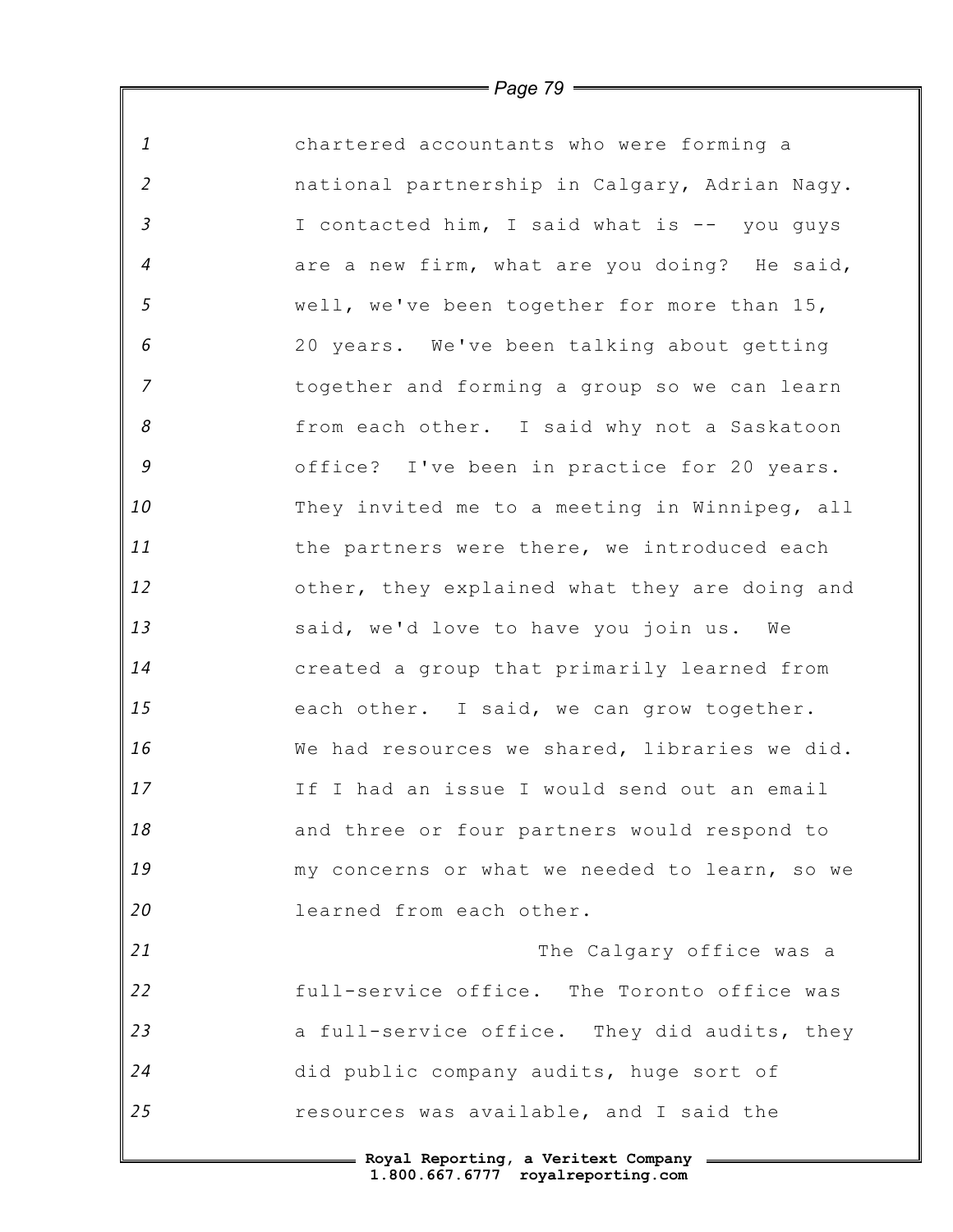chartered accountants who were forming a national partnership in Calgary, Adrian Nagy. I contacted him, I said what is -- you guys are a new firm, what are you doing? He said, well, we've been together for more than 15, 20 years. We've been talking about getting together and forming a group so we can learn from each other. I said why not a Saskatoon office? I've been in practice for 20 years. They invited me to a meeting in Winnipeg, all the partners were there, we introduced each other, they explained what they are doing and said, we'd love to have you join us. We created a group that primarily learned from each other. I said, we can grow together. We had resources we shared, libraries we did. If I had an issue I would send out an email and three or four partners would respond to my concerns or what we needed to learn, so we learned from each other.

The Calgary office was a full-service office. The Toronto office was a full-service office. They did audits, they did public company audits, huge sort of resources was available, and I said the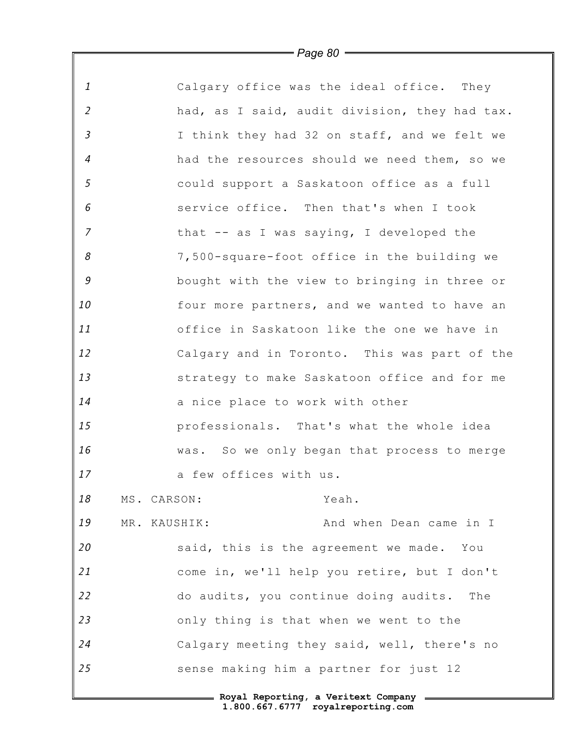Calgary office was the ideal office. They had, as I said, audit division, they had tax. I think they had 32 on staff, and we felt we had the resources should we need them, so we could support a Saskatoon office as a full service office. Then that's when I took that -- as I was saying, I developed the 7,500-square-foot office in the building we bought with the view to bringing in three or four more partners, and we wanted to have an office in Saskatoon like the one we have in Calgary and in Toronto. This was part of the strategy to make Saskatoon office and for me a nice place to work with other professionals. That's what the whole idea was. So we only began that process to merge a few offices with us.

MS. CARSON: Yeah.

MR. KAUSHIK: And when Dean came in I said, this is the agreement we made. You come in, we'll help you retire, but I don't do audits, you continue doing audits. The only thing is that when we went to the Calgary meeting they said, well, there's no sense making him a partner for just 12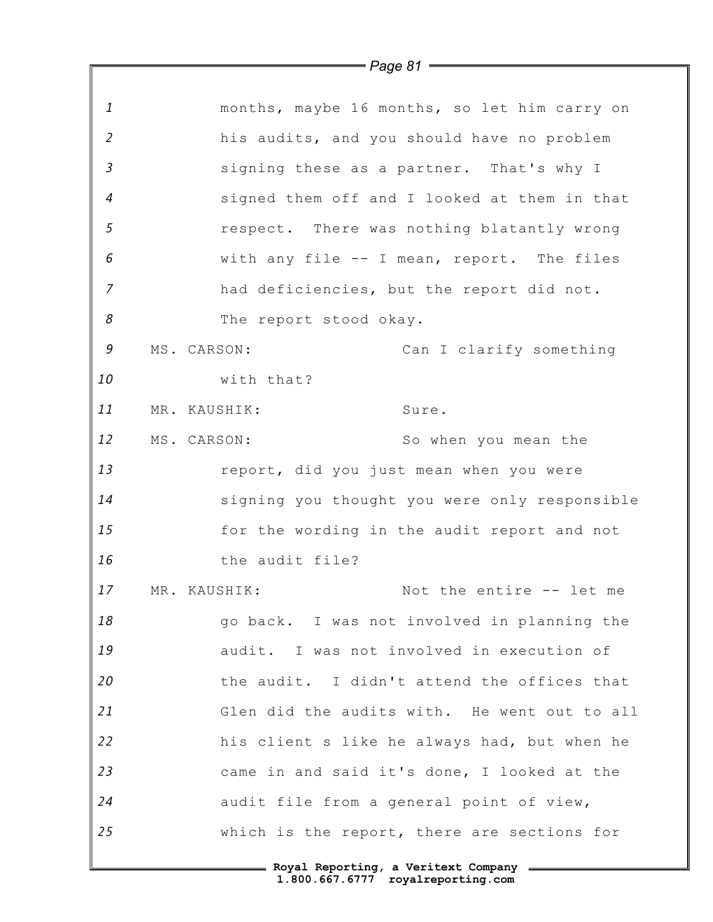months, maybe 16 months, so let him carry on his audits, and you should have no problem signing these as a partner. That's why I signed them off and I looked at them in that respect. There was nothing blatantly wrong with any file -- I mean, report. The files had deficiencies, but the report did not. The report stood okay.

MS. CARSON: Can I clarify something with that?

MR. KAUSHIK: Sure.

MS. CARSON: So when you mean the report, did you just mean when you were signing you thought you were only responsible for the wording in the audit report and not the audit file?

MR. KAUSHIK: Not the entire -- let me go back. I was not involved in planning the audit. I was not involved in execution of the audit. I didn't attend the offices that Glen did the audits with. He went out to all his client s like he always had, but when he came in and said it's done, I looked at the audit file from a general point of view, which is the report, there are sections for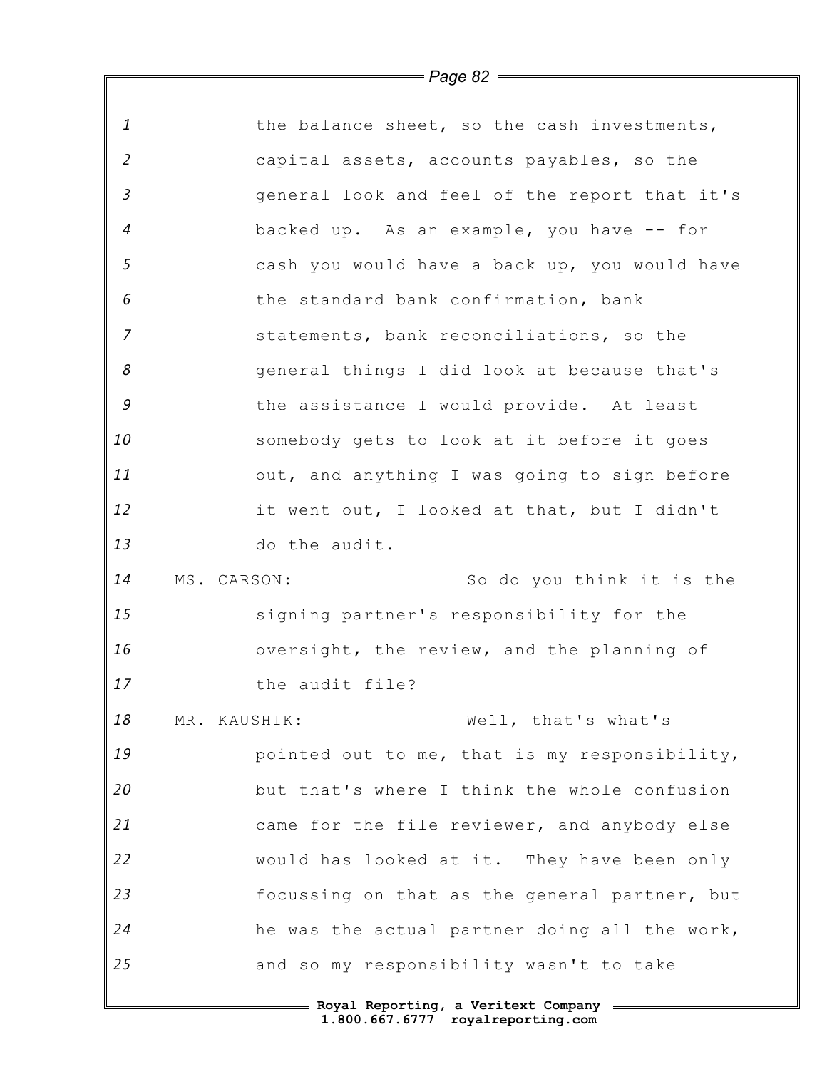the balance sheet, so the cash investments, capital assets, accounts payables, so the general look and feel of the report that it's backed up. As an example, you have -- for cash you would have a back up, you would have the standard bank confirmation, bank statements, bank reconciliations, so the general things I did look at because that's the assistance I would provide. At least somebody gets to look at it before it goes out, and anything I was going to sign before it went out, I looked at that, but I didn't do the audit.

MS. CARSON: So do you think it is the signing partner's responsibility for the oversight, the review, and the planning of the audit file?

MR. KAUSHIK: Well, that's what's pointed out to me, that is my responsibility, but that's where I think the whole confusion came for the file reviewer, and anybody else would has looked at it. They have been only focussing on that as the general partner, but he was the actual partner doing all the work, and so my responsibility wasn't to take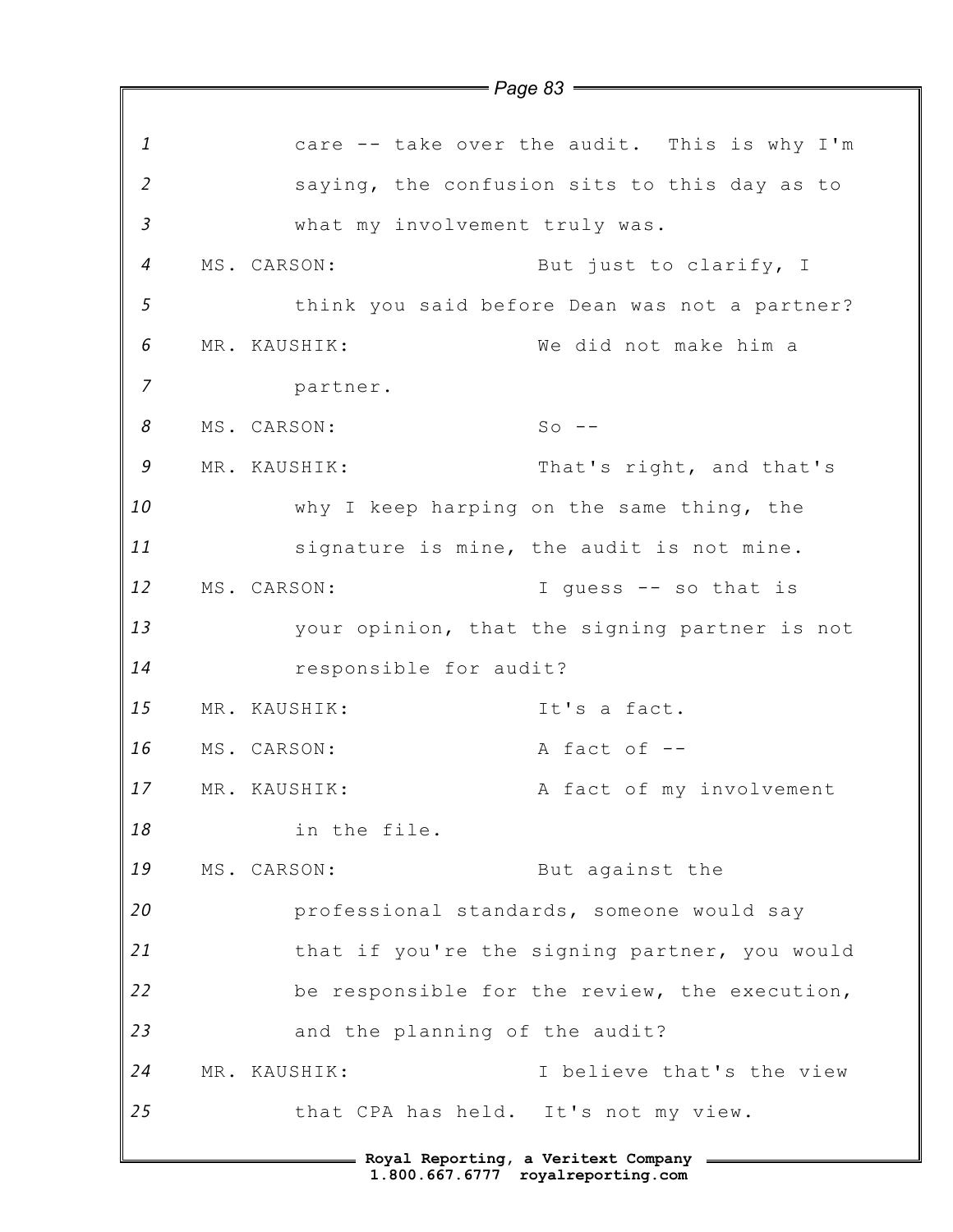care -- take over the audit. This is why I'm saying, the confusion sits to this day as to what my involvement truly was.

MS. CARSON: But just to clarify, I think you said before Dean was not a partner?

MR. KAUSHIK: We did not make him a partner.

MS. CARSON: So --

MR. KAUSHIK: That's right, and that's why I keep harping on the same thing, the signature is mine, the audit is not mine.

MS. CARSON: I guess -- so that is your opinion, that the signing partner is not responsible for audit?

MR. KAUSHIK: It's a fact.

MS. CARSON: A fact of --

MR. KAUSHIK: A fact of my involvement in the file.

MS. CARSON: But against the professional standards, someone would say that if you're the signing partner, you would be responsible for the review, the execution, and the planning of the audit?

MR. KAUSHIK: I believe that's the view that CPA has held. It's not my view.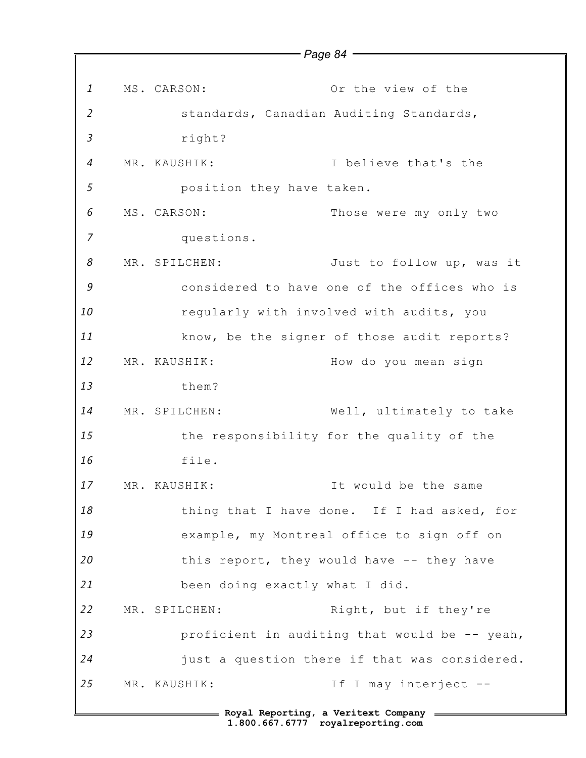MS. CARSON: Or the view of the standards, Canadian Auditing Standards, right?

MR. KAUSHIK: I believe that's the position they have taken.

MS. CARSON: Those were my only two questions.

MR. SPILCHEN: Just to follow up, was it considered to have one of the offices who is regularly with involved with audits, you know, be the signer of those audit reports?

MR. KAUSHIK: How do you mean sign them?

MR. SPILCHEN: Well, ultimately to take the responsibility for the quality of the file.

MR. KAUSHIK: It would be the same thing that I have done. If I had asked, for example, my Montreal office to sign off on this report, they would have -- they have been doing exactly what I did.

MR. SPILCHEN: Right, but if they're proficient in auditing that would be -- yeah, just a question there if that was considered.

MR. KAUSHIK: If I may interject --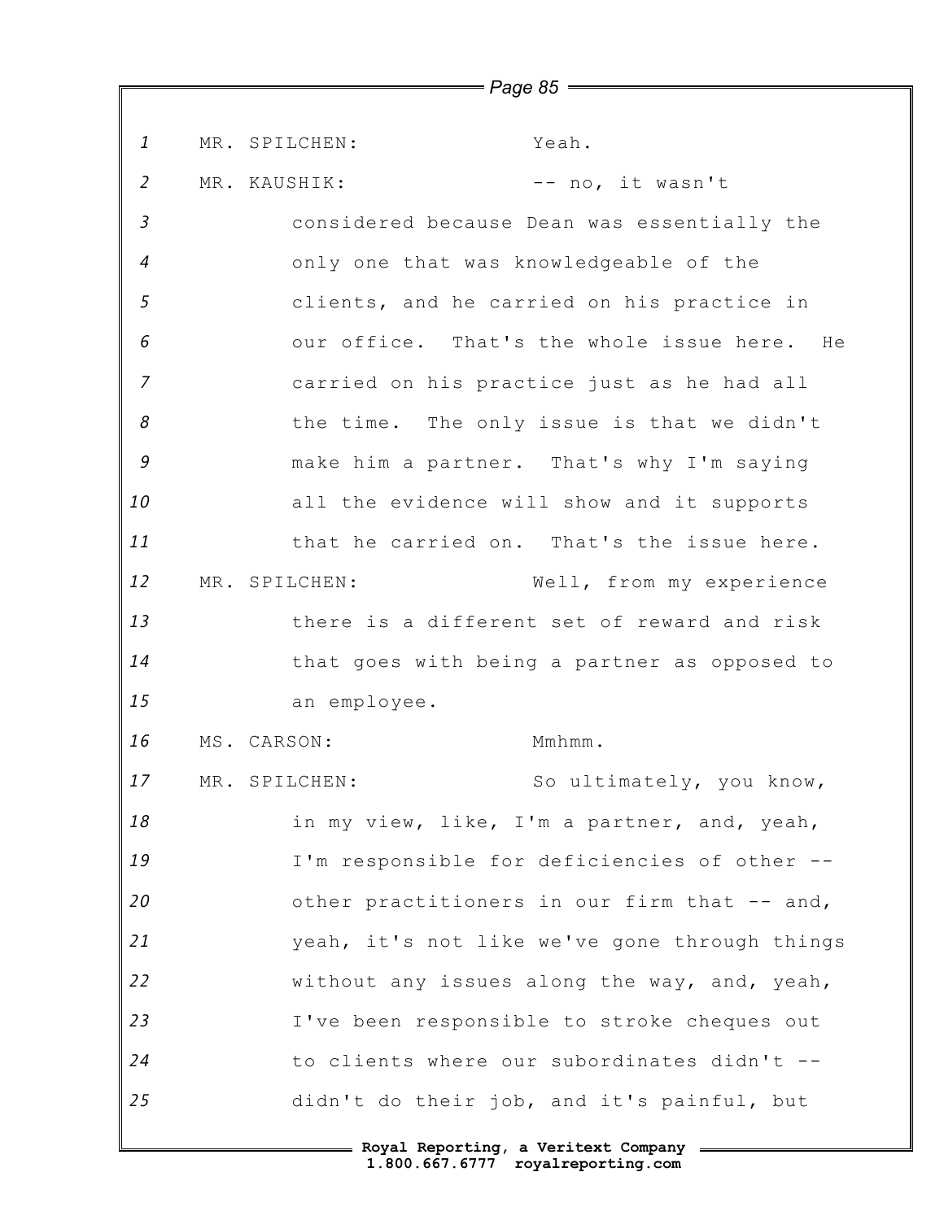MR. SPILCHEN: Yeah.

MR. KAUSHIK: -- no, it wasn't considered because Dean was essentially the only one that was knowledgeable of the clients, and he carried on his practice in our office. That's the whole issue here. He carried on his practice just as he had all the time. The only issue is that we didn't make him a partner. That's why I'm saying all the evidence will show and it supports that he carried on. That's the issue here.

MR. SPILCHEN: Well, from my experience there is a different set of reward and risk that goes with being a partner as opposed to an employee.

MS. CARSON: Mmhmm.

MR. SPILCHEN: So ultimately, you know, in my view, like, I'm a partner, and, yeah, I'm responsible for deficiencies of other -- other practitioners in our firm that -- and, yeah, it's not like we've gone through things without any issues along the way, and, yeah, I've been responsible to stroke cheques out to clients where our subordinates didn't -- didn't do their job, and it's painful, but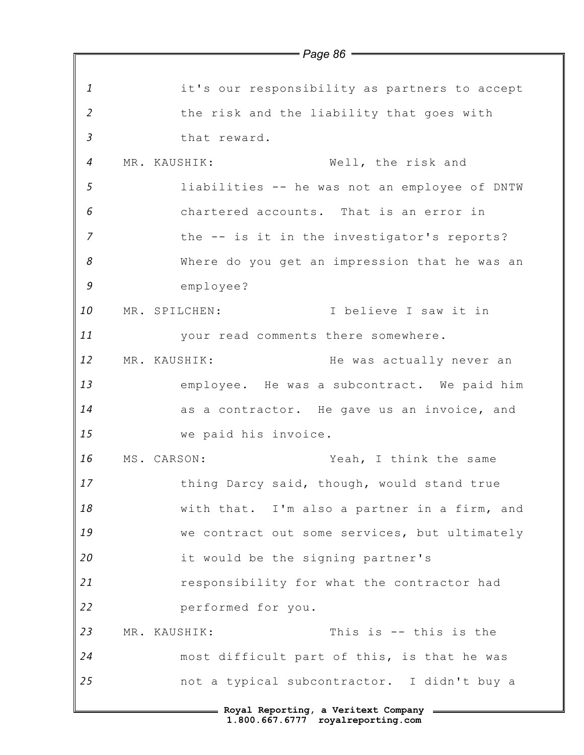it's our responsibility as partners to accept the risk and the liability that goes with that reward.

MR. KAUSHIK: Well, the risk and liabilities -- he was not an employee of DNTW chartered accounts. That is an error in the -- is it in the investigator's reports? Where do you get an impression that he was an employee?

MR. SPILCHEN: I believe I saw it in your read comments there somewhere.

MR. KAUSHIK: He was actually never an employee. He was a subcontract. We paid him as a contractor. He gave us an invoice, and we paid his invoice.

MS. CARSON: Yeah, I think the same thing Darcy said, though, would stand true with that. I'm also a partner in a firm, and we contract out some services, but ultimately it would be the signing partner's responsibility for what the contractor had performed for you.

MR. KAUSHIK: This is -- this is the most difficult part of this, is that he was not a typical subcontractor. I didn't buy a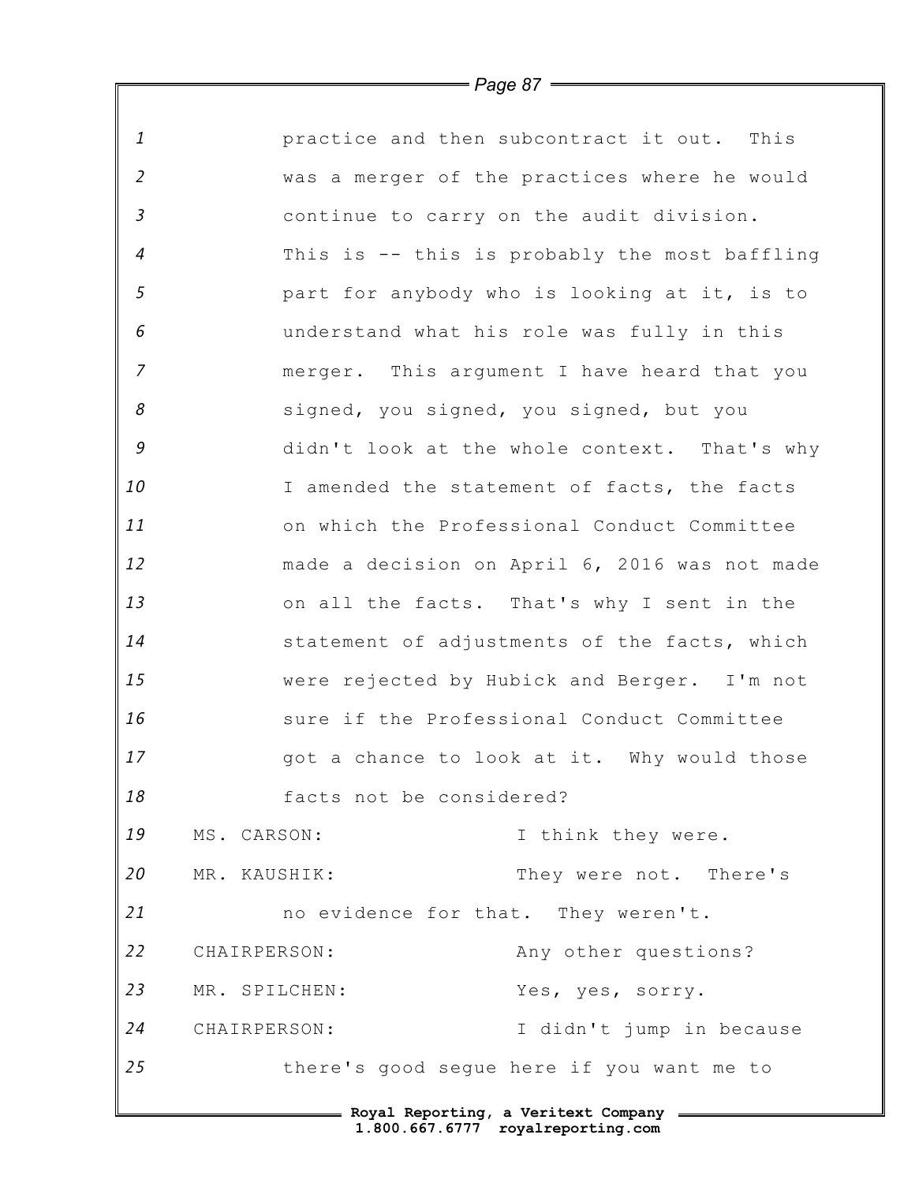practice and then subcontract it out. This was a merger of the practices where he would continue to carry on the audit division. This is -- this is probably the most baffling part for anybody who is looking at it, is to understand what his role was fully in this merger. This argument I have heard that you signed, you signed, you signed, but you didn't look at the whole context. That's why I amended the statement of facts, the facts on which the Professional Conduct Committee made a decision on April 6, 2016 was not made on all the facts. That's why I sent in the statement of adjustments of the facts, which were rejected by Hubick and Berger. I'm not sure if the Professional Conduct Committee got a chance to look at it. Why would those facts not be considered?

MS. CARSON: I think they were.

MR. KAUSHIK: They were not. There's no evidence for that. They weren't.

CHAIRPERSON: Any other questions?

MR. SPILCHEN: Yes, yes, sorry.

CHAIRPERSON: I didn't jump in because there's good segue here if you want me to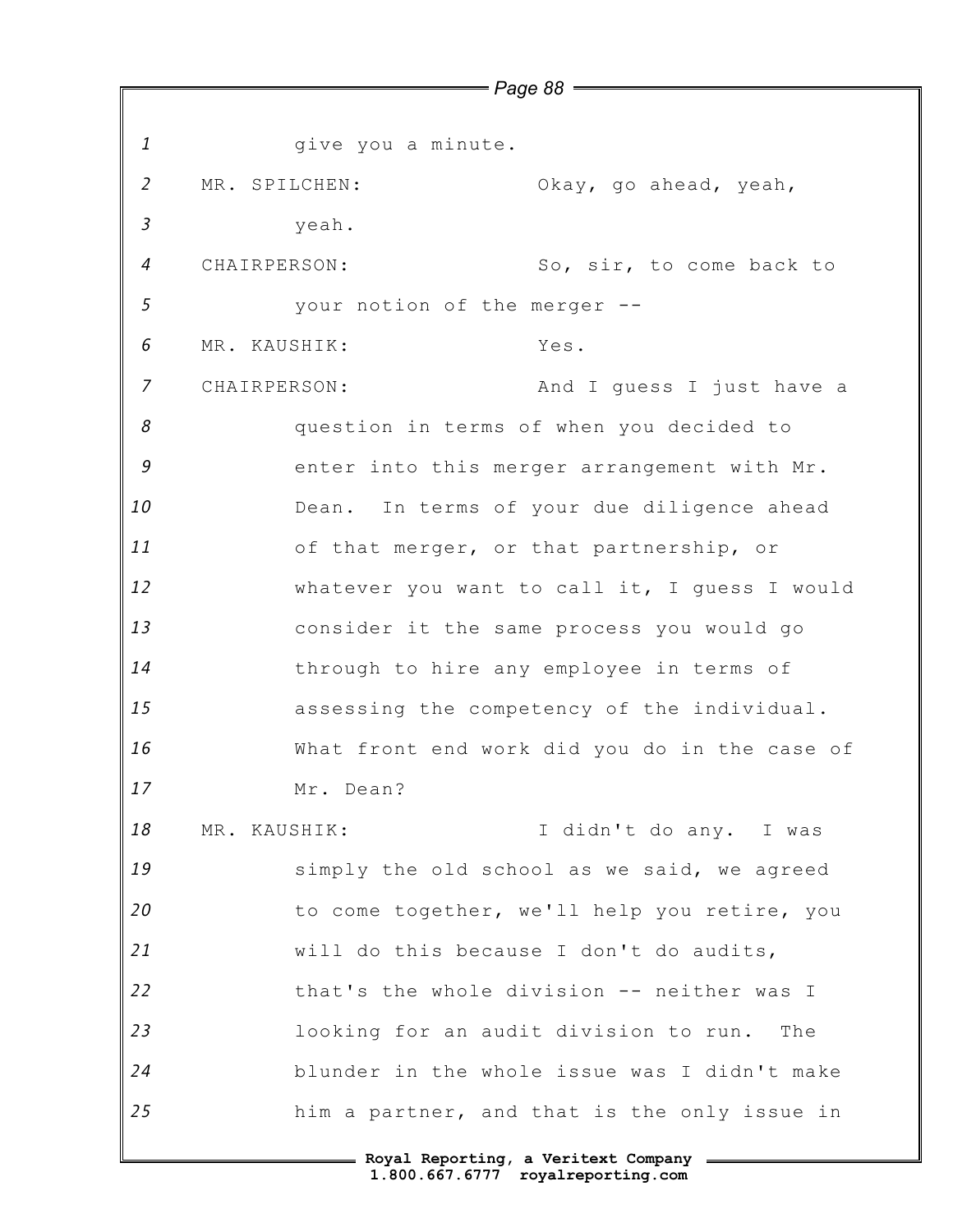give you a minute.

MR. SPILCHEN: Okay, go ahead, yeah, yeah.

CHAIRPERSON: So, sir, to come back to your notion of the merger --

MR. KAUSHIK: Yes.

CHAIRPERSON: And I guess I just have a question in terms of when you decided to enter into this merger arrangement with Mr. Dean. In terms of your due diligence ahead of that merger, or that partnership, or whatever you want to call it, I guess I would consider it the same process you would go through to hire any employee in terms of assessing the competency of the individual. What front end work did you do in the case of Mr. Dean?

MR. KAUSHIK: I didn't do any. I was simply the old school as we said, we agreed to come together, we'll help you retire, you will do this because I don't do audits, that's the whole division -- neither was I looking for an audit division to run. The blunder in the whole issue was I didn't make him a partner, and that is the only issue in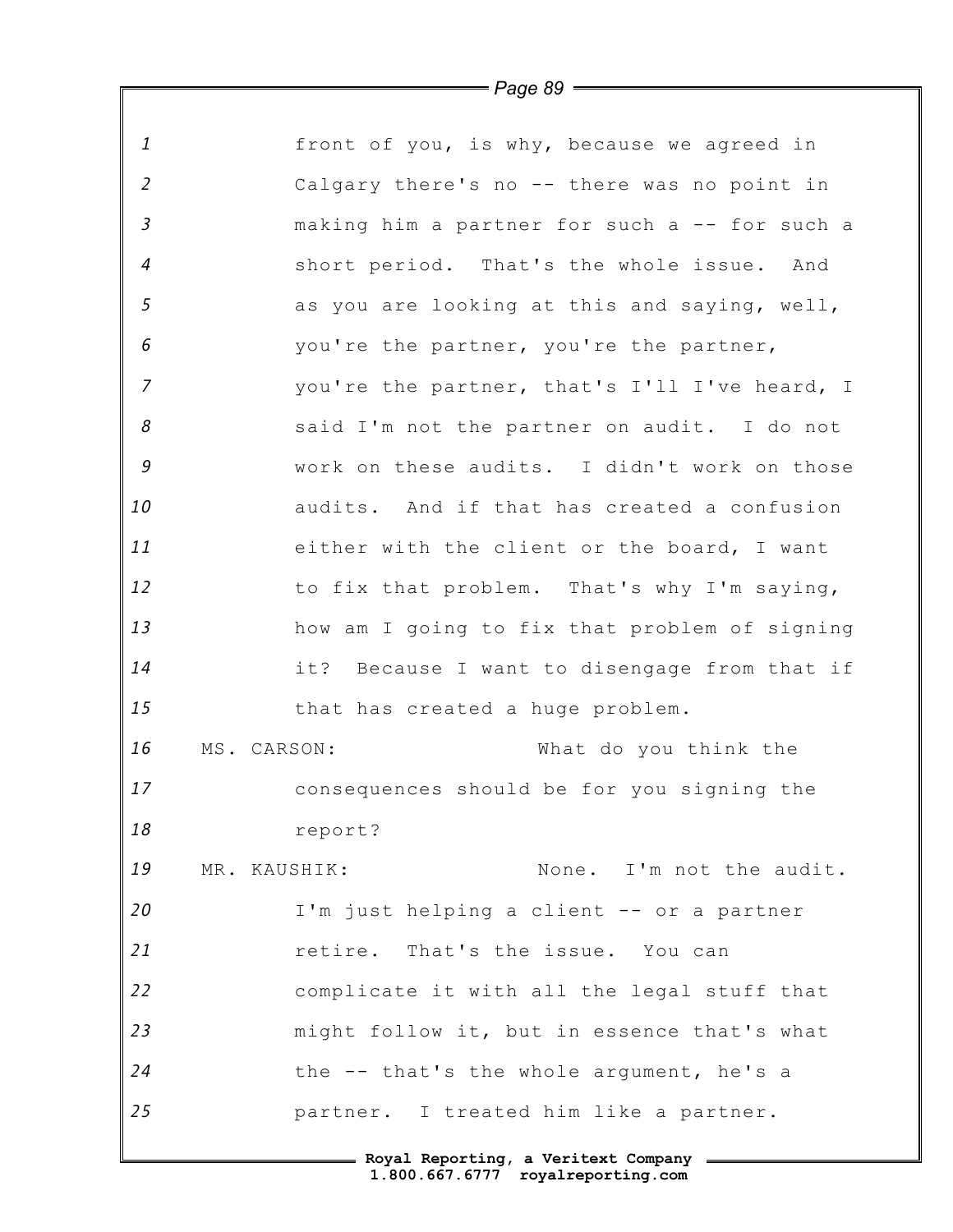front of you, is why, because we agreed in Calgary there's no -- there was no point in making him a partner for such a -- for such a short period. That's the whole issue. And as you are looking at this and saying, well, you're the partner, you're the partner, you're the partner, that's I'll I've heard, I said I'm not the partner on audit. I do not work on these audits. I didn't work on those audits. And if that has created a confusion either with the client or the board, I want to fix that problem. That's why I'm saying, how am I going to fix that problem of signing it? Because I want to disengage from that if that has created a huge problem.

MS. CARSON: What do you think the consequences should be for you signing the report?

MR. KAUSHIK: None. I'm not the audit. I'm just helping a client -- or a partner retire. That's the issue. You can complicate it with all the legal stuff that might follow it, but in essence that's what the -- that's the whole argument, he's a partner. I treated him like a partner.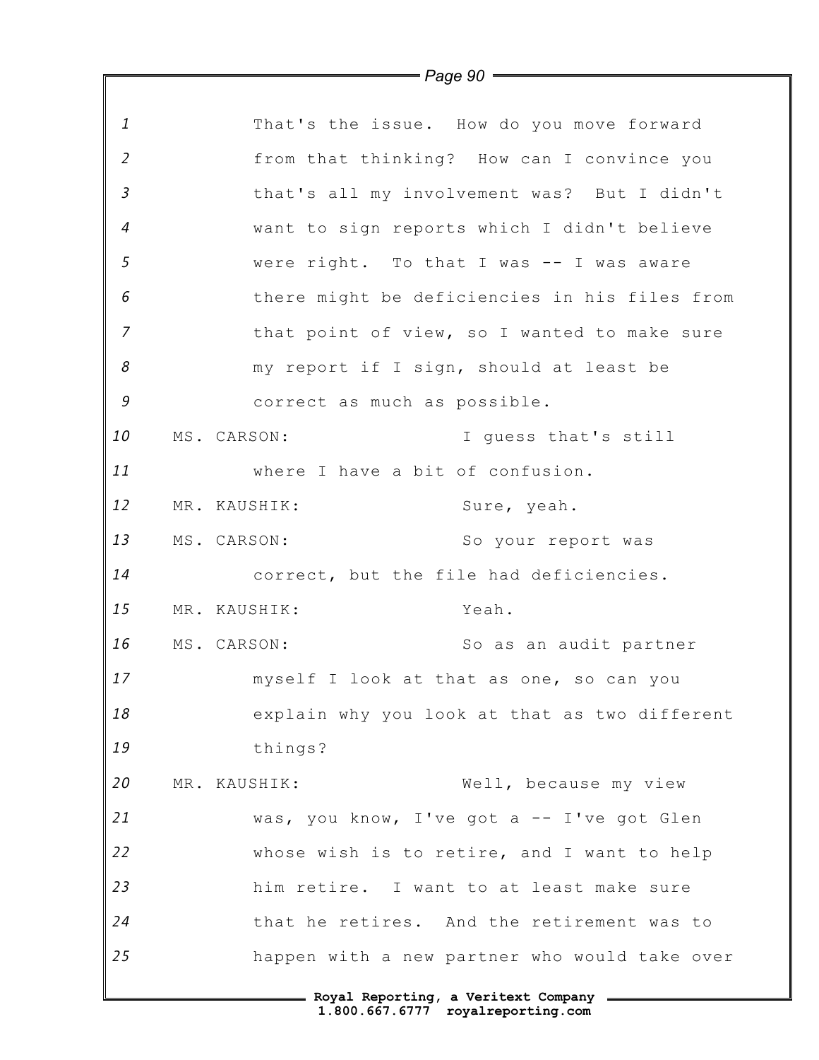That's the issue. How do you move forward from that thinking? How can I convince you that's all my involvement was? But I didn't want to sign reports which I didn't believe were right. To that I was -- I was aware there might be deficiencies in his files from that point of view, so I wanted to make sure my report if I sign, should at least be correct as much as possible.

MS. CARSON: I guess that's still where I have a bit of confusion.

MR. KAUSHIK: Sure, yeah.

MS. CARSON: So your report was correct, but the file had deficiencies.

MR. KAUSHIK: Yeah.

MS. CARSON: So as an audit partner myself I look at that as one, so can you explain why you look at that as two different things?

MR. KAUSHIK: Well, because my view was, you know, I've got a -- I've got Glen whose wish is to retire, and I want to help him retire. I want to at least make sure that he retires. And the retirement was to happen with a new partner who would take over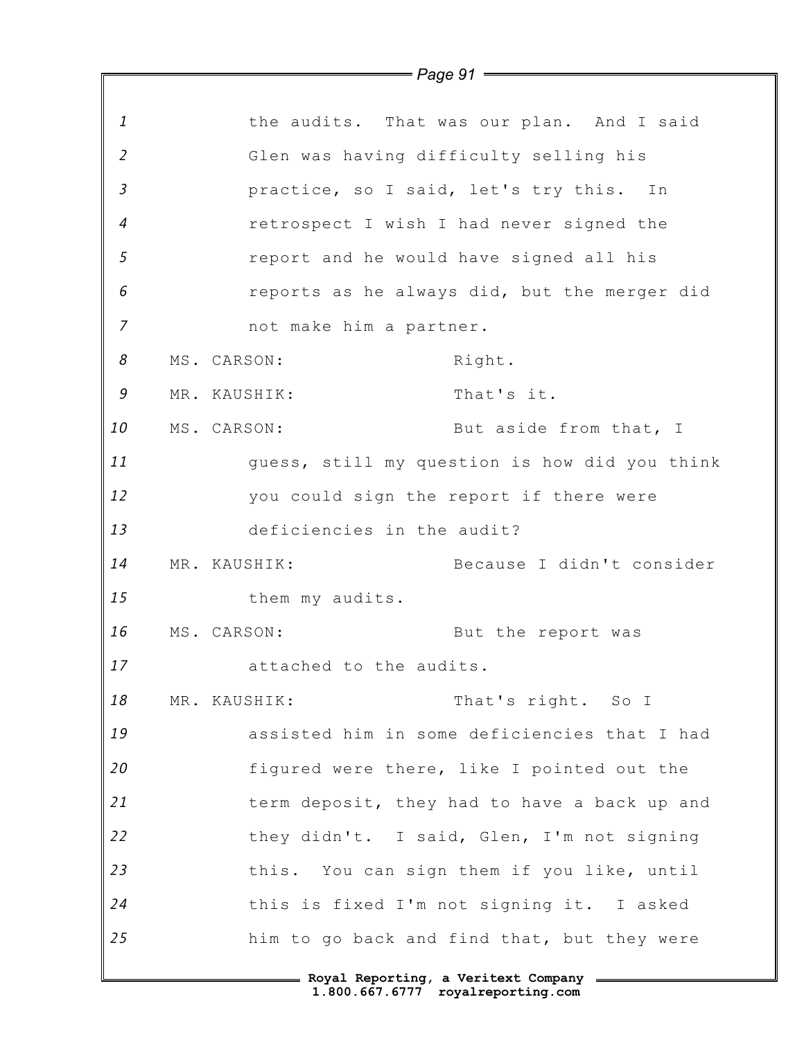the audits. That was our plan. And I said Glen was having difficulty selling his practice, so I said, let's try this. In retrospect I wish I had never signed the report and he would have signed all his reports as he always did, but the merger did not make him a partner.

MS. CARSON: Right.

MR. KAUSHIK: That's it.

MS. CARSON: But aside from that, I guess, still my question is how did you think you could sign the report if there were deficiencies in the audit?

MR. KAUSHIK: Because I didn't consider them my audits.

MS. CARSON: But the report was attached to the audits.

MR. KAUSHIK: That's right. So I assisted him in some deficiencies that I had figured were there, like I pointed out the term deposit, they had to have a back up and they didn't. I said, Glen, I'm not signing this. You can sign them if you like, until this is fixed I'm not signing it. I asked him to go back and find that, but they were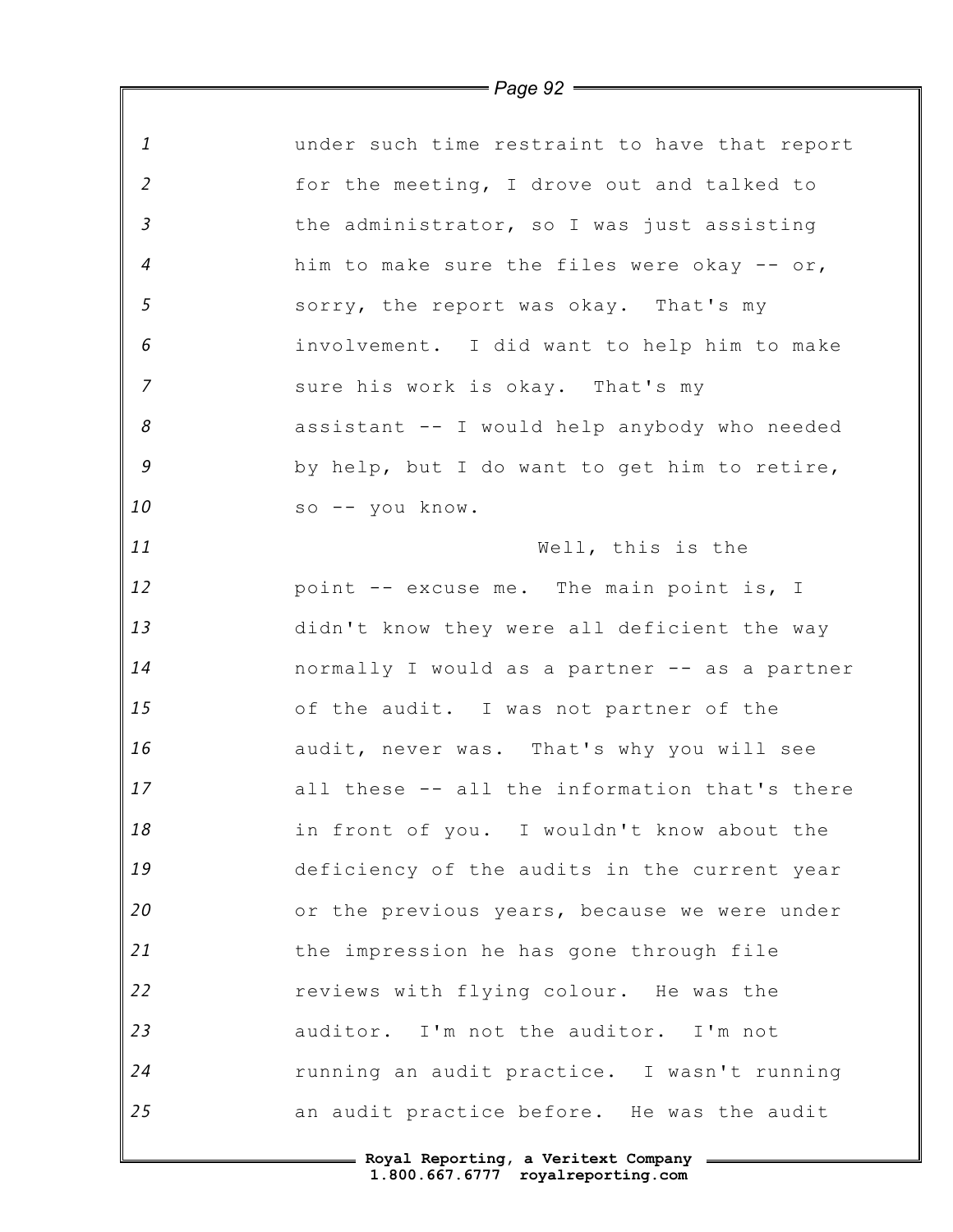under such time restraint to have that report for the meeting, I drove out and talked to the administrator, so I was just assisting him to make sure the files were okay -- or, sorry, the report was okay. That's my involvement. I did want to help him to make sure his work is okay. That's my assistant -- I would help anybody who needed by help, but I do want to get him to retire, so -- you know.

Well, this is the point -- excuse me. The main point is, I didn't know they were all deficient the way normally I would as a partner -- as a partner of the audit. I was not partner of the audit, never was. That's why you will see all these -- all the information that's there in front of you. I wouldn't know about the deficiency of the audits in the current year or the previous years, because we were under the impression he has gone through file reviews with flying colour. He was the auditor. I'm not the auditor. I'm not running an audit practice. I wasn't running an audit practice before. He was the audit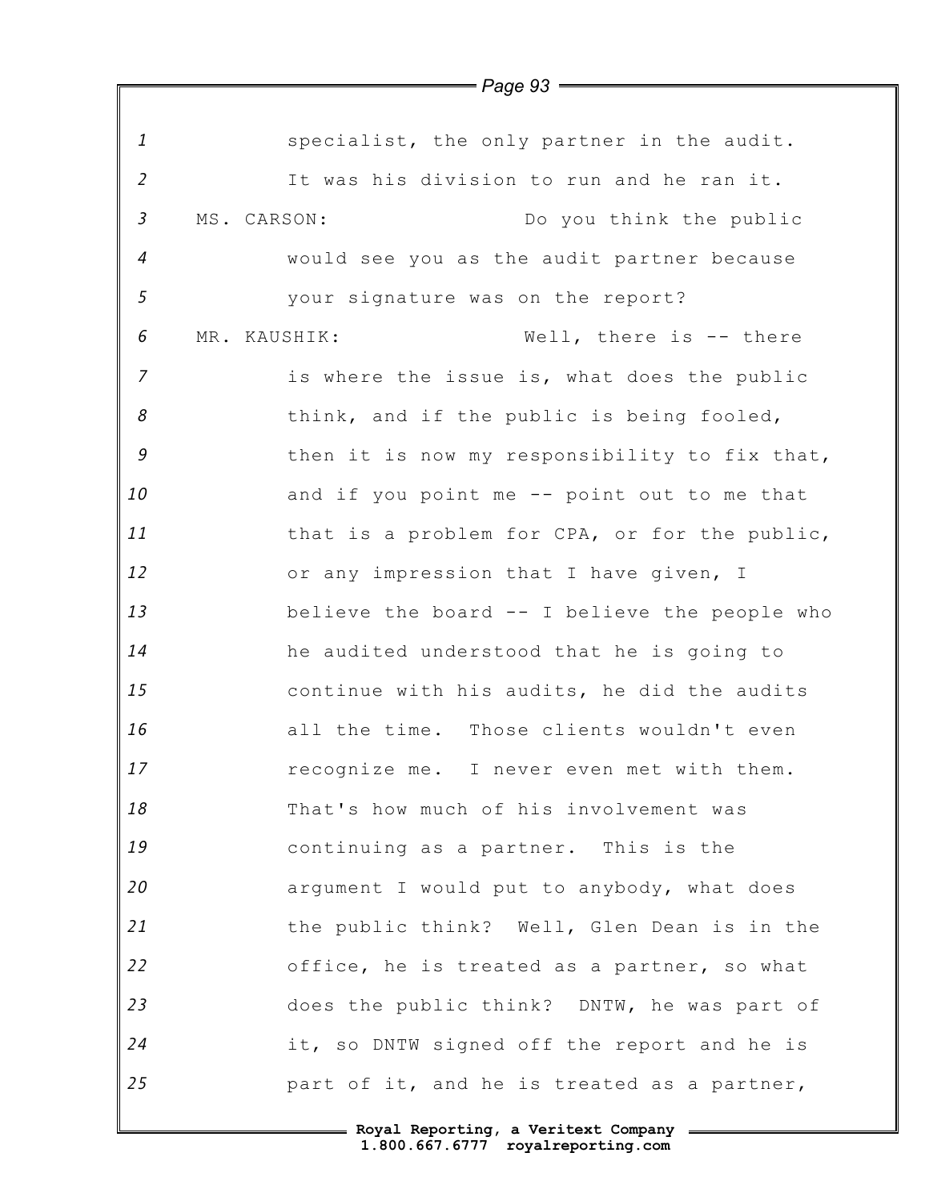specialist, the only partner in the audit. It was his division to run and he ran it.

MS. CARSON: Do you think the public would see you as the audit partner because your signature was on the report?

MR. KAUSHIK: Well, there is -- there is where the issue is, what does the public think, and if the public is being fooled, then it is now my responsibility to fix that, and if you point me -- point out to me that that is a problem for CPA, or for the public, or any impression that I have given, I believe the board -- I believe the people who he audited understood that he is going to continue with his audits, he did the audits all the time. Those clients wouldn't even recognize me. I never even met with them. That's how much of his involvement was continuing as a partner. This is the argument I would put to anybody, what does the public think? Well, Glen Dean is in the office, he is treated as a partner, so what does the public think? DNTW, he was part of it, so DNTW signed off the report and he is part of it, and he is treated as a partner,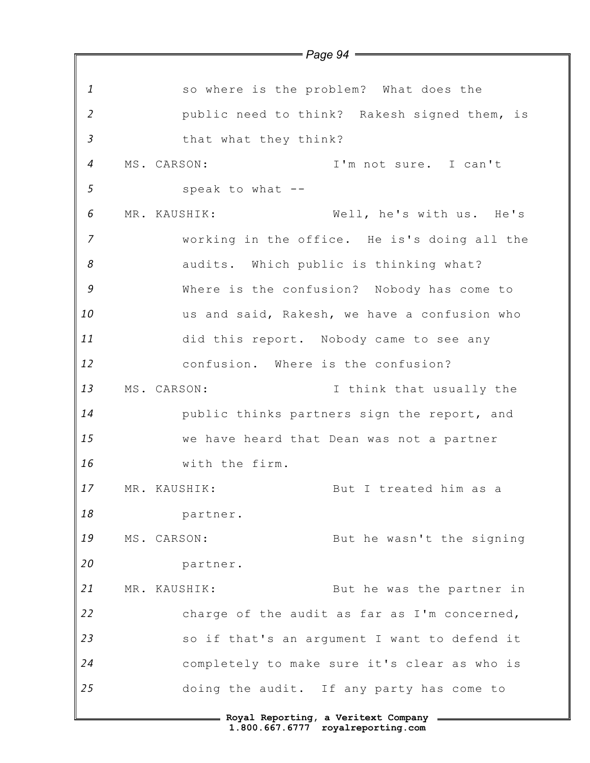so where is the problem? What does the public need to think? Rakesh signed them, is that what they think?

MS. CARSON: I'm not sure. I can't speak to what --

MR. KAUSHIK: Well, he's with us. He's working in the office. He is's doing all the audits. Which public is thinking what? Where is the confusion? Nobody has come to us and said, Rakesh, we have a confusion who did this report. Nobody came to see any confusion. Where is the confusion?

MS. CARSON: I think that usually the public thinks partners sign the report, and we have heard that Dean was not a partner with the firm.

MR. KAUSHIK: But I treated him as a partner.

MS. CARSON: But he wasn't the signing partner.

MR. KAUSHIK: But he was the partner in charge of the audit as far as I'm concerned, so if that's an argument I want to defend it completely to make sure it's clear as who is doing the audit. If any party has come to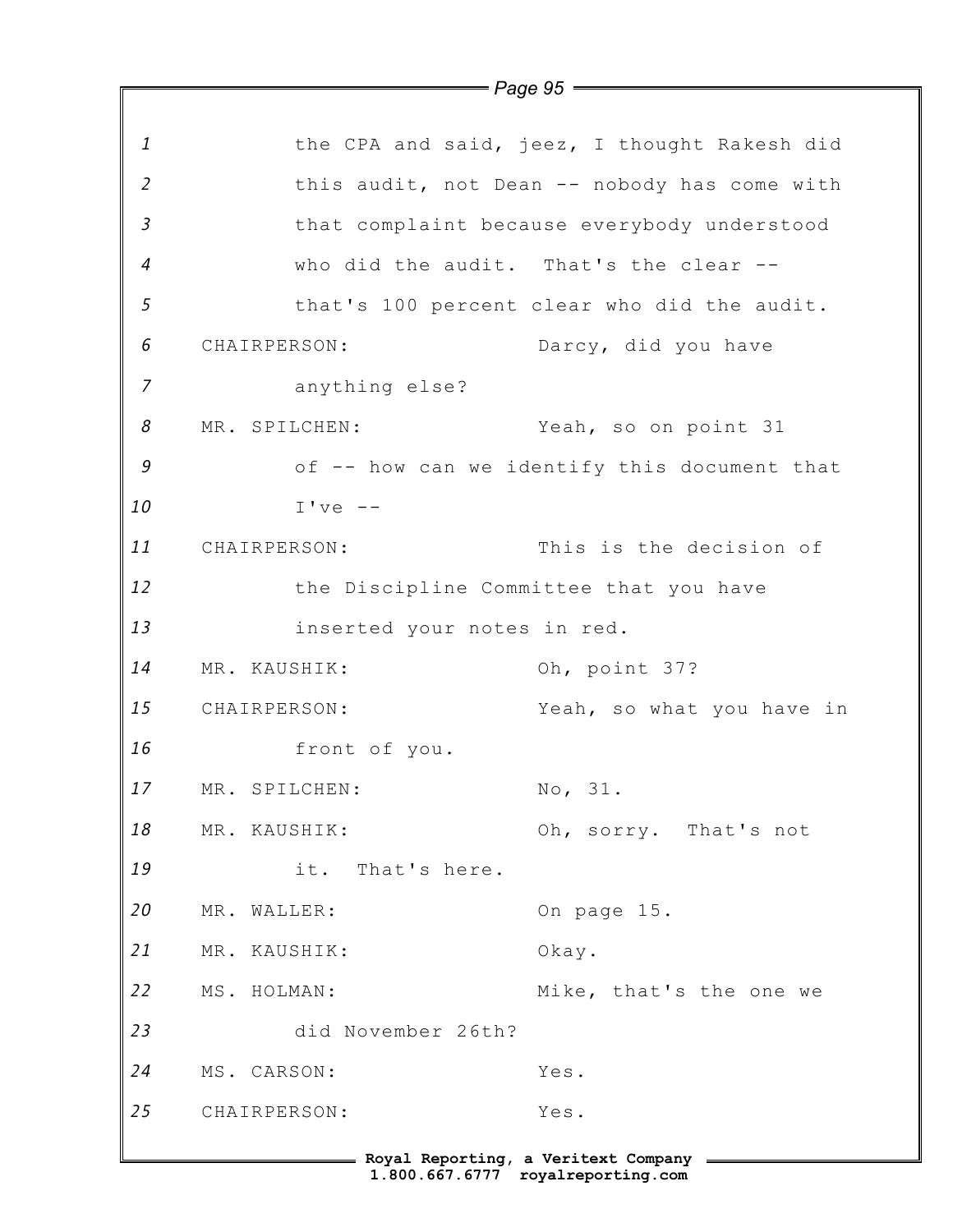the CPA and said, jeez, I thought Rakesh did this audit, not Dean -- nobody has come with that complaint because everybody understood who did the audit. That's the clear -- that's 100 percent clear who did the audit.

CHAIRPERSON: Darcy, did you have anything else?

MR. SPILCHEN: Yeah, so on point 31 of -- how can we identify this document that I've --

CHAIRPERSON: This is the decision of the Discipline Committee that you have inserted your notes in red.

MR. KAUSHIK: Oh, point 37?

CHAIRPERSON: Yeah, so what you have in front of you.

MR. SPILCHEN: No, 31.

MR. KAUSHIK: Oh, sorry. That's not it. That's here.

MR. WALLER: On page 15.

MR. KAUSHIK: Okay.

MS. HOLMAN: Mike, that's the one we did November 26th?

MS. CARSON: Yes.

CHAIRPERSON: Yes.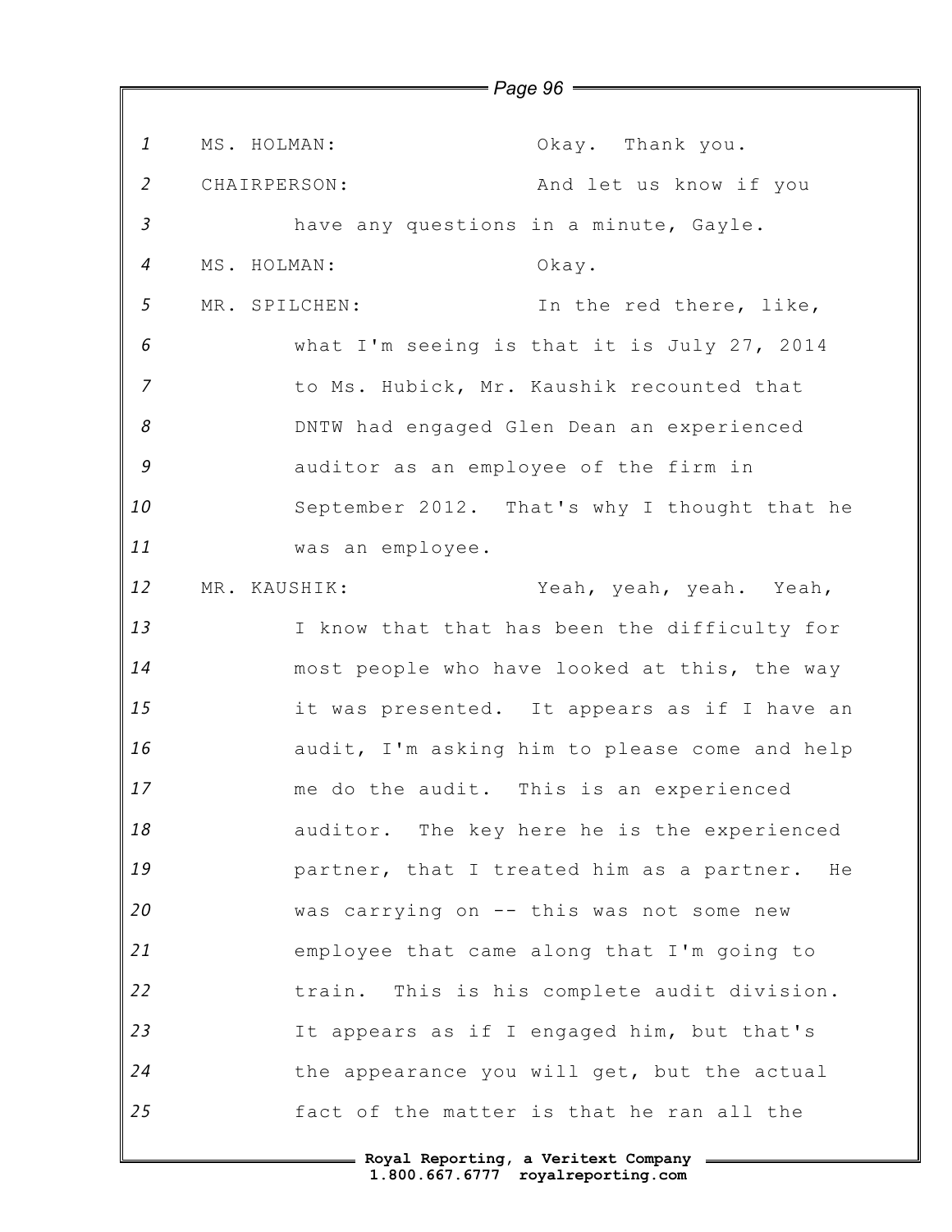MS. HOLMAN: Okay. Thank you.

CHAIRPERSON: And let us know if you have any questions in a minute, Gayle.

MS. HOLMAN: Okay.

MR. SPILCHEN: In the red there, like, what I'm seeing is that it is July 27, 2014 to Ms. Hubick, Mr. Kaushik recounted that DNTW had engaged Glen Dean an experienced auditor as an employee of the firm in September 2012. That's why I thought that he was an employee.

MR. KAUSHIK: Yeah, yeah, yeah. Yeah, I know that that has been the difficulty for most people who have looked at this, the way it was presented. It appears as if I have an audit, I'm asking him to please come and help me do the audit. This is an experienced auditor. The key here he is the experienced partner, that I treated him as a partner. He was carrying on -- this was not some new employee that came along that I'm going to train. This is his complete audit division. It appears as if I engaged him, but that's the appearance you will get, but the actual fact of the matter is that he ran all the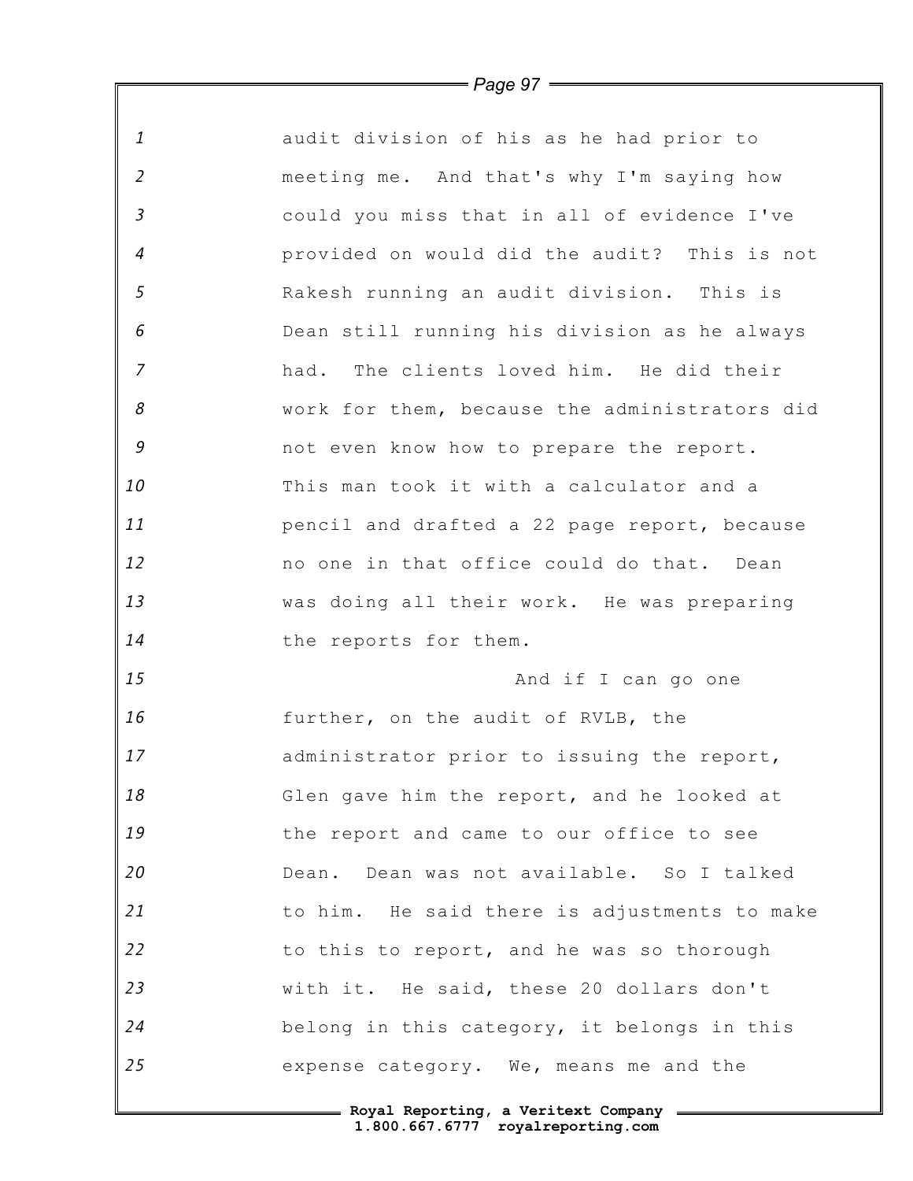1 audit division of his as he had prior to
2 meeting me. And that's why I'm saying how
3 could you miss that in all of evidence I've
4 provided on would did the audit? This is not
5 Rakesh running an audit division. This is
6 Dean still running his division as he always
7 had. The clients loved him. He did their
8 work for them, because the administrators did
9 not even know how to prepare the report.
10 This man took it with a calculator and a
11 pencil and drafted a 22 page report, because
12 no one in that office could do that. Dean
13 was doing all their work. He was preparing
14 the reports for them.
15 And if I can go one
16 further, on the audit of RVLB, the
17 administrator prior to issuing the report,
18 Glen gave him the report, and he looked at
19 the report and came to our office to see
20 Dean. Dean was not available. So I talked
21 to him. He said there is adjustments to make
22 to this to report, and he was so thorough
23 with it. He said, these 20 dollars don't
24 belong in this category, it belongs in this
25 expense category. We, means me and the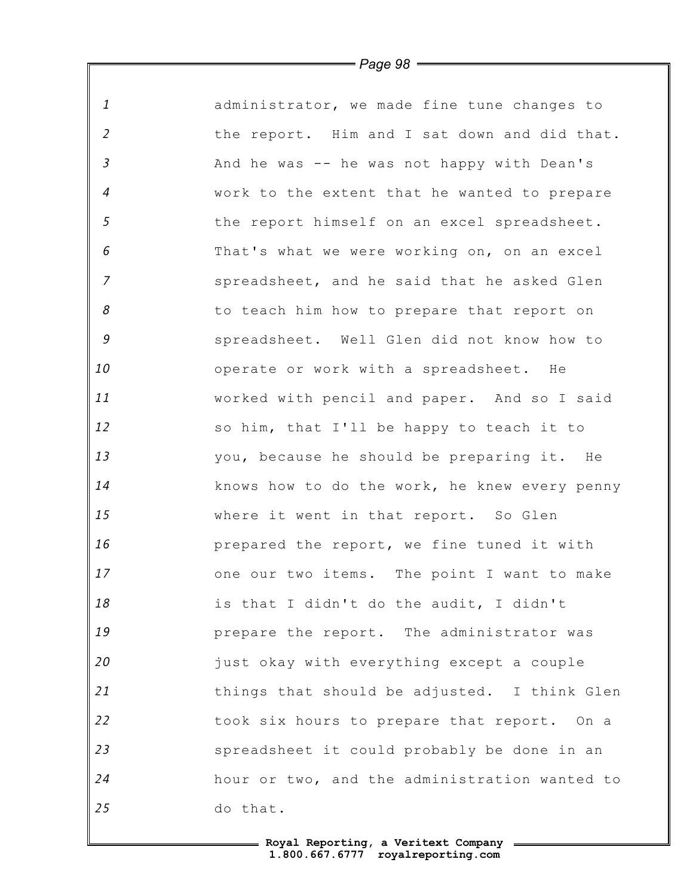1 administrator, we made fine tune changes to
2 the report. Him and I sat down and did that.
3 And he was -- he was not happy with Dean's
4 work to the extent that he wanted to prepare
5 the report himself on an excel spreadsheet.
6 That's what we were working on, on an excel
7 spreadsheet, and he said that he asked Glen
8 to teach him how to prepare that report on
9 spreadsheet. Well Glen did not know how to
10 operate or work with a spreadsheet. He
11 worked with pencil and paper. And so I said
12 so him, that I'll be happy to teach it to
13 you, because he should be preparing it. He
14 knows how to do the work, he knew every penny
15 where it went in that report. So Glen
16 prepared the report, we fine tuned it with
17 one our two items. The point I want to make
18 is that I didn't do the audit, I didn't
19 prepare the report. The administrator was
20 just okay with everything except a couple
21 things that should be adjusted. I think Glen
22 took six hours to prepare that report. On a
23 spreadsheet it could probably be done in an
24 hour or two, and the administration wanted to
25 do that.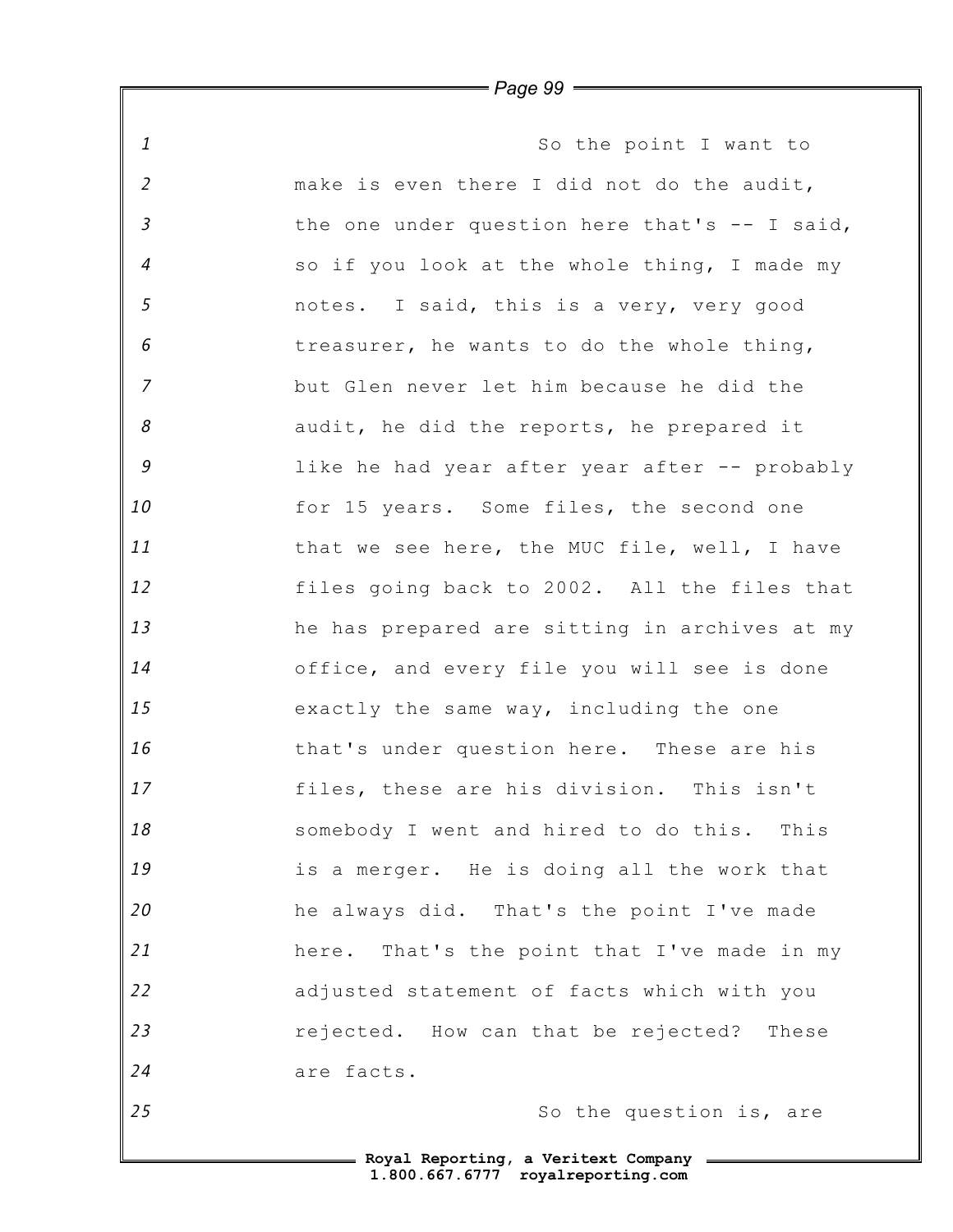So the point I want to make is even there I did not do the audit, the one under question here that's -- I said, so if you look at the whole thing, I made my notes. I said, this is a very, very good treasurer, he wants to do the whole thing, but Glen never let him because he did the audit, he did the reports, he prepared it like he had year after year after -- probably for 15 years. Some files, the second one that we see here, the MUC file, well, I have files going back to 2002. All the files that he has prepared are sitting in archives at my office, and every file you will see is done exactly the same way, including the one that's under question here. These are his files, these are his division. This isn't somebody I went and hired to do this. This is a merger. He is doing all the work that he always did. That's the point I've made here. That's the point that I've made in my adjusted statement of facts which with you rejected. How can that be rejected? These are facts.

So the question is, are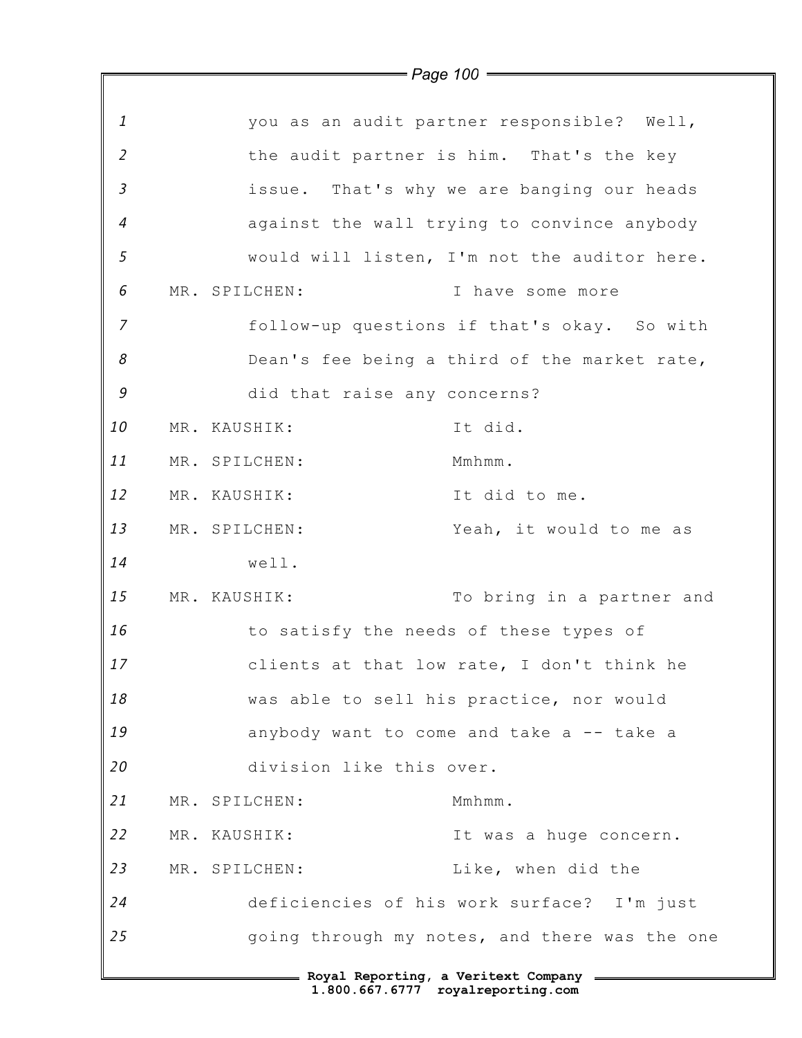you as an audit partner responsible? Well, the audit partner is him. That's the key issue. That's why we are banging our heads against the wall trying to convince anybody would will listen, I'm not the auditor here.

MR. SPILCHEN: I have some more follow-up questions if that's okay. So with Dean's fee being a third of the market rate, did that raise any concerns?

MR. KAUSHIK: It did.

MR. SPILCHEN: Mmhmm.

MR. KAUSHIK: It did to me.

MR. SPILCHEN: Yeah, it would to me as well.

MR. KAUSHIK: To bring in a partner and to satisfy the needs of these types of clients at that low rate, I don't think he was able to sell his practice, nor would anybody want to come and take a -- take a division like this over.

MR. SPILCHEN: Mmhmm.

MR. KAUSHIK: It was a huge concern.

MR. SPILCHEN: Like, when did the deficiencies of his work surface? I'm just going through my notes, and there was the one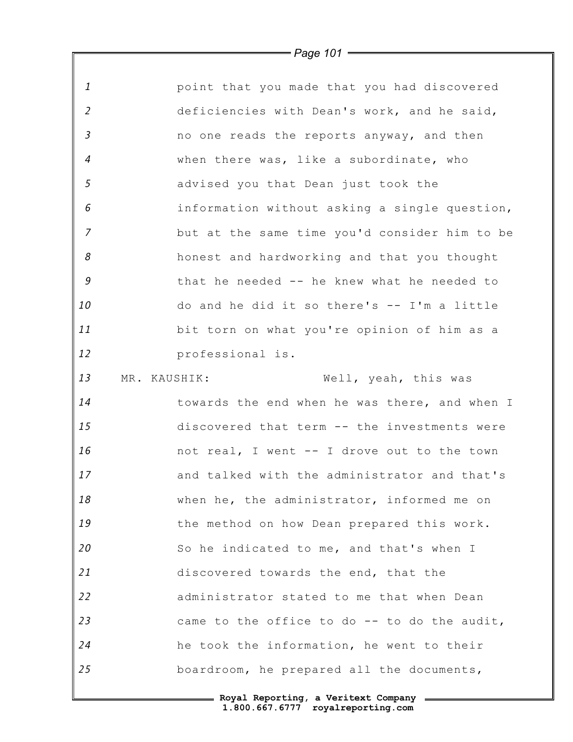point that you made that you had discovered deficiencies with Dean's work, and he said, no one reads the reports anyway, and then when there was, like a subordinate, who advised you that Dean just took the information without asking a single question, but at the same time you'd consider him to be honest and hardworking and that you thought that he needed -- he knew what he needed to do and he did it so there's -- I'm a little bit torn on what you're opinion of him as a professional is.

MR. KAUSHIK: Well, yeah, this was towards the end when he was there, and when I discovered that term -- the investments were not real, I went -- I drove out to the town and talked with the administrator and that's when he, the administrator, informed me on the method on how Dean prepared this work. So he indicated to me, and that's when I discovered towards the end, that the administrator stated to me that when Dean came to the office to do -- to do the audit, he took the information, he went to their boardroom, he prepared all the documents,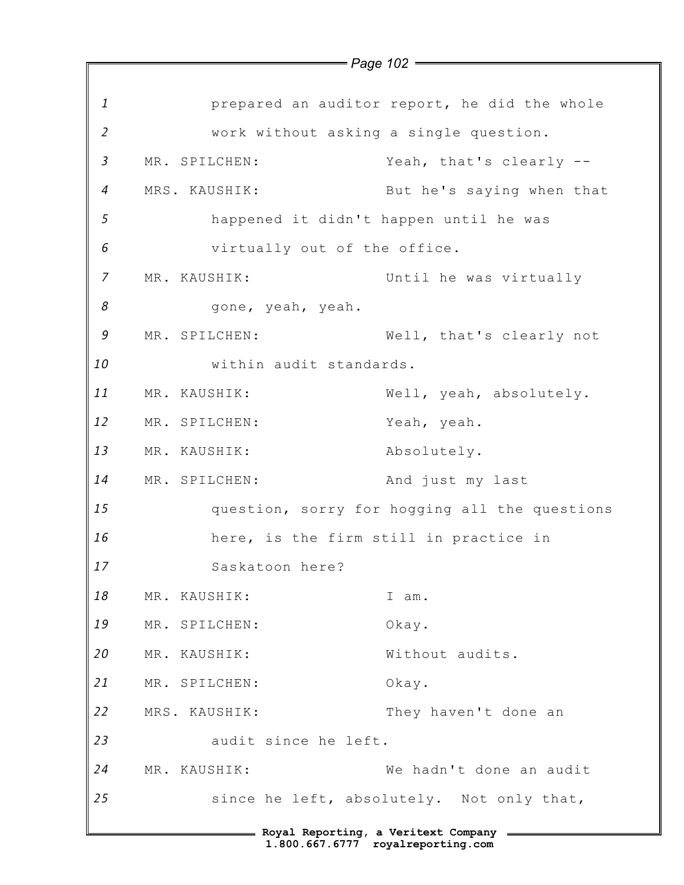prepared an auditor report, he did the whole work without asking a single question.

MR. SPILCHEN: Yeah, that's clearly --

MRS. KAUSHIK: But he's saying when that happened it didn't happen until he was virtually out of the office.

MR. KAUSHIK: Until he was virtually gone, yeah, yeah.

MR. SPILCHEN: Well, that's clearly not within audit standards.

MR. KAUSHIK: Well, yeah, absolutely.

MR. SPILCHEN: Yeah, yeah.

MR. KAUSHIK: Absolutely.

MR. SPILCHEN: And just my last question, sorry for hogging all the questions here, is the firm still in practice in Saskatoon here?

MR. KAUSHIK: I am.

MR. SPILCHEN: Okay.

MR. KAUSHIK: Without audits.

MR. SPILCHEN: Okay.

MRS. KAUSHIK: They haven't done an audit since he left.

MR. KAUSHIK: We hadn't done an audit since he left, absolutely. Not only that,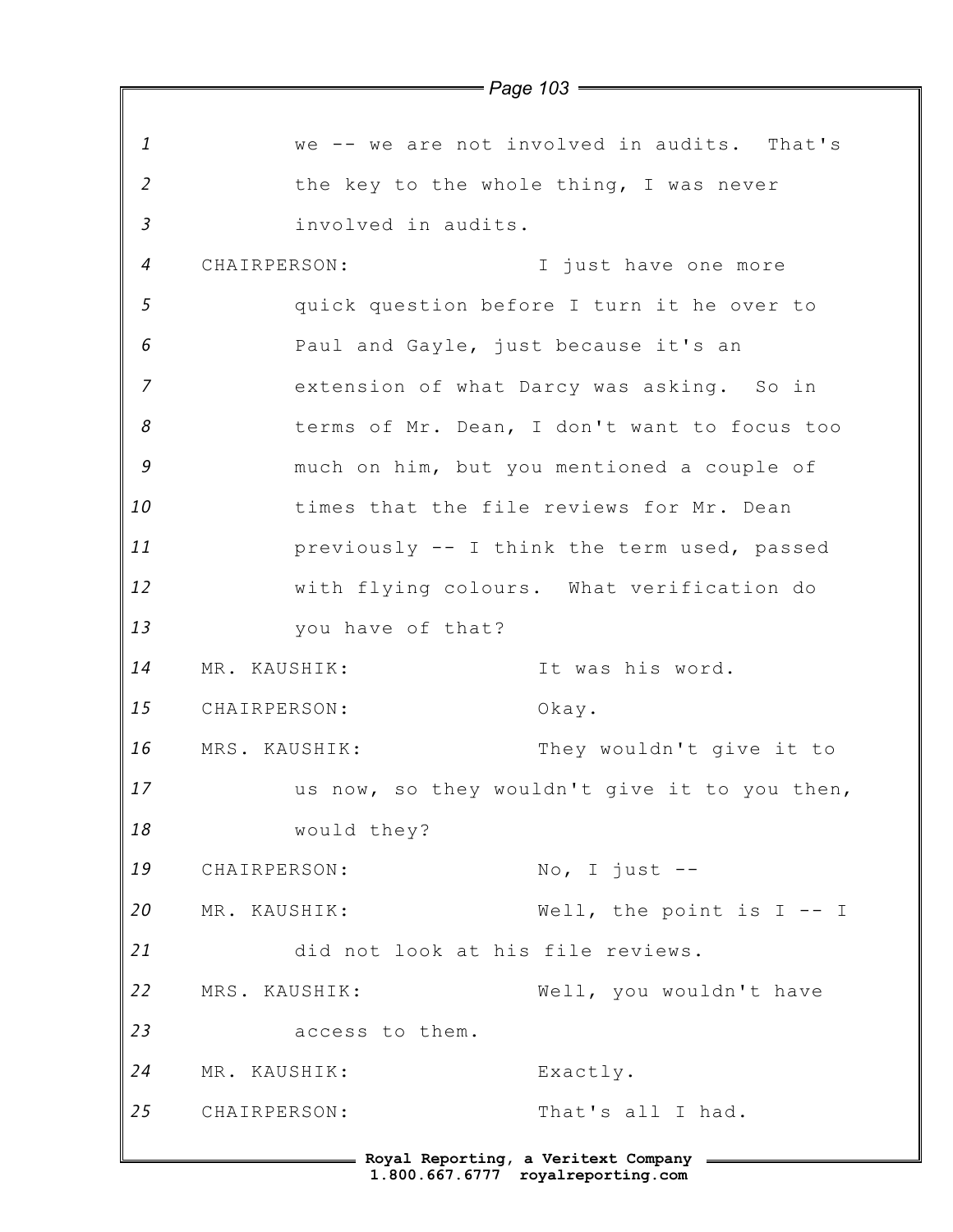1 we -- we are not involved in audits. That's
2 the key to the whole thing, I was never
3 involved in audits.

4 CHAIRPERSON: I just have one more
5 quick question before I turn it he over to
6 Paul and Gayle, just because it's an
7 extension of what Darcy was asking. So in
8 terms of Mr. Dean, I don't want to focus too
9 much on him, but you mentioned a couple of
10 times that the file reviews for Mr. Dean
11 previously -- I think the term used, passed
12 with flying colours. What verification do
13 you have of that?

14 MR. KAUSHIK: It was his word.

15 CHAIRPERSON: Okay.

16 MRS. KAUSHIK: They wouldn't give it to
17 us now, so they wouldn't give it to you then,
18 would they?

19 CHAIRPERSON: No, I just --

20 MR. KAUSHIK: Well, the point is I -- I
21 did not look at his file reviews.

22 MRS. KAUSHIK: Well, you wouldn't have
23 access to them.

24 MR. KAUSHIK: Exactly.

25 CHAIRPERSON: That's all I had.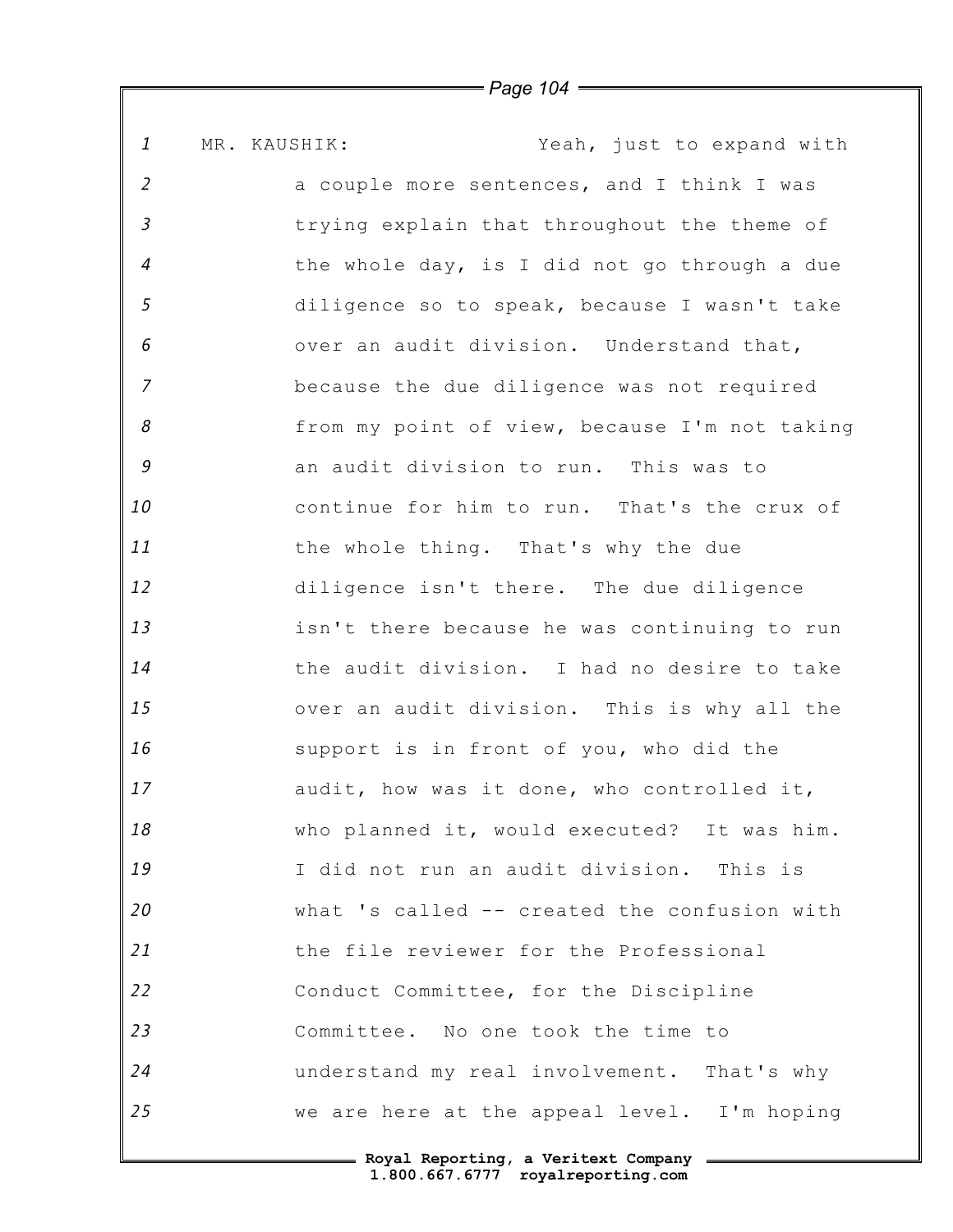MR. KAUSHIK: Yeah, just to expand with a couple more sentences, and I think I was trying explain that throughout the theme of the whole day, is I did not go through a due diligence so to speak, because I wasn't take over an audit division. Understand that, because the due diligence was not required from my point of view, because I'm not taking an audit division to run. This was to continue for him to run. That's the crux of the whole thing. That's why the due diligence isn't there. The due diligence isn't there because he was continuing to run the audit division. I had no desire to take over an audit division. This is why all the support is in front of you, who did the audit, how was it done, who controlled it, who planned it, would executed? It was him. I did not run an audit division. This is what 's called -- created the confusion with the file reviewer for the Professional Conduct Committee, for the Discipline Committee. No one took the time to understand my real involvement. That's why we are here at the appeal level. I'm hoping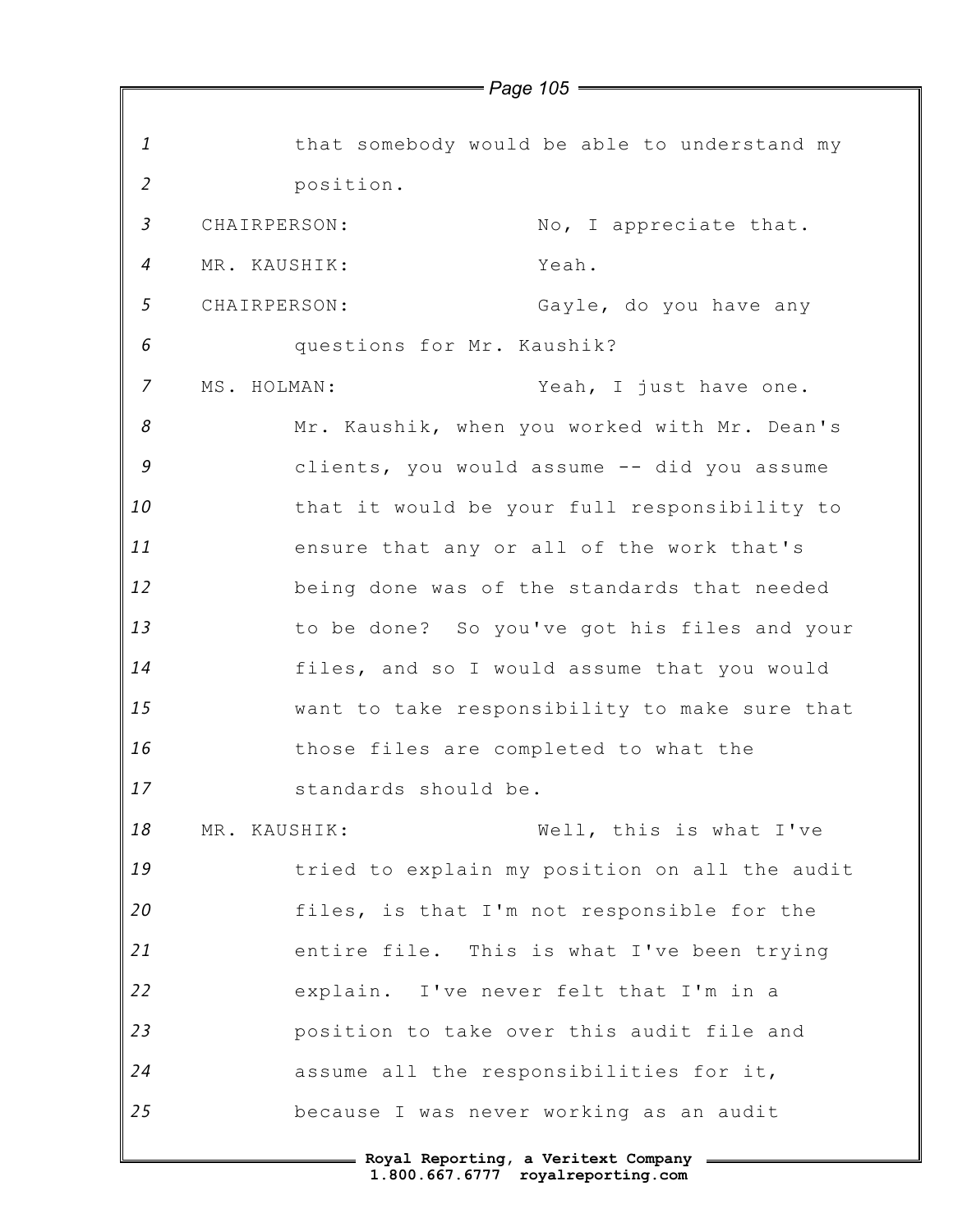that somebody would be able to understand my position.

CHAIRPERSON: No, I appreciate that.

MR. KAUSHIK: Yeah.

CHAIRPERSON: Gayle, do you have any questions for Mr. Kaushik?

MS. HOLMAN: Yeah, I just have one. Mr. Kaushik, when you worked with Mr. Dean's clients, you would assume -- did you assume that it would be your full responsibility to ensure that any or all of the work that's being done was of the standards that needed to be done? So you've got his files and your files, and so I would assume that you would want to take responsibility to make sure that those files are completed to what the standards should be.

MR. KAUSHIK: Well, this is what I've tried to explain my position on all the audit files, is that I'm not responsible for the entire file. This is what I've been trying explain. I've never felt that I'm in a position to take over this audit file and assume all the responsibilities for it, because I was never working as an audit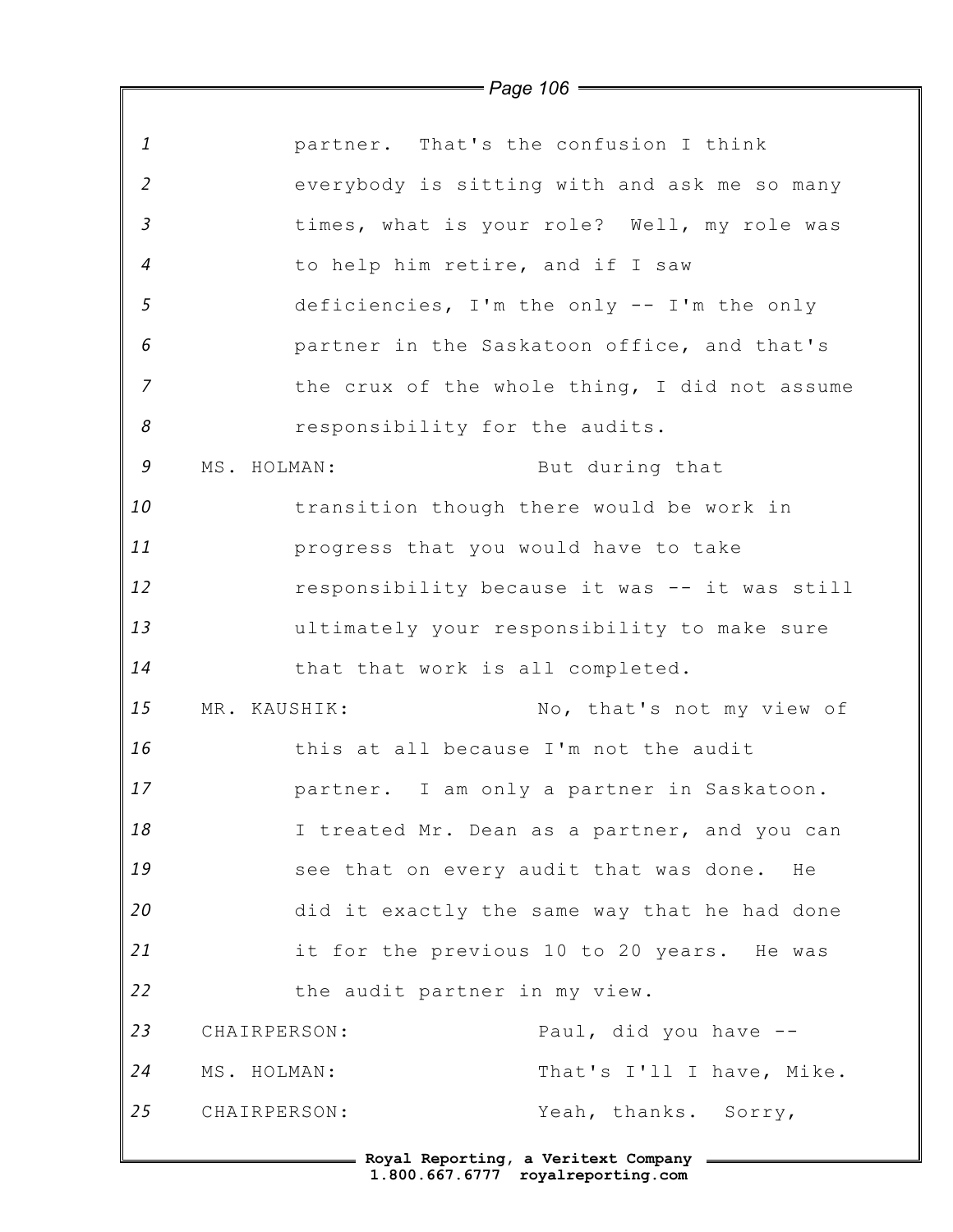partner. That's the confusion I think everybody is sitting with and ask me so many times, what is your role? Well, my role was to help him retire, and if I saw deficiencies, I'm the only -- I'm the only partner in the Saskatoon office, and that's the crux of the whole thing, I did not assume responsibility for the audits.

MS. HOLMAN: But during that transition though there would be work in progress that you would have to take responsibility because it was -- it was still ultimately your responsibility to make sure that that work is all completed.

MR. KAUSHIK: No, that's not my view of this at all because I'm not the audit partner. I am only a partner in Saskatoon. I treated Mr. Dean as a partner, and you can see that on every audit that was done. He did it exactly the same way that he had done it for the previous 10 to 20 years. He was the audit partner in my view.

CHAIRPERSON: Paul, did you have --

MS. HOLMAN: That's I'll I have, Mike.

CHAIRPERSON: Yeah, thanks. Sorry,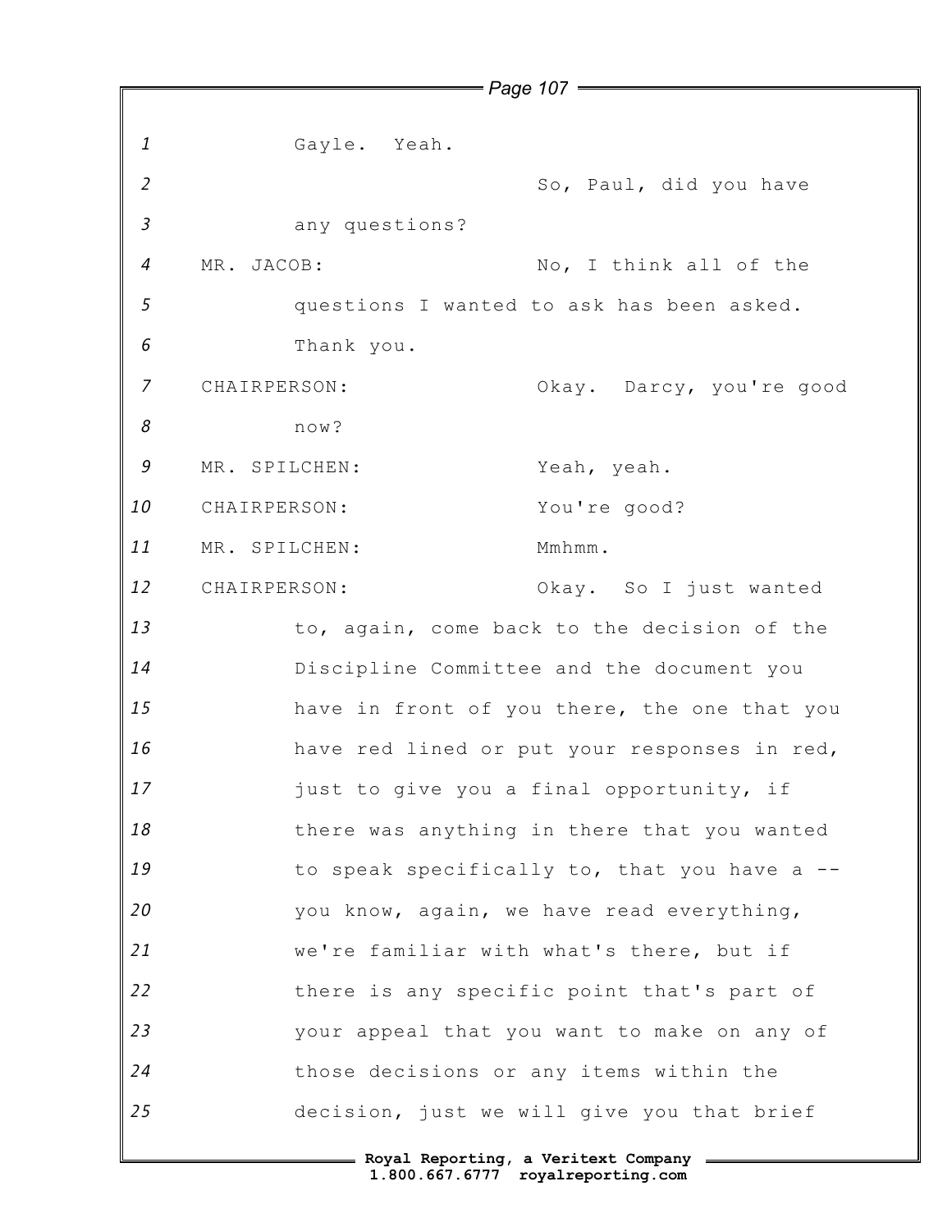Gayle. Yeah.

So, Paul, did you have any questions?

MR. JACOB: No, I think all of the questions I wanted to ask has been asked. Thank you.

CHAIRPERSON: Okay. Darcy, you're good now?

MR. SPILCHEN: Yeah, yeah.

CHAIRPERSON: You're good?

MR. SPILCHEN: Mmhmm.

CHAIRPERSON: Okay. So I just wanted to, again, come back to the decision of the Discipline Committee and the document you have in front of you there, the one that you have red lined or put your responses in red, just to give you a final opportunity, if there was anything in there that you wanted to speak specifically to, that you have a -- you know, again, we have read everything, we're familiar with what's there, but if there is any specific point that's part of your appeal that you want to make on any of those decisions or any items within the decision, just we will give you that brief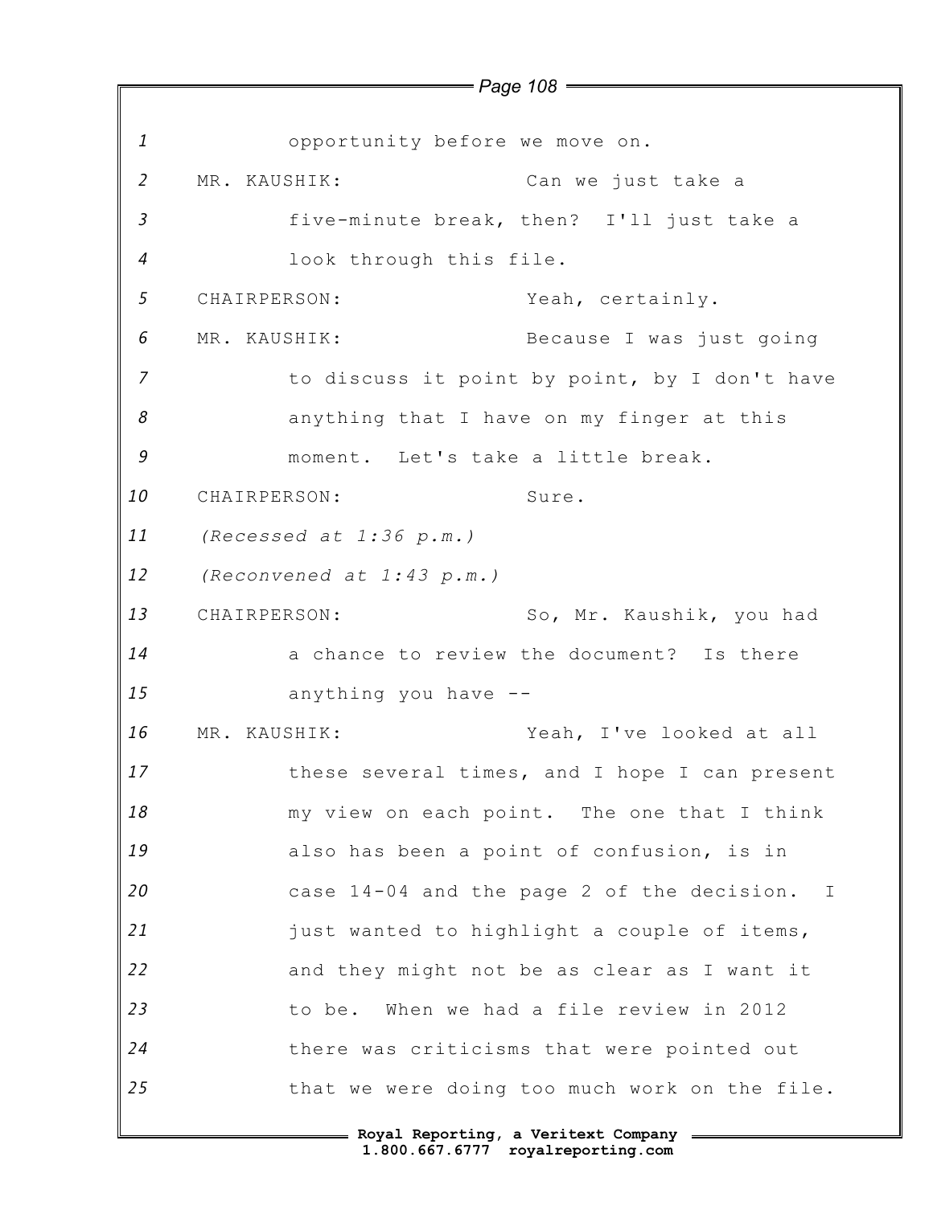opportunity before we move on.

MR. KAUSHIK: Can we just take a five-minute break, then? I'll just take a look through this file.

CHAIRPERSON: Yeah, certainly.

MR. KAUSHIK: Because I was just going to discuss it point by point, by I don't have anything that I have on my finger at this moment. Let's take a little break.

CHAIRPERSON: Sure.

*(Recessed at 1:36 p.m.)*

*(Reconvened at 1:43 p.m.)*

CHAIRPERSON: So, Mr. Kaushik, you had a chance to review the document? Is there anything you have --

MR. KAUSHIK: Yeah, I've looked at all these several times, and I hope I can present my view on each point. The one that I think also has been a point of confusion, is in case 14-04 and the page 2 of the decision. I just wanted to highlight a couple of items, and they might not be as clear as I want it to be. When we had a file review in 2012 there was criticisms that were pointed out that we were doing too much work on the file.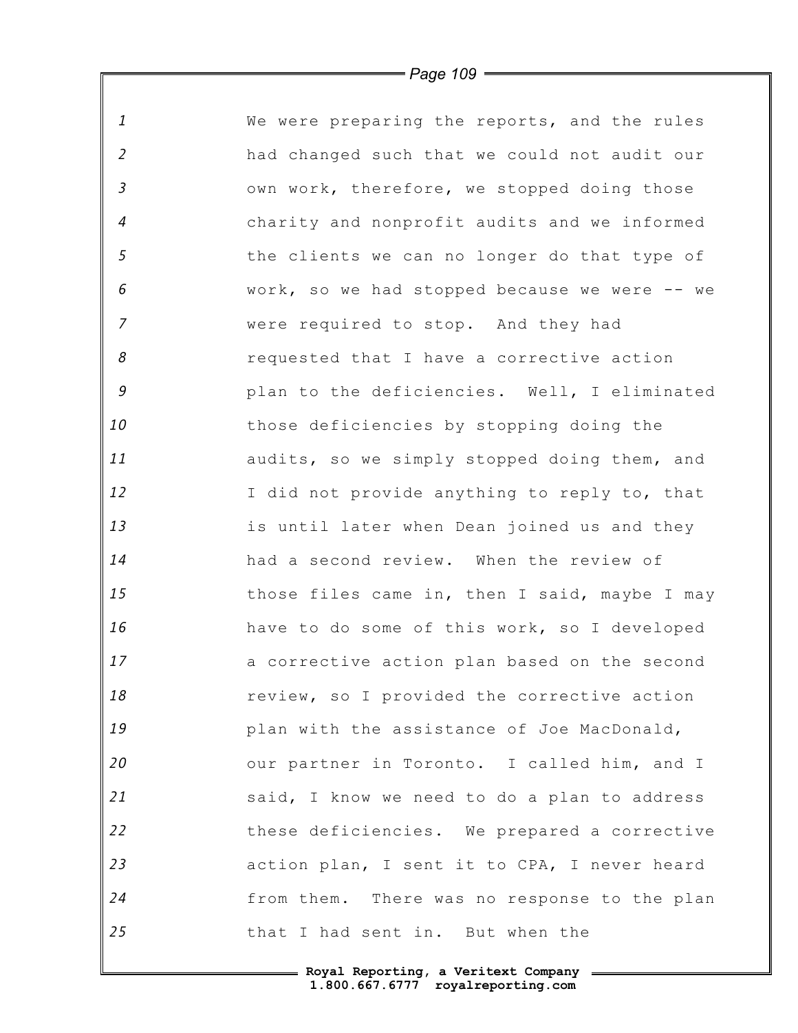We were preparing the reports, and the rules had changed such that we could not audit our own work, therefore, we stopped doing those charity and nonprofit audits and we informed the clients we can no longer do that type of work, so we had stopped because we were -- we were required to stop. And they had requested that I have a corrective action plan to the deficiencies. Well, I eliminated those deficiencies by stopping doing the audits, so we simply stopped doing them, and I did not provide anything to reply to, that is until later when Dean joined us and they had a second review. When the review of those files came in, then I said, maybe I may have to do some of this work, so I developed a corrective action plan based on the second review, so I provided the corrective action plan with the assistance of Joe MacDonald, our partner in Toronto. I called him, and I said, I know we need to do a plan to address these deficiencies. We prepared a corrective action plan, I sent it to CPA, I never heard from them. There was no response to the plan that I had sent in. But when the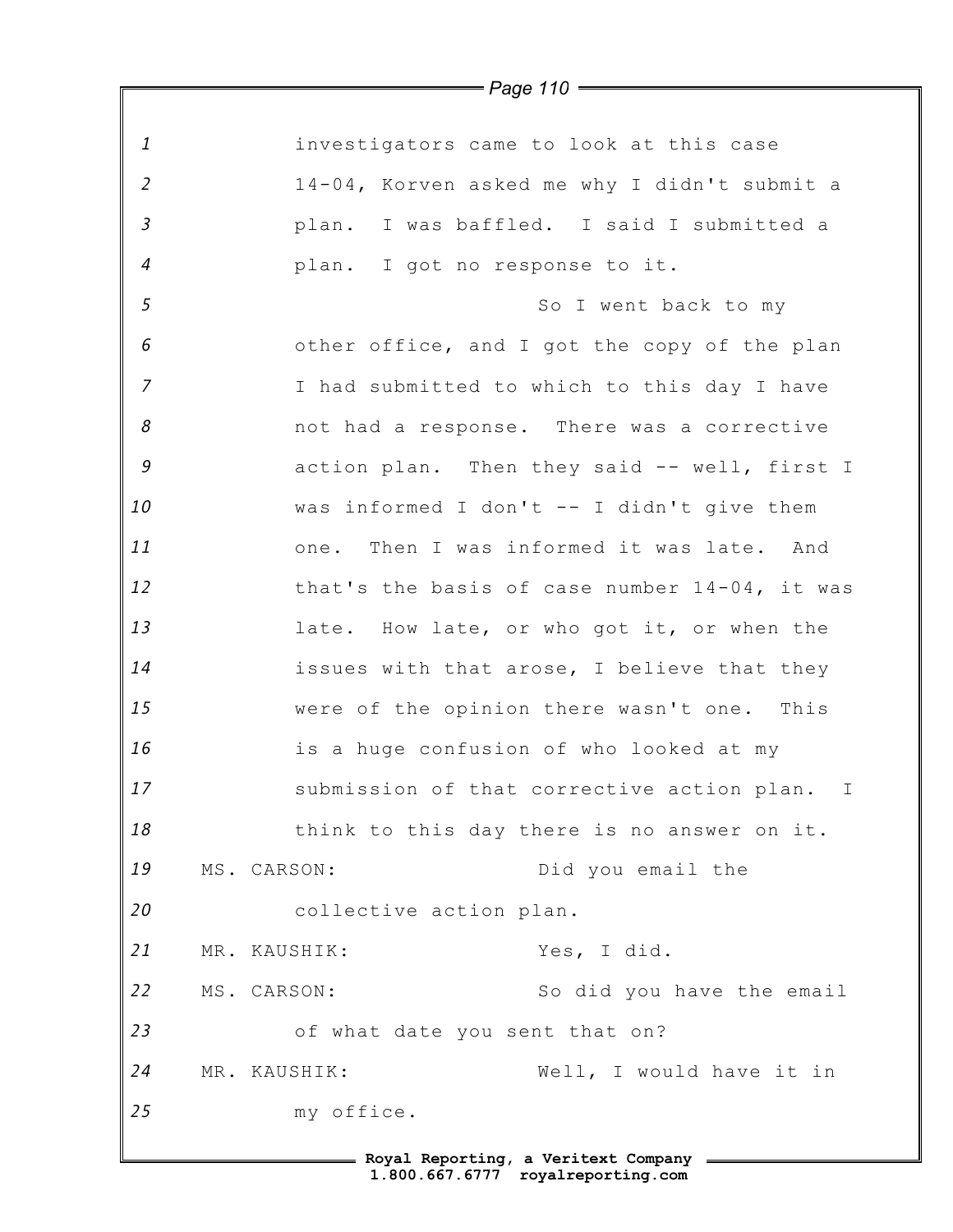investigators came to look at this case 14-04, Korven asked me why I didn't submit a plan. I was baffled. I said I submitted a plan. I got no response to it.

So I went back to my other office, and I got the copy of the plan I had submitted to which to this day I have not had a response. There was a corrective action plan. Then they said -- well, first I was informed I don't -- I didn't give them one. Then I was informed it was late. And that's the basis of case number 14-04, it was late. How late, or who got it, or when the issues with that arose, I believe that they were of the opinion there wasn't one. This is a huge confusion of who looked at my submission of that corrective action plan. I think to this day there is no answer on it.

MS. CARSON: Did you email the collective action plan.

MR. KAUSHIK: Yes, I did.

MS. CARSON: So did you have the email of what date you sent that on?

MR. KAUSHIK: Well, I would have it in my office.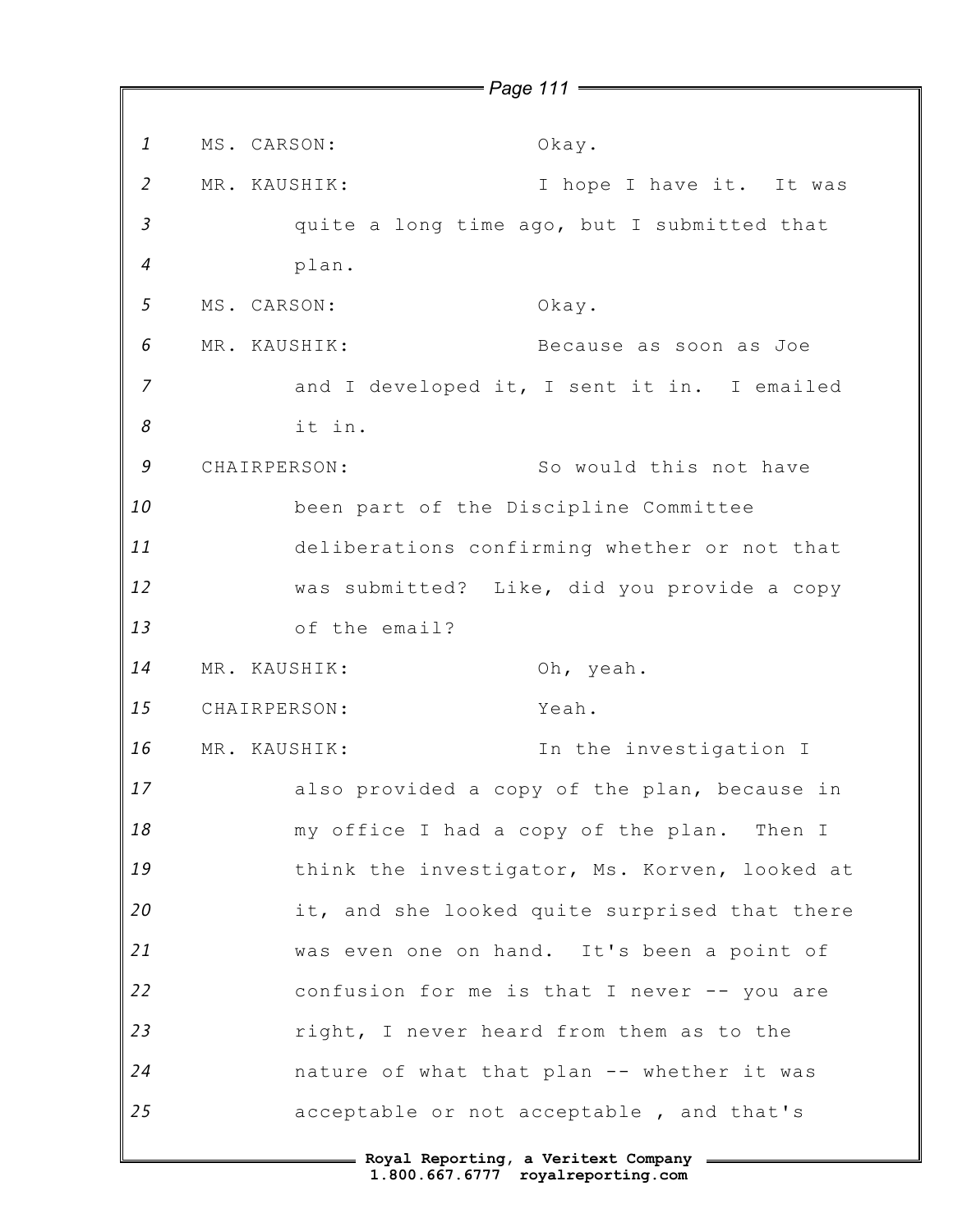MS. CARSON: Okay.

MR. KAUSHIK: I hope I have it. It was quite a long time ago, but I submitted that plan.

MS. CARSON: Okay.

MR. KAUSHIK: Because as soon as Joe and I developed it, I sent it in. I emailed it in.

CHAIRPERSON: So would this not have been part of the Discipline Committee deliberations confirming whether or not that was submitted? Like, did you provide a copy of the email?

MR. KAUSHIK: Oh, yeah.

CHAIRPERSON: Yeah.

MR. KAUSHIK: In the investigation I also provided a copy of the plan, because in my office I had a copy of the plan. Then I think the investigator, Ms. Korven, looked at it, and she looked quite surprised that there was even one on hand. It's been a point of confusion for me is that I never -- you are right, I never heard from them as to the nature of what that plan -- whether it was acceptable or not acceptable , and that's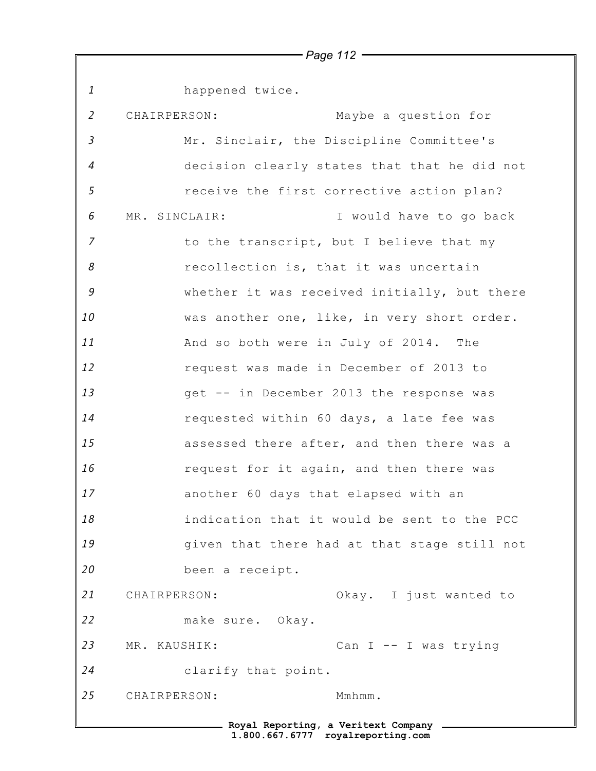happened twice.

CHAIRPERSON: Maybe a question for Mr. Sinclair, the Discipline Committee's decision clearly states that that he did not receive the first corrective action plan?

MR. SINCLAIR: I would have to go back to the transcript, but I believe that my recollection is, that it was uncertain whether it was received initially, but there was another one, like, in very short order. And so both were in July of 2014. The request was made in December of 2013 to get -- in December 2013 the response was requested within 60 days, a late fee was assessed there after, and then there was a request for it again, and then there was another 60 days that elapsed with an indication that it would be sent to the PCC given that there had at that stage still not been a receipt.

CHAIRPERSON: Okay. I just wanted to make sure. Okay.

MR. KAUSHIK: Can I -- I was trying clarify that point.

CHAIRPERSON: Mmhmm.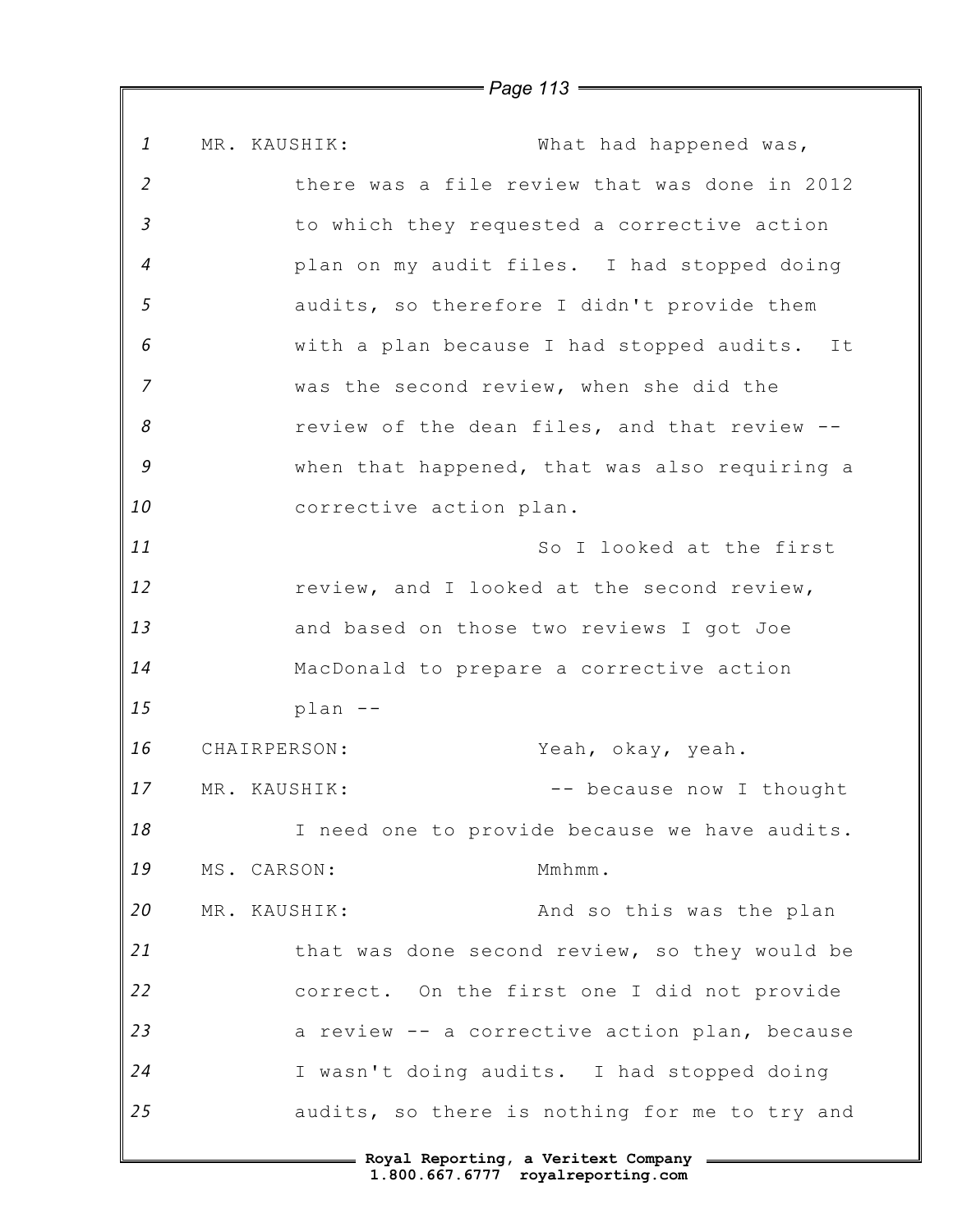MR. KAUSHIK: What had happened was, there was a file review that was done in 2012 to which they requested a corrective action plan on my audit files. I had stopped doing audits, so therefore I didn't provide them with a plan because I had stopped audits. It was the second review, when she did the review of the dean files, and that review -- when that happened, that was also requiring a corrective action plan.

So I looked at the first review, and I looked at the second review, and based on those two reviews I got Joe MacDonald to prepare a corrective action plan --

CHAIRPERSON: Yeah, okay, yeah.

MR. KAUSHIK: -- because now I thought I need one to provide because we have audits.

MS. CARSON: Mmhmm.

MR. KAUSHIK: And so this was the plan that was done second review, so they would be correct. On the first one I did not provide a review -- a corrective action plan, because I wasn't doing audits. I had stopped doing audits, so there is nothing for me to try and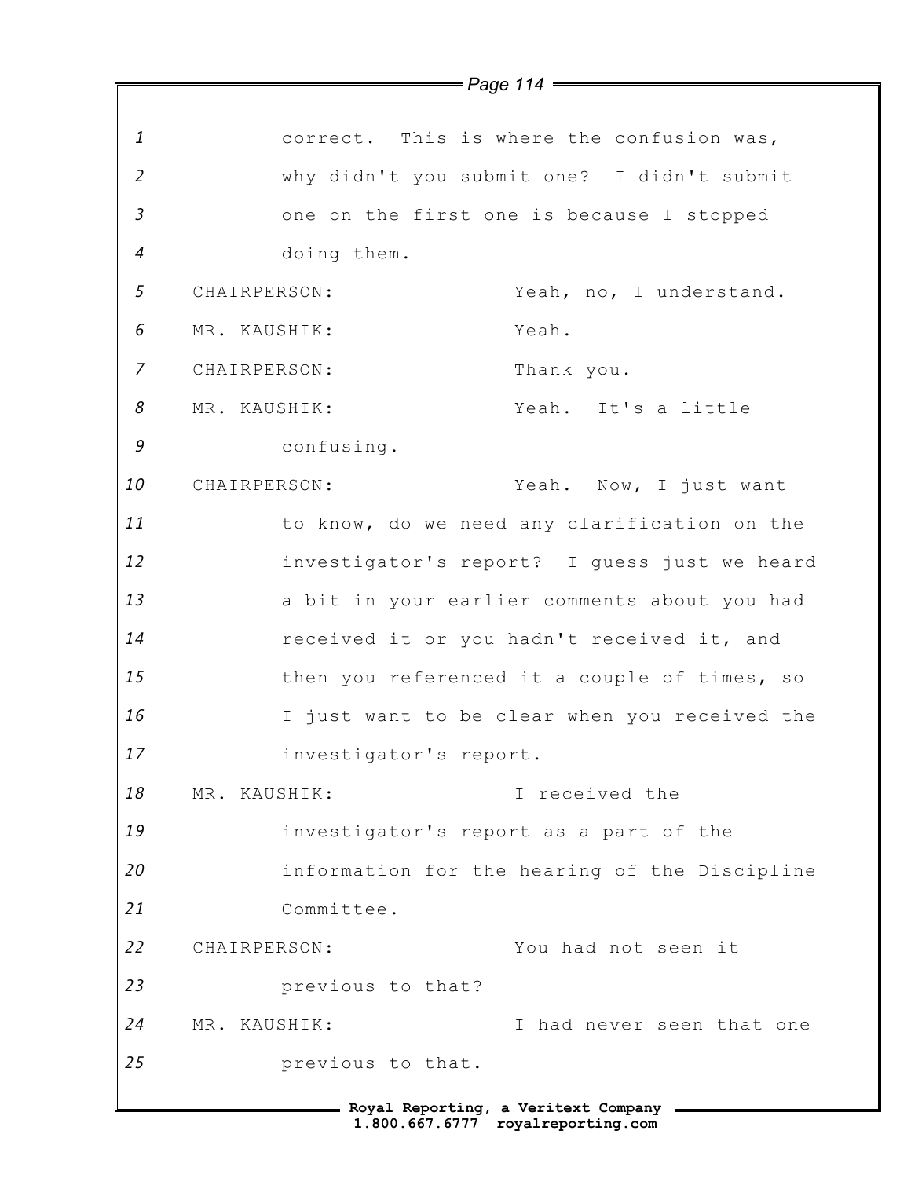correct. This is where the confusion was, why didn't you submit one? I didn't submit one on the first one is because I stopped doing them.

CHAIRPERSON: Yeah, no, I understand.

MR. KAUSHIK: Yeah.

CHAIRPERSON: Thank you.

MR. KAUSHIK: Yeah. It's a little confusing.

CHAIRPERSON: Yeah. Now, I just want to know, do we need any clarification on the investigator's report? I guess just we heard a bit in your earlier comments about you had received it or you hadn't received it, and then you referenced it a couple of times, so I just want to be clear when you received the investigator's report.

MR. KAUSHIK: I received the investigator's report as a part of the information for the hearing of the Discipline Committee.

CHAIRPERSON: You had not seen it previous to that?

MR. KAUSHIK: I had never seen that one previous to that.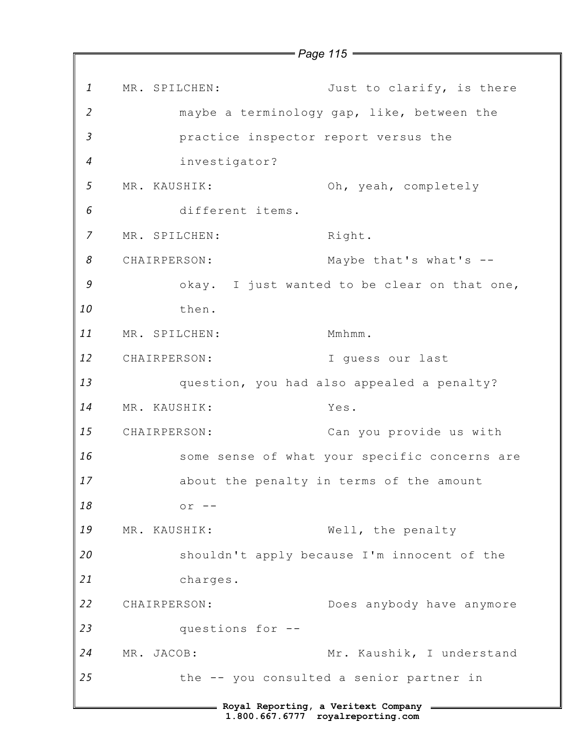MR. SPILCHEN: Just to clarify, is there maybe a terminology gap, like, between the practice inspector report versus the investigator?

MR. KAUSHIK: Oh, yeah, completely different items.

MR. SPILCHEN: Right.

CHAIRPERSON: Maybe that's what's -- okay. I just wanted to be clear on that one, then.

MR. SPILCHEN: Mmhmm.

CHAIRPERSON: I guess our last question, you had also appealed a penalty?

MR. KAUSHIK: Yes.

CHAIRPERSON: Can you provide us with some sense of what your specific concerns are about the penalty in terms of the amount or --

MR. KAUSHIK: Well, the penalty shouldn't apply because I'm innocent of the charges.

CHAIRPERSON: Does anybody have anymore questions for --

MR. JACOB: Mr. Kaushik, I understand the -- you consulted a senior partner in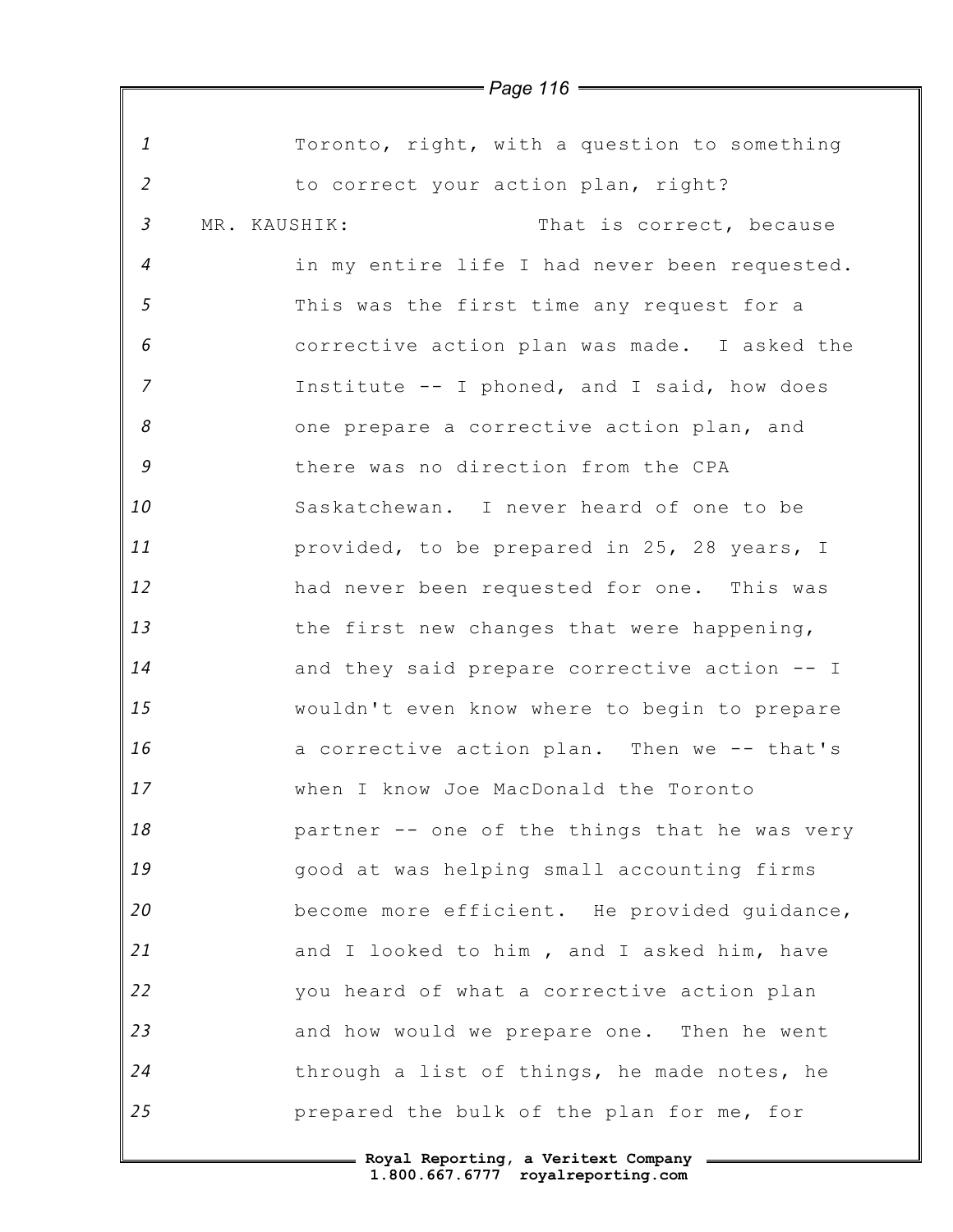Toronto, right, with a question to something to correct your action plan, right?

MR. KAUSHIK: That is correct, because in my entire life I had never been requested. This was the first time any request for a corrective action plan was made. I asked the Institute -- I phoned, and I said, how does one prepare a corrective action plan, and there was no direction from the CPA Saskatchewan. I never heard of one to be provided, to be prepared in 25, 28 years, I had never been requested for one. This was the first new changes that were happening, and they said prepare corrective action -- I wouldn't even know where to begin to prepare a corrective action plan. Then we -- that's when I know Joe MacDonald the Toronto partner -- one of the things that he was very good at was helping small accounting firms become more efficient. He provided guidance, and I looked to him , and I asked him, have you heard of what a corrective action plan and how would we prepare one. Then he went through a list of things, he made notes, he prepared the bulk of the plan for me, for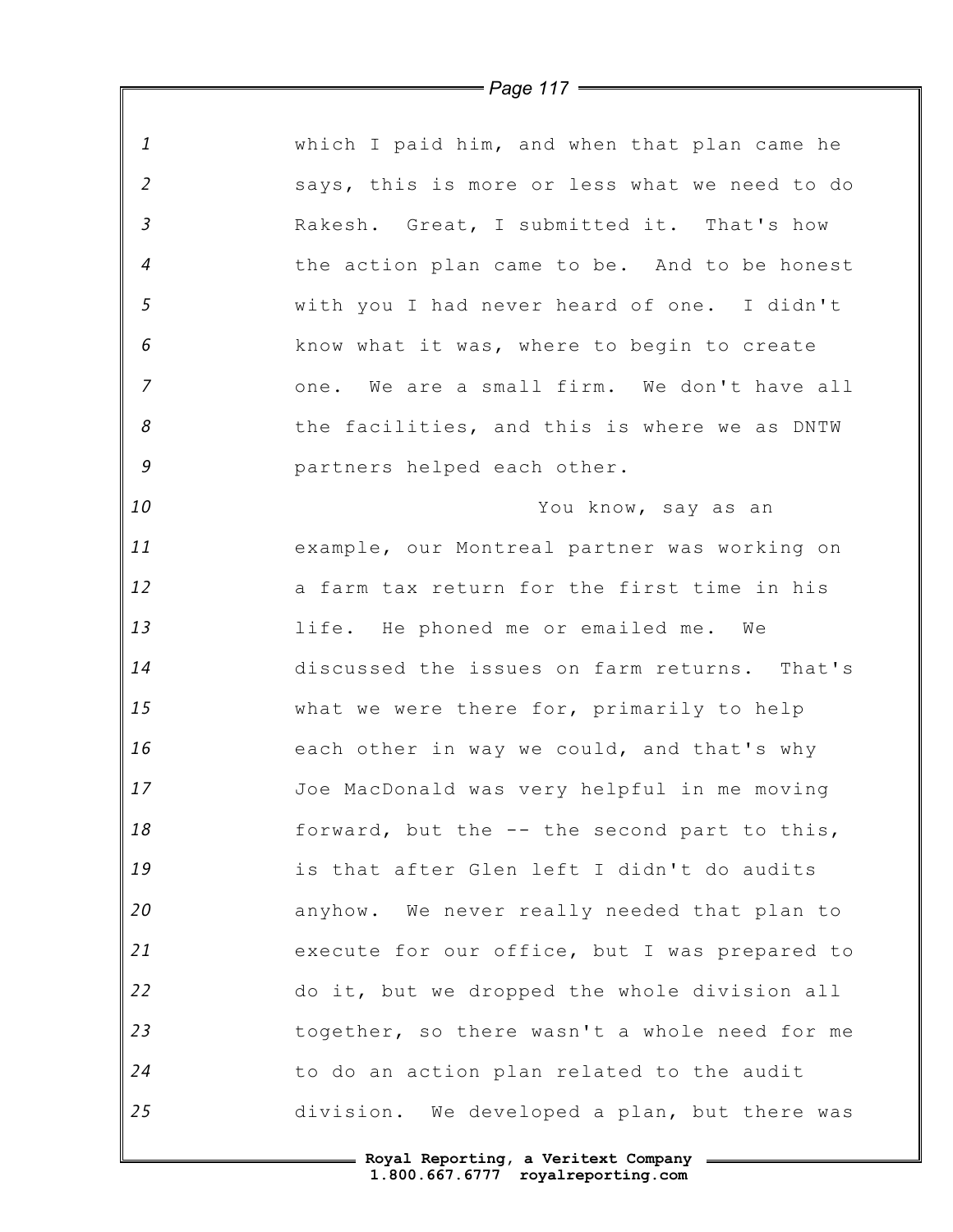which I paid him, and when that plan came he says, this is more or less what we need to do Rakesh. Great, I submitted it. That's how the action plan came to be. And to be honest with you I had never heard of one. I didn't know what it was, where to begin to create one. We are a small firm. We don't have all the facilities, and this is where we as DNTW partners helped each other.

You know, say as an example, our Montreal partner was working on a farm tax return for the first time in his life. He phoned me or emailed me. We discussed the issues on farm returns. That's what we were there for, primarily to help each other in way we could, and that's why Joe MacDonald was very helpful in me moving forward, but the -- the second part to this, is that after Glen left I didn't do audits anyhow. We never really needed that plan to execute for our office, but I was prepared to do it, but we dropped the whole division all together, so there wasn't a whole need for me to do an action plan related to the audit division. We developed a plan, but there was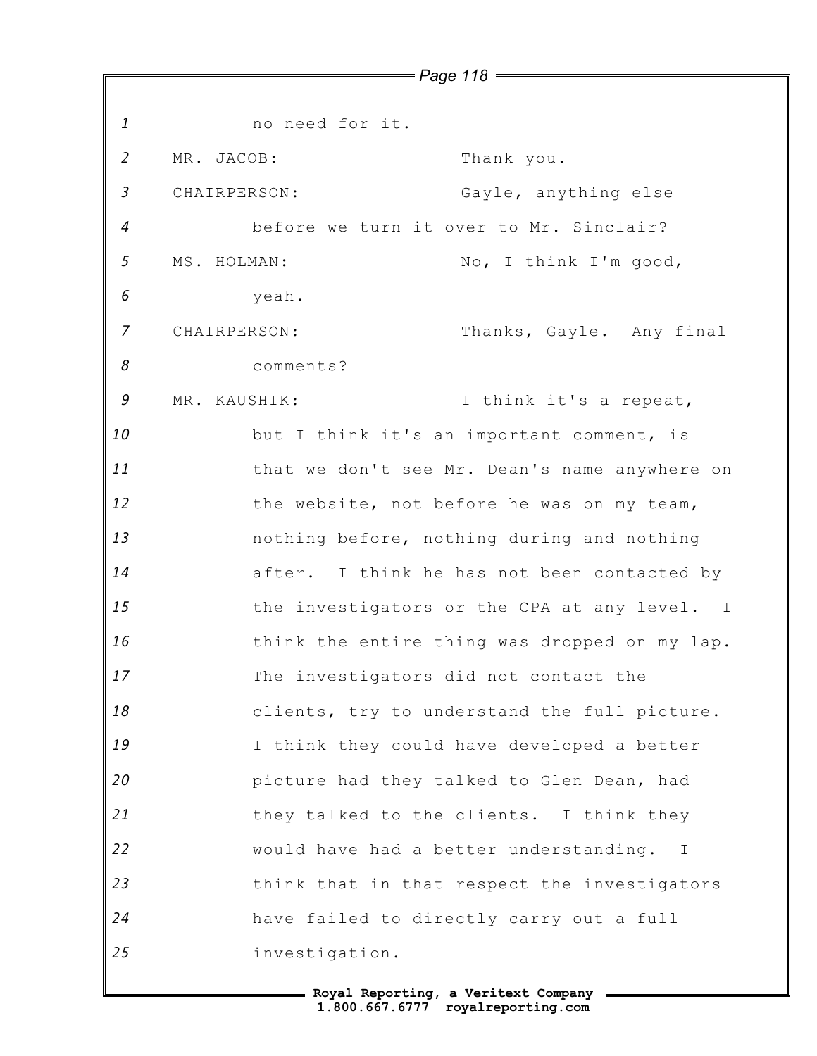no need for it.

MR. JACOB: Thank you.

CHAIRPERSON: Gayle, anything else before we turn it over to Mr. Sinclair?

MS. HOLMAN: No, I think I'm good, yeah.

CHAIRPERSON: Thanks, Gayle. Any final comments?

MR. KAUSHIK: I think it's a repeat, but I think it's an important comment, is that we don't see Mr. Dean's name anywhere on the website, not before he was on my team, nothing before, nothing during and nothing after. I think he has not been contacted by the investigators or the CPA at any level. I think the entire thing was dropped on my lap. The investigators did not contact the clients, try to understand the full picture. I think they could have developed a better picture had they talked to Glen Dean, had they talked to the clients. I think they would have had a better understanding. I think that in that respect the investigators have failed to directly carry out a full investigation.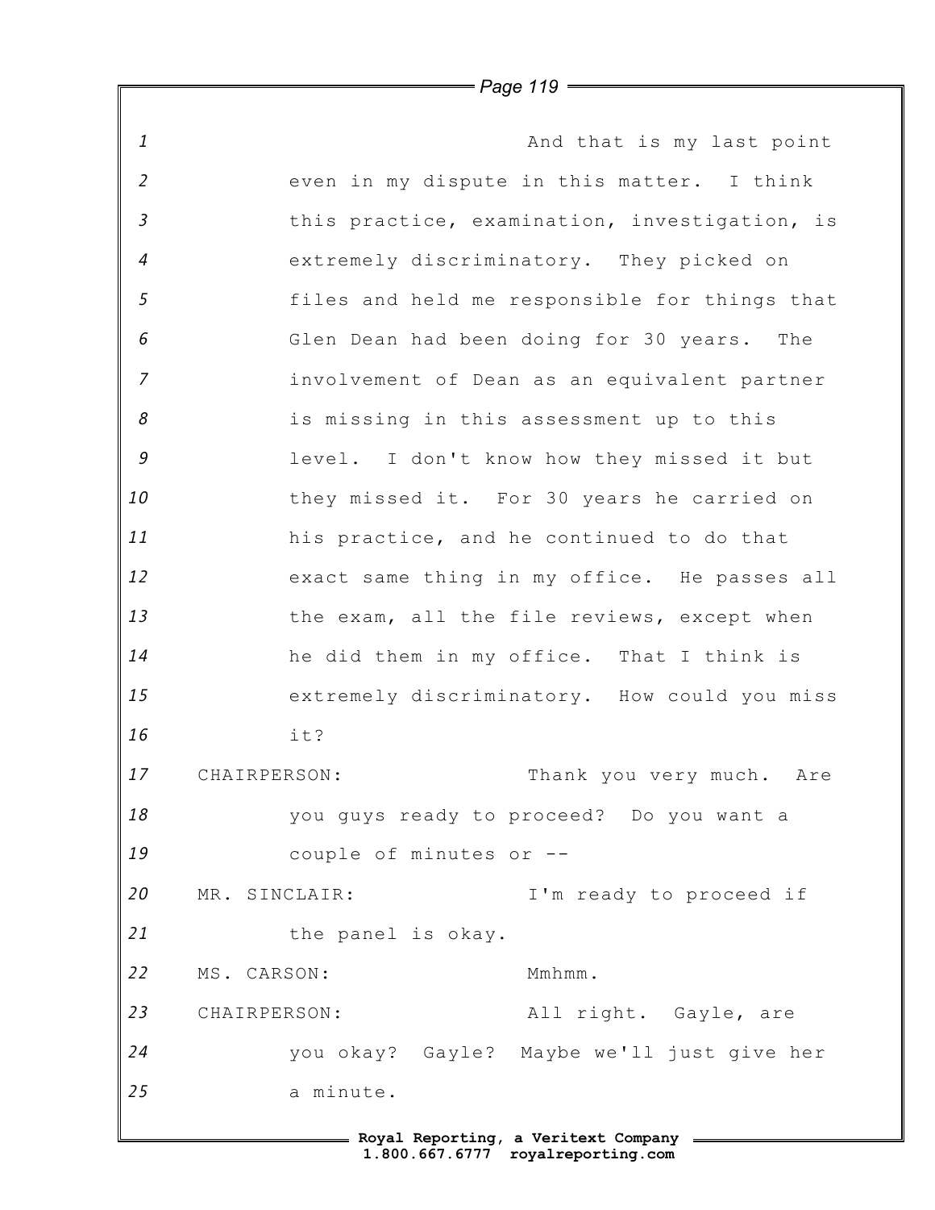And that is my last point even in my dispute in this matter. I think this practice, examination, investigation, is extremely discriminatory. They picked on files and held me responsible for things that Glen Dean had been doing for 30 years. The involvement of Dean as an equivalent partner is missing in this assessment up to this level. I don't know how they missed it but they missed it. For 30 years he carried on his practice, and he continued to do that exact same thing in my office. He passes all the exam, all the file reviews, except when he did them in my office. That I think is extremely discriminatory. How could you miss it?

CHAIRPERSON: Thank you very much. Are you guys ready to proceed? Do you want a couple of minutes or --

MR. SINCLAIR: I'm ready to proceed if the panel is okay.

MS. CARSON: Mmhmm.

CHAIRPERSON: All right. Gayle, are you okay? Gayle? Maybe we'll just give her a minute.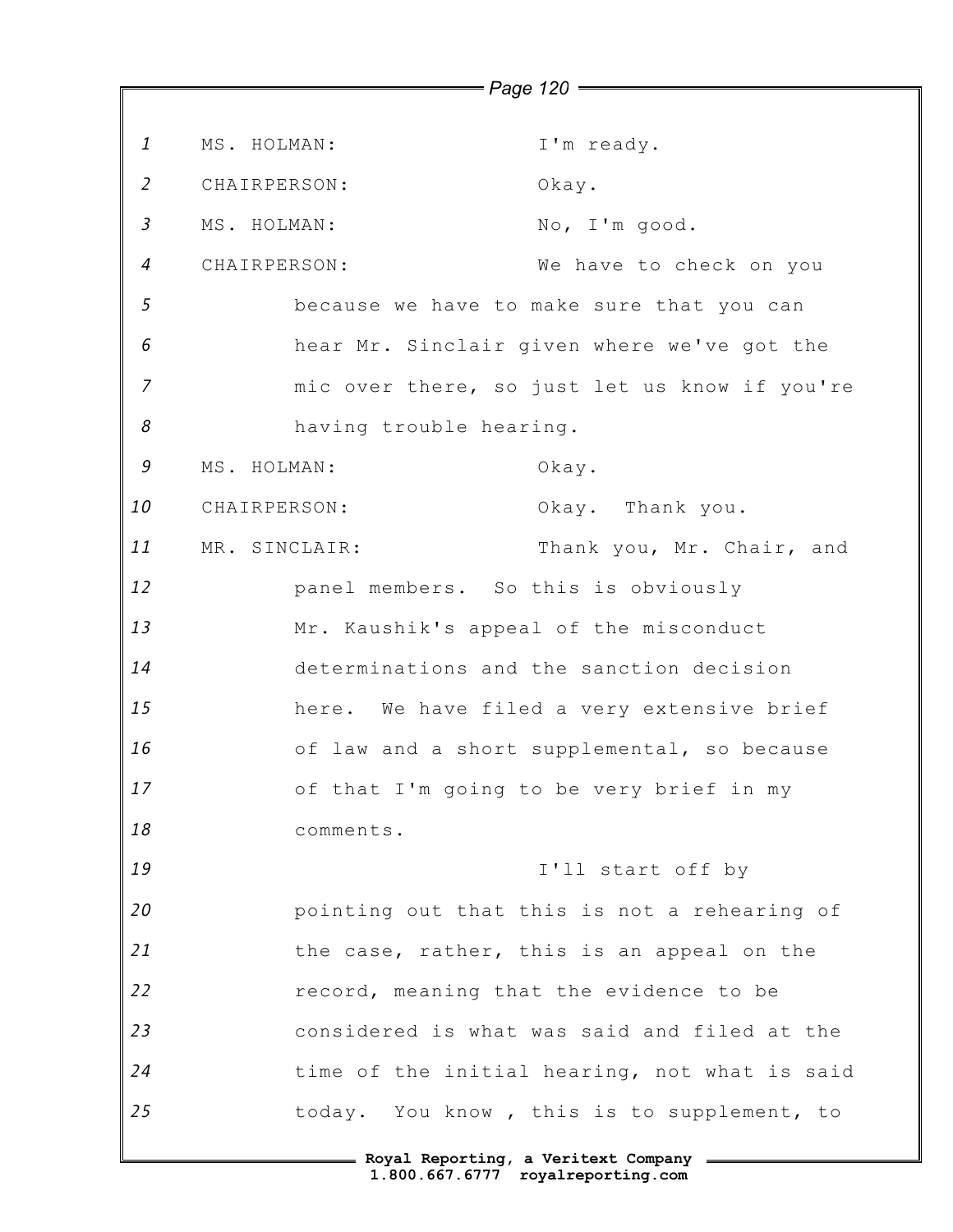MS. HOLMAN: I'm ready.

CHAIRPERSON: Okay.

MS. HOLMAN: No, I'm good.

CHAIRPERSON: We have to check on you because we have to make sure that you can hear Mr. Sinclair given where we've got the mic over there, so just let us know if you're having trouble hearing.

MS. HOLMAN: Okay.

CHAIRPERSON: Okay. Thank you.

MR. SINCLAIR: Thank you, Mr. Chair, and panel members. So this is obviously Mr. Kaushik's appeal of the misconduct determinations and the sanction decision here. We have filed a very extensive brief of law and a short supplemental, so because of that I'm going to be very brief in my comments.

I'll start off by pointing out that this is not a rehearing of the case, rather, this is an appeal on the record, meaning that the evidence to be considered is what was said and filed at the time of the initial hearing, not what is said today. You know , this is to supplement, to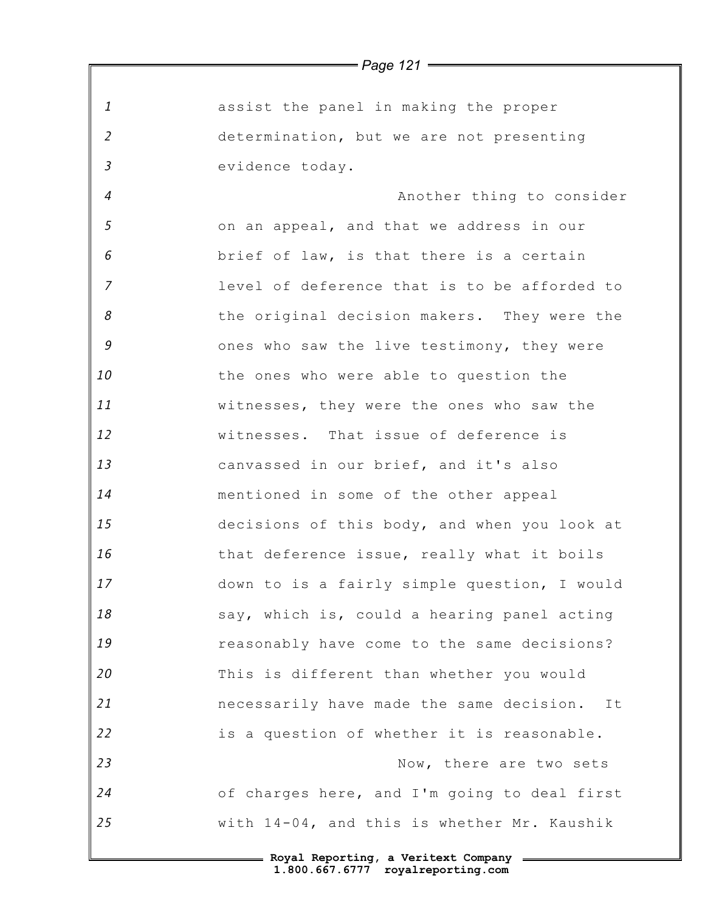assist the panel in making the proper determination, but we are not presenting evidence today.

Another thing to consider on an appeal, and that we address in our brief of law, is that there is a certain level of deference that is to be afforded to the original decision makers. They were the ones who saw the live testimony, they were the ones who were able to question the witnesses, they were the ones who saw the witnesses. That issue of deference is canvassed in our brief, and it's also mentioned in some of the other appeal decisions of this body, and when you look at that deference issue, really what it boils down to is a fairly simple question, I would say, which is, could a hearing panel acting reasonably have come to the same decisions? This is different than whether you would necessarily have made the same decision. It is a question of whether it is reasonable.

Now, there are two sets of charges here, and I'm going to deal first with 14-04, and this is whether Mr. Kaushik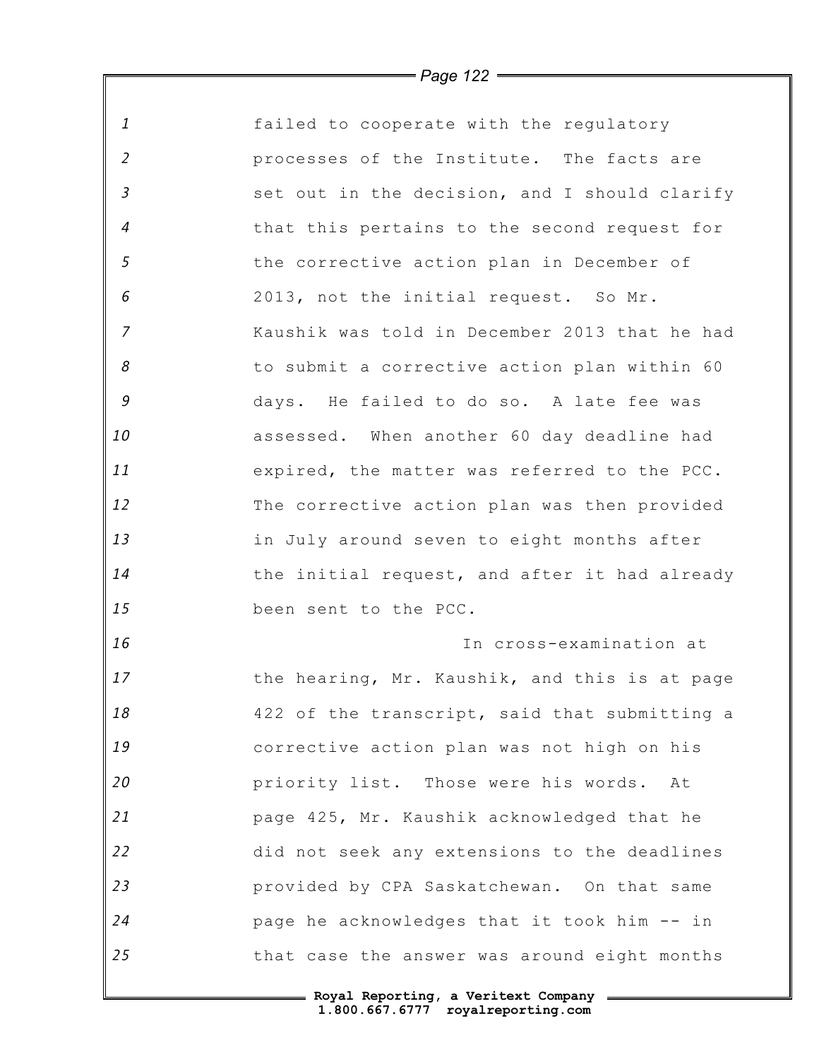failed to cooperate with the regulatory processes of the Institute. The facts are set out in the decision, and I should clarify that this pertains to the second request for the corrective action plan in December of 2013, not the initial request. So Mr. Kaushik was told in December 2013 that he had to submit a corrective action plan within 60 days. He failed to do so. A late fee was assessed. When another 60 day deadline had expired, the matter was referred to the PCC. The corrective action plan was then provided in July around seven to eight months after the initial request, and after it had already been sent to the PCC.

In cross-examination at the hearing, Mr. Kaushik, and this is at page 422 of the transcript, said that submitting a corrective action plan was not high on his priority list. Those were his words. At page 425, Mr. Kaushik acknowledged that he did not seek any extensions to the deadlines provided by CPA Saskatchewan. On that same page he acknowledges that it took him -- in that case the answer was around eight months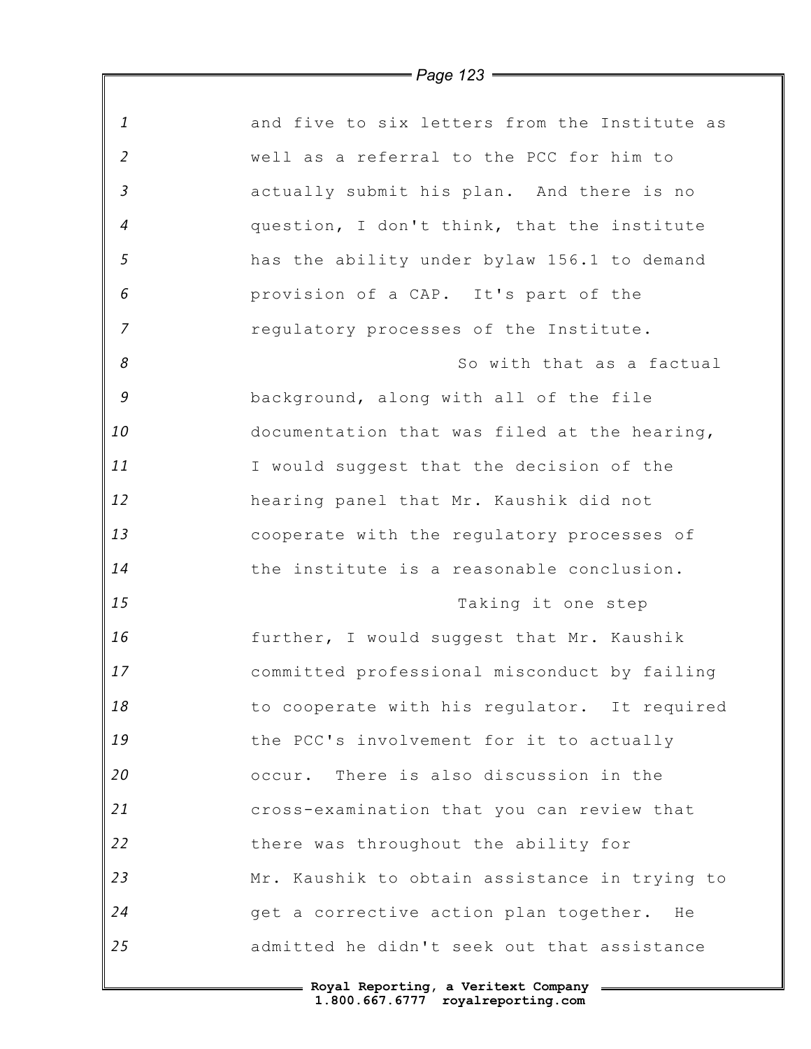and five to six letters from the Institute as well as a referral to the PCC for him to actually submit his plan. And there is no question, I don't think, that the institute has the ability under bylaw 156.1 to demand provision of a CAP. It's part of the regulatory processes of the Institute.

So with that as a factual background, along with all of the file documentation that was filed at the hearing, I would suggest that the decision of the hearing panel that Mr. Kaushik did not cooperate with the regulatory processes of the institute is a reasonable conclusion.

Taking it one step further, I would suggest that Mr. Kaushik committed professional misconduct by failing to cooperate with his regulator. It required the PCC's involvement for it to actually occur. There is also discussion in the cross-examination that you can review that there was throughout the ability for Mr. Kaushik to obtain assistance in trying to get a corrective action plan together. He admitted he didn't seek out that assistance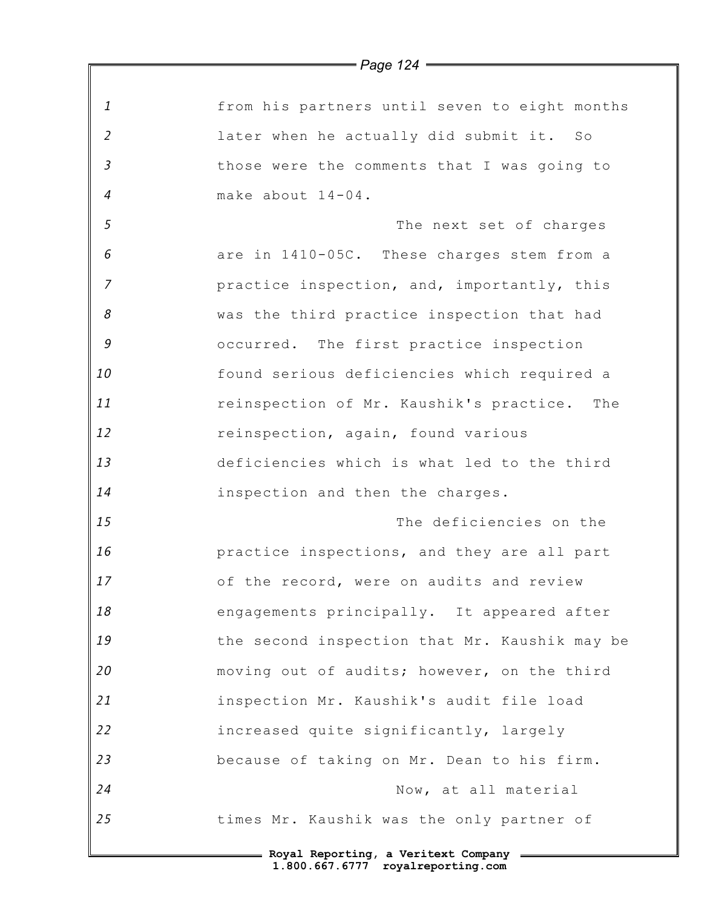from his partners until seven to eight months later when he actually did submit it. So those were the comments that I was going to make about 14-04.

The next set of charges are in 1410-05C. These charges stem from a practice inspection, and, importantly, this was the third practice inspection that had occurred. The first practice inspection found serious deficiencies which required a reinspection of Mr. Kaushik's practice. The reinspection, again, found various deficiencies which is what led to the third inspection and then the charges.

The deficiencies on the practice inspections, and they are all part of the record, were on audits and review engagements principally. It appeared after the second inspection that Mr. Kaushik may be moving out of audits; however, on the third inspection Mr. Kaushik's audit file load increased quite significantly, largely because of taking on Mr. Dean to his firm.

Now, at all material times Mr. Kaushik was the only partner of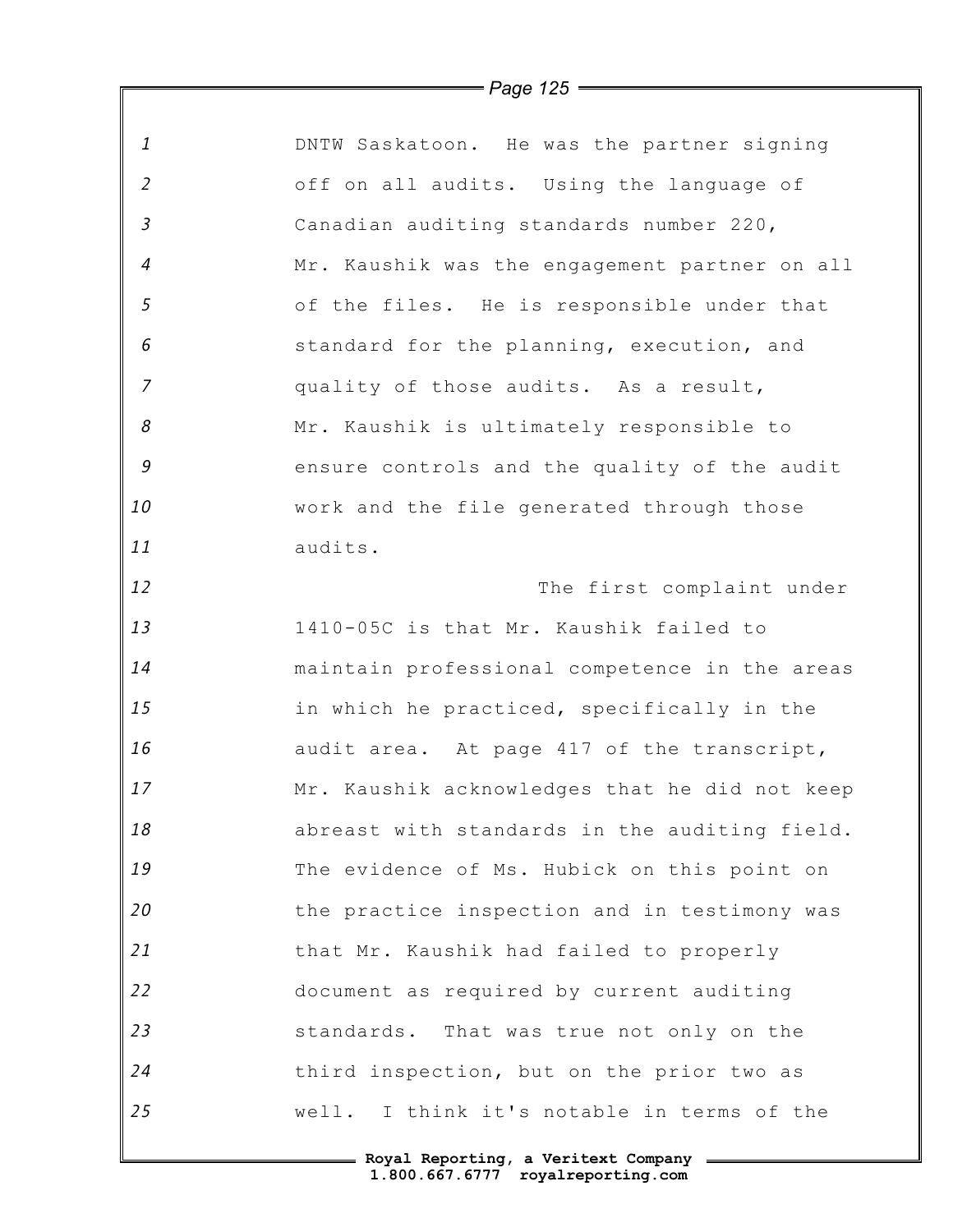DNTW Saskatoon. He was the partner signing off on all audits. Using the language of Canadian auditing standards number 220, Mr. Kaushik was the engagement partner on all of the files. He is responsible under that standard for the planning, execution, and quality of those audits. As a result, Mr. Kaushik is ultimately responsible to ensure controls and the quality of the audit work and the file generated through those audits.

The first complaint under 1410-05C is that Mr. Kaushik failed to maintain professional competence in the areas in which he practiced, specifically in the audit area. At page 417 of the transcript, Mr. Kaushik acknowledges that he did not keep abreast with standards in the auditing field. The evidence of Ms. Hubick on this point on the practice inspection and in testimony was that Mr. Kaushik had failed to properly document as required by current auditing standards. That was true not only on the third inspection, but on the prior two as well. I think it's notable in terms of the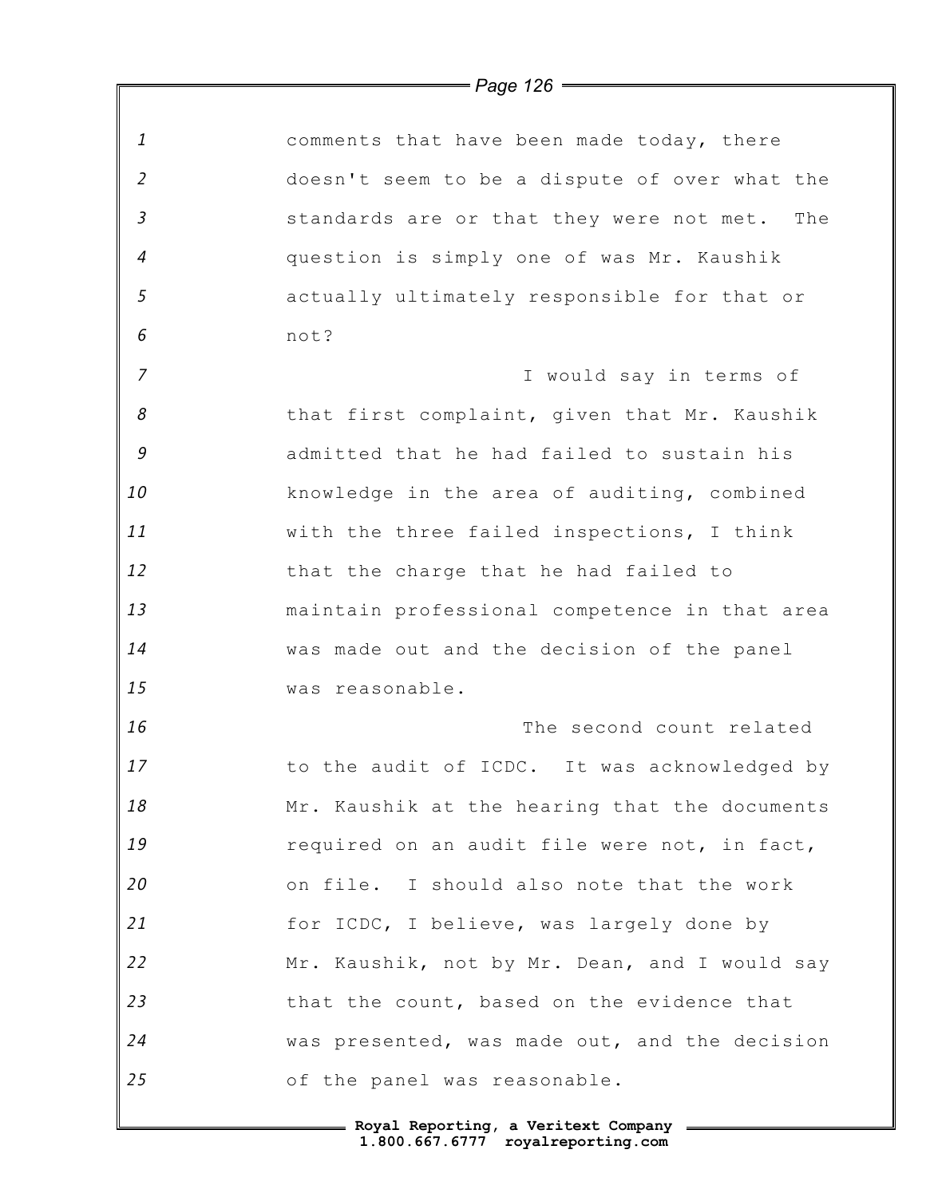comments that have been made today, there doesn't seem to be a dispute of over what the standards are or that they were not met. The question is simply one of was Mr. Kaushik actually ultimately responsible for that or not?

I would say in terms of that first complaint, given that Mr. Kaushik admitted that he had failed to sustain his knowledge in the area of auditing, combined with the three failed inspections, I think that the charge that he had failed to maintain professional competence in that area was made out and the decision of the panel was reasonable.

The second count related to the audit of ICDC. It was acknowledged by Mr. Kaushik at the hearing that the documents required on an audit file were not, in fact, on file. I should also note that the work for ICDC, I believe, was largely done by Mr. Kaushik, not by Mr. Dean, and I would say that the count, based on the evidence that was presented, was made out, and the decision of the panel was reasonable.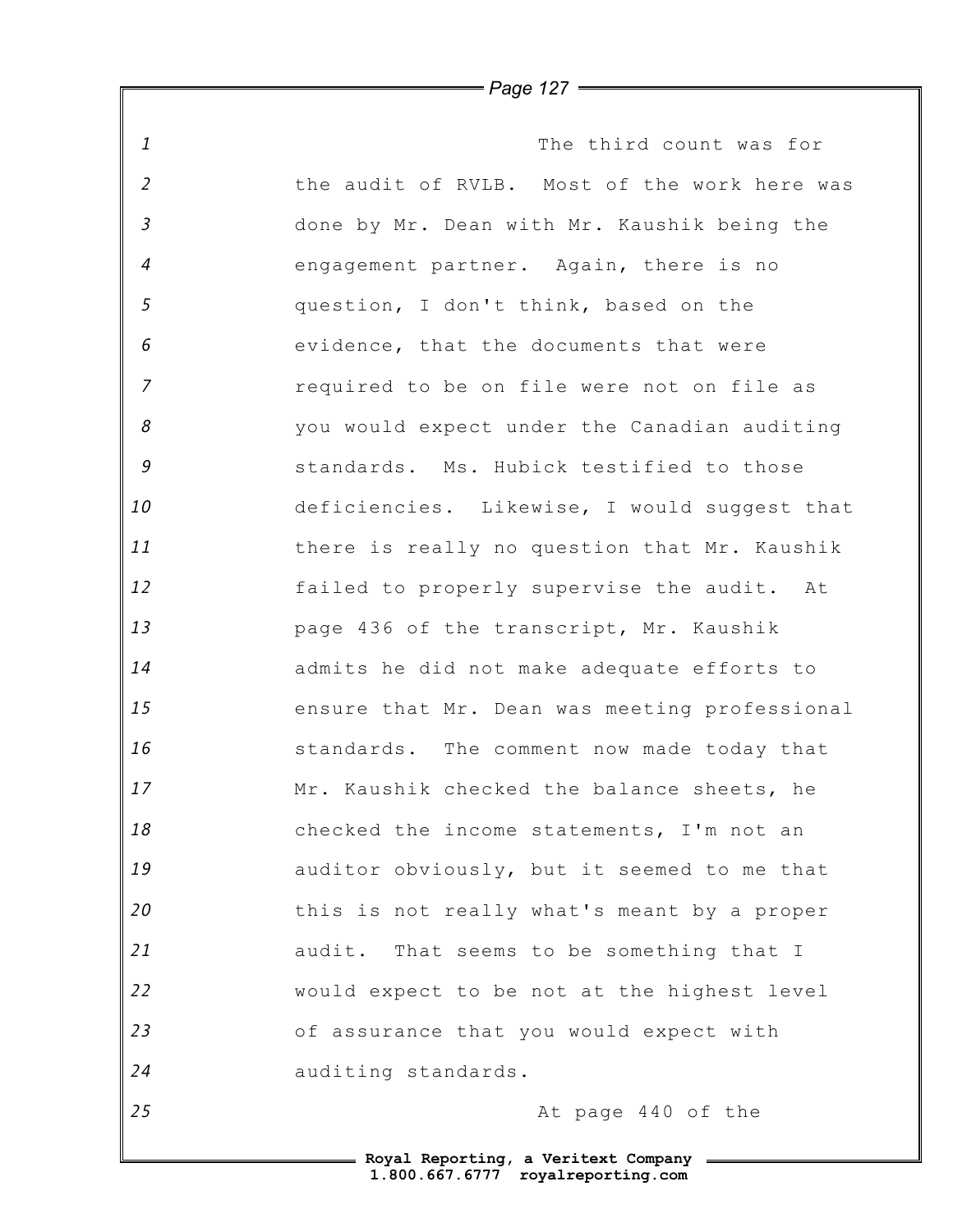The third count was for the audit of RVLB. Most of the work here was done by Mr. Dean with Mr. Kaushik being the engagement partner. Again, there is no question, I don't think, based on the evidence, that the documents that were required to be on file were not on file as you would expect under the Canadian auditing standards. Ms. Hubick testified to those deficiencies. Likewise, I would suggest that there is really no question that Mr. Kaushik failed to properly supervise the audit. At page 436 of the transcript, Mr. Kaushik admits he did not make adequate efforts to ensure that Mr. Dean was meeting professional standards. The comment now made today that Mr. Kaushik checked the balance sheets, he checked the income statements, I'm not an auditor obviously, but it seemed to me that this is not really what's meant by a proper audit. That seems to be something that I would expect to be not at the highest level of assurance that you would expect with auditing standards.

At page 440 of the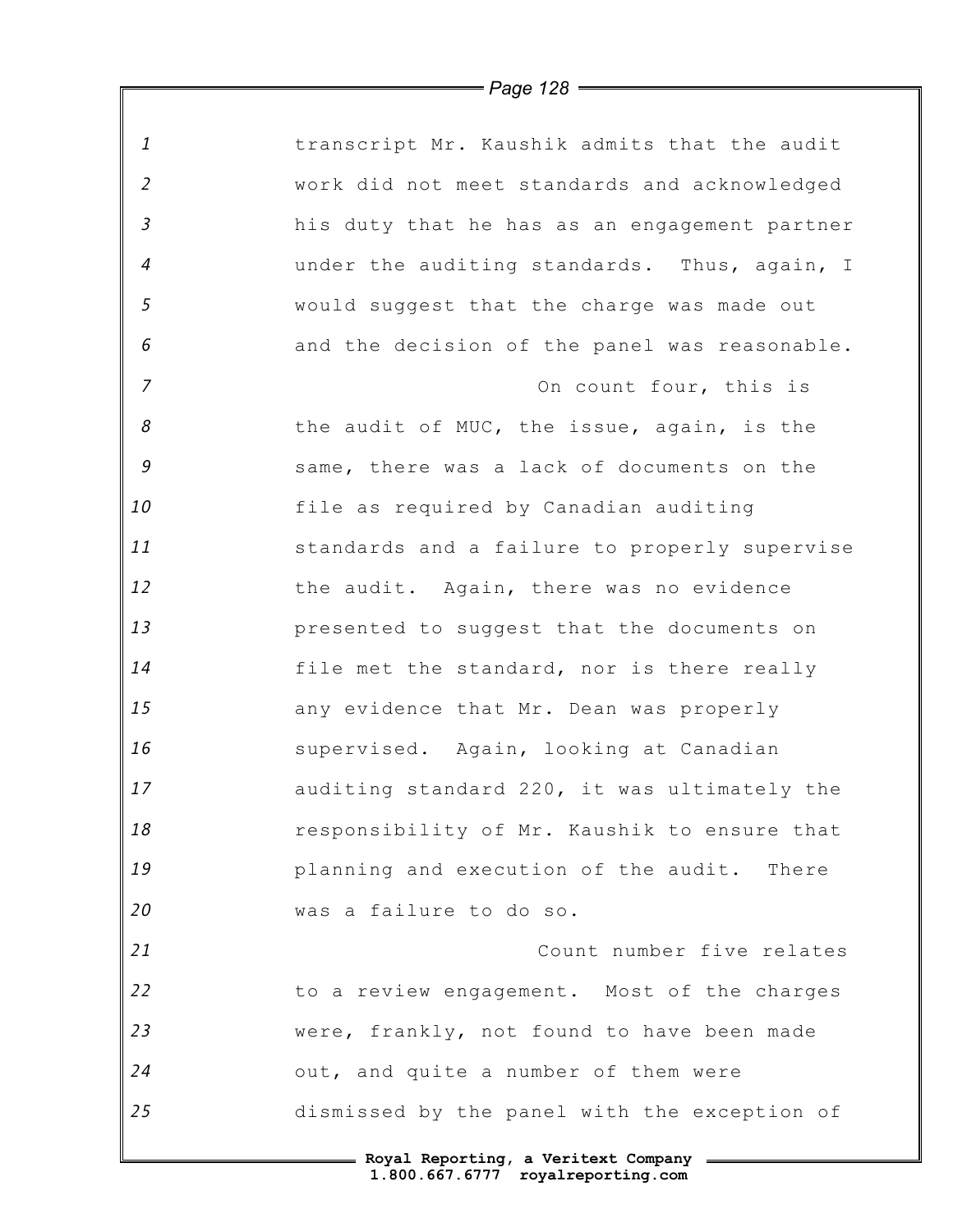transcript Mr. Kaushik admits that the audit work did not meet standards and acknowledged his duty that he has as an engagement partner under the auditing standards. Thus, again, I would suggest that the charge was made out and the decision of the panel was reasonable.

On count four, this is the audit of MUC, the issue, again, is the same, there was a lack of documents on the file as required by Canadian auditing standards and a failure to properly supervise the audit. Again, there was no evidence presented to suggest that the documents on file met the standard, nor is there really any evidence that Mr. Dean was properly supervised. Again, looking at Canadian auditing standard 220, it was ultimately the responsibility of Mr. Kaushik to ensure that planning and execution of the audit. There was a failure to do so.

Count number five relates to a review engagement. Most of the charges were, frankly, not found to have been made out, and quite a number of them were dismissed by the panel with the exception of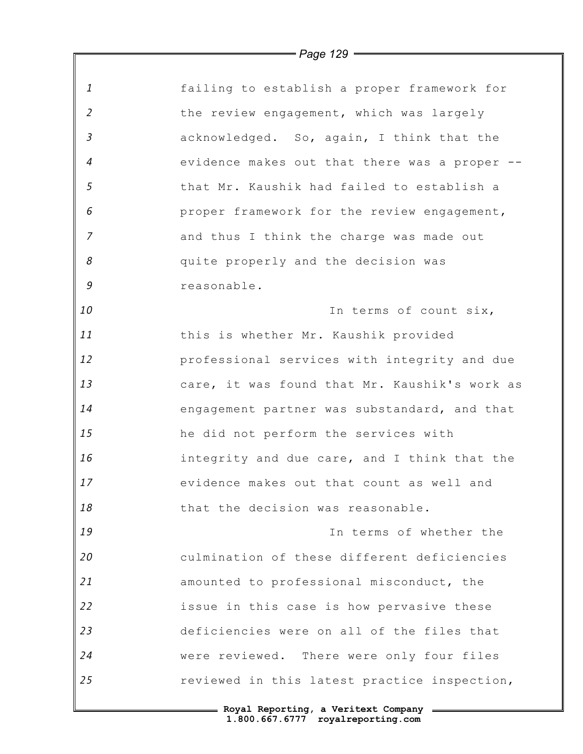failing to establish a proper framework for the review engagement, which was largely acknowledged. So, again, I think that the evidence makes out that there was a proper -- that Mr. Kaushik had failed to establish a proper framework for the review engagement, and thus I think the charge was made out quite properly and the decision was reasonable.

In terms of count six, this is whether Mr. Kaushik provided professional services with integrity and due care, it was found that Mr. Kaushik's work as engagement partner was substandard, and that he did not perform the services with integrity and due care, and I think that the evidence makes out that count as well and that the decision was reasonable.

In terms of whether the culmination of these different deficiencies amounted to professional misconduct, the issue in this case is how pervasive these deficiencies were on all of the files that were reviewed. There were only four files reviewed in this latest practice inspection,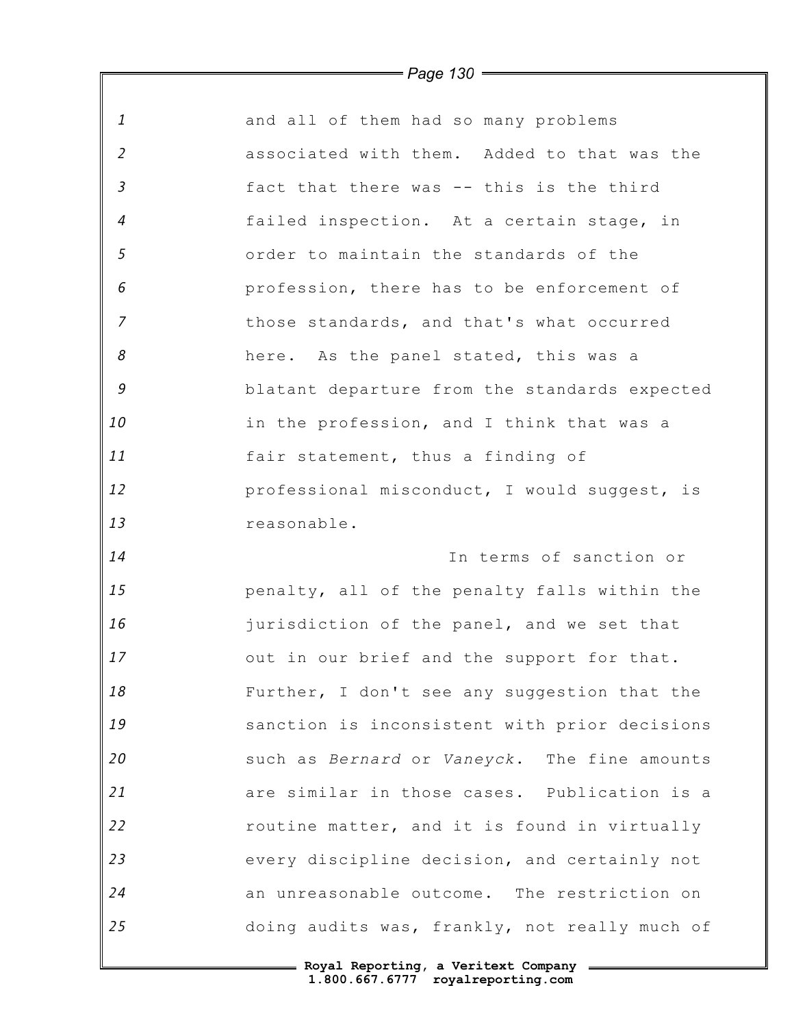and all of them had so many problems associated with them. Added to that was the fact that there was -- this is the third failed inspection. At a certain stage, in order to maintain the standards of the profession, there has to be enforcement of those standards, and that's what occurred here. As the panel stated, this was a blatant departure from the standards expected in the profession, and I think that was a fair statement, thus a finding of professional misconduct, I would suggest, is reasonable.

In terms of sanction or penalty, all of the penalty falls within the jurisdiction of the panel, and we set that out in our brief and the support for that. Further, I don't see any suggestion that the sanction is inconsistent with prior decisions such as *Bernard* or *Vaneyck*. The fine amounts are similar in those cases. Publication is a routine matter, and it is found in virtually every discipline decision, and certainly not an unreasonable outcome. The restriction on doing audits was, frankly, not really much of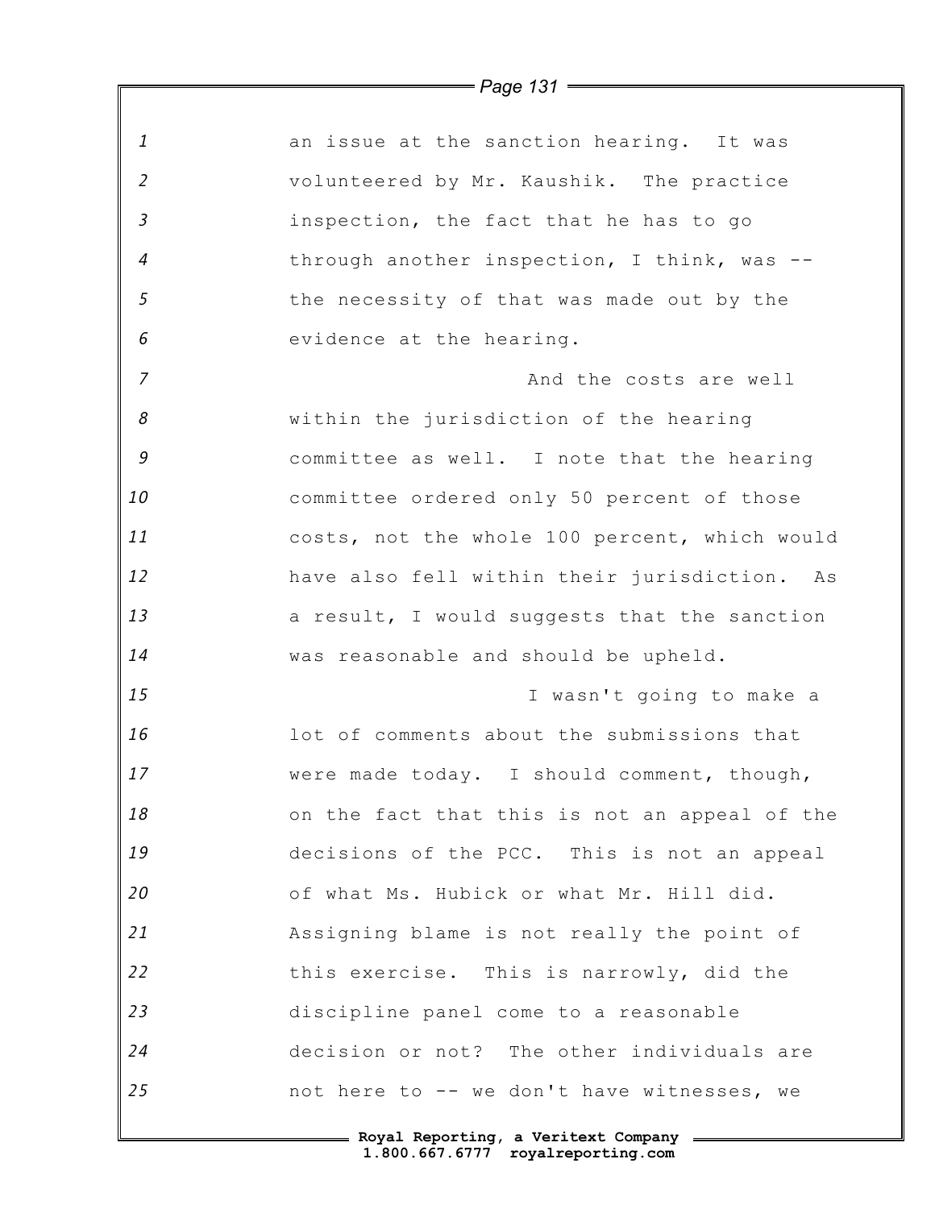an issue at the sanction hearing. It was volunteered by Mr. Kaushik. The practice inspection, the fact that he has to go through another inspection, I think, was -- the necessity of that was made out by the evidence at the hearing.

And the costs are well within the jurisdiction of the hearing committee as well. I note that the hearing committee ordered only 50 percent of those costs, not the whole 100 percent, which would have also fell within their jurisdiction. As a result, I would suggests that the sanction was reasonable and should be upheld.

I wasn't going to make a lot of comments about the submissions that were made today. I should comment, though, on the fact that this is not an appeal of the decisions of the PCC. This is not an appeal of what Ms. Hubick or what Mr. Hill did. Assigning blame is not really the point of this exercise. This is narrowly, did the discipline panel come to a reasonable decision or not? The other individuals are not here to -- we don't have witnesses, we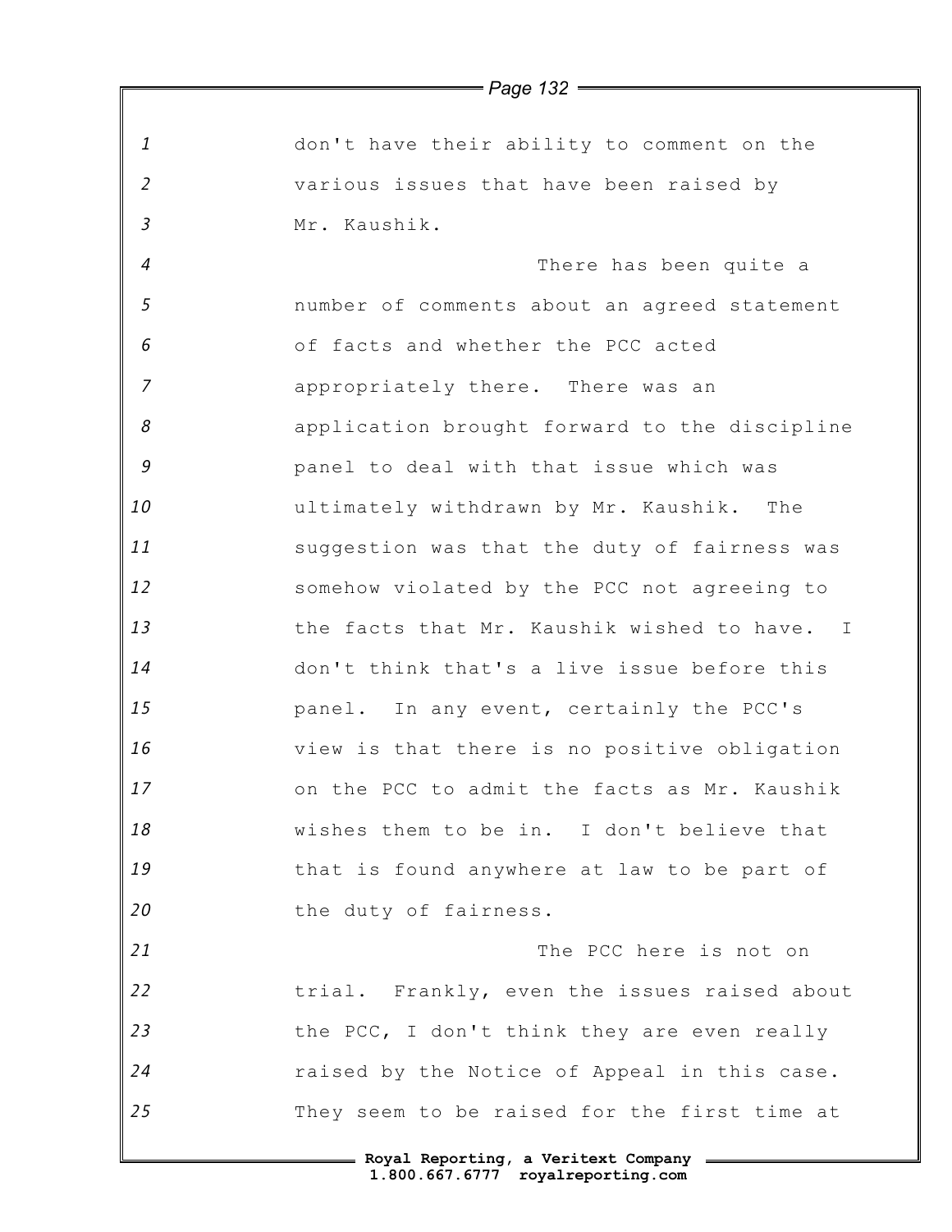don't have their ability to comment on the various issues that have been raised by Mr. Kaushik.

There has been quite a number of comments about an agreed statement of facts and whether the PCC acted appropriately there. There was an application brought forward to the discipline panel to deal with that issue which was ultimately withdrawn by Mr. Kaushik. The suggestion was that the duty of fairness was somehow violated by the PCC not agreeing to the facts that Mr. Kaushik wished to have. I don't think that's a live issue before this panel. In any event, certainly the PCC's view is that there is no positive obligation on the PCC to admit the facts as Mr. Kaushik wishes them to be in. I don't believe that that is found anywhere at law to be part of the duty of fairness.

The PCC here is not on trial. Frankly, even the issues raised about the PCC, I don't think they are even really raised by the Notice of Appeal in this case. They seem to be raised for the first time at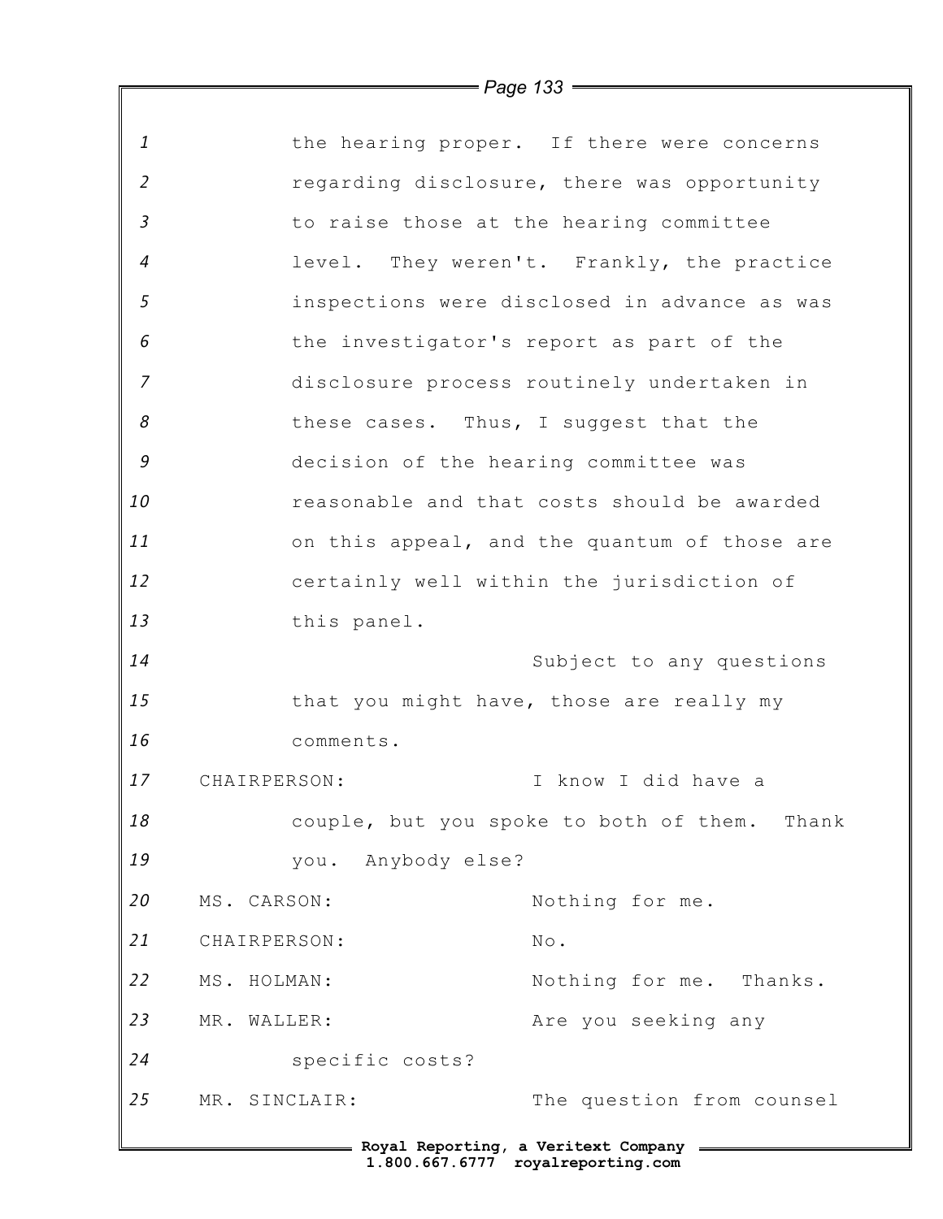the hearing proper. If there were concerns regarding disclosure, there was opportunity to raise those at the hearing committee level. They weren't. Frankly, the practice inspections were disclosed in advance as was the investigator's report as part of the disclosure process routinely undertaken in these cases. Thus, I suggest that the decision of the hearing committee was reasonable and that costs should be awarded on this appeal, and the quantum of those are certainly well within the jurisdiction of this panel.

Subject to any questions that you might have, those are really my comments.

CHAIRPERSON: I know I did have a couple, but you spoke to both of them. Thank you. Anybody else?

MS. CARSON: Nothing for me.

CHAIRPERSON: No.

MS. HOLMAN: Nothing for me. Thanks.

MR. WALLER: Are you seeking any specific costs?

MR. SINCLAIR: The question from counsel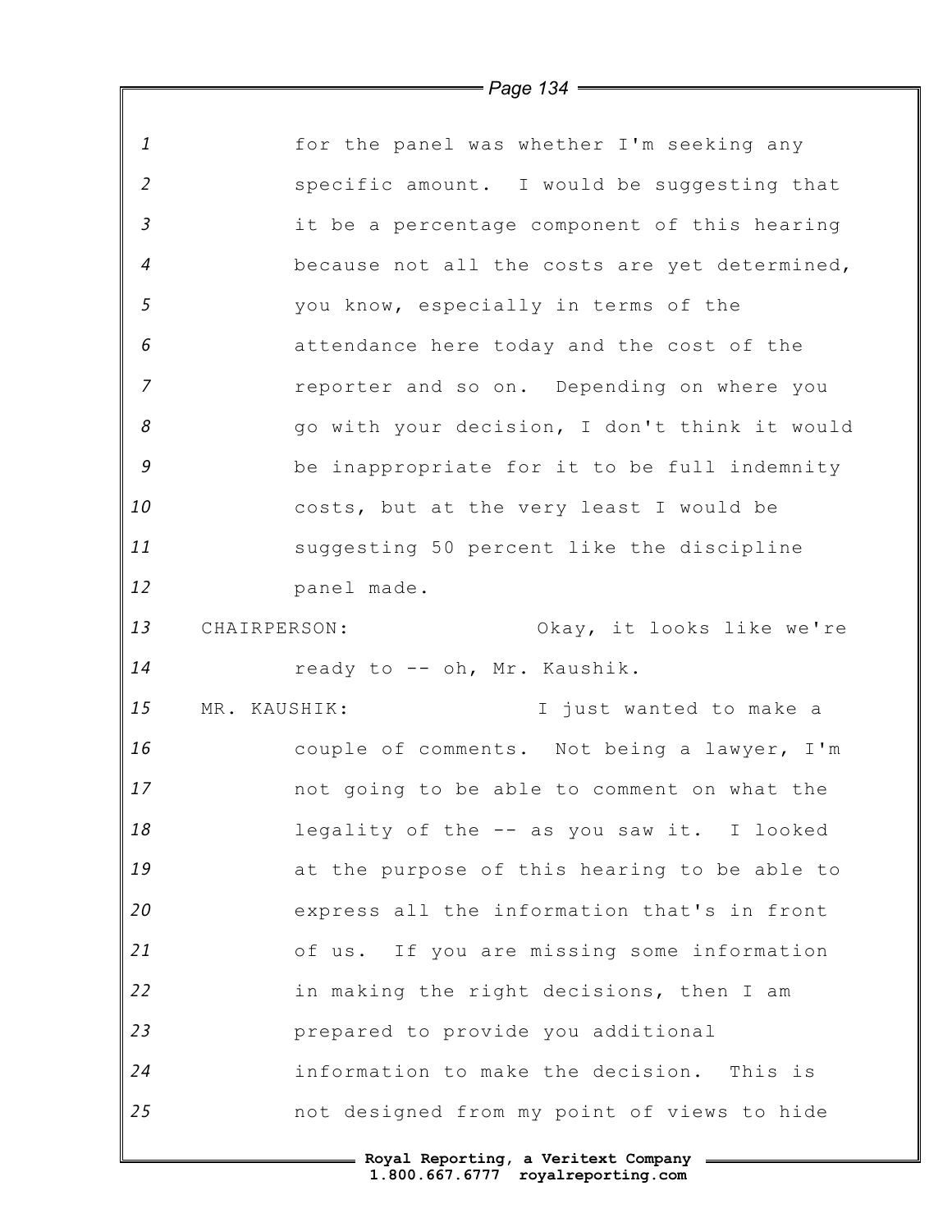for the panel was whether I'm seeking any specific amount. I would be suggesting that it be a percentage component of this hearing because not all the costs are yet determined, you know, especially in terms of the attendance here today and the cost of the reporter and so on. Depending on where you go with your decision, I don't think it would be inappropriate for it to be full indemnity costs, but at the very least I would be suggesting 50 percent like the discipline panel made.

CHAIRPERSON: Okay, it looks like we're ready to -- oh, Mr. Kaushik.

MR. KAUSHIK: I just wanted to make a couple of comments. Not being a lawyer, I'm not going to be able to comment on what the legality of the -- as you saw it. I looked at the purpose of this hearing to be able to express all the information that's in front of us. If you are missing some information in making the right decisions, then I am prepared to provide you additional information to make the decision. This is not designed from my point of views to hide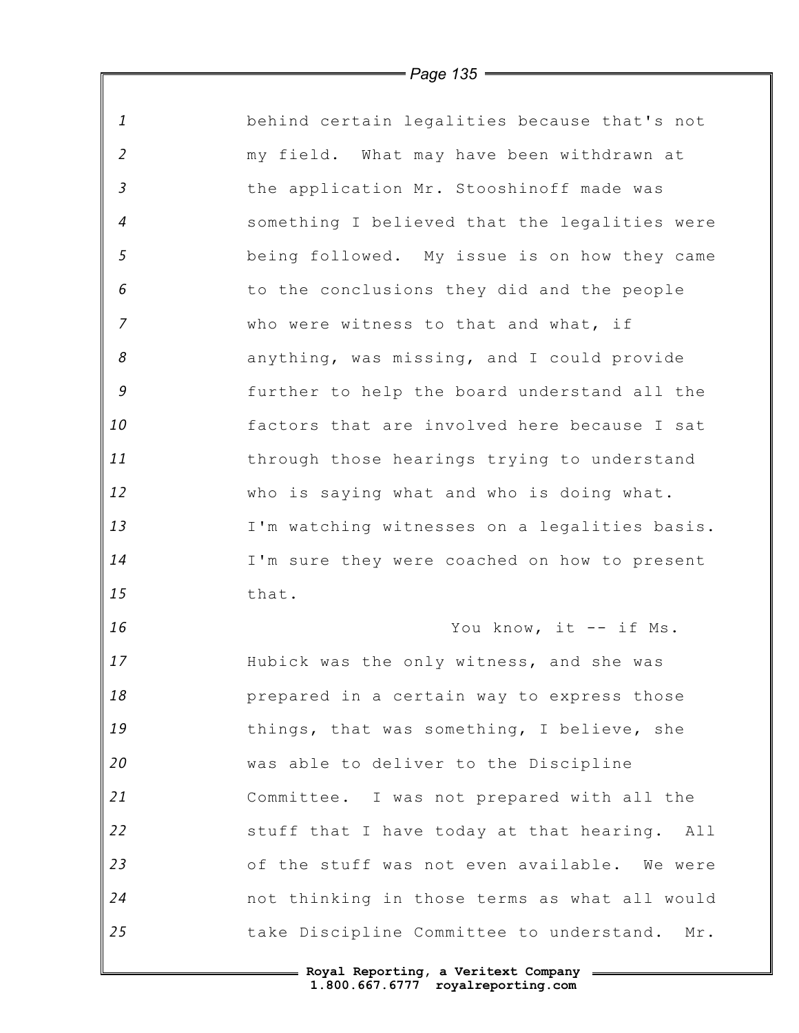behind certain legalities because that's not my field. What may have been withdrawn at the application Mr. Stooshinoff made was something I believed that the legalities were being followed. My issue is on how they came to the conclusions they did and the people who were witness to that and what, if anything, was missing, and I could provide further to help the board understand all the factors that are involved here because I sat through those hearings trying to understand who is saying what and who is doing what. I'm watching witnesses on a legalities basis. I'm sure they were coached on how to present that.

You know, it -- if Ms. Hubick was the only witness, and she was prepared in a certain way to express those things, that was something, I believe, she was able to deliver to the Discipline Committee. I was not prepared with all the stuff that I have today at that hearing. All of the stuff was not even available. We were not thinking in those terms as what all would take Discipline Committee to understand. Mr.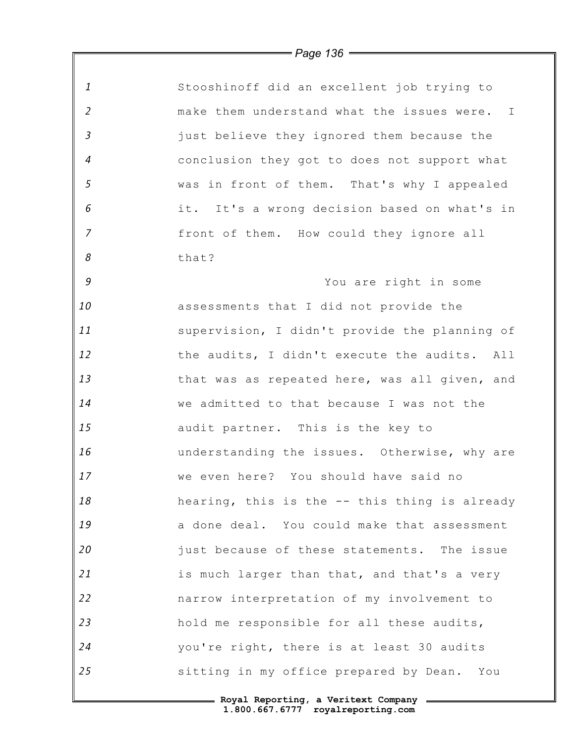Stooshinoff did an excellent job trying to make them understand what the issues were. I just believe they ignored them because the conclusion they got to does not support what was in front of them. That's why I appealed it. It's a wrong decision based on what's in front of them. How could they ignore all that?

You are right in some assessments that I did not provide the supervision, I didn't provide the planning of the audits, I didn't execute the audits. All that was as repeated here, was all given, and we admitted to that because I was not the audit partner. This is the key to understanding the issues. Otherwise, why are we even here? You should have said no hearing, this is the -- this thing is already a done deal. You could make that assessment just because of these statements. The issue is much larger than that, and that's a very narrow interpretation of my involvement to hold me responsible for all these audits, you're right, there is at least 30 audits sitting in my office prepared by Dean. You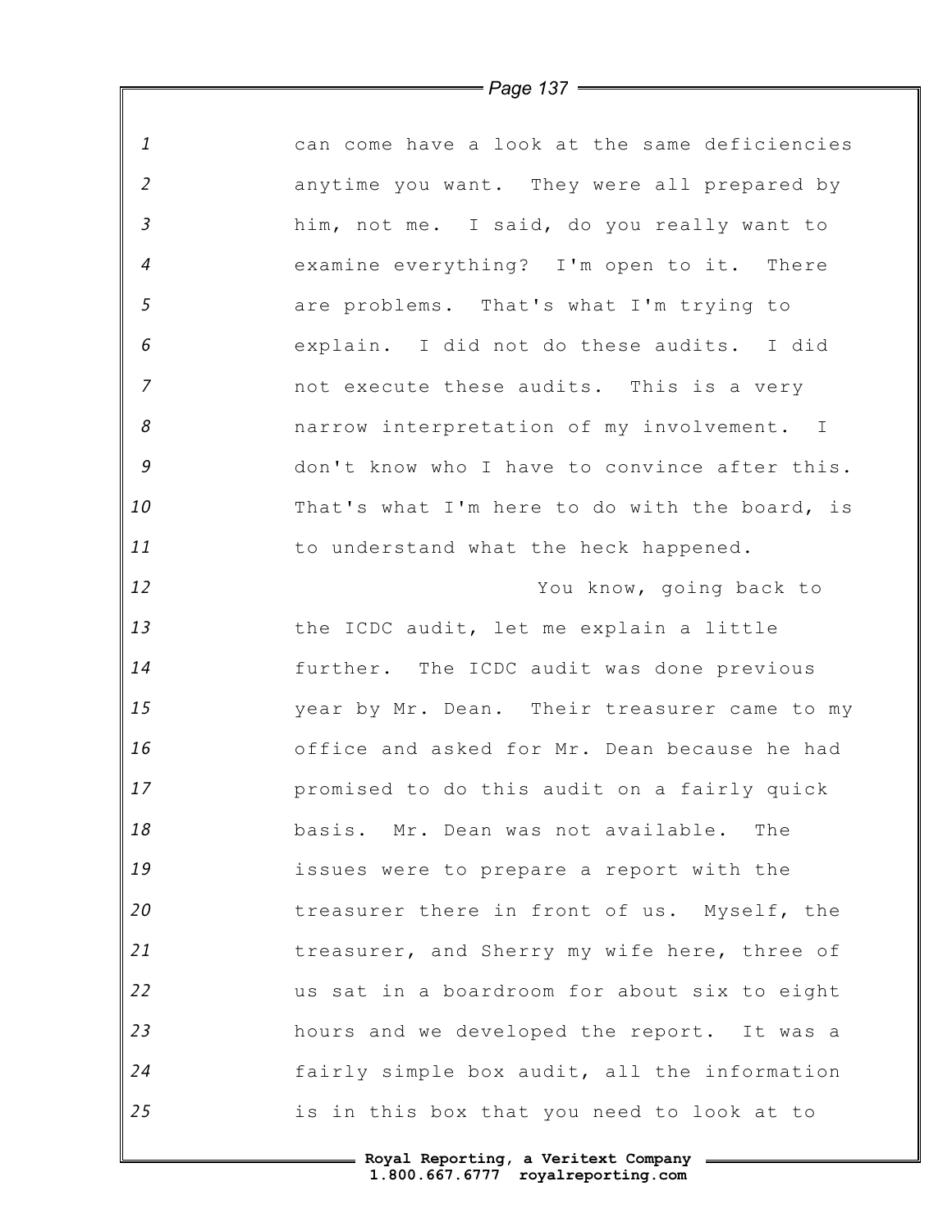can come have a look at the same deficiencies anytime you want. They were all prepared by him, not me. I said, do you really want to examine everything? I'm open to it. There are problems. That's what I'm trying to explain. I did not do these audits. I did not execute these audits. This is a very narrow interpretation of my involvement. I don't know who I have to convince after this. That's what I'm here to do with the board, is to understand what the heck happened.

You know, going back to the ICDC audit, let me explain a little further. The ICDC audit was done previous year by Mr. Dean. Their treasurer came to my office and asked for Mr. Dean because he had promised to do this audit on a fairly quick basis. Mr. Dean was not available. The issues were to prepare a report with the treasurer there in front of us. Myself, the treasurer, and Sherry my wife here, three of us sat in a boardroom for about six to eight hours and we developed the report. It was a fairly simple box audit, all the information is in this box that you need to look at to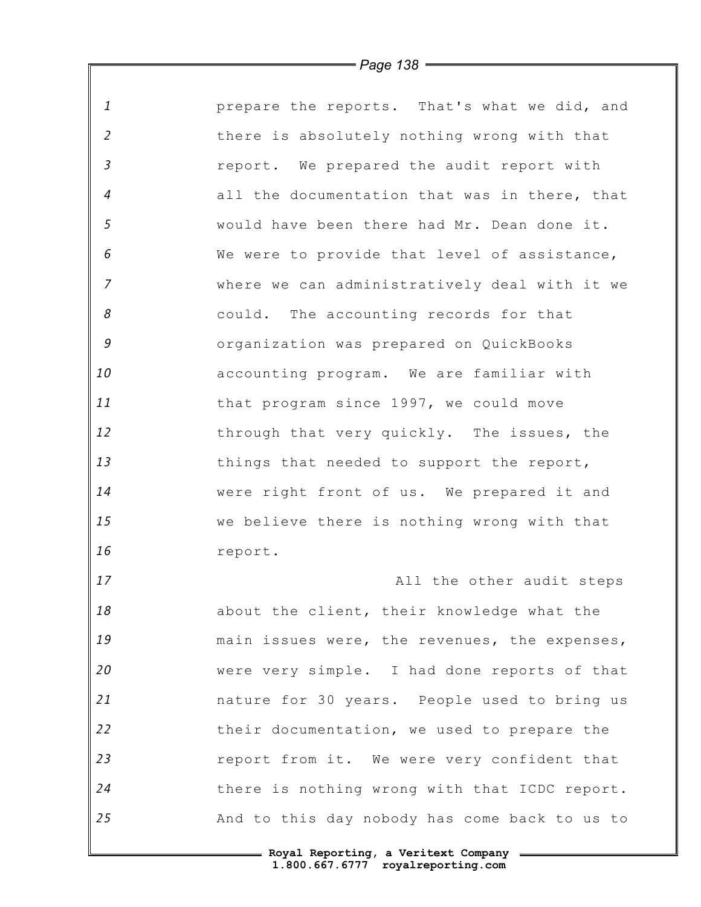prepare the reports. That's what we did, and there is absolutely nothing wrong with that report. We prepared the audit report with all the documentation that was in there, that would have been there had Mr. Dean done it. We were to provide that level of assistance, where we can administratively deal with it we could. The accounting records for that organization was prepared on QuickBooks accounting program. We are familiar with that program since 1997, we could move through that very quickly. The issues, the things that needed to support the report, were right front of us. We prepared it and we believe there is nothing wrong with that report.

All the other audit steps about the client, their knowledge what the main issues were, the revenues, the expenses, were very simple. I had done reports of that nature for 30 years. People used to bring us their documentation, we used to prepare the report from it. We were very confident that there is nothing wrong with that ICDC report. And to this day nobody has come back to us to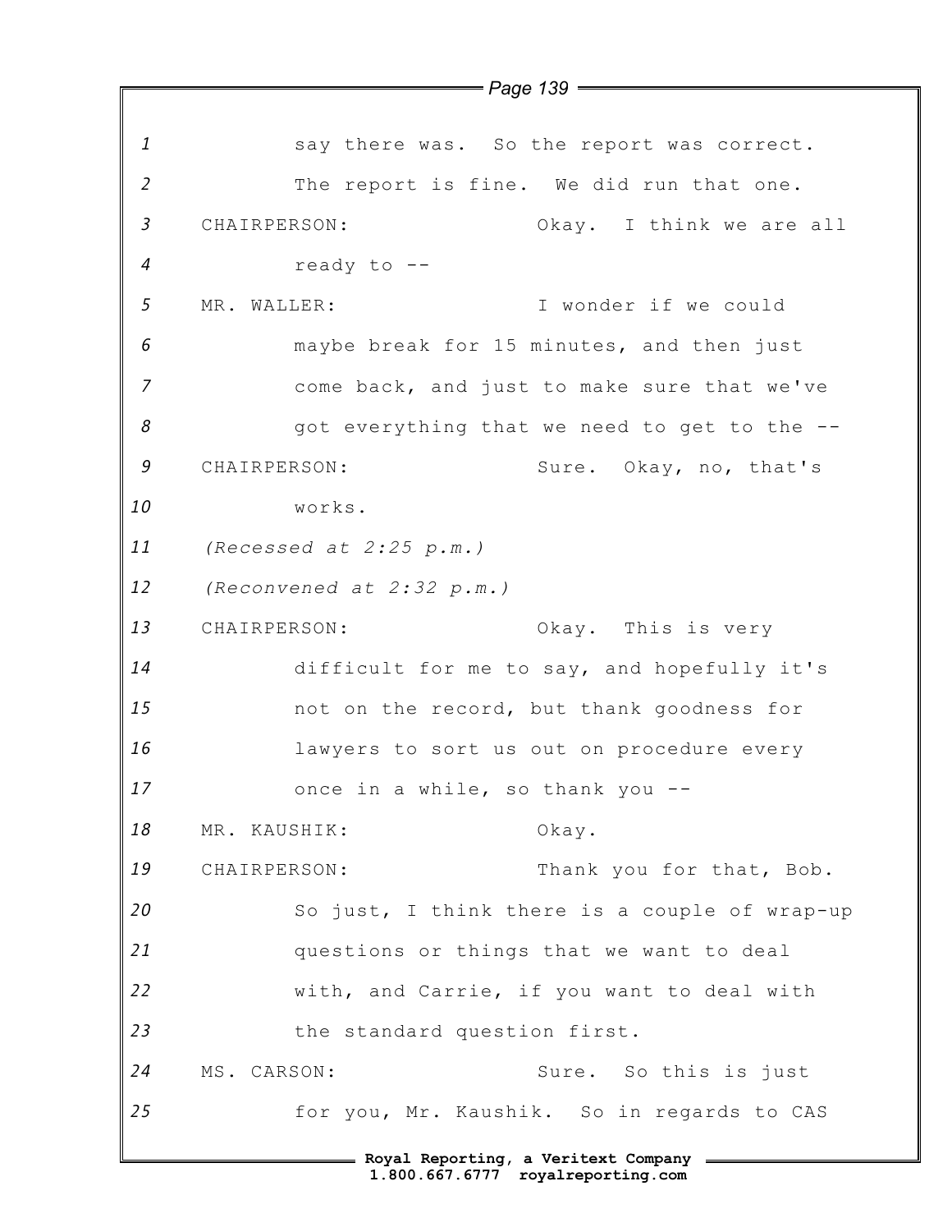say there was. So the report was correct. The report is fine. We did run that one.

CHAIRPERSON: Okay. I think we are all ready to --

MR. WALLER: I wonder if we could maybe break for 15 minutes, and then just come back, and just to make sure that we've got everything that we need to get to the --

CHAIRPERSON: Sure. Okay, no, that's works.

*(Recessed at 2:25 p.m.)*

*(Reconvened at 2:32 p.m.)*

CHAIRPERSON: Okay. This is very difficult for me to say, and hopefully it's not on the record, but thank goodness for lawyers to sort us out on procedure every once in a while, so thank you --

MR. KAUSHIK: Okay.

CHAIRPERSON: Thank you for that, Bob. So just, I think there is a couple of wrap-up questions or things that we want to deal with, and Carrie, if you want to deal with the standard question first.

MS. CARSON: Sure. So this is just for you, Mr. Kaushik. So in regards to CAS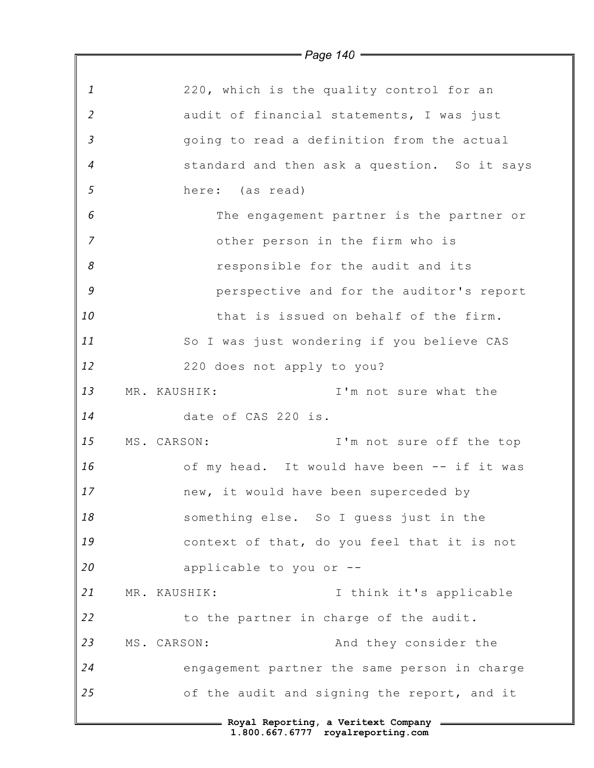220, which is the quality control for an audit of financial statements, I was just going to read a definition from the actual standard and then ask a question. So it says here: (as read)

> The engagement partner is the partner or other person in the firm who is responsible for the audit and its perspective and for the auditor's report that is issued on behalf of the firm.

So I was just wondering if you believe CAS 220 does not apply to you?

MR. KAUSHIK: I'm not sure what the date of CAS 220 is.

MS. CARSON: I'm not sure off the top of my head. It would have been -- if it was new, it would have been superceded by something else. So I guess just in the context of that, do you feel that it is not applicable to you or --

MR. KAUSHIK: I think it's applicable to the partner in charge of the audit.

MS. CARSON: And they consider the engagement partner the same person in charge of the audit and signing the report, and it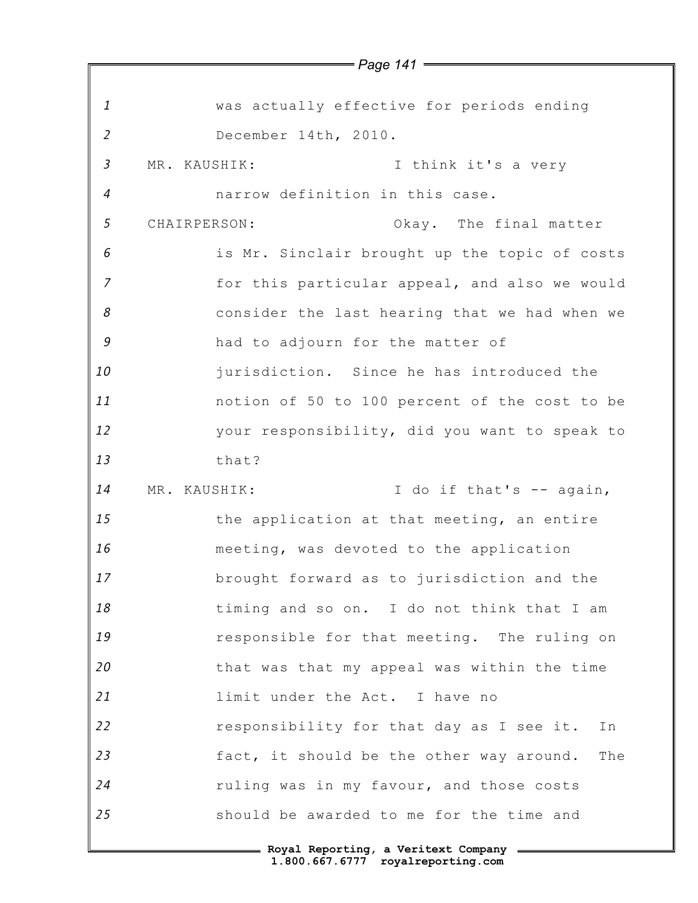was actually effective for periods ending December 14th, 2010.

MR. KAUSHIK: I think it's a very narrow definition in this case.

CHAIRPERSON: Okay. The final matter is Mr. Sinclair brought up the topic of costs for this particular appeal, and also we would consider the last hearing that we had when we had to adjourn for the matter of jurisdiction. Since he has introduced the notion of 50 to 100 percent of the cost to be your responsibility, did you want to speak to that?

MR. KAUSHIK: I do if that's -- again, the application at that meeting, an entire meeting, was devoted to the application brought forward as to jurisdiction and the timing and so on. I do not think that I am responsible for that meeting. The ruling on that was that my appeal was within the time limit under the Act. I have no responsibility for that day as I see it. In fact, it should be the other way around. The ruling was in my favour, and those costs should be awarded to me for the time and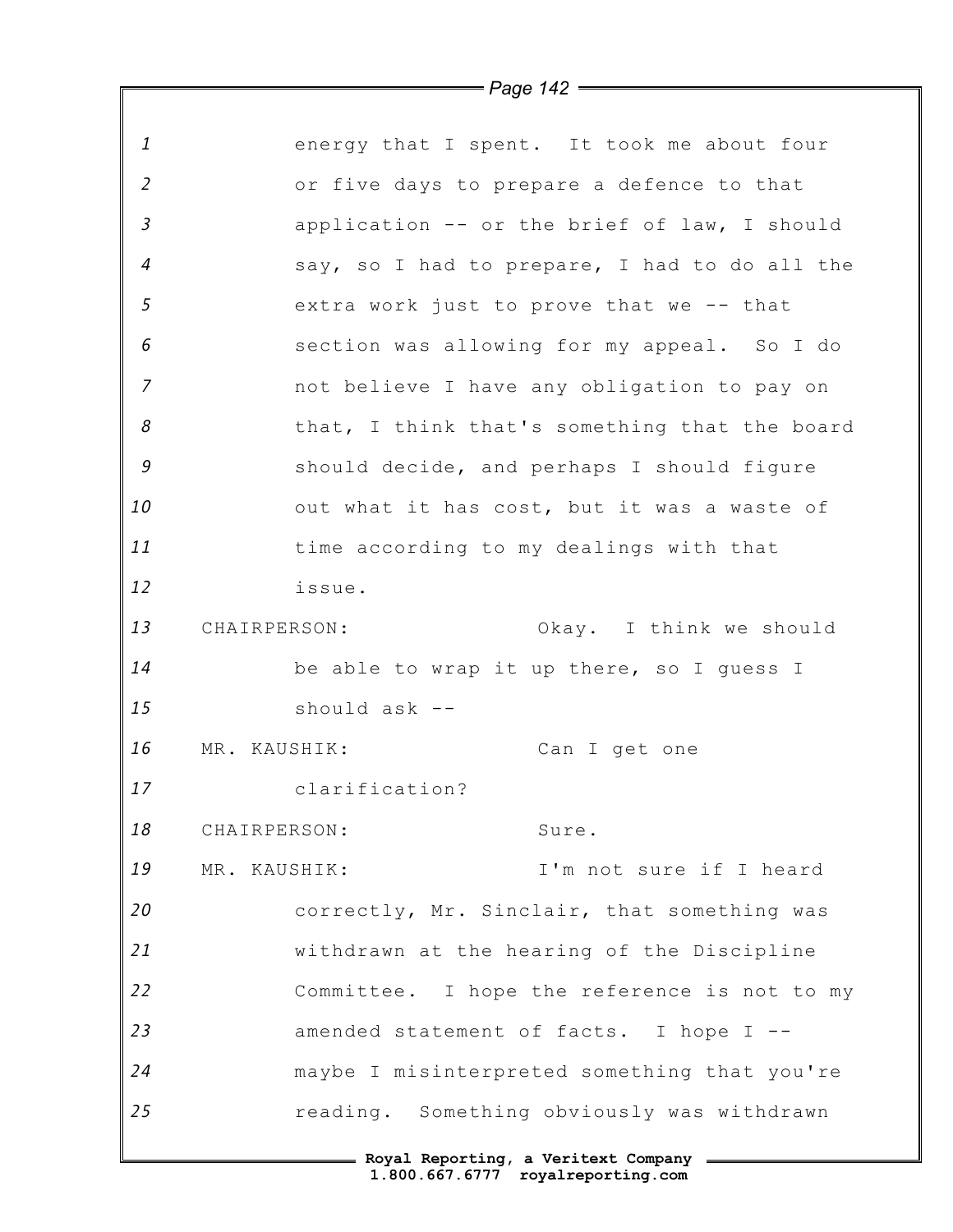energy that I spent. It took me about four or five days to prepare a defence to that application -- or the brief of law, I should say, so I had to prepare, I had to do all the extra work just to prove that we -- that section was allowing for my appeal. So I do not believe I have any obligation to pay on that, I think that's something that the board should decide, and perhaps I should figure out what it has cost, but it was a waste of time according to my dealings with that issue.

CHAIRPERSON: Okay. I think we should be able to wrap it up there, so I guess I should ask --

MR. KAUSHIK: Can I get one clarification?

CHAIRPERSON: Sure.

MR. KAUSHIK: I'm not sure if I heard correctly, Mr. Sinclair, that something was withdrawn at the hearing of the Discipline Committee. I hope the reference is not to my amended statement of facts. I hope I -- maybe I misinterpreted something that you're reading. Something obviously was withdrawn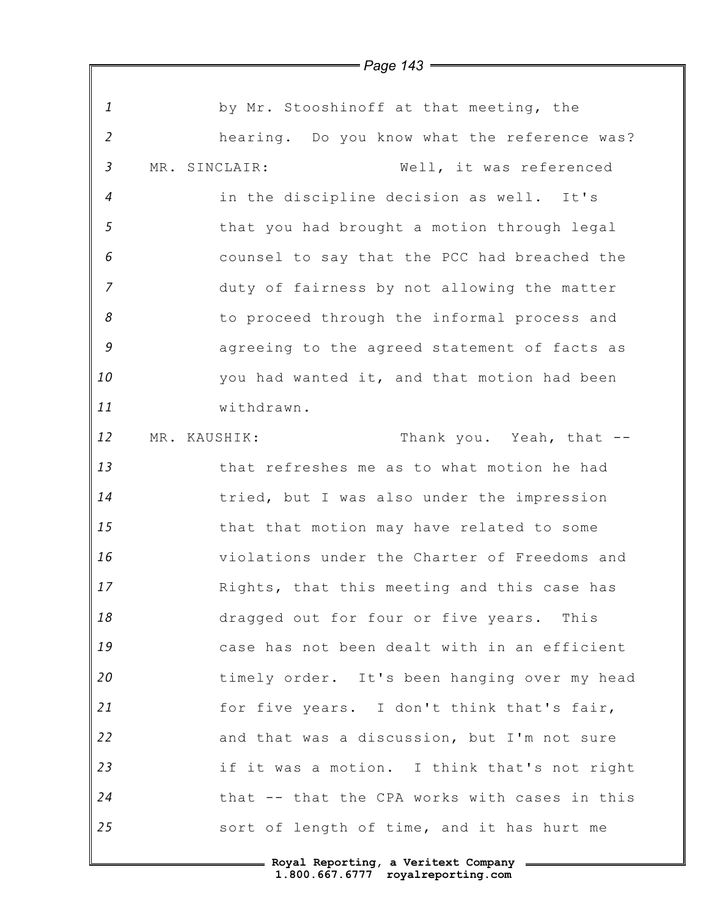by Mr. Stooshinoff at that meeting, the hearing. Do you know what the reference was?

MR. SINCLAIR: Well, it was referenced in the discipline decision as well. It's that you had brought a motion through legal counsel to say that the PCC had breached the duty of fairness by not allowing the matter to proceed through the informal process and agreeing to the agreed statement of facts as you had wanted it, and that motion had been withdrawn.

MR. KAUSHIK: Thank you. Yeah, that -- that refreshes me as to what motion he had tried, but I was also under the impression that that motion may have related to some violations under the Charter of Freedoms and Rights, that this meeting and this case has dragged out for four or five years. This case has not been dealt with in an efficient timely order. It's been hanging over my head for five years. I don't think that's fair, and that was a discussion, but I'm not sure if it was a motion. I think that's not right that -- that the CPA works with cases in this sort of length of time, and it has hurt me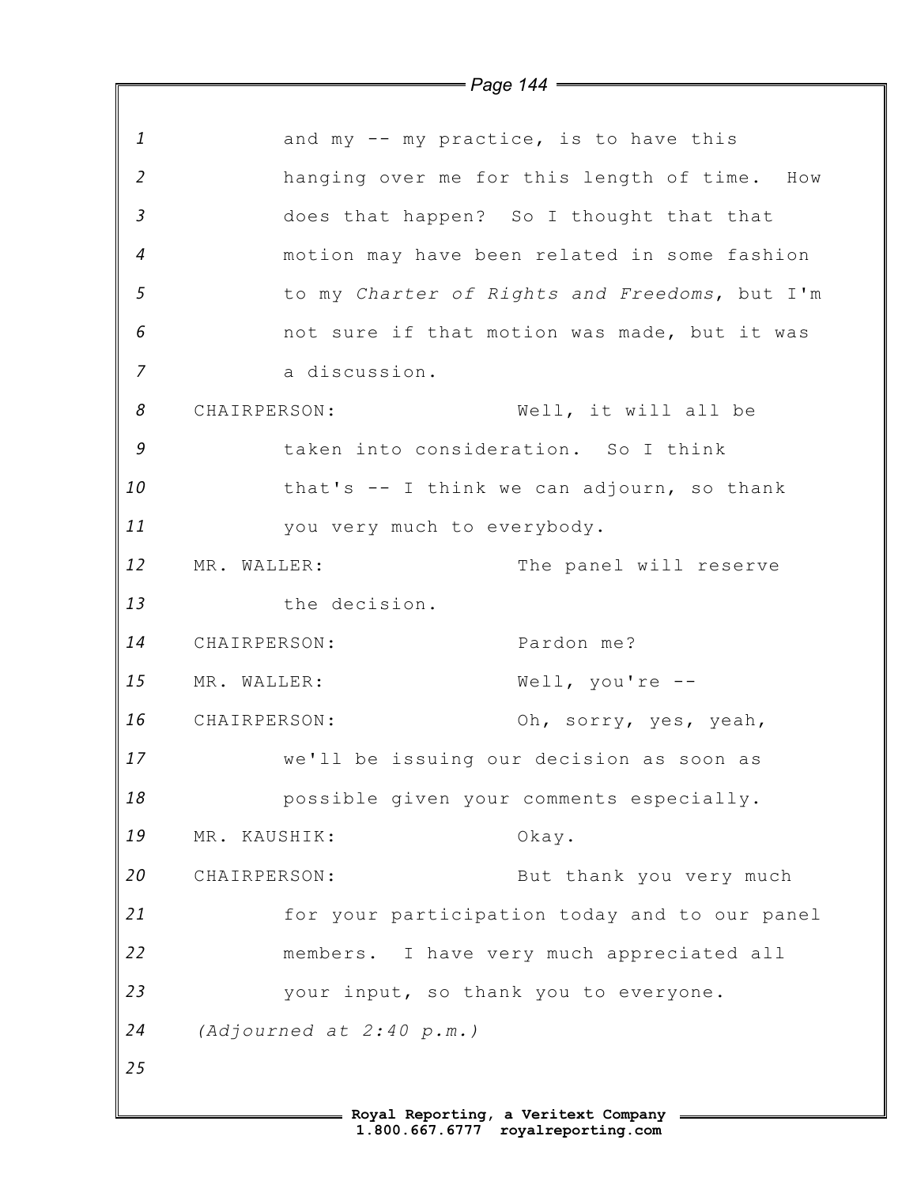and my -- my practice, is to have this hanging over me for this length of time. How does that happen? So I thought that that motion may have been related in some fashion to my *Charter of Rights and Freedoms*, but I'm not sure if that motion was made, but it was a discussion.

CHAIRPERSON: Well, it will all be taken into consideration. So I think that's -- I think we can adjourn, so thank you very much to everybody.

MR. WALLER: The panel will reserve the decision.

CHAIRPERSON: Pardon me?

MR. WALLER: Well, you're --

CHAIRPERSON: Oh, sorry, yes, yeah, we'll be issuing our decision as soon as possible given your comments especially.

MR. KAUSHIK: Okay.

CHAIRPERSON: But thank you very much for your participation today and to our panel members. I have very much appreciated all your input, so thank you to everyone.

*(Adjourned at 2:40 p.m.)*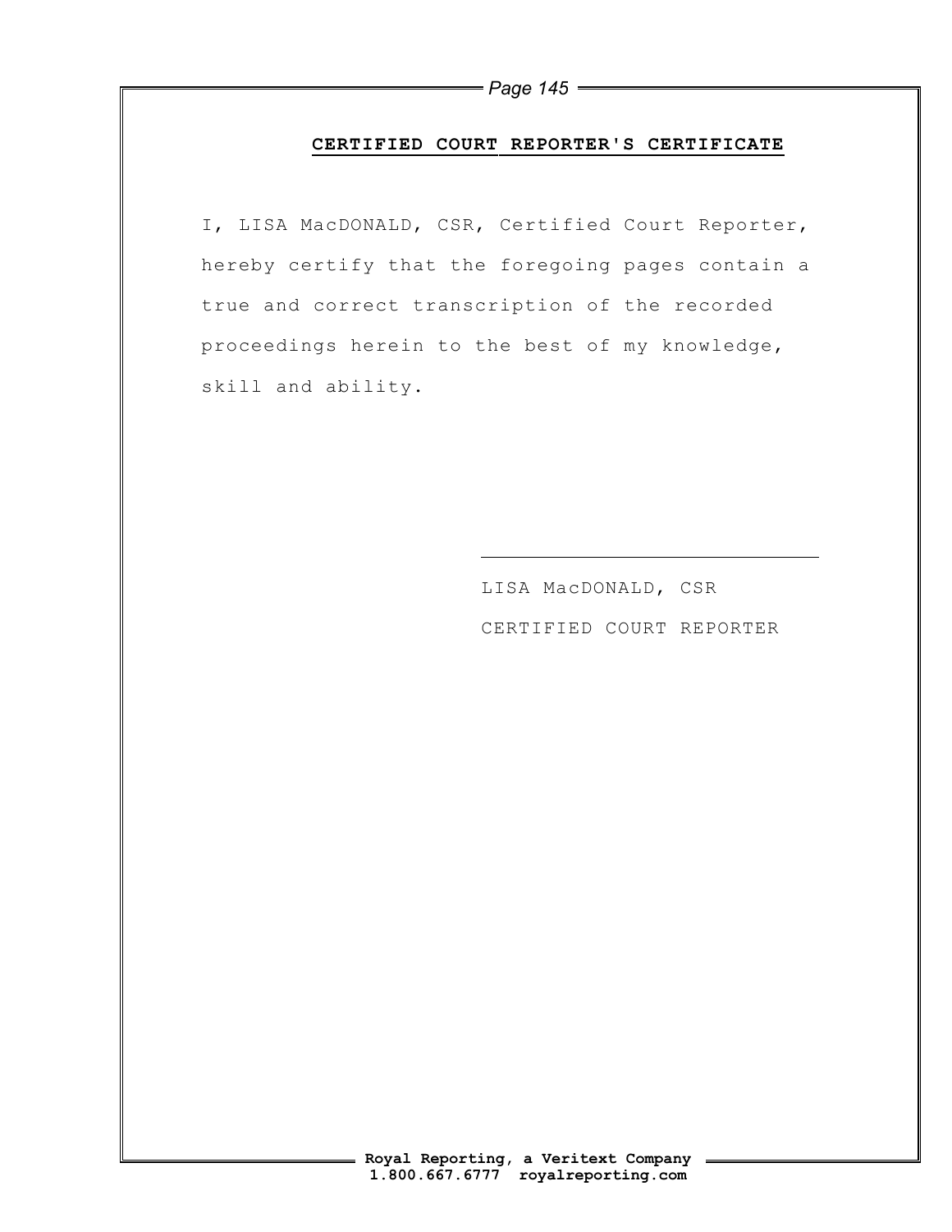## CERTIFIED COURT REPORTER'S CERTIFICATE

I, LISA MacDONALD, CSR, Certified Court Reporter, hereby certify that the foregoing pages contain a true and correct transcription of the recorded proceedings herein to the best of my knowledge, skill and ability.

\_\_\_\_\_\_\_\_\_\_\_\_\_\_\_\_\_\_\_\_\_\_\_\_\_\_\_\_\_\_

LISA MacDONALD, CSR

CERTIFIED COURT REPORTER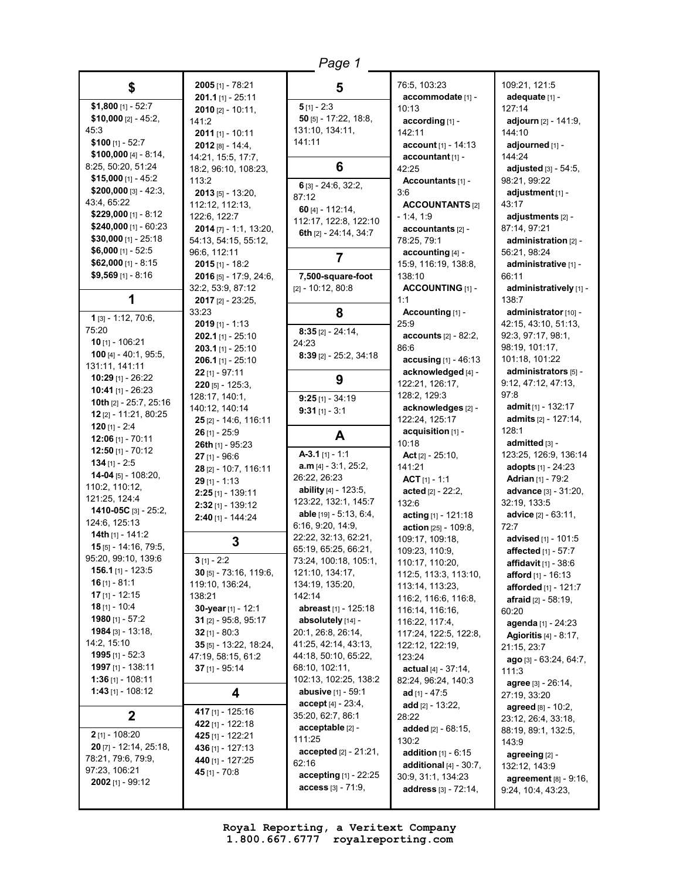## $

**$1,800** [1] - 52:7
**$10,000** [2] - 45:2, 45:3
**$100** [1] - 52:7
**$100,000** [4] - 8:14, 8:25, 50:20, 51:24
**$15,000** [1] - 45:2
**$200,000** [3] - 42:3, 43:4, 65:22
**$229,000** [1] - 8:12
**$240,000** [1] - 60:23
**$30,000** [1] - 25:18
**$6,000** [1] - 52:5
**$62,000** [1] - 8:15
**$9,569** [1] - 8:16

## 1

**1** [3] - 1:12, 70:6, 75:20
**10** [1] - 106:21
**100** [4] - 40:1, 95:5, 131:11, 141:11
**10:29** [1] - 26:22
**10:41** [1] - 26:23
**10th** [2] - 25:7, 25:16
**12** [2] - 11:21, 80:25
**120** [1] - 2:4
**12:06** [1] - 70:11
**12:50** [1] - 70:12
**134** [1] - 2:5
**14-04** [5] - 108:20, 110:2, 110:12, 121:25, 124:4
**1410-05C** [3] - 25:2, 124:6, 125:13
**14th** [1] - 141:2
**15** [5] - 14:16, 79:5, 95:20, 99:10, 139:6
**156.1** [1] - 123:5
**16** [1] - 81:1
**17** [1] - 12:15
**18** [1] - 10:4
**1980** [1] - 57:2
**1984** [3] - 13:18, 14:2, 15:10
**1995** [1] - 52:3
**1997** [1] - 138:11
**1:36** [1] - 108:11
**1:43** [1] - 108:12

## 2

**2** [1] - 108:20
**20** [7] - 12:14, 25:18, 78:21, 79:6, 79:9, 97:23, 106:21
**2002** [1] - 99:12
**2005** [1] - 78:21
**201.1** [1] - 25:11
**2010** [2] - 10:11, 141:2
**2011** [1] - 10:11
**2012** [8] - 14:4, 14:21, 15:5, 17:7, 18:2, 96:10, 108:23, 113:2
**2013** [5] - 13:20, 112:12, 112:13, 122:6, 122:7
**2014** [7] - 1:1, 13:20, 54:13, 54:15, 55:12, 96:6, 112:11
**2015** [1] - 18:2
**2016** [5] - 17:9, 24:6, 32:2, 53:9, 87:12
**2017** [2] - 23:25, 33:23
**2019** [1] - 1:13
**202.1** [1] - 25:10
**203.1** [1] - 25:10
**206.1** [1] - 25:10
**22** [1] - 97:11
**220** [5] - 125:3, 128:17, 140:1, 140:12, 140:14
**25** [2] - 14:6, 116:11
**26** [1] - 25:9
**26th** [1] - 95:23
**27** [1] - 96:6
**28** [2] - 10:7, 116:11
**29** [1] - 1:13
**2:25** [1] - 139:11
**2:32** [1] - 139:12
**2:40** [1] - 144:24

## 3

**3** [1] - 2:2
**30** [5] - 73:16, 119:6, 119:10, 136:24, 138:21
**30-year** [1] - 12:1
**31** [2] - 95:8, 95:17
**32** [1] - 80:3
**35** [5] - 13:22, 18:24, 47:19, 58:15, 61:2
**37** [1] - 95:14

## 4

**417** [1] - 125:16
**422** [1] - 122:18
**425** [1] - 122:21
**436** [1] - 127:13
**440** [1] - 127:25
**45** [1] - 70:8

## 5

**5** [1] - 2:3
**50** [5] - 17:22, 18:8, 131:10, 134:11, 141:11

## 6

**6** [3] - 24:6, 32:2, 87:12
**60** [4] - 112:14, 112:17, 122:8, 122:10
**6th** [2] - 24:14, 34:7

## 7

**7,500-square-foot** [2] - 10:12, 80:8

## 8

**8:35** [2] - 24:14, 24:23
**8:39** [2] - 25:2, 34:18

## 9

**9:25** [1] - 34:19
**9:31** [1] - 3:1

## A

**A-3.1** [1] - 1:1
**a.m** [4] - 3:1, 25:2, 26:22, 26:23
**ability** [4] - 123:5, 123:22, 132:1, 145:7
**able** [19] - 5:13, 6:4, 6:16, 9:20, 14:9, 22:22, 32:13, 62:21, 65:19, 65:25, 66:21, 73:24, 100:18, 105:1, 121:10, 134:17, 134:19, 135:20, 142:14
**abreast** [1] - 125:18
**absolutely** [14] - 20:1, 26:8, 26:14, 41:25, 42:14, 43:13, 44:18, 50:10, 65:22, 68:10, 102:11, 102:13, 102:25, 138:2
**abusive** [1] - 59:1
**accept** [4] - 23:4, 35:20, 62:7, 86:1
**acceptable** [2] - 111:25
**accepted** [2] - 21:21, 62:16
**accepting** [1] - 22:25
**access** [3] - 71:9, 76:5, 103:23
**accommodate** [1] - 10:13
**according** [1] - 142:11
**account** [1] - 14:13
**accountant** [1] - 42:25
**Accountants** [1] - 3:6
**ACCOUNTANTS** [2] - 1:4, 1:9
**accountants** [2] - 78:25, 79:1
**accounting** [4] - 15:9, 116:19, 138:8, 138:10
**ACCOUNTING** [1] - 1:1
**Accounting** [1] - 25:9
**accounts** [2] - 82:2, 86:6
**accusing** [1] - 46:13
**acknowledged** [4] - 122:21, 126:17, 128:2, 129:3
**acknowledges** [2] - 122:24, 125:17
**acquisition** [1] - 10:18
**Act** [2] - 25:10, 141:21
**ACT** [1] - 1:1
**acted** [2] - 22:2, 132:6
**acting** [1] - 121:18
**action** [25] - 109:8, 109:17, 109:18, 109:23, 110:9, 110:17, 110:20, 112:5, 113:3, 113:10, 113:14, 113:23, 116:2, 116:6, 116:8, 116:14, 116:16, 116:22, 117:4, 117:24, 122:5, 122:8, 122:12, 122:19, 123:24
**actual** [4] - 37:14, 82:24, 96:24, 140:3
**ad** [1] - 47:5
**add** [2] - 13:22, 28:22
**added** [2] - 68:15, 130:2
**addition** [1] - 6:15
**additional** [4] - 30:7, 30:9, 31:1, 134:23
**address** [3] - 72:14, 109:21, 121:5
**adequate** [1] - 127:14
**adjourn** [2] - 141:9, 144:10
**adjourned** [1] - 144:24
**adjusted** [3] - 54:5, 98:21, 99:22
**adjustment** [1] - 43:17
**adjustments** [2] - 87:14, 97:21
**administration** [2] - 56:21, 98:24
**administrative** [1] - 66:11
**administratively** [1] - 138:7
**administrator** [10] - 42:15, 43:10, 51:13, 92:3, 97:17, 98:1, 98:19, 101:17, 101:18, 101:22
**administrators** [5] - 9:12, 47:12, 47:13, 97:8
**admit** [1] - 132:17
**admits** [2] - 127:14, 128:1
**admitted** [3] - 123:25, 126:9, 136:14
**adopts** [1] - 24:23
**Adrian** [1] - 79:2
**advance** [3] - 31:20, 32:19, 133:5
**advice** [2] - 63:11, 72:7
**advised** [1] - 101:5
**affected** [1] - 57:7
**affidavit** [1] - 38:6
**afford** [1] - 16:13
**afforded** [1] - 121:7
**afraid** [2] - 58:19, 60:20
**agenda** [1] - 24:23
**Agioritis** [4] - 8:17, 21:15, 23:7
**ago** [3] - 63:24, 64:7, 111:3
**agree** [3] - 26:14, 27:19, 33:20
**agreed** [8] - 10:2, 23:12, 26:4, 33:18, 88:19, 89:1, 132:5, 143:9
**agreeing** [2] - 132:12, 143:9
**agreement** [8] - 9:16, 9:24, 10:4, 43:23,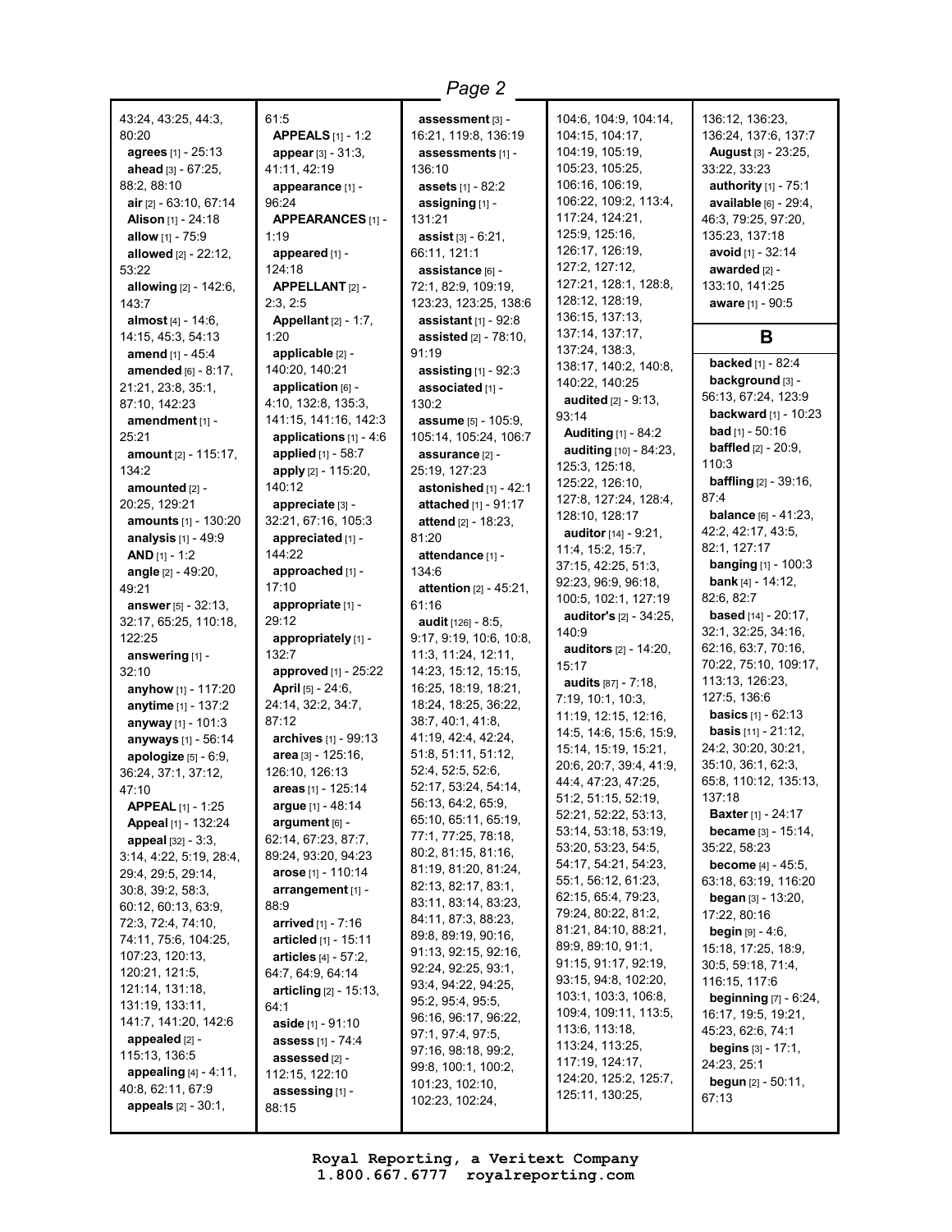43:24, 43:25, 44:3, 80:20
**agrees** [1] - 25:13
**ahead** [3] - 67:25, 88:2, 88:10
**air** [2] - 63:10, 67:14
**Alison** [1] - 24:18
**allow** [1] - 75:9
**allowed** [2] - 22:12, 53:22
**allowing** [2] - 142:6, 143:7
**almost** [4] - 14:6, 14:15, 45:3, 54:13
**amend** [1] - 45:4
**amended** [6] - 8:17, 21:21, 23:8, 35:1, 87:10, 142:23
**amendment** [1] - 25:21
**amount** [2] - 115:17, 134:2
**amounted** [2] - 20:25, 129:21
**amounts** [1] - 130:20
**analysis** [1] - 49:9
**AND** [1] - 1:2
**angle** [2] - 49:20, 49:21
**answer** [5] - 32:13, 32:17, 65:25, 110:18, 122:25
**answering** [1] - 32:10
**anyhow** [1] - 117:20
**anytime** [1] - 137:2
**anyway** [1] - 101:3
**anyways** [1] - 56:14
**apologize** [5] - 6:9, 36:24, 37:1, 37:12, 47:10
**APPEAL** [1] - 1:25
**Appeal** [1] - 132:24
**appeal** [32] - 3:3, 3:14, 4:22, 5:19, 28:4, 29:4, 29:5, 29:14, 30:8, 39:2, 58:3, 60:12, 60:13, 63:9, 72:3, 72:4, 74:10, 74:11, 75:6, 104:25, 107:23, 120:13, 120:21, 121:5, 121:14, 131:18, 131:19, 133:11, 141:7, 141:20, 142:6
**appealed** [2] - 115:13, 136:5
**appealing** [4] - 4:11, 40:8, 62:11, 67:9
**appeals** [2] - 30:1, 61:5
**APPEALS** [1] - 1:2
**appear** [3] - 31:3, 41:11, 42:19
**appearance** [1] - 96:24
**APPEARANCES** [1] - 1:19
**appeared** [1] - 124:18
**APPELLANT** [2] - 2:3, 2:5
**Appellant** [2] - 1:7, 1:20
**applicable** [2] - 140:20, 140:21
**application** [6] - 4:10, 132:8, 135:3, 141:15, 141:16, 142:3
**applications** [1] - 4:6
**applied** [1] - 58:7
**apply** [2] - 115:20, 140:12
**appreciate** [3] - 32:21, 67:16, 105:3
**appreciated** [1] - 144:22
**approached** [1] - 17:10
**appropriate** [1] - 29:12
**appropriately** [1] - 132:7
**approved** [1] - 25:22
**April** [5] - 24:6, 24:14, 32:2, 34:7, 87:12
**archives** [1] - 99:13
**area** [3] - 125:16, 126:10, 126:13
**areas** [1] - 125:14
**argue** [1] - 48:14
**argument** [6] - 62:14, 67:23, 87:7, 89:24, 93:20, 94:23
**arose** [1] - 110:14
**arrangement** [1] - 88:9
**arrived** [1] - 7:16
**articled** [1] - 15:11
**articles** [4] - 57:2, 64:7, 64:9, 64:14
**articling** [2] - 15:13, 64:1
**aside** [1] - 91:10
**assess** [1] - 74:4
**assessed** [2] - 112:15, 122:10
**assessing** [1] - 88:15
**assessment** [3] - 16:21, 119:8, 136:19
**assessments** [1] - 136:10
**assets** [1] - 82:2
**assigning** [1] - 131:21
**assist** [3] - 6:21, 66:11, 121:1
**assistance** [6] - 72:1, 82:9, 109:19, 123:23, 123:25, 138:6
**assistant** [1] - 92:8
**assisted** [2] - 78:10, 91:19
**assisting** [1] - 92:3
**associated** [1] - 130:2
**assume** [5] - 105:9, 105:14, 105:24, 106:7
**assurance** [2] - 25:19, 127:23
**astonished** [1] - 42:1
**attached** [1] - 91:17
**attend** [2] - 18:23, 81:20
**attendance** [1] - 134:6
**attention** [2] - 45:21, 61:16
**audit** [126] - 8:5, 9:17, 9:19, 10:6, 10:8, 11:3, 11:24, 12:11, 14:23, 15:12, 15:15, 16:25, 18:19, 18:21, 18:24, 18:25, 36:22, 38:7, 40:1, 41:8, 41:19, 42:4, 42:24, 51:8, 51:11, 51:12, 52:4, 52:5, 52:6, 52:17, 53:24, 54:14, 56:13, 64:2, 65:9, 65:10, 65:11, 65:19, 77:1, 77:25, 78:18, 80:2, 81:15, 81:16, 81:19, 81:20, 81:24, 82:13, 82:17, 83:1, 83:11, 83:14, 83:23, 84:11, 87:3, 88:23, 89:8, 89:19, 90:16, 91:13, 92:15, 92:16, 92:24, 92:25, 93:1, 93:4, 94:22, 94:25, 95:2, 95:4, 95:5, 96:16, 96:17, 96:22, 97:1, 97:4, 97:5, 97:16, 98:18, 99:2, 99:8, 100:1, 100:2, 101:23, 102:10, 102:23, 102:24, 104:6, 104:9, 104:14, 104:15, 104:17, 104:19, 105:19, 105:23, 105:25, 106:16, 106:19, 106:22, 109:2, 113:4, 117:24, 124:21, 125:9, 125:16, 126:17, 126:19, 127:2, 127:12, 127:21, 128:1, 128:8, 128:12, 128:19, 136:15, 137:13, 137:14, 137:17, 137:24, 138:3, 138:17, 140:2, 140:8, 140:22, 140:25
**audited** [2] - 9:13, 93:14
**Auditing** [1] - 84:2
**auditing** [10] - 84:23, 125:3, 125:18, 125:22, 126:10, 127:8, 127:24, 128:4, 128:10, 128:17
**auditor** [14] - 9:21, 11:4, 15:2, 15:7, 37:15, 42:25, 51:3, 92:23, 96:9, 96:18, 100:5, 102:1, 127:19
**auditor's** [2] - 34:25, 140:9
**auditors** [2] - 14:20, 15:17
**audits** [87] - 7:18, 7:19, 10:1, 10:3, 11:19, 12:15, 12:16, 14:5, 14:6, 15:6, 15:9, 15:14, 15:19, 15:21, 20:6, 20:7, 39:4, 41:9, 44:4, 47:23, 47:25, 51:2, 51:15, 52:19, 52:21, 52:22, 53:13, 53:14, 53:18, 53:19, 53:20, 53:23, 54:5, 54:17, 54:21, 54:23, 55:1, 56:12, 61:23, 62:15, 65:4, 79:23, 79:24, 80:22, 81:2, 81:21, 84:10, 88:21, 89:9, 89:10, 91:1, 91:15, 91:17, 92:19, 93:15, 94:8, 102:20, 103:1, 103:3, 106:8, 109:4, 109:11, 113:5, 113:6, 113:18, 113:24, 113:25, 117:19, 124:17, 124:20, 125:2, 125:7, 125:11, 130:25, 136:12, 136:23, 136:24, 137:6, 137:7
**August** [3] - 23:25, 33:22, 33:23
**authority** [1] - 75:1
**available** [6] - 29:4, 46:3, 79:25, 97:20, 135:23, 137:18
**avoid** [1] - 32:14
**awarded** [2] - 133:10, 141:25
**aware** [1] - 90:5

## B

**backed** [1] - 82:4
**background** [3] - 56:13, 67:24, 123:9
**backward** [1] - 10:23
**bad** [1] - 50:16
**baffled** [2] - 20:9, 110:3
**baffling** [2] - 39:16, 87:4
**balance** [6] - 41:23, 42:2, 42:17, 43:5, 82:1, 127:17
**banging** [1] - 100:3
**bank** [4] - 14:12, 82:6, 82:7
**based** [14] - 20:17, 32:1, 32:25, 34:16, 62:16, 63:7, 70:16, 70:22, 75:10, 109:17, 113:13, 126:23, 127:5, 136:6
**basics** [1] - 62:13
**basis** [11] - 21:12, 24:2, 30:20, 30:21, 35:10, 36:1, 62:3, 65:8, 110:12, 135:13, 137:18
**Baxter** [1] - 24:17
**became** [3] - 15:14, 35:22, 58:23
**become** [4] - 45:5, 63:18, 63:19, 116:20
**began** [3] - 13:20, 17:22, 80:16
**begin** [9] - 4:6, 15:18, 17:25, 18:9, 30:5, 59:18, 71:4, 116:15, 117:6
**beginning** [7] - 6:24, 16:17, 19:5, 19:21, 45:23, 62:6, 74:1
**begins** [3] - 17:1, 24:23, 25:1
**begun** [2] - 50:11, 67:13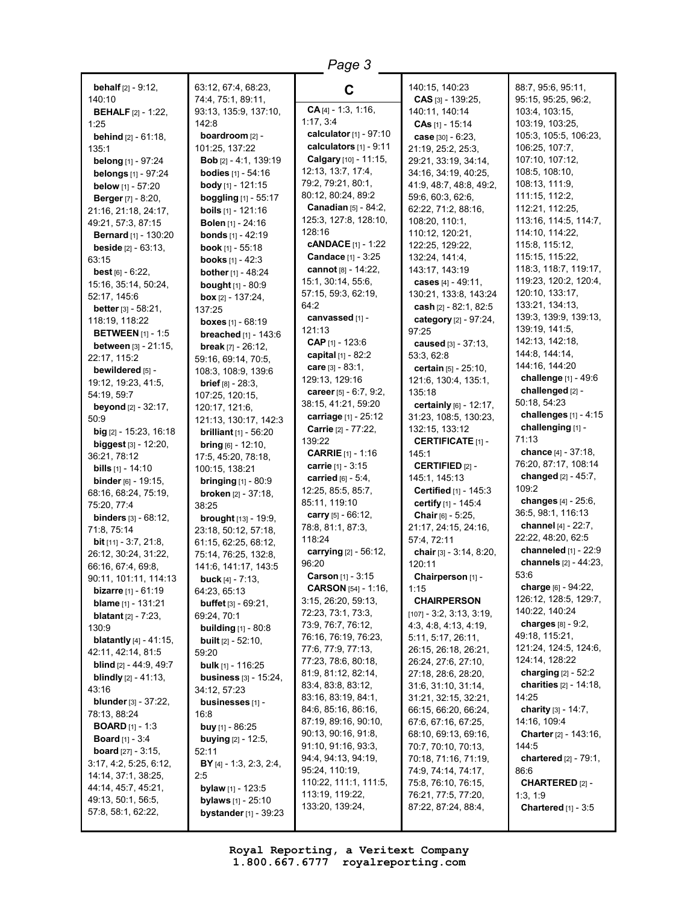**behalf** [2] - 9:12, 140:10
**BEHALF** [2] - 1:22, 1:25
**behind** [2] - 61:18, 135:1
**belong** [1] - 97:24
**belongs** [1] - 97:24
**below** [1] - 57:20
**Berger** [7] - 8:20, 21:16, 21:18, 24:17, 49:21, 57:3, 87:15
**Bernard** [1] - 130:20
**beside** [2] - 63:13, 63:15
**best** [6] - 6:22, 15:16, 35:14, 50:24, 52:17, 145:6
**better** [3] - 58:21, 118:19, 118:22
**BETWEEN** [1] - 1:5
**between** [3] - 21:15, 22:17, 115:2
**bewildered** [5] - 19:12, 19:23, 41:5, 54:19, 59:7
**beyond** [2] - 32:17, 50:9
**big** [2] - 15:23, 16:18
**biggest** [3] - 12:20, 36:21, 78:12
**bills** [1] - 14:10
**binder** [6] - 19:15, 68:16, 68:24, 75:19, 75:20, 77:4
**binders** [3] - 68:12, 71:8, 75:14
**bit** [11] - 3:7, 21:8, 26:12, 30:24, 31:22, 66:16, 67:4, 69:8, 90:11, 101:11, 114:13
**bizarre** [1] - 61:19
**blame** [1] - 131:21
**blatant** [2] - 7:23, 130:9
**blatantly** [4] - 41:15, 42:11, 42:14, 81:5
**blind** [2] - 44:9, 49:7
**blindly** [2] - 41:13, 43:16
**blunder** [3] - 37:22, 78:13, 88:24
**BOARD** [1] - 1:3
**Board** [1] - 3:4
**board** [27] - 3:15, 3:17, 4:2, 5:25, 6:12, 14:14, 37:1, 38:25, 44:14, 45:7, 45:21, 49:13, 50:1, 56:5, 57:8, 58:1, 62:22, 63:12, 67:4, 68:23, 74:4, 75:1, 89:11, 93:13, 135:9, 137:10, 142:8
**boardroom** [2] - 101:25, 137:22
**Bob** [2] - 4:1, 139:19
**bodies** [1] - 54:16
**body** [1] - 121:15
**boggling** [1] - 55:17
**boils** [1] - 121:16
**Bolen** [1] - 24:16
**bonds** [1] - 42:19
**book** [1] - 55:18
**books** [1] - 42:3
**bother** [1] - 48:24
**bought** [1] - 80:9
**box** [2] - 137:24, 137:25
**boxes** [1] - 68:19
**breached** [1] - 143:6
**break** [7] - 26:12, 59:16, 69:14, 70:5, 108:3, 108:9, 139:6
**brief** [8] - 28:3, 107:25, 120:15, 120:17, 121:6, 121:13, 130:17, 142:3
**brilliant** [1] - 56:20
**bring** [6] - 12:10, 17:5, 45:20, 78:18, 100:15, 138:21
**bringing** [1] - 80:9
**broken** [2] - 37:18, 38:25
**brought** [13] - 19:9, 23:18, 50:12, 57:18, 61:15, 62:25, 68:12, 75:14, 76:25, 132:8, 141:6, 141:17, 143:5
**buck** [4] - 7:13, 64:23, 65:13
**buffet** [3] - 69:21, 69:24, 70:1
**building** [1] - 80:8
**built** [2] - 52:10, 59:20
**bulk** [1] - 116:25
**business** [3] - 15:24, 34:12, 57:23
**businesses** [1] - 16:8
**buy** [1] - 86:25
**buying** [2] - 12:5, 52:11
**BY** [4] - 1:3, 2:3, 2:4, 2:5
**bylaw** [1] - 123:5
**bylaws** [1] - 25:10
**bystander** [1] - 39:23

## C

**CA** [4] - 1:3, 1:16, 1:17, 3:4
**calculator** [1] - 97:10
**calculators** [1] - 9:11
**Calgary** [10] - 11:15, 12:13, 13:7, 17:4, 79:2, 79:21, 80:1, 80:12, 80:24, 89:2
**Canadian** [5] - 84:2, 125:3, 127:8, 128:10, 128:16
**cANDACE** [1] - 1:22
**Candace** [1] - 3:25
**cannot** [8] - 14:22, 15:1, 30:14, 55:6, 57:15, 59:3, 62:19, 64:2
**canvassed** [1] - 121:13
**CAP** [1] - 123:6
**capital** [1] - 82:2
**care** [3] - 83:1, 129:13, 129:16
**career** [5] - 6:7, 9:2, 38:15, 41:21, 59:20
**carriage** [1] - 25:12
**Carrie** [2] - 77:22, 139:22
**CARRIE** [1] - 1:16
**carrie** [1] - 3:15
**carried** [6] - 5:4, 12:25, 85:5, 85:7, 85:11, 119:10
**carry** [5] - 66:12, 78:8, 81:1, 87:3, 118:24
**carrying** [2] - 56:12, 96:20
**Carson** [1] - 3:15
**CARSON** [54] - 1:16, 3:15, 26:20, 59:13, 72:23, 73:1, 73:3, 73:9, 76:7, 76:12, 76:16, 76:19, 76:23, 77:6, 77:9, 77:13, 77:23, 78:6, 80:18, 81:9, 81:12, 82:14, 83:4, 83:8, 83:12, 83:16, 83:19, 84:1, 84:6, 85:16, 86:16, 87:19, 89:16, 90:10, 90:13, 90:16, 91:8, 91:10, 91:16, 93:3, 94:4, 94:13, 94:19, 95:24, 110:19, 110:22, 111:1, 111:5, 113:19, 119:22, 133:20, 139:24, 140:15, 140:23
**CAS** [3] - 139:25, 140:11, 140:14
**CAs** [1] - 15:14
**case** [30] - 6:23, 21:19, 25:2, 25:3, 29:21, 33:19, 34:14, 34:16, 34:19, 40:25, 41:9, 48:7, 48:8, 49:2, 59:6, 60:3, 62:6, 62:22, 71:2, 88:16, 108:20, 110:1, 110:12, 120:21, 122:25, 129:22, 132:24, 141:4, 143:17, 143:19
**cases** [4] - 49:11, 130:21, 133:8, 143:24
**cash** [2] - 82:1, 82:5
**category** [2] - 97:24, 97:25
**caused** [3] - 37:13, 53:3, 62:8
**certain** [5] - 25:10, 121:6, 130:4, 135:1, 135:18
**certainly** [6] - 12:17, 31:23, 108:5, 130:23, 132:15, 133:12
**CERTIFICATE** [1] - 145:1
**CERTIFIED** [2] - 145:1, 145:13
**Certified** [1] - 145:3
**certify** [1] - 145:4
**Chair** [6] - 5:25, 21:17, 24:15, 24:16, 57:4, 72:11
**chair** [3] - 3:14, 8:20, 120:11
**Chairperson** [1] - 1:15
**CHAIRPERSON** [107] - 3:2, 3:13, 3:19, 4:3, 4:8, 4:13, 4:19, 5:11, 5:17, 26:11, 26:15, 26:18, 26:21, 26:24, 27:6, 27:10, 27:18, 28:6, 28:20, 31:6, 31:10, 31:14, 31:21, 32:15, 32:21, 66:15, 66:20, 66:24, 67:6, 67:16, 67:25, 68:10, 69:13, 69:16, 70:7, 70:10, 70:13, 70:18, 71:16, 71:19, 74:9, 74:14, 74:17, 75:8, 76:10, 76:15, 76:21, 77:5, 77:20, 87:22, 87:24, 88:4, 88:7, 95:6, 95:11, 95:15, 95:25, 96:2, 103:4, 103:15, 103:19, 103:25, 105:3, 105:5, 106:23, 106:25, 107:7, 107:10, 107:12, 108:5, 108:10, 108:13, 111:9, 111:15, 112:2, 112:21, 112:25, 113:16, 114:5, 114:7, 114:10, 114:22, 115:8, 115:12, 115:15, 115:22, 118:3, 118:7, 119:17, 119:23, 120:2, 120:4, 120:10, 133:17, 133:21, 134:13, 139:3, 139:9, 139:13, 139:19, 141:5, 142:13, 142:18, 144:8, 144:14, 144:16, 144:20
**challenge** [1] - 49:6
**challenged** [2] - 50:18, 54:23
**challenges** [1] - 4:15
**challenging** [1] - 71:13
**chance** [4] - 37:18, 76:20, 87:17, 108:14
**changed** [2] - 45:7, 109:2
**changes** [4] - 25:6, 36:5, 98:1, 116:13
**channel** [4] - 22:7, 22:22, 48:20, 62:5
**channeled** [1] - 22:9
**channels** [2] - 44:23, 53:6
**charge** [6] - 94:22, 126:12, 128:5, 129:7, 140:22, 140:24
**charges** [8] - 9:2, 49:18, 115:21, 121:24, 124:5, 124:6, 124:14, 128:22
**charging** [2] - 52:2
**charities** [2] - 14:18, 14:25
**charity** [3] - 14:7, 14:16, 109:4
**Charter** [2] - 143:16, 144:5
**chartered** [2] - 79:1, 86:6
**CHARTERED** [2] - 1:3, 1:9
**Chartered** [1] - 3:5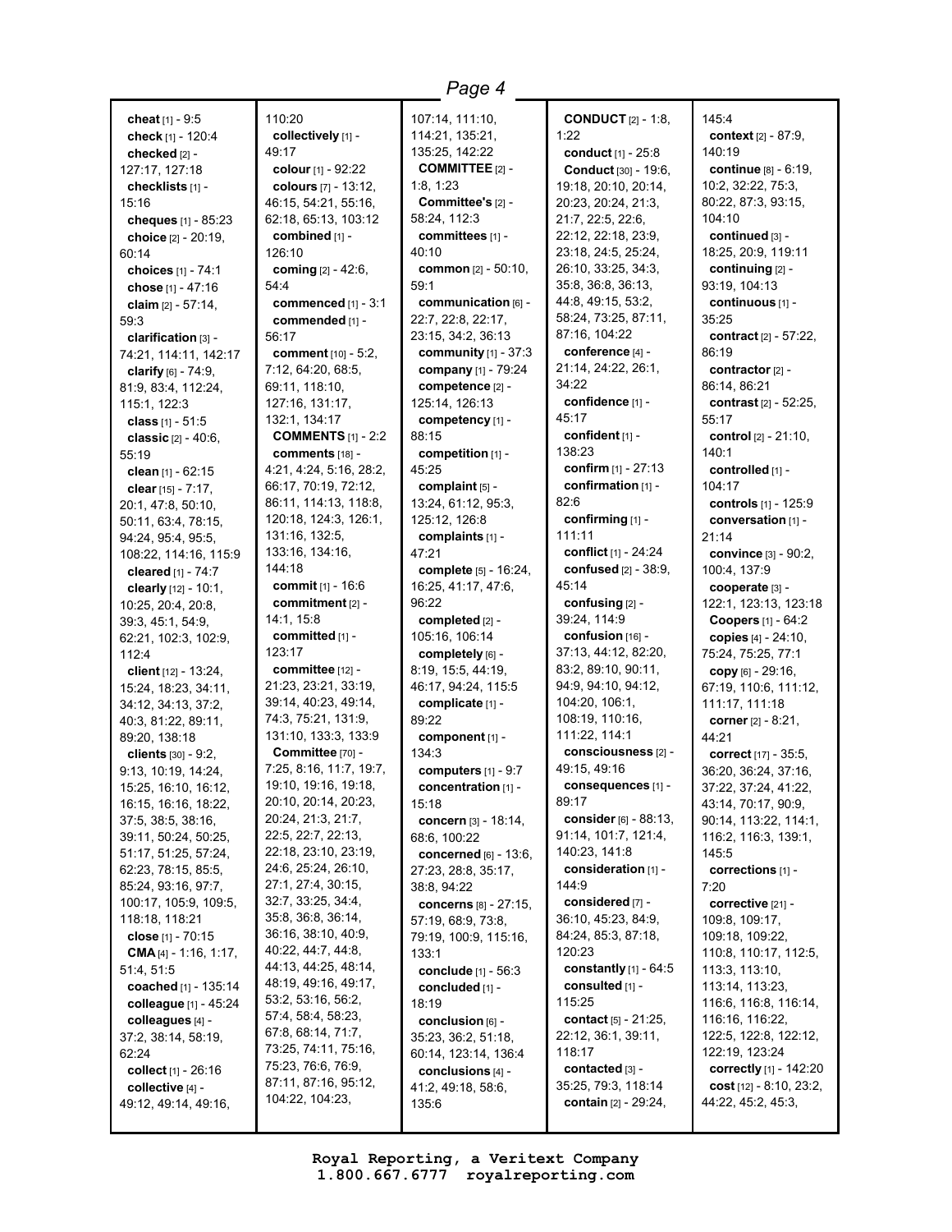**cheat** [1] - 9:5
**check** [1] - 120:4
**checked** [2] - 127:17, 127:18
**checklists** [1] - 15:16
**cheques** [1] - 85:23
**choice** [2] - 20:19, 60:14
**choices** [1] - 74:1
**chose** [1] - 47:16
**claim** [2] - 57:14, 59:3
**clarification** [3] - 74:21, 114:11, 142:17
**clarify** [6] - 74:9, 81:9, 83:4, 112:24, 115:1, 122:3
**class** [1] - 51:5
**classic** [2] - 40:6, 55:19
**clean** [1] - 62:15
**clear** [15] - 7:17, 20:1, 47:8, 50:10, 50:11, 63:4, 78:15, 94:24, 95:4, 95:5, 108:22, 114:16, 115:9
**cleared** [1] - 74:7
**clearly** [12] - 10:1, 10:25, 20:4, 20:8, 39:3, 45:1, 54:9, 62:21, 102:3, 102:9, 112:4
**client** [12] - 13:24, 15:24, 18:23, 34:11, 34:12, 34:13, 37:2, 40:3, 81:22, 89:11, 89:20, 138:18
**clients** [30] - 9:2, 9:13, 10:19, 14:24, 15:25, 16:10, 16:12, 16:15, 16:16, 18:22, 37:5, 38:5, 38:16, 39:11, 50:24, 50:25, 51:17, 51:25, 57:24, 62:23, 78:15, 85:5, 85:24, 93:16, 97:7, 100:17, 105:9, 109:5, 118:18, 118:21
**close** [1] - 70:15
**CMA** [4] - 1:16, 1:17, 51:4, 51:5
**coached** [1] - 135:14
**colleague** [1] - 45:24
**colleagues** [4] - 37:2, 38:14, 58:19, 62:24
**collect** [1] - 26:16
**collective** [4] - 49:12, 49:14, 49:16, 110:20
**collectively** [1] - 49:17
**colour** [1] - 92:22
**colours** [7] - 13:12, 46:15, 54:21, 55:16, 62:18, 65:13, 103:12
**combined** [1] - 126:10
**coming** [2] - 42:6, 54:4
**commenced** [1] - 3:1
**commended** [1] - 56:17
**comment** [10] - 5:2, 7:12, 64:20, 68:5, 69:11, 118:10, 127:16, 131:17, 132:1, 134:17
**COMMENTS** [1] - 2:2
**comments** [18] - 4:21, 4:24, 5:16, 28:2, 66:17, 70:19, 72:12, 86:11, 114:13, 118:8, 120:18, 124:3, 126:1, 131:16, 132:5, 133:16, 134:16, 144:18
**commit** [1] - 16:6
**commitment** [2] - 14:1, 15:8
**committed** [1] - 123:17
**committee** [12] - 21:23, 23:21, 33:19, 39:14, 40:23, 49:14, 74:3, 75:21, 131:9, 131:10, 133:3, 133:9
**Committee** [70] - 7:25, 8:16, 11:7, 19:7, 19:10, 19:16, 19:18, 20:10, 20:14, 20:23, 20:24, 21:3, 21:7, 22:5, 22:7, 22:13, 22:18, 23:10, 23:19, 24:6, 25:24, 26:10, 27:1, 27:4, 30:15, 32:7, 33:25, 34:4, 35:8, 36:8, 36:14, 36:16, 38:10, 40:9, 40:22, 44:7, 44:8, 44:13, 44:25, 48:14, 48:19, 49:16, 49:17, 53:2, 53:16, 56:2, 57:4, 58:4, 58:23, 67:8, 68:14, 71:7, 73:25, 74:11, 75:16, 75:23, 76:6, 76:9, 87:11, 87:16, 95:12, 104:22, 104:23, 107:14, 111:10, 114:21, 135:21, 135:25, 142:22
**COMMITTEE** [2] - 1:8, 1:23
**Committee's** [2] - 58:24, 112:3
**committees** [1] - 40:10
**common** [2] - 50:10, 59:1
**communication** [6] - 22:7, 22:8, 22:17, 23:15, 34:2, 36:13
**community** [1] - 37:3
**company** [1] - 79:24
**competence** [2] - 125:14, 126:13
**competency** [1] - 88:15
**competition** [1] - 45:25
**complaint** [5] - 13:24, 61:12, 95:3, 125:12, 126:8
**complaints** [1] - 47:21
**complete** [5] - 16:24, 16:25, 41:17, 47:6, 96:22
**completed** [2] - 105:16, 106:14
**completely** [6] - 8:19, 15:5, 44:19, 46:17, 94:24, 115:5
**complicate** [1] - 89:22
**component** [1] - 134:3
**computers** [1] - 9:7
**concentration** [1] - 15:18
**concern** [3] - 18:14, 68:6, 100:22
**concerned** [6] - 13:6, 27:23, 28:8, 35:17, 38:8, 94:22
**concerns** [8] - 27:15, 57:19, 68:9, 73:8, 79:19, 100:9, 115:16, 133:1
**conclude** [1] - 56:3
**concluded** [1] - 18:19
**conclusion** [6] - 35:23, 36:2, 51:18, 60:14, 123:14, 136:4
**conclusions** [4] - 41:2, 49:18, 58:6, 135:6
**CONDUCT** [2] - 1:8, 1:22
**conduct** [1] - 25:8
**Conduct** [30] - 19:6, 19:18, 20:10, 20:14, 20:23, 20:24, 21:3, 21:7, 22:5, 22:6, 22:12, 22:18, 23:9, 23:18, 24:5, 25:24, 26:10, 33:25, 34:3, 35:8, 36:8, 36:13, 44:8, 49:15, 53:2, 58:24, 73:25, 87:11, 87:16, 104:22
**conference** [4] - 21:14, 24:22, 26:1, 34:22
**confidence** [1] - 45:17
**confident** [1] - 138:23
**confirm** [1] - 27:13
**confirmation** [1] - 82:6
**confirming** [1] - 111:11
**conflict** [1] - 24:24
**confused** [2] - 38:9, 45:14
**confusing** [2] - 39:24, 114:9
**confusion** [16] - 37:13, 44:12, 82:20, 83:2, 89:10, 90:11, 94:9, 94:10, 94:12, 104:20, 106:1, 108:19, 110:16, 111:22, 114:1
**consciousness** [2] - 49:15, 49:16
**consequences** [1] - 89:17
**consider** [6] - 88:13, 91:14, 101:7, 121:4, 140:23, 141:8
**consideration** [1] - 144:9
**considered** [7] - 36:10, 45:23, 84:9, 84:24, 85:3, 87:18, 120:23
**constantly** [1] - 64:5
**consulted** [1] - 115:25
**contact** [5] - 21:25, 22:12, 36:1, 39:11, 118:17
**contacted** [3] - 35:25, 79:3, 118:14
**contain** [2] - 29:24, 145:4
**context** [2] - 87:9, 140:19
**continue** [8] - 6:19, 10:2, 32:22, 75:3, 80:22, 87:3, 93:15, 104:10
**continued** [3] - 18:25, 20:9, 119:11
**continuing** [2] - 93:19, 104:13
**continuous** [1] - 35:25
**contract** [2] - 57:22, 86:19
**contractor** [2] - 86:14, 86:21
**contrast** [2] - 52:25, 55:17
**control** [2] - 21:10, 140:1
**controlled** [1] - 104:17
**controls** [1] - 125:9
**conversation** [1] - 21:14
**convince** [3] - 90:2, 100:4, 137:9
**cooperate** [3] - 122:1, 123:13, 123:18
**Coopers** [1] - 64:2
**copies** [4] - 24:10, 75:24, 75:25, 77:1
**copy** [6] - 29:16, 67:19, 110:6, 111:12, 111:17, 111:18
**corner** [2] - 8:21, 44:21
**correct** [17] - 35:5, 36:20, 36:24, 37:16, 37:22, 37:24, 41:22, 43:14, 70:17, 90:9, 90:14, 113:22, 114:1, 116:2, 116:3, 139:1, 145:5
**corrections** [1] - 7:20
**corrective** [21] - 109:8, 109:17, 109:18, 109:22, 110:8, 110:17, 112:5, 113:3, 113:10, 113:14, 113:23, 116:6, 116:8, 116:14, 116:16, 116:22, 122:5, 122:8, 122:12, 122:19, 123:24
**correctly** [1] - 142:20
**cost** [12] - 8:10, 23:2, 44:22, 45:2, 45:3,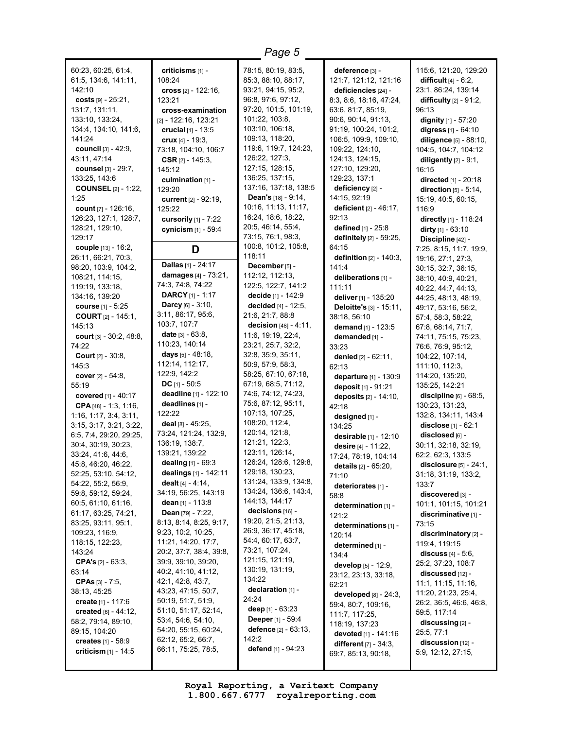60:23, 60:25, 61:4, 61:5, 134:6, 141:11, 142:10

**costs** [9] - 25:21, 131:7, 131:11, 133:10, 133:24, 134:4, 134:10, 141:6, 141:24

**council** [3] - 42:9, 43:11, 47:14

**counsel** [3] - 29:7, 133:25, 143:6

**COUNSEL** [2] - 1:22, 1:25

**count** [7] - 126:16, 126:23, 127:1, 128:7, 128:21, 129:10, 129:17

**couple** [13] - 16:2, 26:11, 66:21, 70:3, 98:20, 103:9, 104:2, 108:21, 114:15, 119:19, 133:18, 134:16, 139:20

**course** [1] - 5:25

**COURT** [2] - 145:1, 145:13

**court** [3] - 30:2, 48:8, 74:22

**Court** [2] - 30:8, 145:3

**cover** [2] - 54:8, 55:19

**covered** [1] - 40:17

**CPA** [48] - 1:3, 1:16, 1:16, 1:17, 3:4, 3:11, 3:15, 3:17, 3:21, 3:22, 6:5, 7:4, 29:20, 29:25, 30:4, 30:19, 30:23, 33:24, 41:6, 44:6, 45:8, 46:20, 46:22, 52:25, 53:10, 54:12, 54:22, 55:2, 56:9, 59:8, 59:12, 59:24, 60:5, 61:10, 61:16, 61:17, 63:25, 74:21, 83:25, 93:11, 95:1, 109:23, 116:9, 118:15, 122:23, 143:24

**CPA's** [2] - 63:3, 63:14

**CPAs** [3] - 7:5, 38:13, 45:25

**create** [1] - 117:6

**created** [6] - 44:12, 58:2, 79:14, 89:10, 89:15, 104:20

**creates** [1] - 58:9

**criticism** [1] - 14:5

**criticisms** [1] - 108:24

**cross** [2] - 122:16, 123:21

**cross-examination** [2] - 122:16, 123:21

**crucial** [1] - 13:5

**crux** [4] - 19:3, 73:18, 104:10, 106:7

**CSR** [2] - 145:3, 145:12

**culmination** [1] - 129:20

**current** [2] - 92:19, 125:22

**cursorily** [1] - 7:22

**cynicism** [1] - 59:4

## D

**Dallas** [1] - 24:17

**damages** [4] - 73:21, 74:3, 74:8, 74:22

**DARCY** [1] - 1:17

**Darcy** [6] - 3:10, 3:11, 86:17, 95:6, 103:7, 107:7

**date** [3] - 63:8, 110:23, 140:14

**days** [5] - 48:18, 112:14, 112:17, 122:9, 142:2

**DC** [1] - 50:5

**deadline** [1] - 122:10

**deadlines** [1] - 122:22

**deal** [8] - 45:25, 73:24, 121:24, 132:9, 136:19, 138:7, 139:21, 139:22

**dealing** [1] - 69:3

**dealings** [1] - 142:11

**dealt** [4] - 4:14, 34:19, 56:25, 143:19

**dean** [1] - 113:8

**Dean** [79] - 7:22, 8:13, 8:14, 8:25, 9:17, 9:23, 10:2, 10:25, 11:21, 14:20, 17:7, 20:2, 37:7, 38:4, 39:8, 39:9, 39:10, 39:20, 40:2, 41:10, 41:12, 42:1, 42:8, 43:7, 43:23, 47:15, 50:7, 50:19, 51:7, 51:9, 51:10, 51:17, 52:14, 53:4, 54:6, 54:10, 54:20, 55:15, 60:24, 62:12, 65:2, 66:7, 66:11, 75:25, 78:5, 78:15, 80:19, 83:5, 85:3, 88:10, 88:17, 93:21, 94:15, 95:2, 96:8, 97:6, 97:12, 97:20, 101:5, 101:19, 101:22, 103:8, 103:10, 106:18, 109:13, 118:20, 119:6, 119:7, 124:23, 126:22, 127:3, 127:15, 128:15, 136:25, 137:15, 137:16, 137:18, 138:5

**Dean's** [18] - 9:14, 10:16, 11:13, 11:17, 16:24, 18:6, 18:22, 20:5, 46:14, 55:4, 73:15, 76:1, 98:3, 100:8, 101:2, 105:8, 118:11

**December** [5] - 112:12, 112:13, 122:5, 122:7, 141:2

**decide** [1] - 142:9

**decided** [4] - 12:5, 21:6, 21:7, 88:8

**decision** [48] - 4:11, 11:6, 19:19, 22:4, 23:21, 25:7, 32:2, 32:8, 35:9, 35:11, 50:9, 57:9, 58:3, 58:25, 67:10, 67:18, 67:19, 68:5, 71:12, 74:6, 74:12, 74:23, 75:6, 87:12, 95:11, 107:13, 107:25, 108:20, 112:4, 120:14, 121:8, 121:21, 122:3, 123:11, 126:14, 126:24, 128:6, 129:8, 129:18, 130:23, 131:24, 133:9, 134:8, 134:24, 136:6, 143:4, 144:13, 144:17

**decisions** [16] - 19:20, 21:5, 21:13, 26:9, 36:17, 45:18, 54:4, 60:17, 63:7, 73:21, 107:24, 121:15, 121:19, 130:19, 131:19, 134:22

**declaration** [1] - 24:24

**deep** [1] - 63:23

**Deeper** [1] - 59:4

**defence** [2] - 63:13, 142:2

**defend** [1] - 94:23

**deference** [3] - 121:7, 121:12, 121:16

**deficiencies** [24] - 8:3, 8:6, 18:16, 47:24, 63:6, 81:7, 85:19, 90:6, 90:14, 91:13, 91:19, 100:24, 101:2, 106:5, 109:9, 109:10, 109:22, 124:10, 124:13, 124:15, 127:10, 129:20, 129:23, 137:1

**deficiency** [2] - 14:15, 92:19

**deficient** [2] - 46:17, 92:13

**defined** [1] - 25:8

**definitely** [2] - 59:25, 64:15

**definition** [2] - 140:3, 141:4

**deliberations** [1] - 111:11

**deliver** [1] - 135:20

**Deloitte's** [3] - 15:11, 38:18, 56:10

**demand** [1] - 123:5

**demanded** [1] - 33:23

**denied** [2] - 62:11, 62:13

**departure** [1] - 130:9

**deposit** [1] - 91:21

**deposits** [2] - 14:10, 42:18

**designed** [1] - 134:25

**desirable** [1] - 12:10

**desire** [4] - 11:22, 17:24, 78:19, 104:14

**details** [2] - 65:20, 71:10

**deteriorates** [1] - 58:8

**determination** [1] - 121:2

**determinations** [1] - 120:14

**determined** [1] - 134:4

**develop** [5] - 12:9, 23:12, 23:13, 33:18, 62:21

**developed** [8] - 24:3, 59:4, 80:7, 109:16, 111:7, 117:25, 118:19, 137:23

**devoted** [1] - 141:16

**different** [7] - 34:3, 69:7, 85:13, 90:18, 115:6, 121:20, 129:20

**difficult** [4] - 6:2, 23:1, 86:24, 139:14

**difficulty** [2] - 91:2, 96:13

**dignity** [1] - 57:20

**digress** [1] - 64:10

**diligence** [5] - 88:10, 104:5, 104:7, 104:12

**diligently** [2] - 9:1, 16:15

**directed** [1] - 20:18

**direction** [5] - 5:14, 15:19, 40:5, 60:15, 116:9

**directly** [1] - 118:24

**dirty** [1] - 63:10

**Discipline** [42] - 7:25, 8:15, 11:7, 19:9, 19:16, 27:1, 27:3, 30:15, 32:7, 36:15, 38:10, 40:9, 40:21, 40:22, 44:7, 44:13, 44:25, 48:13, 48:19, 49:17, 53:16, 56:2, 57:4, 58:3, 58:22, 67:8, 68:14, 71:7, 74:11, 75:15, 75:23, 76:6, 76:9, 95:12, 104:22, 107:14, 111:10, 112:3, 114:20, 135:20, 135:25, 142:21

**discipline** [6] - 68:5, 130:23, 131:23, 132:8, 134:11, 143:4

**disclose** [1] - 62:1

**disclosed** [6] - 30:11, 32:18, 32:19, 62:2, 62:3, 133:5

**disclosure** [5] - 24:1, 31:18, 31:19, 133:2, 133:7

**discovered** [3] - 101:1, 101:15, 101:21

**discriminative** [1] - 73:15

**discriminatory** [2] - 119:4, 119:15

**discuss** [4] - 5:6, 25:2, 37:23, 108:7

**discussed** [12] - 11:1, 11:15, 11:16, 11:20, 21:23, 25:4, 26:2, 36:5, 46:6, 46:8, 59:5, 117:14

**discussing** [2] - 25:5, 77:1

**discussion** [12] - 5:9, 12:12, 27:15,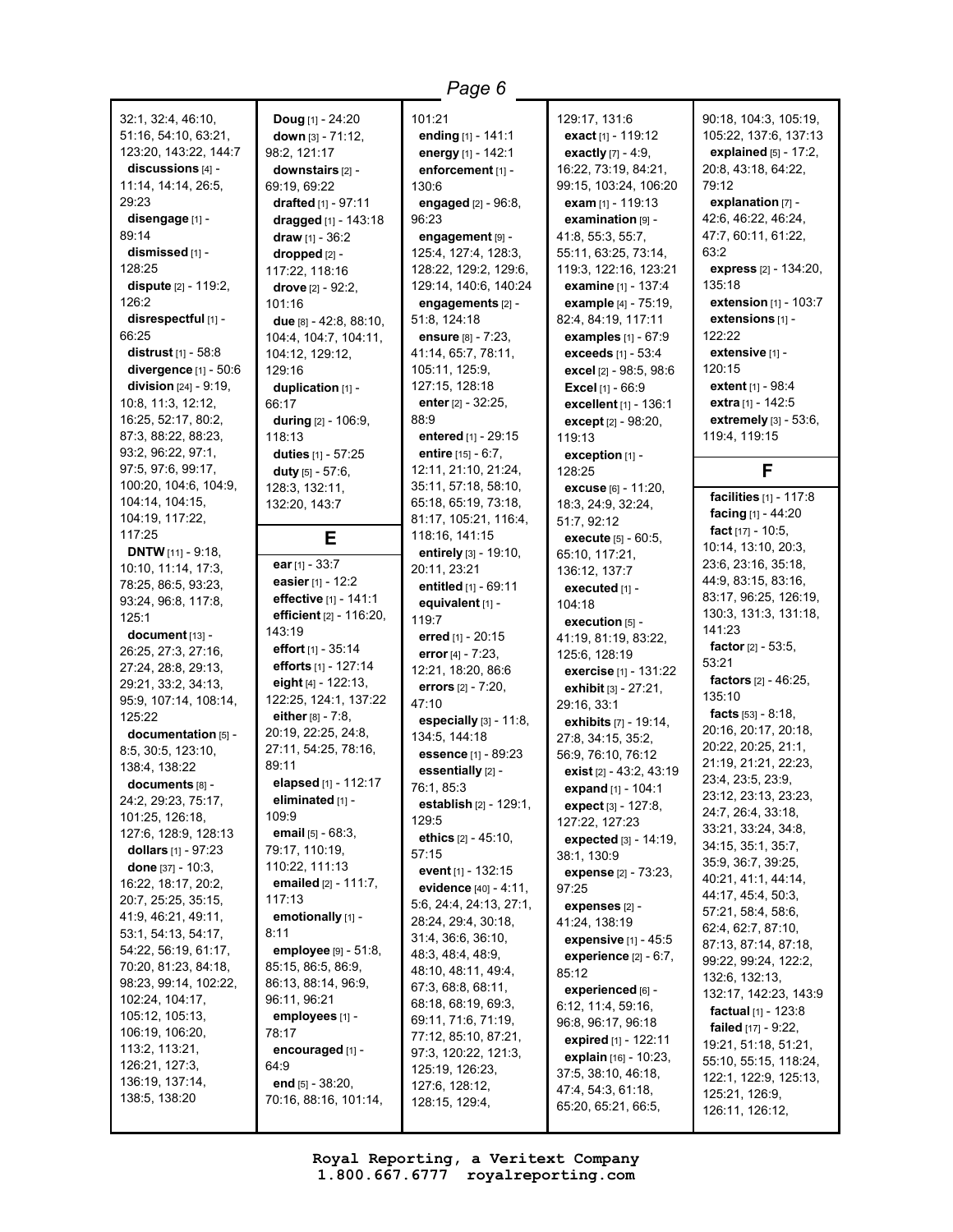32:1, 32:4, 46:10, 51:16, 54:10, 63:21, 123:20, 143:22, 144:7
**discussions** [4] - 11:14, 14:14, 26:5, 29:23
**disengage** [1] - 89:14
**dismissed** [1] - 128:25
**dispute** [2] - 119:2, 126:2
**disrespectful** [1] - 66:25
**distrust** [1] - 58:8
**divergence** [1] - 50:6
**division** [24] - 9:19, 10:8, 11:3, 12:12, 16:25, 52:17, 80:2, 87:3, 88:22, 88:23, 93:2, 96:22, 97:1, 97:5, 97:6, 99:17, 100:20, 104:6, 104:9, 104:14, 104:15, 104:19, 117:22, 117:25
**DNTW** [11] - 9:18, 10:10, 11:14, 17:3, 78:25, 86:5, 93:23, 93:24, 96:8, 117:8, 125:1
**document** [13] - 26:25, 27:3, 27:16, 27:24, 28:8, 29:13, 29:21, 33:2, 34:13, 95:9, 107:14, 108:14, 125:22
**documentation** [5] - 8:5, 30:5, 123:10, 138:4, 138:22
**documents** [8] - 24:2, 29:23, 75:17, 101:25, 126:18, 127:6, 128:9, 128:13
**dollars** [1] - 97:23
**done** [37] - 10:3, 16:22, 18:17, 20:2, 20:7, 25:25, 35:15, 41:9, 46:21, 49:11, 53:1, 54:13, 54:17, 54:22, 56:19, 61:17, 70:20, 81:23, 84:18, 98:23, 99:14, 102:22, 102:24, 104:17, 105:12, 105:13, 106:19, 106:20, 113:2, 113:21, 126:21, 127:3, 136:19, 137:14, 138:5, 138:20
**Doug** [1] - 24:20
**down** [3] - 71:12, 98:2, 121:17
**downstairs** [2] - 69:19, 69:22
**drafted** [1] - 97:11
**dragged** [1] - 143:18
**draw** [1] - 36:2
**dropped** [2] - 117:22, 118:16
**drove** [2] - 92:2, 101:16
**due** [8] - 42:8, 88:10, 104:4, 104:7, 104:11, 104:12, 129:12, 129:16
**duplication** [1] - 66:17
**during** [2] - 106:9, 118:13
**duties** [1] - 57:25
**duty** [5] - 57:6, 128:3, 132:11, 132:20, 143:7

## E

**ear** [1] - 33:7
**easier** [1] - 12:2
**effective** [1] - 141:1
**efficient** [2] - 116:20, 143:19
**effort** [1] - 35:14
**efforts** [1] - 127:14
**eight** [4] - 122:13, 122:25, 124:1, 137:22
**either** [8] - 7:8, 20:19, 22:25, 24:8, 27:11, 54:25, 78:16, 89:11
**elapsed** [1] - 112:17
**eliminated** [1] - 109:9
**email** [5] - 68:3, 79:17, 110:19, 110:22, 111:13
**emailed** [2] - 111:7, 117:13
**emotionally** [1] - 8:11
**employee** [9] - 51:8, 85:15, 86:5, 86:9, 86:13, 88:14, 96:9, 96:11, 96:21
**employees** [1] - 78:17
**encouraged** [1] - 64:9
**end** [5] - 38:20, 70:16, 88:16, 101:14, 101:21
**ending** [1] - 141:1
**energy** [1] - 142:1
**enforcement** [1] - 130:6
**engaged** [2] - 96:8, 96:23
**engagement** [9] - 125:4, 127:4, 128:3, 128:22, 129:2, 129:6, 129:14, 140:6, 140:24
**engagements** [2] - 51:8, 124:18
**ensure** [8] - 7:23, 41:14, 65:7, 78:11, 105:11, 125:9, 127:15, 128:18
**enter** [2] - 32:25, 88:9
**entered** [1] - 29:15
**entire** [15] - 6:7, 12:11, 21:10, 21:24, 35:11, 57:18, 58:10, 65:18, 65:19, 73:18, 81:17, 105:21, 116:4, 118:16, 141:15
**entirely** [3] - 19:10, 20:11, 23:21
**entitled** [1] - 69:11
**equivalent** [1] - 119:7
**erred** [1] - 20:15
**error** [4] - 7:23, 12:21, 18:20, 86:6
**errors** [2] - 7:20, 47:10
**especially** [3] - 11:8, 134:5, 144:18
**essence** [1] - 89:23
**essentially** [2] - 76:1, 85:3
**establish** [2] - 129:1, 129:5
**ethics** [2] - 45:10, 57:15
**event** [1] - 132:15
**evidence** [40] - 4:11, 5:6, 24:4, 24:13, 27:1, 28:24, 29:4, 30:18, 31:4, 36:6, 36:10, 48:3, 48:4, 48:9, 48:10, 48:11, 49:4, 67:3, 68:8, 68:11, 68:18, 68:19, 69:3, 69:11, 71:6, 71:19, 77:12, 85:10, 87:21, 97:3, 120:22, 121:3, 125:19, 126:23, 127:6, 128:12, 128:15, 129:4, 129:17, 131:6
**exact** [1] - 119:12
**exactly** [7] - 4:9, 16:22, 73:19, 84:21, 99:15, 103:24, 106:20
**exam** [1] - 119:13
**examination** [9] - 41:8, 55:3, 55:7, 55:11, 63:25, 73:14, 119:3, 122:16, 123:21
**examine** [1] - 137:4
**example** [4] - 75:19, 82:4, 84:19, 117:11
**examples** [1] - 67:9
**exceeds** [1] - 53:4
**excel** [2] - 98:5, 98:6
**Excel** [1] - 66:9
**excellent** [1] - 136:1
**except** [2] - 98:20, 119:13
**exception** [1] - 128:25
**excuse** [6] - 11:20, 18:3, 24:9, 32:24, 51:7, 92:12
**execute** [5] - 60:5, 65:10, 117:21, 136:12, 137:7
**executed** [1] - 104:18
**execution** [5] - 41:19, 81:19, 83:22, 125:6, 128:19
**exercise** [1] - 131:22
**exhibit** [3] - 27:21, 29:16, 33:1
**exhibits** [7] - 19:14, 27:8, 34:15, 35:2, 56:9, 76:10, 76:12
**exist** [2] - 43:2, 43:19
**expand** [1] - 104:1
**expect** [3] - 127:8, 127:22, 127:23
**expected** [3] - 14:19, 38:1, 130:9
**expense** [2] - 73:23, 97:25
**expenses** [2] - 41:24, 138:19
**expensive** [1] - 45:5
**experience** [2] - 6:7, 85:12
**experienced** [6] - 6:12, 11:4, 59:16, 96:8, 96:17, 96:18
**expired** [1] - 122:11
**explain** [16] - 10:23, 37:5, 38:10, 46:18, 47:4, 54:3, 61:18, 65:20, 65:21, 66:5, 90:18, 104:3, 105:19, 105:22, 137:6, 137:13
**explained** [5] - 17:2, 20:8, 43:18, 64:22, 79:12
**explanation** [7] - 42:6, 46:22, 46:24, 47:7, 60:11, 61:22, 63:2
**express** [2] - 134:20, 135:18
**extension** [1] - 103:7
**extensions** [1] - 122:22
**extensive** [1] - 120:15
**extent** [1] - 98:4
**extra** [1] - 142:5
**extremely** [3] - 53:6, 119:4, 119:15

## F

**facilities** [1] - 117:8
**facing** [1] - 44:20
**fact** [17] - 10:5, 10:14, 13:10, 20:3, 23:6, 23:16, 35:18, 44:9, 83:15, 83:16, 83:17, 96:25, 126:19, 130:3, 131:3, 131:18, 141:23
**factor** [2] - 53:5, 53:21
**factors** [2] - 46:25, 135:10
**facts** [53] - 8:18, 20:16, 20:17, 20:18, 20:22, 20:25, 21:1, 21:19, 21:21, 22:23, 23:4, 23:5, 23:9, 23:12, 23:13, 23:23, 24:7, 26:4, 33:18, 33:21, 33:24, 34:8, 34:15, 35:1, 35:7, 35:9, 36:7, 39:25, 40:21, 41:1, 44:14, 44:17, 45:4, 50:3, 57:21, 58:4, 58:6, 62:4, 62:7, 87:10, 87:13, 87:14, 87:18, 99:22, 99:24, 122:2, 132:6, 132:13, 132:17, 142:23, 143:9
**factual** [1] - 123:8
**failed** [17] - 9:22, 19:21, 51:18, 51:21, 55:10, 55:15, 118:24, 122:1, 122:9, 125:13, 125:21, 126:9, 126:11, 126:12,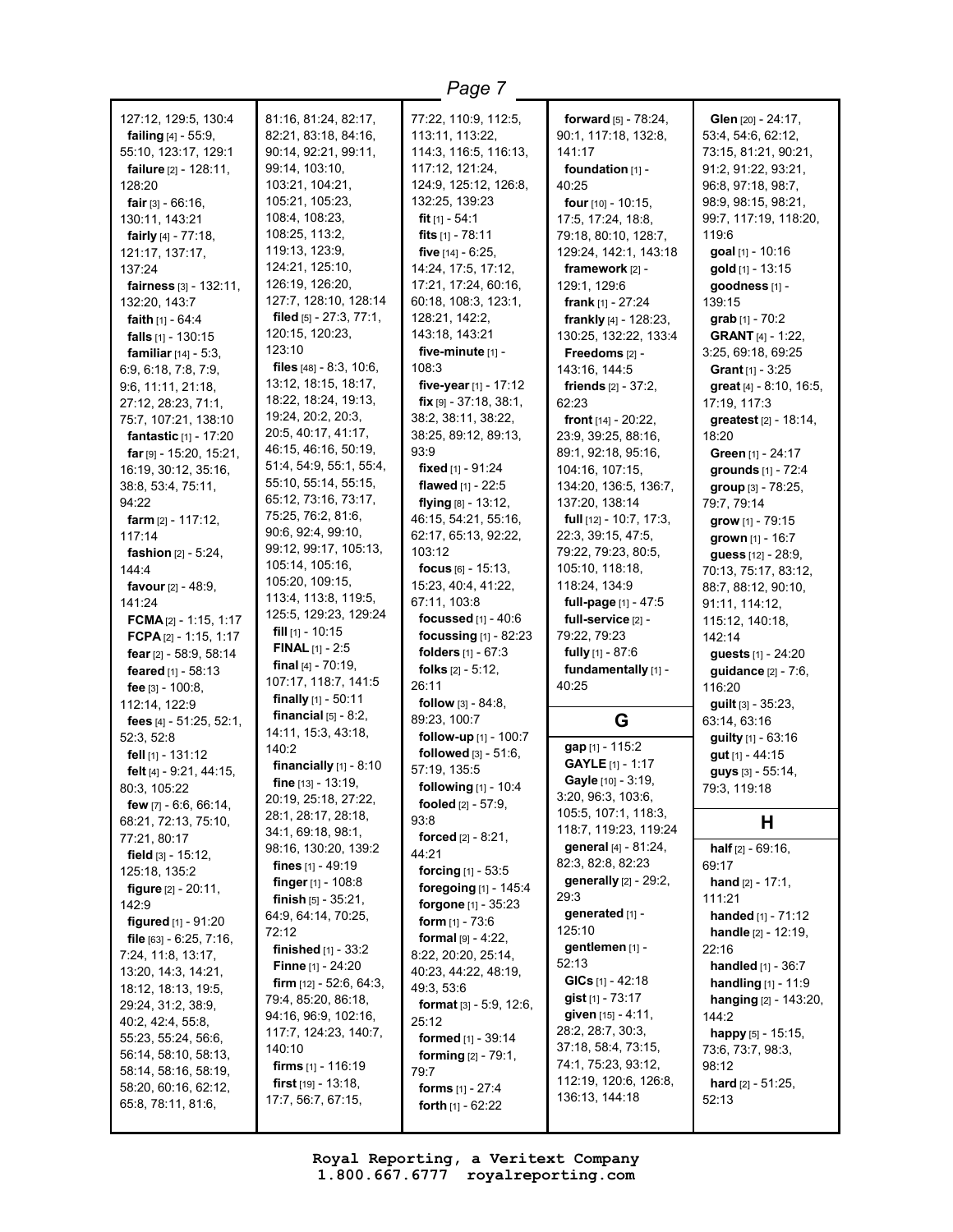127:12, 129:5, 130:4
**failing** [4] - 55:9, 55:10, 123:17, 129:1
**failure** [2] - 128:11, 128:20
**fair** [3] - 66:16, 130:11, 143:21
**fairly** [4] - 77:18, 121:17, 137:17, 137:24
**fairness** [3] - 132:11, 132:20, 143:7
**faith** [1] - 64:4
**falls** [1] - 130:15
**familiar** [14] - 5:3, 6:9, 6:18, 7:8, 7:9, 9:6, 11:11, 21:18, 27:12, 28:23, 71:1, 75:7, 107:21, 138:10
**fantastic** [1] - 17:20
**far** [9] - 15:20, 15:21, 16:19, 30:12, 35:16, 38:8, 53:4, 75:11, 94:22
**farm** [2] - 117:12, 117:14
**fashion** [2] - 5:24, 144:4
**favour** [2] - 48:9, 141:24
**FCMA** [2] - 1:15, 1:17
**FCPA** [2] - 1:15, 1:17
**fear** [2] - 58:9, 58:14
**feared** [1] - 58:13
**fee** [3] - 100:8, 112:14, 122:9
**fees** [4] - 51:25, 52:1, 52:3, 52:8
**fell** [1] - 131:12
**felt** [4] - 9:21, 44:15, 80:3, 105:22
**few** [7] - 6:6, 66:14, 68:21, 72:13, 75:10, 77:21, 80:17
**field** [3] - 15:12, 125:18, 135:2
**figure** [2] - 20:11, 142:9
**figured** [1] - 91:20
**file** [63] - 6:25, 7:16, 7:24, 11:8, 13:17, 13:20, 14:3, 14:21, 18:12, 18:13, 19:5, 29:24, 31:2, 38:9, 40:2, 42:4, 55:8, 55:23, 55:24, 56:6, 56:14, 58:10, 58:13, 58:14, 58:16, 58:19, 58:20, 60:16, 62:12, 65:8, 78:11, 81:6, 81:16, 81:24, 82:17, 82:21, 83:18, 84:16, 90:14, 92:21, 99:11, 99:14, 103:10, 103:21, 104:21, 105:21, 105:23, 108:4, 108:23, 108:25, 113:2, 119:13, 123:9, 124:21, 125:10, 126:19, 126:20, 127:7, 128:10, 128:14
**filed** [5] - 27:3, 77:1, 120:15, 120:23, 123:10
**files** [48] - 8:3, 10:6, 13:12, 18:15, 18:17, 18:22, 18:24, 19:13, 19:24, 20:2, 20:3, 20:5, 40:17, 41:17, 46:15, 46:16, 50:19, 51:4, 54:9, 55:1, 55:4, 55:10, 55:14, 55:15, 65:12, 73:16, 73:17, 75:25, 76:2, 81:6, 90:6, 92:4, 99:10, 99:12, 99:17, 105:13, 105:14, 105:16, 105:20, 109:15, 113:4, 113:8, 119:5, 125:5, 129:23, 129:24
**fill** [1] - 10:15
**FINAL** [1] - 2:5
**final** [4] - 70:19, 107:17, 118:7, 141:5
**finally** [1] - 50:11
**financial** [5] - 8:2, 14:11, 15:3, 43:18, 140:2
**financially** [1] - 8:10
**fine** [13] - 13:19, 20:19, 25:18, 27:22, 28:1, 28:17, 28:18, 34:1, 69:18, 98:1, 98:16, 130:20, 139:2
**fines** [1] - 49:19
**finger** [1] - 108:8
**finish** [5] - 35:21, 64:9, 64:14, 70:25, 72:12
**finished** [1] - 33:2
**Finne** [1] - 24:20
**firm** [12] - 52:6, 64:3, 79:4, 85:20, 86:18, 94:16, 96:9, 102:16, 117:7, 124:23, 140:7, 140:10
**firms** [1] - 116:19
**first** [19] - 13:18, 17:7, 56:7, 67:15, 77:22, 110:9, 112:5, 113:11, 113:22, 114:3, 116:5, 116:13, 117:12, 121:24, 124:9, 125:12, 126:8, 132:25, 139:23
**fit** [1] - 54:1
**fits** [1] - 78:11
**five** [14] - 6:25, 14:24, 17:5, 17:12, 17:21, 17:24, 60:16, 60:18, 108:3, 123:1, 128:21, 142:2, 143:18, 143:21
**five-minute** [1] - 108:3
**five-year** [1] - 17:12
**fix** [9] - 37:18, 38:1, 38:2, 38:11, 38:22, 38:25, 89:12, 89:13, 93:9
**fixed** [1] - 91:24
**flawed** [1] - 22:5
**flying** [8] - 13:12, 46:15, 54:21, 55:16, 62:17, 65:13, 92:22, 103:12
**focus** [6] - 15:13, 15:23, 40:4, 41:22, 67:11, 103:8
**focussed** [1] - 40:6
**focussing** [1] - 82:23
**folders** [1] - 67:3
**folks** [2] - 5:12, 26:11
**follow** [3] - 84:8, 89:23, 100:7
**follow-up** [1] - 100:7
**followed** [3] - 51:6, 57:19, 135:5
**following** [1] - 10:4
**fooled** [2] - 57:9, 93:8
**forced** [2] - 8:21, 44:21
**forcing** [1] - 53:5
**foregoing** [1] - 145:4
**forgone** [1] - 35:23
**form** [1] - 73:6
**formal** [9] - 4:22, 8:22, 20:20, 25:14, 40:23, 44:22, 48:19, 49:3, 53:6
**format** [3] - 5:9, 12:6, 25:12
**formed** [1] - 39:14
**forming** [2] - 79:1, 79:7
**forms** [1] - 27:4
**forth** [1] - 62:22
**forward** [5] - 78:24, 90:1, 117:18, 132:8, 141:17
**foundation** [1] - 40:25
**four** [10] - 10:15, 17:5, 17:24, 18:8, 79:18, 80:10, 128:7, 129:24, 142:1, 143:18
**framework** [2] - 129:1, 129:6
**frank** [1] - 27:24
**frankly** [4] - 128:23, 130:25, 132:22, 133:4
**Freedoms** [2] - 143:16, 144:5
**friends** [2] - 37:2, 62:23
**front** [14] - 20:22, 23:9, 39:25, 88:16, 89:1, 92:18, 95:16, 104:16, 107:15, 134:20, 136:5, 136:7, 137:20, 138:14
**full** [12] - 10:7, 17:3, 22:3, 39:15, 47:5, 79:22, 79:23, 80:5, 105:10, 118:18, 118:24, 134:9
**full-page** [1] - 47:5
**full-service** [2] - 79:22, 79:23
**fully** [1] - 87:6
**fundamentally** [1] - 40:25

## G

**gap** [1] - 115:2
**GAYLE** [1] - 1:17
**Gayle** [10] - 3:19, 3:20, 96:3, 103:6, 105:5, 107:1, 118:3, 118:7, 119:23, 119:24
**general** [4] - 81:24, 82:3, 82:8, 82:23
**generally** [2] - 29:2, 29:3
**generated** [1] - 125:10
**gentlemen** [1] - 52:13
**GICs** [1] - 42:18
**gist** [1] - 73:17
**given** [15] - 4:11, 28:2, 28:7, 30:3, 37:18, 58:4, 73:15, 74:1, 75:23, 93:12, 112:19, 120:6, 126:8, 136:13, 144:18
**Glen** [20] - 24:17, 53:4, 54:6, 62:12, 73:15, 81:21, 90:21, 91:2, 91:22, 93:21, 96:8, 97:18, 98:7, 98:9, 98:15, 98:21, 99:7, 117:19, 118:20, 119:6
**goal** [1] - 10:16
**gold** [1] - 13:15
**goodness** [1] - 139:15
**grab** [1] - 70:2
**GRANT** [4] - 1:22, 3:25, 69:18, 69:25
**Grant** [1] - 3:25
**great** [4] - 8:10, 16:5, 17:19, 117:3
**greatest** [2] - 18:14, 18:20
**Green** [1] - 24:17
**grounds** [1] - 72:4
**group** [3] - 78:25, 79:7, 79:14
**grow** [1] - 79:15
**grown** [1] - 16:7
**guess** [12] - 28:9, 70:13, 75:17, 83:12, 88:7, 88:12, 90:10, 91:11, 114:12, 115:12, 140:18, 142:14
**guests** [1] - 24:20
**guidance** [2] - 7:6, 116:20
**guilt** [3] - 35:23, 63:14, 63:16
**guilty** [1] - 63:16
**gut** [1] - 44:15
**guys** [3] - 55:14, 79:3, 119:18

## H

**half** [2] - 69:16, 69:17
**hand** [2] - 17:1, 111:21
**handed** [1] - 71:12
**handle** [2] - 12:19, 22:16
**handled** [1] - 36:7
**handling** [1] - 11:9
**hanging** [2] - 143:20, 144:2
**happy** [5] - 15:15, 73:6, 73:7, 98:3, 98:12
**hard** [2] - 51:25, 52:13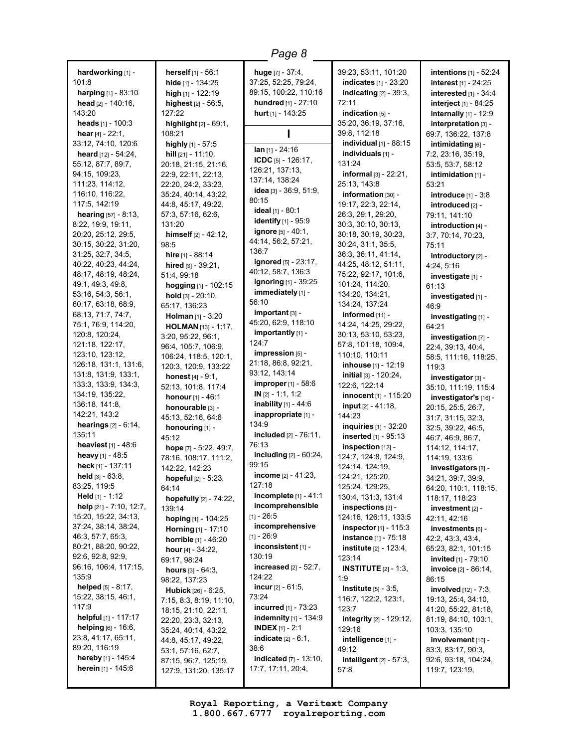**hardworking** [1] - 101:8
**harping** [1] - 83:10
**head** [2] - 140:16, 143:20
**heads** [1] - 100:3
**hear** [4] - 22:1, 33:12, 74:10, 120:6
**heard** [12] - 54:24, 55:12, 87:7, 89:7, 94:15, 109:23, 111:23, 114:12, 116:10, 116:22, 117:5, 142:19
**hearing** [57] - 8:13, 8:22, 19:9, 19:11, 20:20, 25:12, 29:5, 30:15, 30:22, 31:20, 31:25, 32:7, 34:5, 40:22, 40:23, 44:24, 48:17, 48:19, 48:24, 49:1, 49:3, 49:8, 53:16, 54:3, 56:1, 60:17, 63:18, 68:9, 68:13, 71:7, 74:7, 75:1, 76:9, 114:20, 120:8, 120:24, 121:18, 122:17, 123:10, 123:12, 126:18, 131:1, 131:6, 131:8, 131:9, 133:1, 133:3, 133:9, 134:3, 134:19, 135:22, 136:18, 141:8, 142:21, 143:2
**hearings** [2] - 6:14, 135:11
**heaviest** [1] - 48:6
**heavy** [1] - 48:5
**heck** [1] - 137:11
**held** [3] - 63:8, 83:25, 119:5
**Held** [1] - 1:12
**help** [21] - 7:10, 12:7, 15:20, 15:22, 34:13, 37:24, 38:14, 38:24, 46:3, 57:7, 65:3, 80:21, 88:20, 90:22, 92:6, 92:8, 92:9, 96:16, 106:4, 117:15, 135:9
**helped** [5] - 8:17, 15:22, 38:15, 46:1, 117:9
**helpful** [1] - 117:17
**helping** [6] - 16:6, 23:8, 41:17, 65:11, 89:20, 116:19
**hereby** [1] - 145:4
**herein** [1] - 145:6
**herself** [1] - 56:1
**hide** [1] - 134:25
**high** [1] - 122:19
**highest** [2] - 56:5, 127:22
**highlight** [2] - 69:1, 108:21
**highly** [1] - 57:5
**hill** [21] - 11:10, 20:18, 21:15, 21:16, 22:9, 22:11, 22:13, 22:20, 24:2, 33:23, 35:24, 40:14, 43:22, 44:8, 45:17, 49:22, 57:3, 57:16, 62:6, 131:20
**himself** [2] - 42:12, 98:5
**hire** [1] - 88:14
**hired** [3] - 39:21, 51:4, 99:18
**hogging** [1] - 102:15
**hold** [3] - 20:10, 65:17, 136:23
**Holman** [1] - 3:20
**HOLMAN** [13] - 1:17, 3:20, 95:22, 96:1, 96:4, 105:7, 106:9, 106:24, 118:5, 120:1, 120:3, 120:9, 133:22
**honest** [4] - 9:1, 52:13, 101:8, 117:4
**honour** [1] - 46:1
**honourable** [3] - 45:13, 52:16, 64:6
**honouring** [1] - 45:12
**hope** [7] - 5:22, 49:7, 78:16, 108:17, 111:2, 142:22, 142:23
**hopeful** [2] - 5:23, 64:14
**hopefully** [2] - 74:22, 139:14
**hoping** [1] - 104:25
**Horning** [1] - 17:10
**horrible** [1] - 46:20
**hour** [4] - 34:22, 69:17, 98:24
**hours** [3] - 64:3, 98:22, 137:23
**Hubick** [26] - 6:25, 7:15, 8:3, 8:19, 11:10, 18:15, 21:10, 22:11, 22:20, 23:3, 32:13, 35:24, 40:14, 43:22, 44:8, 45:17, 49:22, 53:1, 57:16, 62:7, 87:15, 96:7, 125:19, 127:9, 131:20, 135:17
**huge** [7] - 37:4, 37:25, 52:25, 79:24, 89:15, 100:22, 110:16
**hundred** [1] - 27:10
**hurt** [1] - 143:25

## I

**Ian** [1] - 24:16
**ICDC** [5] - 126:17, 126:21, 137:13, 137:14, 138:24
**idea** [3] - 36:9, 51:9, 80:15
**ideal** [1] - 80:1
**identify** [1] - 95:9
**ignore** [5] - 40:1, 44:14, 56:2, 57:21, 136:7
**ignored** [5] - 23:17, 40:12, 58:7, 136:3
**ignoring** [1] - 39:25
**immediately** [1] - 56:10
**important** [3] - 45:20, 62:9, 118:10
**importantly** [1] - 124:7
**impression** [5] - 21:18, 86:8, 92:21, 93:12, 143:14
**improper** [1] - 58:6
**IN** [2] - 1:1, 1:2
**inability** [1] - 44:6
**inappropriate** [1] - 134:9
**included** [2] - 76:11, 76:13
**including** [2] - 60:24, 99:15
**income** [2] - 41:23, 127:18
**incomplete** [1] - 41:1
**incomprehensible** [1] - 26:5
**incomprehensive** [1] - 26:9
**inconsistent** [1] - 130:19
**increased** [2] - 52:7, 124:22
**incur** [2] - 61:5, 73:24
**incurred** [1] - 73:23
**indemnity** [1] - 134:9
**INDEX** [1] - 2:1
**indicate** [2] - 6:1, 38:6
**indicated** [7] - 13:10, 17:7, 17:11, 20:4, 39:23, 53:11, 101:20
**indicates** [1] - 23:20
**indicating** [2] - 39:3, 72:11
**indication** [5] - 35:20, 36:19, 37:16, 39:8, 112:18
**individual** [1] - 88:15
**individuals** [1] - 131:24
**informal** [3] - 22:21, 25:13, 143:8
**information** [30] - 19:17, 22:3, 22:14, 26:3, 29:1, 29:20, 30:3, 30:10, 30:13, 30:18, 30:19, 30:23, 30:24, 31:1, 35:5, 36:3, 36:11, 41:14, 44:25, 48:12, 51:11, 75:22, 92:17, 101:6, 101:24, 114:20, 134:20, 134:21, 134:24, 137:24
**informed** [11] - 14:24, 14:25, 29:22, 30:13, 53:10, 53:23, 57:8, 101:18, 109:4, 110:10, 110:11
**inhouse** [1] - 12:19
**initial** [3] - 120:24, 122:6, 122:14
**innocent** [1] - 115:20
**input** [2] - 41:18, 144:23
**inquiries** [1] - 32:20
**inserted** [1] - 95:13
**inspection** [12] - 124:7, 124:8, 124:9, 124:14, 124:19, 124:21, 125:20, 125:24, 129:25, 130:4, 131:3, 131:4
**inspections** [3] - 124:16, 126:11, 133:5
**inspector** [1] - 115:3
**instance** [1] - 75:18
**institute** [2] - 123:4, 123:14
**INSTITUTE** [2] - 1:3, 1:9
**Institute** [5] - 3:5, 116:7, 122:2, 123:1, 123:7
**integrity** [2] - 129:12, 129:16
**intelligence** [1] - 49:12
**intelligent** [2] - 57:3, 57:8
**intentions** [1] - 52:24
**interest** [1] - 24:25
**interested** [1] - 34:4
**interject** [1] - 84:25
**internally** [1] - 12:9
**interpretation** [3] - 69:7, 136:22, 137:8
**intimidating** [6] - 7:2, 23:16, 35:19, 53:5, 53:7, 58:12
**intimidation** [1] - 53:21
**introduce** [1] - 3:8
**introduced** [2] - 79:11, 141:10
**introduction** [4] - 3:7, 70:14, 70:23, 75:11
**introductory** [2] - 4:24, 5:16
**investigate** [1] - 61:13
**investigated** [1] - 46:9
**investigating** [1] - 64:21
**investigation** [7] - 22:4, 39:13, 40:4, 58:5, 111:16, 118:25, 119:3
**investigator** [3] - 35:10, 111:19, 115:4
**investigator's** [16] - 20:15, 25:5, 26:7, 31:7, 31:15, 32:3, 32:5, 39:22, 46:5, 46:7, 46:9, 86:7, 114:12, 114:17, 114:19, 133:6
**investigators** [8] - 34:21, 39:7, 39:9, 64:20, 110:1, 118:15, 118:17, 118:23
**investment** [2] - 42:11, 42:16
**investments** [6] - 42:2, 43:3, 43:4, 65:23, 82:1, 101:15
**invited** [1] - 79:10
**invoice** [2] - 86:14, 86:15
**involved** [12] - 7:3, 19:13, 25:4, 34:10, 41:20, 55:22, 81:18, 81:19, 84:10, 103:1, 103:3, 135:10
**involvement** [10] - 83:3, 83:17, 90:3, 92:6, 93:18, 104:24, 119:7, 123:19,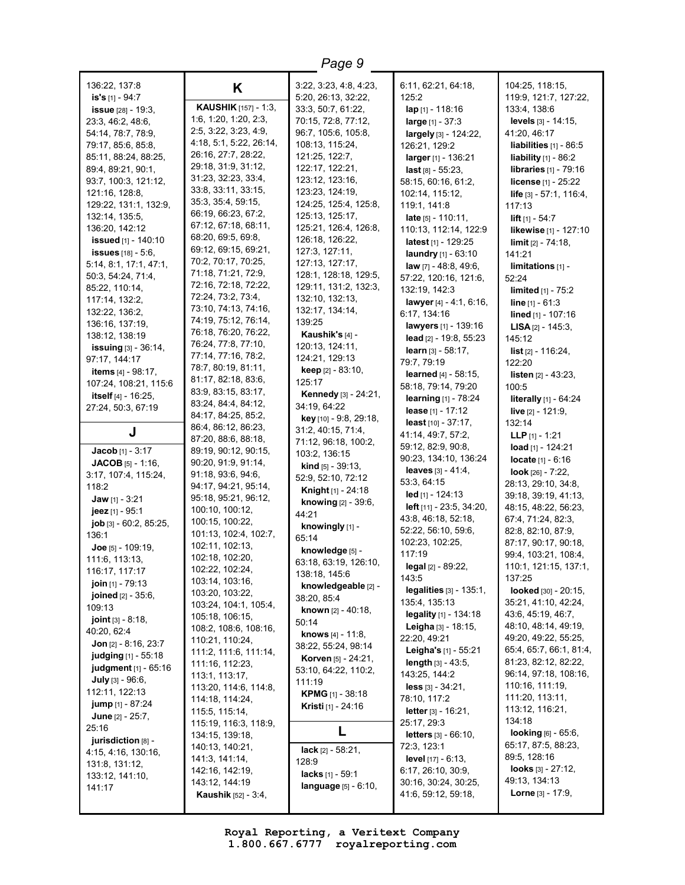136:22, 137:8
**is's** [1] - 94:7
**issue** [28] - 19:3, 23:3, 46:2, 48:6, 54:14, 78:7, 78:9, 79:17, 85:6, 85:8, 85:11, 88:24, 88:25, 89:4, 89:21, 90:1, 93:7, 100:3, 121:12, 121:16, 128:8, 129:22, 131:1, 132:9, 132:14, 135:5, 136:20, 142:12
**issued** [1] - 140:10
**issues** [18] - 5:6, 5:14, 8:1, 17:1, 47:1, 50:3, 54:24, 71:4, 85:22, 110:14, 117:14, 132:2, 132:22, 136:2, 136:16, 137:19, 138:12, 138:19
**issuing** [3] - 36:14, 97:17, 144:17
**items** [4] - 98:17, 107:24, 108:21, 115:6
**itself** [4] - 16:25, 27:24, 50:3, 67:19

## J

**Jacob** [1] - 3:17
**JACOB** [5] - 1:16, 3:17, 107:4, 115:24, 118:2
**Jaw** [1] - 3:21
**jeez** [1] - 95:1
**job** [3] - 60:2, 85:25, 136:1
**Joe** [5] - 109:19, 111:6, 113:13, 116:17, 117:17
**join** [1] - 79:13
**joined** [2] - 35:6, 109:13
**joint** [3] - 8:18, 40:20, 62:4
**Jon** [2] - 8:16, 23:7
**judging** [1] - 55:18
**judgment** [1] - 65:16
**July** [3] - 96:6, 112:11, 122:13
**jump** [1] - 87:24
**June** [2] - 25:7, 25:16
**jurisdiction** [8] - 4:15, 4:16, 130:16, 131:8, 131:12, 133:12, 141:10, 141:17

## K

**KAUSHIK** [157] - 1:3, 1:6, 1:20, 1:20, 2:3, 2:5, 3:22, 3:23, 4:9, 4:18, 5:1, 5:22, 26:14, 26:16, 27:7, 28:22, 29:18, 31:9, 31:12, 31:23, 32:23, 33:4, 33:8, 33:11, 33:15, 35:3, 35:4, 59:15, 66:19, 66:23, 67:2, 67:12, 67:18, 68:11, 68:20, 69:5, 69:8, 69:12, 69:15, 69:21, 70:2, 70:17, 70:25, 71:18, 71:21, 72:9, 72:16, 72:18, 72:22, 72:24, 73:2, 73:4, 73:10, 74:13, 74:16, 74:19, 75:12, 76:14, 76:18, 76:20, 76:22, 76:24, 77:8, 77:10, 77:14, 77:16, 78:2, 78:7, 80:19, 81:11, 81:17, 82:18, 83:6, 83:9, 83:15, 83:17, 83:24, 84:4, 84:12, 84:17, 84:25, 85:2, 86:4, 86:12, 86:23, 87:20, 88:6, 88:18, 89:19, 90:12, 90:15, 90:20, 91:9, 91:14, 91:18, 93:6, 94:6, 94:17, 94:21, 95:14, 95:18, 95:21, 96:12, 100:10, 100:12, 100:15, 100:22, 101:13, 102:4, 102:7, 102:11, 102:13, 102:18, 102:20, 102:22, 102:24, 103:14, 103:16, 103:20, 103:22, 103:24, 104:1, 105:4, 105:18, 106:15, 108:2, 108:6, 108:16, 110:21, 110:24, 111:2, 111:6, 111:14, 111:16, 112:23, 113:1, 113:17, 113:20, 114:6, 114:8, 114:18, 114:24, 115:5, 115:14, 115:19, 116:3, 118:9, 134:15, 139:18, 140:13, 140:21, 141:3, 141:14, 142:16, 142:19, 143:12, 144:19
**Kaushik** [52] - 3:4, 3:22, 3:23, 4:8, 4:23, 5:20, 26:13, 32:22, 33:3, 50:7, 61:22, 70:15, 72:8, 77:12, 96:7, 105:6, 105:8, 108:13, 115:24, 121:25, 122:7, 122:17, 122:21, 123:12, 123:16, 123:23, 124:19, 124:25, 125:4, 125:8, 125:13, 125:17, 125:21, 126:4, 126:8, 126:18, 126:22, 127:3, 127:11, 127:13, 127:17, 128:1, 128:18, 129:5, 129:11, 131:2, 132:3, 132:10, 132:13, 132:17, 134:14, 139:25
**Kaushik's** [4] - 120:13, 124:11, 124:21, 129:13
**keep** [2] - 83:10, 125:17
**Kennedy** [3] - 24:21, 34:19, 64:22
**key** [10] - 9:8, 29:18, 31:2, 40:15, 71:4, 71:12, 96:18, 100:2, 103:2, 136:15
**kind** [5] - 39:13, 52:9, 52:10, 72:12
**Knight** [1] - 24:18
**knowing** [2] - 39:6, 44:21
**knowingly** [1] - 65:14
**knowledge** [5] - 63:18, 63:19, 126:10, 138:18, 145:6
**knowledgeable** [2] - 38:20, 85:4
**known** [2] - 40:18, 50:14
**knows** [4] - 11:8, 38:22, 55:24, 98:14
**Korven** [5] - 24:21, 53:10, 64:22, 110:2, 111:19
**KPMG** [1] - 38:18
**Kristi** [1] - 24:16

## L

**lack** [2] - 58:21, 128:9
**lacks** [1] - 59:1
**language** [5] - 6:10, 6:11, 62:21, 64:18, 125:2
**lap** [1] - 118:16
**large** [1] - 37:3
**largely** [3] - 124:22, 126:21, 129:2
**larger** [1] - 136:21
**last** [8] - 55:23, 58:15, 60:16, 61:2, 102:14, 115:12, 119:1, 141:8
**late** [5] - 110:11, 110:13, 112:14, 122:9
**latest** [1] - 129:25
**laundry** [1] - 63:10
**law** [7] - 48:8, 49:6, 57:22, 120:16, 121:6, 132:19, 142:3
**lawyer** [4] - 4:1, 6:16, 6:17, 134:16
**lawyers** [1] - 139:16
**lead** [2] - 19:8, 55:23
**learn** [3] - 58:17, 79:7, 79:19
**learned** [4] - 58:15, 58:18, 79:14, 79:20
**learning** [1] - 78:24
**lease** [1] - 17:12
**least** [10] - 37:17, 41:14, 49:7, 57:2, 59:12, 82:9, 90:8, 90:23, 134:10, 136:24
**leaves** [3] - 41:4, 53:3, 64:15
**led** [1] - 124:13
**left** [11] - 23:5, 34:20, 43:8, 46:18, 52:18, 52:22, 56:10, 59:6, 102:23, 102:25, 117:19
**legal** [2] - 89:22, 143:5
**legalities** [3] - 135:1, 135:4, 135:13
**legality** [1] - 134:18
**Leigha** [3] - 18:15, 22:20, 49:21
**Leigha's** [1] - 55:21
**length** [3] - 43:5, 143:25, 144:2
**less** [3] - 34:21, 78:10, 117:2
**letter** [3] - 16:21, 25:17, 29:3
**letters** [3] - 66:10, 72:3, 123:1
**level** [17] - 6:13, 6:17, 26:10, 30:9, 30:16, 30:24, 30:25, 41:6, 59:12, 59:18, 104:25, 118:15, 119:9, 121:7, 127:22, 133:4, 138:6
**levels** [3] - 14:15, 41:20, 46:17
**liabilities** [1] - 86:5
**liability** [1] - 86:2
**libraries** [1] - 79:16
**license** [1] - 25:22
**life** [3] - 57:1, 116:4, 117:13
**lift** [1] - 54:7
**likewise** [1] - 127:10
**limit** [2] - 74:18, 141:21
**limitations** [1] - 52:24
**limited** [1] - 75:2
**line** [1] - 61:3
**lined** [1] - 107:16
**LISA** [2] - 145:3, 145:12
**list** [2] - 116:24, 122:20
**listen** [2] - 43:23, 100:5
**literally** [1] - 64:24
**live** [2] - 121:9, 132:14
**LLP** [1] - 1:21
**load** [1] - 124:21
**locate** [1] - 6:16
**look** [26] - 7:22, 28:13, 29:10, 34:8, 39:18, 39:19, 41:13, 48:15, 48:22, 56:23, 67:4, 71:24, 82:3, 82:8, 82:10, 87:9, 87:17, 90:17, 90:18, 99:4, 103:21, 108:4, 110:1, 121:15, 137:1, 137:25
**looked** [30] - 20:15, 35:21, 41:10, 42:24, 43:6, 45:19, 46:7, 48:10, 48:14, 49:19, 49:20, 49:22, 55:25, 65:4, 65:7, 66:1, 81:4, 81:23, 82:12, 82:22, 96:14, 97:18, 108:16, 110:16, 111:19, 111:20, 113:11, 113:12, 116:21, 134:18
**looking** [6] - 65:6, 65:17, 87:5, 88:23, 89:5, 128:16
**looks** [3] - 27:12, 49:13, 134:13
**Lorne** [3] - 17:9,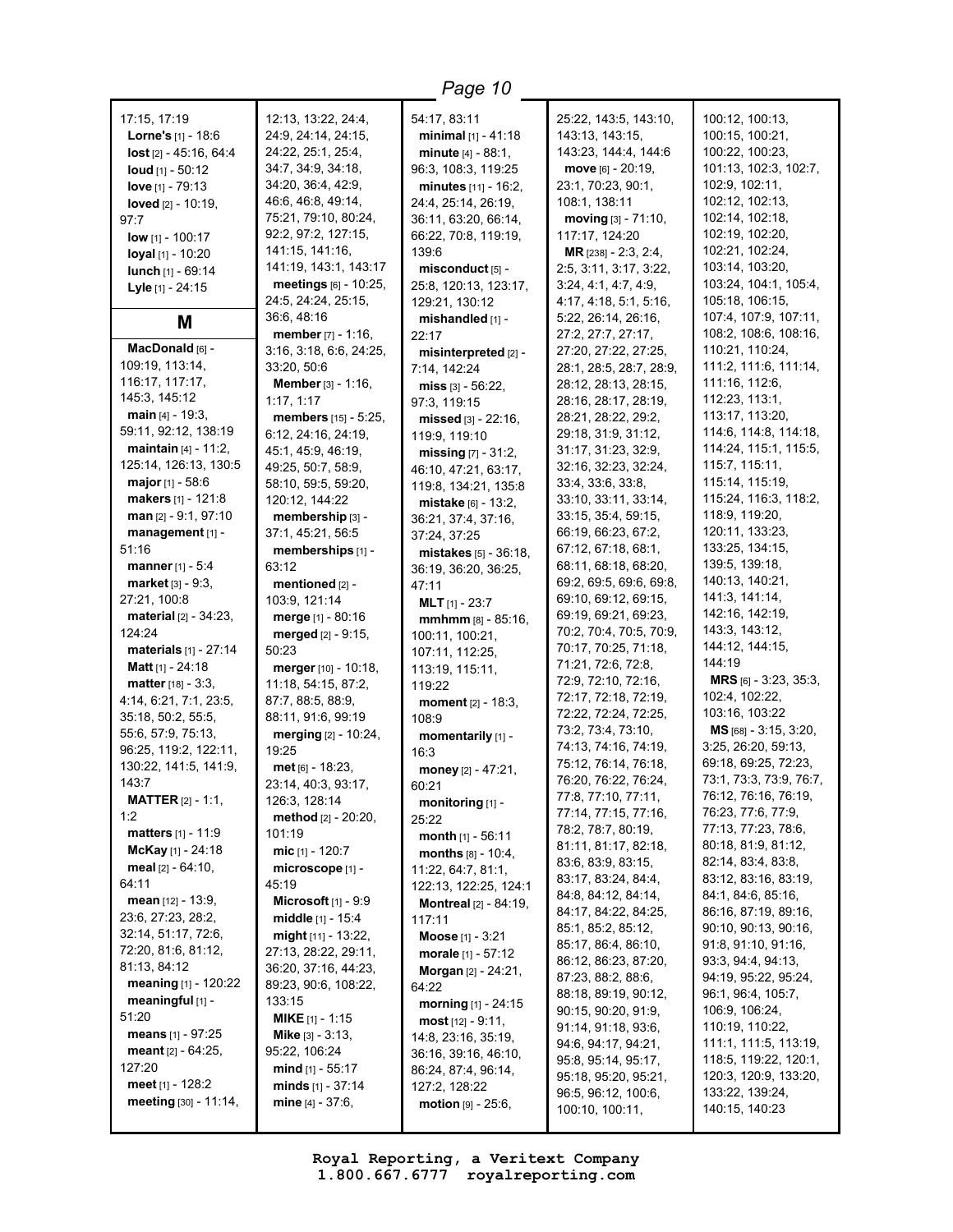17:15, 17:19
**Lorne's** [1] - 18:6
**lost** [2] - 45:16, 64:4
**loud** [1] - 50:12
**love** [1] - 79:13
**loved** [2] - 10:19, 97:7
**low** [1] - 100:17
**loyal** [1] - 10:20
**lunch** [1] - 69:14
**Lyle** [1] - 24:15

## M

**MacDonald** [6] - 109:19, 113:14, 116:17, 117:17, 145:3, 145:12
**main** [4] - 19:3, 59:11, 92:12, 138:19
**maintain** [4] - 11:2, 125:14, 126:13, 130:5
**major** [1] - 58:6
**makers** [1] - 121:8
**man** [2] - 9:1, 97:10
**management** [1] - 51:16
**manner** [1] - 5:4
**market** [3] - 9:3, 27:21, 100:8
**material** [2] - 34:23, 124:24
**materials** [1] - 27:14
**Matt** [1] - 24:18
**matter** [18] - 3:3, 4:14, 6:21, 7:1, 23:5, 35:18, 50:2, 55:5, 55:6, 57:9, 75:13, 96:25, 119:2, 122:11, 130:22, 141:5, 141:9, 143:7
**MATTER** [2] - 1:1, 1:2
**matters** [1] - 11:9
**McKay** [1] - 24:18
**meal** [2] - 64:10, 64:11
**mean** [12] - 13:9, 23:6, 27:23, 28:2, 32:14, 51:17, 72:6, 72:20, 81:6, 81:12, 81:13, 84:12
**meaning** [1] - 120:22
**meaningful** [1] - 51:20
**means** [1] - 97:25
**meant** [2] - 64:25, 127:20
**meet** [1] - 128:2
**meeting** [30] - 11:14, 12:13, 13:22, 24:4, 24:9, 24:14, 24:15, 24:22, 25:1, 25:4, 34:7, 34:9, 34:18, 34:20, 36:4, 42:9, 46:6, 46:8, 49:14, 75:21, 79:10, 80:24, 92:2, 97:2, 127:15, 141:15, 141:16, 141:19, 143:1, 143:17
**meetings** [6] - 10:25, 24:5, 24:24, 25:15, 36:6, 48:16
**member** [7] - 1:16, 3:16, 3:18, 6:6, 24:25, 33:20, 50:6
**Member** [3] - 1:16, 1:17, 1:17
**members** [15] - 5:25, 6:12, 24:16, 24:19, 45:1, 45:9, 46:19, 49:25, 50:7, 58:9, 58:10, 59:5, 59:20, 120:12, 144:22
**membership** [3] - 37:1, 45:21, 56:5
**memberships** [1] - 63:12
**mentioned** [2] - 103:9, 121:14
**merge** [1] - 80:16
**merged** [2] - 9:15, 50:23
**merger** [10] - 10:18, 11:18, 54:15, 87:2, 87:7, 88:5, 88:9, 88:11, 91:6, 99:19
**merging** [2] - 10:24, 19:25
**met** [6] - 18:23, 23:14, 40:3, 93:17, 126:3, 128:14
**method** [2] - 20:20, 101:19
**mic** [1] - 120:7
**microscope** [1] - 45:19
**Microsoft** [1] - 9:9
**middle** [1] - 15:4
**might** [11] - 13:22, 27:13, 28:22, 29:11, 36:20, 37:16, 44:23, 89:23, 90:6, 108:22, 133:15
**MIKE** [1] - 1:15
**Mike** [3] - 3:13, 95:22, 106:24
**mind** [1] - 55:17
**minds** [1] - 37:14
**mine** [4] - 37:6, 54:17, 83:11
**minimal** [1] - 41:18
**minute** [4] - 88:1, 96:3, 108:3, 119:25
**minutes** [11] - 16:2, 24:4, 25:14, 26:19, 36:11, 63:20, 66:14, 66:22, 70:8, 119:19, 139:6
**misconduct** [5] - 25:8, 120:13, 123:17, 129:21, 130:12
**mishandled** [1] - 22:17
**misinterpreted** [2] - 7:14, 142:24
**miss** [3] - 56:22, 97:3, 119:15
**missed** [3] - 22:16, 119:9, 119:10
**missing** [7] - 31:2, 46:10, 47:21, 63:17, 119:8, 134:21, 135:8
**mistake** [6] - 13:2, 36:21, 37:4, 37:16, 37:24, 37:25
**mistakes** [5] - 36:18, 36:19, 36:20, 36:25, 47:11
**MLT** [1] - 23:7
**mmhmm** [8] - 85:16, 100:11, 100:21, 107:11, 112:25, 113:19, 115:11, 119:22
**moment** [2] - 18:3, 108:9
**momentarily** [1] - 16:3
**money** [2] - 47:21, 60:21
**monitoring** [1] - 25:22
**month** [1] - 56:11
**months** [8] - 10:4, 11:22, 64:7, 81:1, 122:13, 122:25, 124:1
**Montreal** [2] - 84:19, 117:11
**Moose** [1] - 3:21
**morale** [1] - 57:12
**Morgan** [2] - 24:21, 64:22
**morning** [1] - 24:15
**most** [12] - 9:11, 14:8, 23:16, 35:19, 36:16, 39:16, 46:10, 86:24, 87:4, 96:14, 127:2, 128:22
**motion** [9] - 25:6, 25:22, 143:5, 143:10, 143:13, 143:15, 143:23, 144:4, 144:6
**move** [6] - 20:19, 23:1, 70:23, 90:1, 108:1, 138:11
**moving** [3] - 71:10, 117:17, 124:20
**MR** [238] - 2:3, 2:4, 2:5, 3:11, 3:17, 3:22, 3:24, 4:1, 4:7, 4:9, 4:17, 4:18, 5:1, 5:16, 5:22, 26:14, 26:16, 27:2, 27:7, 27:17, 27:20, 27:22, 27:25, 28:1, 28:5, 28:7, 28:9, 28:12, 28:13, 28:15, 28:16, 28:17, 28:19, 28:21, 28:22, 29:2, 29:18, 31:9, 31:12, 31:17, 31:23, 32:9, 32:16, 32:23, 32:24, 33:4, 33:6, 33:8, 33:10, 33:11, 33:14, 33:15, 35:4, 59:15, 66:19, 66:23, 67:2, 67:12, 67:18, 68:1, 68:11, 68:18, 68:20, 69:2, 69:5, 69:6, 69:8, 69:10, 69:12, 69:15, 69:19, 69:21, 69:23, 70:2, 70:4, 70:5, 70:9, 70:17, 70:25, 71:18, 71:21, 72:6, 72:8, 72:9, 72:10, 72:16, 72:17, 72:18, 72:19, 72:22, 72:24, 72:25, 73:2, 73:4, 73:10, 74:13, 74:16, 74:19, 75:12, 76:14, 76:18, 76:20, 76:22, 76:24, 77:8, 77:10, 77:11, 77:14, 77:15, 77:16, 78:2, 78:7, 80:19, 81:11, 81:17, 82:18, 83:6, 83:9, 83:15, 83:17, 83:24, 84:4, 84:8, 84:12, 84:14, 84:17, 84:22, 84:25, 85:1, 85:2, 85:12, 85:17, 86:4, 86:10, 86:12, 86:23, 87:20, 87:23, 88:2, 88:6, 88:18, 89:19, 90:12, 90:15, 90:20, 91:9, 91:14, 91:18, 93:6, 94:6, 94:17, 94:21, 95:8, 95:14, 95:17, 95:18, 95:20, 95:21, 96:5, 96:12, 100:6, 100:10, 100:11, 100:12, 100:13, 100:15, 100:21, 100:22, 100:23, 101:13, 102:3, 102:7, 102:9, 102:11, 102:12, 102:13, 102:14, 102:18, 102:19, 102:20, 102:21, 102:24, 103:14, 103:20, 103:24, 104:1, 105:4, 105:18, 106:15, 107:4, 107:9, 107:11, 108:2, 108:6, 108:16, 110:21, 110:24, 111:2, 111:6, 111:14, 111:16, 112:6, 112:23, 113:1, 113:17, 113:20, 114:6, 114:8, 114:18, 114:24, 115:1, 115:5, 115:7, 115:11, 115:14, 115:19, 115:24, 116:3, 118:2, 118:9, 119:20, 120:11, 133:23, 133:25, 134:15, 139:5, 139:18, 140:13, 140:21, 141:3, 141:14, 142:16, 142:19, 143:3, 143:12, 144:12, 144:15, 144:19
**MRS** [6] - 3:23, 35:3, 102:4, 102:22, 103:16, 103:22
**MS** [68] - 3:15, 3:20, 3:25, 26:20, 59:13, 69:18, 69:25, 72:23, 73:1, 73:3, 73:9, 76:7, 76:12, 76:16, 76:19, 76:23, 77:6, 77:9, 77:13, 77:23, 78:6, 80:18, 81:9, 81:12, 82:14, 83:4, 83:8, 83:12, 83:16, 83:19, 84:1, 84:6, 85:16, 86:16, 87:19, 89:16, 90:10, 90:13, 90:16, 91:8, 91:10, 91:16, 93:3, 94:4, 94:13, 94:19, 95:22, 95:24, 96:1, 96:4, 105:7, 106:9, 106:24, 110:19, 110:22, 111:1, 111:5, 113:19, 118:5, 119:22, 120:1, 120:3, 120:9, 133:20, 133:22, 139:24, 140:15, 140:23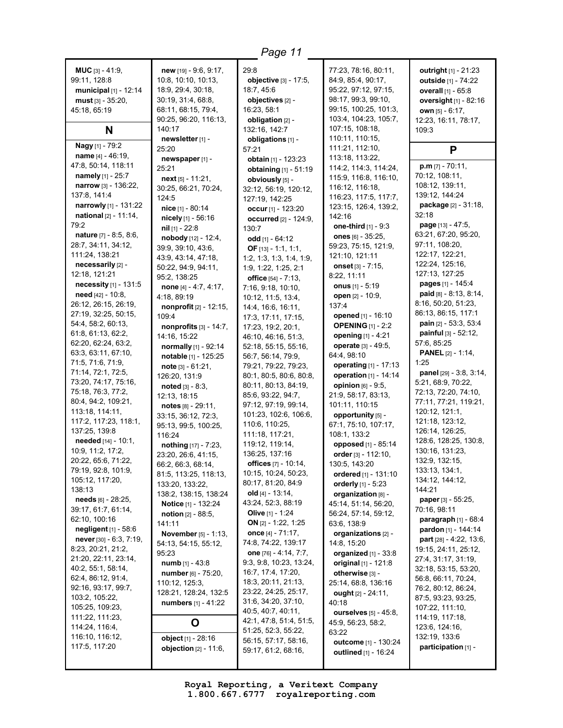**MUC** [3] - 41:9, 99:11, 128:8
**municipal** [1] - 12:14
**must** [3] - 35:20, 45:18, 65:19

## N

**Nagy** [1] - 79:2
**name** [4] - 46:19, 47:8, 50:14, 118:11
**namely** [1] - 25:7
**narrow** [3] - 136:22, 137:8, 141:4
**narrowly** [1] - 131:22
**national** [2] - 11:14, 79:2
**nature** [7] - 8:5, 8:6, 28:7, 34:11, 34:12, 111:24, 138:21
**necessarily** [2] - 12:18, 121:21
**necessity** [1] - 131:5
**need** [42] - 10:8, 26:12, 26:15, 26:19, 27:19, 32:25, 50:15, 54:4, 58:2, 60:13, 61:8, 61:13, 62:2, 62:20, 62:24, 63:2, 63:3, 63:11, 67:10, 71:5, 71:6, 71:9, 71:14, 72:1, 72:5, 73:20, 74:17, 75:16, 75:18, 76:3, 77:2, 80:4, 94:2, 109:21, 113:18, 114:11, 117:2, 117:23, 118:1, 137:25, 139:8
**needed** [14] - 10:1, 10:9, 11:2, 17:2, 20:22, 65:6, 71:22, 79:19, 92:8, 101:9, 105:12, 117:20, 138:13
**needs** [6] - 28:25, 39:17, 61:7, 61:14, 62:10, 100:16
**negligent** [1] - 58:6
**never** [30] - 6:3, 7:19, 8:23, 20:21, 21:2, 21:20, 22:11, 23:14, 40:2, 55:1, 58:14, 62:4, 86:12, 91:4, 92:16, 93:17, 99:7, 103:2, 105:22, 105:25, 109:23, 111:22, 111:23, 114:24, 116:4, 116:10, 116:12, 117:5, 117:20
**new** [19] - 9:6, 9:17, 10:8, 10:10, 10:13, 18:9, 29:4, 30:18, 30:19, 31:4, 68:8, 68:11, 68:15, 79:4, 90:25, 96:20, 116:13, 140:17
**newsletter** [1] - 25:20
**newspaper** [1] - 25:21
**next** [5] - 11:21, 30:25, 66:21, 70:24, 124:5
**nice** [1] - 80:14
**nicely** [1] - 56:16
**nil** [1] - 22:8
**nobody** [12] - 12:4, 39:9, 39:10, 43:6, 43:9, 43:14, 47:18, 50:22, 94:9, 94:11, 95:2, 138:25
**none** [4] - 4:7, 4:17, 4:18, 89:19
**nonprofit** [2] - 12:15, 109:4
**nonprofits** [3] - 14:7, 14:16, 15:22
**normally** [1] - 92:14
**notable** [1] - 125:25
**note** [3] - 61:21, 126:20, 131:9
**noted** [3] - 8:3, 12:13, 18:15
**notes** [8] - 29:11, 33:15, 36:12, 72:3, 95:13, 99:5, 100:25, 116:24
**nothing** [17] - 7:23, 23:20, 26:6, 41:15, 66:2, 66:3, 68:14, 81:5, 113:25, 118:13, 133:20, 133:22, 138:2, 138:15, 138:24
**Notice** [1] - 132:24
**notion** [2] - 88:5, 141:11
**November** [5] - 1:13, 54:13, 54:15, 55:12, 95:23
**numb** [1] - 43:8
**number** [6] - 75:20, 110:12, 125:3, 128:21, 128:24, 132:5
**numbers** [1] - 41:22

## O

**object** [1] - 28:16
**objection** [2] - 11:6, 29:8
**objective** [3] - 17:5, 18:7, 45:6
**objectives** [2] - 16:23, 58:1
**obligation** [2] - 132:16, 142:7
**obligations** [1] - 57:21
**obtain** [1] - 123:23
**obtaining** [1] - 51:19
**obviously** [5] - 32:12, 56:19, 120:12, 127:19, 142:25
**occur** [1] - 123:20
**occurred** [2] - 124:9, 130:7
**odd** [1] - 64:12
**OF** [13] - 1:1, 1:1, 1:2, 1:3, 1:3, 1:4, 1:9, 1:9, 1:22, 1:25, 2:1
**office** [54] - 7:13, 7:16, 9:18, 10:10, 10:12, 11:5, 13:4, 14:4, 16:6, 16:11, 17:3, 17:11, 17:15, 17:23, 19:2, 20:1, 46:10, 46:16, 51:3, 52:18, 55:15, 55:16, 56:7, 56:14, 79:9, 79:21, 79:22, 79:23, 80:1, 80:5, 80:6, 80:8, 80:11, 80:13, 84:19, 85:6, 93:22, 94:7, 97:12, 97:19, 99:14, 101:23, 102:6, 106:6, 110:6, 110:25, 111:18, 117:21, 119:12, 119:14, 136:25, 137:16
**offices** [7] - 10:14, 10:15, 10:24, 50:23, 80:17, 81:20, 84:9
**old** [4] - 13:14, 43:24, 52:3, 88:19
**Olive** [1] - 1:24
**ON** [2] - 1:22, 1:25
**once** [4] - 71:17, 74:8, 74:22, 139:17
**one** [76] - 4:14, 7:7, 9:3, 9:8, 10:23, 13:24, 16:7, 17:4, 17:20, 18:3, 20:11, 21:13, 23:22, 24:25, 25:17, 31:6, 34:20, 37:10, 40:5, 40:7, 40:11, 42:1, 47:8, 51:4, 51:5, 51:25, 52:3, 55:22, 56:15, 57:17, 58:16, 59:17, 61:2, 68:16, 77:23, 78:16, 80:11, 84:9, 85:4, 90:17, 95:22, 97:12, 97:15, 98:17, 99:3, 99:10, 99:15, 100:25, 101:3, 103:4, 104:23, 105:7, 107:15, 108:18, 110:11, 110:15, 111:21, 112:10, 113:18, 113:22, 114:2, 114:3, 114:24, 115:9, 116:8, 116:10, 116:12, 116:18, 116:23, 117:5, 117:7, 123:15, 126:4, 139:2, 142:16
**one-third** [1] - 9:3
**ones** [6] - 35:25, 59:23, 75:15, 121:9, 121:10, 121:11
**onset** [3] - 7:15, 8:22, 11:11
**onus** [1] - 5:19
**open** [2] - 10:9, 137:4
**opened** [1] - 16:10
**OPENING** [1] - 2:2
**opening** [1] - 4:21
**operate** [3] - 49:5, 64:4, 98:10
**operating** [1] - 17:13
**operation** [1] - 14:14
**opinion** [6] - 9:5, 21:9, 58:17, 83:13, 101:11, 110:15
**opportunity** [5] - 67:1, 75:10, 107:17, 108:1, 133:2
**opposed** [1] - 85:14
**order** [3] - 112:10, 130:5, 143:20
**ordered** [1] - 131:10
**orderly** [1] - 5:23
**organization** [8] - 45:14, 51:14, 56:20, 56:24, 57:14, 59:12, 63:6, 138:9
**organizations** [2] - 14:8, 15:20
**organized** [1] - 33:8
**original** [1] - 121:8
**otherwise** [3] - 25:14, 68:8, 136:16
**ought** [2] - 24:11, 40:18
**ourselves** [5] - 45:8, 45:9, 56:23, 58:2, 63:22
**outcome** [1] - 130:24
**outlined** [1] - 16:24
**outright** [1] - 21:23
**outside** [1] - 74:22
**overall** [1] - 65:8
**oversight** [1] - 82:16
**own** [5] - 6:17, 12:23, 16:11, 78:17, 109:3

## P

**p.m** [7] - 70:11, 70:12, 108:11, 108:12, 139:11, 139:12, 144:24
**package** [2] - 31:18, 32:18
**page** [13] - 47:5, 63:21, 67:20, 95:20, 97:11, 108:20, 122:17, 122:21, 122:24, 125:16, 127:13, 127:25
**pages** [1] - 145:4
**paid** [8] - 8:13, 8:14, 8:16, 50:20, 51:23, 86:13, 86:15, 117:1
**pain** [2] - 53:3, 53:4
**painful** [3] - 52:12, 57:6, 85:25
**PANEL** [2] - 1:14, 1:25
**panel** [29] - 3:8, 3:14, 5:21, 68:9, 70:22, 72:13, 72:20, 74:10, 77:11, 77:21, 119:21, 120:12, 121:1, 121:18, 123:12, 126:14, 126:25, 128:6, 128:25, 130:8, 130:16, 131:23, 132:9, 132:15, 133:13, 134:1, 134:12, 144:12, 144:21
**paper** [3] - 55:25, 70:16, 98:11
**paragraph** [1] - 68:4
**pardon** [1] - 144:14
**part** [28] - 4:22, 13:6, 19:15, 24:11, 25:12, 27:4, 31:17, 31:19, 32:18, 53:15, 53:20, 56:8, 66:11, 70:24, 76:2, 80:12, 86:24, 87:5, 93:23, 93:25, 107:22, 111:10, 114:19, 117:18, 123:6, 124:16, 132:19, 133:6
**participation** [1] -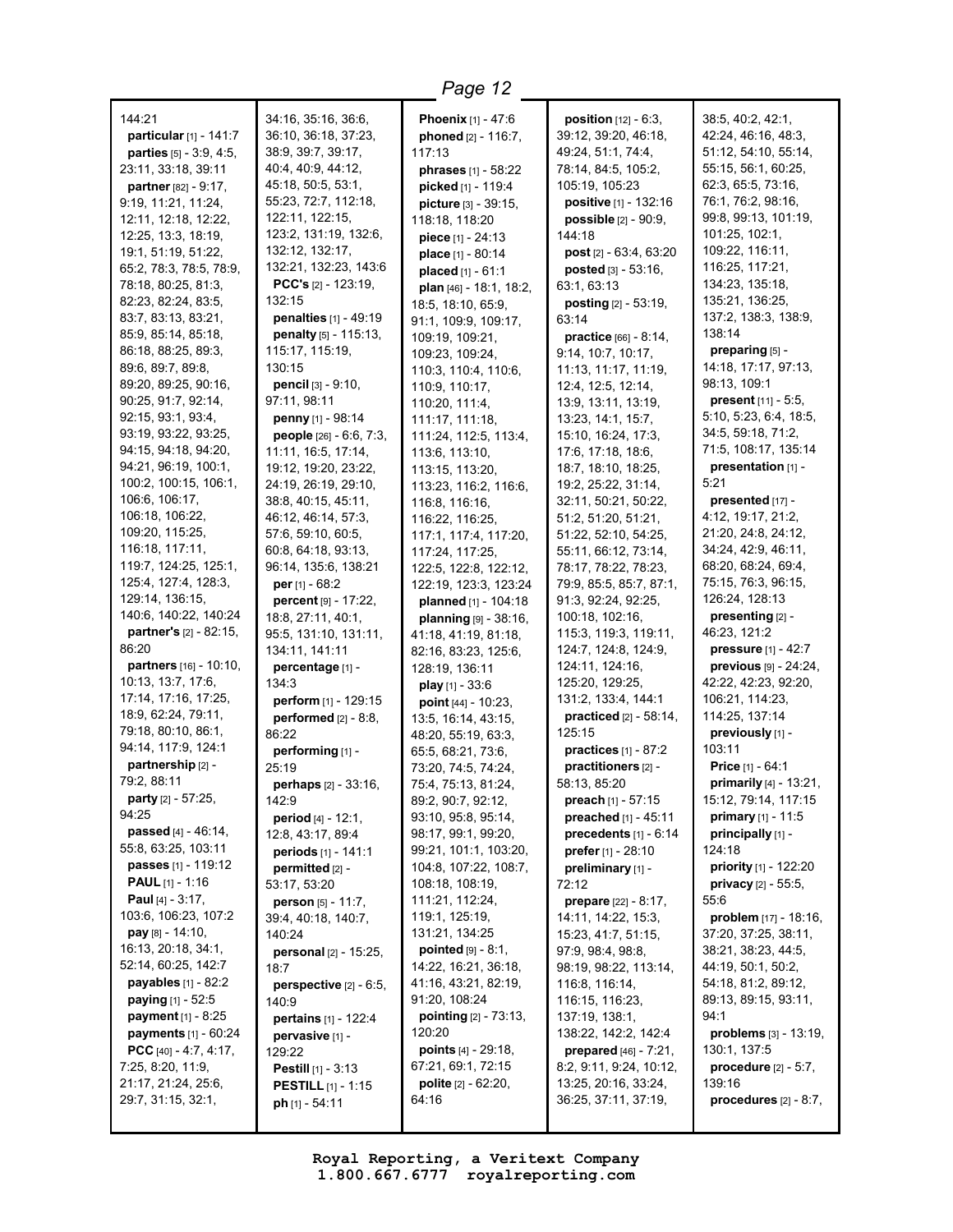144:21
**particular** [1] - 141:7
**parties** [5] - 3:9, 4:5, 23:11, 33:18, 39:11
**partner** [82] - 9:17, 9:19, 11:21, 11:24, 12:11, 12:18, 12:22, 12:25, 13:3, 18:19, 19:1, 51:19, 51:22, 65:2, 78:3, 78:5, 78:9, 78:18, 80:25, 81:3, 82:23, 82:24, 83:5, 83:7, 83:13, 83:21, 85:9, 85:14, 85:18, 86:18, 88:25, 89:3, 89:6, 89:7, 89:8, 89:20, 89:25, 90:16, 90:25, 91:7, 92:14, 92:15, 93:1, 93:4, 93:19, 93:22, 93:25, 94:15, 94:18, 94:20, 94:21, 96:19, 100:1, 100:2, 100:15, 106:1, 106:6, 106:17, 106:18, 106:22, 109:20, 115:25, 116:18, 117:11, 119:7, 124:25, 125:1, 125:4, 127:4, 128:3, 129:14, 136:15, 140:6, 140:22, 140:24
**partner's** [2] - 82:15, 86:20
**partners** [16] - 10:10, 10:13, 13:7, 17:6, 17:14, 17:16, 17:25, 18:9, 62:24, 79:11, 79:18, 80:10, 86:1, 94:14, 117:9, 124:1
**partnership** [2] - 79:2, 88:11
**party** [2] - 57:25, 94:25
**passed** [4] - 46:14, 55:8, 63:25, 103:11
**passes** [1] - 119:12
**PAUL** [1] - 1:16
**Paul** [4] - 3:17, 103:6, 106:23, 107:2
**pay** [8] - 14:10, 16:13, 20:18, 34:1, 52:14, 60:25, 142:7
**payables** [1] - 82:2
**paying** [1] - 52:5
**payment** [1] - 8:25
**payments** [1] - 60:24
**PCC** [40] - 4:7, 4:17, 7:25, 8:20, 11:9, 21:17, 21:24, 25:6, 29:7, 31:15, 32:1, 34:16, 35:16, 36:6, 36:10, 36:18, 37:23, 38:9, 39:7, 39:17, 40:4, 40:9, 44:12, 45:18, 50:5, 53:1, 55:23, 72:7, 112:18, 122:11, 122:15, 123:2, 131:19, 132:6, 132:12, 132:17, 132:21, 132:23, 143:6
**PCC's** [2] - 123:19, 132:15
**penalties** [1] - 49:19
**penalty** [5] - 115:13, 115:17, 115:19, 130:15
**pencil** [3] - 9:10, 97:11, 98:11
**penny** [1] - 98:14
**people** [26] - 6:6, 7:3, 11:11, 16:5, 17:14, 19:12, 19:20, 23:22, 24:19, 26:19, 29:10, 38:8, 40:15, 45:11, 46:12, 46:14, 57:3, 57:6, 59:10, 60:5, 60:8, 64:18, 93:13, 96:14, 135:6, 138:21
**per** [1] - 68:2
**percent** [9] - 17:22, 18:8, 27:11, 40:1, 95:5, 131:10, 131:11, 134:11, 141:11
**percentage** [1] - 134:3
**perform** [1] - 129:15
**performed** [2] - 8:8, 86:22
**performing** [1] - 25:19
**perhaps** [2] - 33:16, 142:9
**period** [4] - 12:1, 12:8, 43:17, 89:4
**periods** [1] - 141:1
**permitted** [2] - 53:17, 53:20
**person** [5] - 11:7, 39:4, 40:18, 140:7, 140:24
**personal** [2] - 15:25, 18:7
**perspective** [2] - 6:5, 140:9
**pertains** [1] - 122:4
**pervasive** [1] - 129:22
**Pestill** [1] - 3:13
**PESTILL** [1] - 1:15
**ph** [1] - 54:11
**Phoenix** [1] - 47:6
**phoned** [2] - 116:7, 117:13
**phrases** [1] - 58:22
**picked** [1] - 119:4
**picture** [3] - 39:15, 118:18, 118:20
**piece** [1] - 24:13
**place** [1] - 80:14
**placed** [1] - 61:1
**plan** [46] - 18:1, 18:2, 18:5, 18:10, 65:9, 91:1, 109:9, 109:17, 109:19, 109:21, 109:23, 109:24, 110:3, 110:4, 110:6, 110:9, 110:17, 110:20, 111:4, 111:17, 111:18, 111:24, 112:5, 113:4, 113:6, 113:10, 113:15, 113:20, 113:23, 116:2, 116:6, 116:8, 116:16, 116:22, 116:25, 117:1, 117:4, 117:20, 117:24, 117:25, 122:5, 122:8, 122:12, 122:19, 123:3, 123:24
**planned** [1] - 104:18
**planning** [9] - 38:16, 41:18, 41:19, 81:18, 82:16, 83:23, 125:6, 128:19, 136:11
**play** [1] - 33:6
**point** [44] - 10:23, 13:5, 16:14, 43:15, 48:20, 55:19, 63:3, 65:5, 68:21, 73:6, 73:20, 74:5, 74:24, 75:4, 75:13, 81:24, 89:2, 90:7, 92:12, 93:10, 95:8, 95:14, 98:17, 99:1, 99:20, 99:21, 101:1, 103:20, 104:8, 107:22, 108:7, 108:18, 108:19, 111:21, 112:24, 119:1, 125:19, 131:21, 134:25
**pointed** [9] - 8:1, 14:22, 16:21, 36:18, 41:16, 43:21, 82:19, 91:20, 108:24
**pointing** [2] - 73:13, 120:20
**points** [4] - 29:18, 67:21, 69:1, 72:15
**polite** [2] - 62:20, 64:20
**position** [12] - 6:3, 39:12, 39:20, 46:18, 49:24, 51:1, 74:4, 78:14, 84:5, 105:2, 105:19, 105:23
**positive** [1] - 132:16
**possible** [2] - 90:9, 144:18
**post** [2] - 63:4, 63:20
**posted** [3] - 53:16, 63:1, 63:13
**posting** [2] - 53:19, 63:14
**practice** [66] - 8:14, 9:14, 10:7, 10:17, 11:13, 11:17, 11:19, 12:4, 12:5, 12:14, 13:9, 13:11, 13:19, 13:23, 14:1, 15:7, 15:10, 16:24, 17:3, 17:6, 17:18, 18:6, 18:7, 18:10, 18:25, 19:2, 25:22, 31:14, 32:11, 50:21, 50:22, 51:2, 51:20, 51:21, 51:22, 52:10, 54:25, 55:11, 66:12, 73:14, 78:17, 78:22, 78:23, 79:9, 85:5, 85:7, 87:1, 91:3, 92:24, 92:25, 100:18, 102:16, 115:3, 119:3, 119:11, 124:7, 124:8, 124:9, 124:11, 124:16, 125:20, 129:25, 131:2, 133:4, 144:1
**practiced** [2] - 58:14, 125:15
**practices** [1] - 87:2
**practitioners** [2] - 58:13, 85:20
**preach** [1] - 57:15
**preached** [1] - 45:11
**precedents** [1] - 6:14
**prefer** [1] - 28:10
**preliminary** [1] - 72:12
**prepare** [22] - 8:17, 14:11, 14:22, 15:3, 15:23, 41:7, 51:15, 97:9, 98:4, 98:8, 98:19, 98:22, 113:14, 116:8, 116:14, 116:15, 116:23, 137:19, 138:1, 138:22, 142:2, 142:4
**prepared** [46] - 7:21, 8:2, 9:11, 9:24, 10:12, 13:25, 20:16, 33:24, 36:25, 37:11, 37:19, 38:5, 40:2, 42:1, 42:24, 46:16, 48:3, 51:12, 54:10, 55:14, 55:15, 56:1, 60:25, 62:3, 65:5, 73:16, 76:1, 76:2, 98:16, 99:8, 99:13, 101:19, 101:25, 102:1, 109:22, 116:11, 116:25, 117:21, 134:23, 135:18, 135:21, 136:25, 137:2, 138:3, 138:9, 138:14
**preparing** [5] - 14:18, 17:17, 97:13, 98:13, 109:1
**present** [11] - 5:5, 5:10, 5:23, 6:4, 18:5, 34:5, 59:18, 71:2, 71:5, 108:17, 135:14
**presentation** [1] - 5:21
**presented** [17] - 4:12, 19:17, 21:2, 21:20, 24:8, 24:12, 34:24, 42:9, 46:11, 68:20, 68:24, 69:4, 75:15, 76:3, 96:15, 126:24, 128:13
**presenting** [2] - 46:23, 121:2
**pressure** [1] - 42:7
**previous** [9] - 24:24, 42:22, 42:23, 92:20, 106:21, 114:23, 114:25, 137:14
**previously** [1] - 103:11
**Price** [1] - 64:1
**primarily** [4] - 13:21, 15:12, 79:14, 117:15
**primary** [1] - 11:5
**principally** [1] - 124:18
**priority** [1] - 122:20
**privacy** [2] - 55:5, 55:6
**problem** [17] - 18:16, 37:20, 37:25, 38:11, 38:21, 38:23, 44:5, 44:19, 50:1, 50:2, 54:18, 81:2, 89:12, 89:13, 89:15, 93:11, 94:1
**problems** [3] - 13:19, 130:1, 137:5
**procedure** [2] - 5:7, 139:16
**procedures** [2] - 8:7,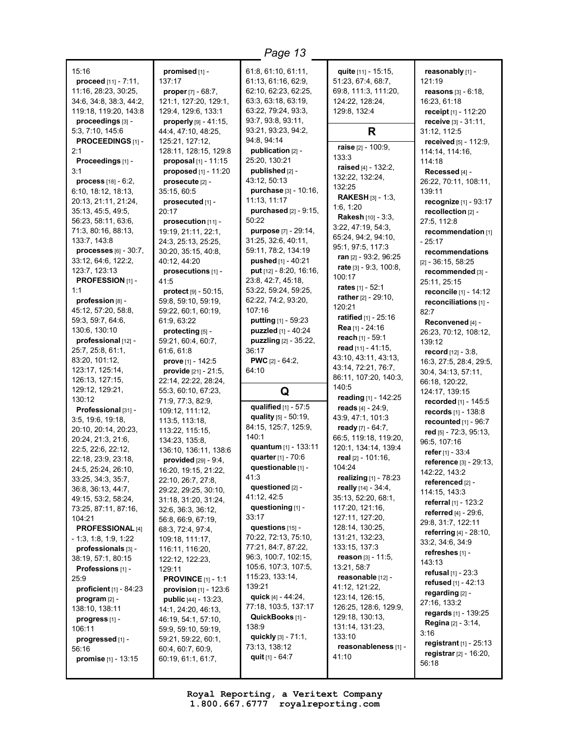15:16
**proceed** [11] - 7:11, 11:16, 28:23, 30:25, 34:6, 34:8, 38:3, 44:2, 119:18, 119:20, 143:8
**proceedings** [3] - 5:3, 7:10, 145:6
**PROCEEDINGS** [1] - 2:1
**Proceedings** [1] - 3:1
**process** [18] - 6:2, 6:10, 18:12, 18:13, 20:13, 21:11, 21:24, 35:13, 45:5, 49:5, 56:23, 58:11, 63:6, 71:3, 80:16, 88:13, 133:7, 143:8
**processes** [6] - 30:7, 33:12, 64:6, 122:2, 123:7, 123:13
**PROFESSION** [1] - 1:1
**profession** [8] - 45:12, 57:20, 58:8, 59:3, 59:7, 64:6, 130:6, 130:10
**professional** [12] - 25:7, 25:8, 61:1, 83:20, 101:12, 123:17, 125:14, 126:13, 127:15, 129:12, 129:21, 130:12
**Professional** [31] - 3:5, 19:6, 19:18, 20:10, 20:14, 20:23, 20:24, 21:3, 21:6, 22:5, 22:6, 22:12, 22:18, 23:9, 23:18, 24:5, 25:24, 26:10, 33:25, 34:3, 35:7, 36:8, 36:13, 44:7, 49:15, 53:2, 58:24, 73:25, 87:11, 87:16, 104:21
**PROFESSIONAL** [4] - 1:3, 1:8, 1:9, 1:22
**professionals** [3] - 38:19, 57:1, 80:15
**Professions** [1] - 25:9
**proficient** [1] - 84:23
**program** [2] - 138:10, 138:11
**progress** [1] - 106:11
**progressed** [1] - 56:16
**promise** [1] - 13:15
**promised** [1] - 137:17
**proper** [7] - 68:7, 121:1, 127:20, 129:1, 129:4, 129:6, 133:1
**properly** [9] - 41:15, 44:4, 47:10, 48:25, 125:21, 127:12, 128:11, 128:15, 129:8
**proposal** [1] - 11:15
**proposed** [1] - 11:20
**prosecute** [2] - 35:15, 60:5
**prosecuted** [1] - 20:17
**prosecution** [11] - 19:19, 21:11, 22:1, 24:3, 25:13, 25:25, 30:20, 35:15, 40:8, 40:12, 44:20
**prosecutions** [1] - 41:5
**protect** [9] - 50:15, 59:8, 59:10, 59:19, 59:22, 60:1, 60:19, 61:9, 63:22
**protecting** [5] - 59:21, 60:4, 60:7, 61:6, 61:8
**prove** [1] - 142:5
**provide** [21] - 21:5, 22:14, 22:22, 28:24, 55:3, 60:10, 67:23, 71:9, 77:3, 82:9, 109:12, 111:12, 113:5, 113:18, 113:22, 115:15, 134:23, 135:8, 136:10, 136:11, 138:6
**provided** [29] - 9:4, 16:20, 19:15, 21:22, 22:10, 26:7, 27:8, 29:22, 29:25, 30:10, 31:18, 31:20, 31:24, 32:6, 36:3, 36:12, 56:8, 66:9, 67:19, 68:3, 72:4, 97:4, 109:18, 111:17, 116:11, 116:20, 122:12, 122:23, 129:11
**PROVINCE** [1] - 1:1
**provision** [1] - 123:6
**public** [44] - 13:23, 14:1, 24:20, 46:13, 46:19, 54:1, 57:10, 59:9, 59:10, 59:19, 59:21, 59:22, 60:1, 60:4, 60:7, 60:9, 60:19, 61:1, 61:7, 61:8, 61:10, 61:11, 61:13, 61:16, 62:9, 62:10, 62:23, 62:25, 63:3, 63:18, 63:19, 63:22, 79:24, 93:3, 93:7, 93:8, 93:11, 93:21, 93:23, 94:2, 94:8, 94:14
**publication** [2] - 25:20, 130:21
**published** [2] - 43:12, 50:13
**purchase** [3] - 10:16, 11:13, 11:17
**purchased** [2] - 9:15, 50:22
**purpose** [7] - 29:14, 31:25, 32:6, 40:11, 59:11, 78:2, 134:19
**pushed** [1] - 40:21
**put** [12] - 8:20, 16:16, 23:8, 42:7, 45:18, 53:22, 59:24, 59:25, 62:22, 74:2, 93:20, 107:16
**putting** [1] - 59:23
**puzzled** [1] - 40:24
**puzzling** [2] - 35:22, 36:17
**PWC** [2] - 64:2, 64:10

## Q

**qualified** [1] - 57:5
**quality** [5] - 50:19, 84:15, 125:7, 125:9, 140:1
**quantum** [1] - 133:11
**quarter** [1] - 70:6
**questionable** [1] - 41:3
**questioned** [2] - 41:12, 42:5
**questioning** [1] - 33:17
**questions** [15] - 70:22, 72:13, 75:10, 77:21, 84:7, 87:22, 96:3, 100:7, 102:15, 105:6, 107:3, 107:5, 115:23, 133:14, 139:21
**quick** [4] - 44:24, 77:18, 103:5, 137:17
**QuickBooks** [1] - 138:9
**quickly** [3] - 71:1, 73:13, 138:12
**quit** [1] - 64:7
**quite** [11] - 15:15, 51:23, 67:4, 68:7, 69:8, 111:3, 111:20, 124:22, 128:24, 129:8, 132:4

## R

**raise** [2] - 100:9, 133:3
**raised** [4] - 132:2, 132:22, 132:24, 132:25
**RAKESH** [3] - 1:3, 1:6, 1:20
**Rakesh** [10] - 3:3, 3:22, 47:19, 54:3, 65:24, 94:2, 94:10, 95:1, 97:5, 117:3
**ran** [2] - 93:2, 96:25
**rate** [3] - 9:3, 100:8, 100:17
**rates** [1] - 52:1
**rather** [2] - 29:10, 120:21
**ratified** [1] - 25:16
**Rea** [1] - 24:16
**reach** [1] - 59:1
**read** [11] - 41:15, 43:10, 43:11, 43:13, 43:14, 72:21, 76:7, 86:11, 107:20, 140:3, 140:5
**reading** [1] - 142:25
**reads** [4] - 24:9, 43:9, 47:1, 101:3
**ready** [7] - 64:7, 66:5, 119:18, 119:20, 120:1, 134:14, 139:4
**real** [2] - 101:16, 104:24
**realizing** [1] - 78:23
**really** [14] - 34:4, 35:13, 52:20, 68:1, 117:20, 121:16, 127:11, 127:20, 128:14, 130:25, 131:21, 132:23, 133:15, 137:3
**reason** [3] - 11:5, 13:21, 58:7
**reasonable** [12] - 41:12, 121:22, 123:14, 126:15, 126:25, 128:6, 129:9, 129:18, 130:13, 131:14, 131:23, 133:10
**reasonableness** [1] - 41:10
**reasonably** [1] - 121:19
**reasons** [3] - 6:18, 16:23, 61:18
**receipt** [1] - 112:20
**receive** [3] - 31:11, 31:12, 112:5
**received** [5] - 112:9, 114:14, 114:16, 114:18
**Recessed** [4] - 26:22, 70:11, 108:11, 139:11
**recognize** [1] - 93:17
**recollection** [2] - 27:5, 112:8
**recommendation** [1] - 25:17
**recommendations** [2] - 36:15, 58:25
**recommended** [3] - 25:11, 25:15
**reconcile** [1] - 14:12
**reconciliations** [1] - 82:7
**Reconvened** [4] - 26:23, 70:12, 108:12, 139:12
**record** [12] - 3:8, 16:3, 27:5, 28:4, 29:5, 30:4, 34:13, 57:11, 66:18, 120:22, 124:17, 139:15
**recorded** [1] - 145:5
**records** [1] - 138:8
**recounted** [1] - 96:7
**red** [5] - 72:3, 95:13, 96:5, 107:16
**refer** [1] - 33:4
**reference** [3] - 29:13, 142:22, 143:2
**referenced** [2] - 114:15, 143:3
**referral** [1] - 123:2
**referred** [4] - 29:6, 29:8, 31:7, 122:11
**referring** [4] - 28:10, 33:2, 34:6, 34:9
**refreshes** [1] - 143:13
**refusal** [1] - 23:3
**refused** [1] - 42:13
**regarding** [2] - 27:16, 133:2
**regards** [1] - 139:25
**Regina** [2] - 3:14, 3:16
**registrant** [1] - 25:13
**registrar** [2] - 16:20, 56:18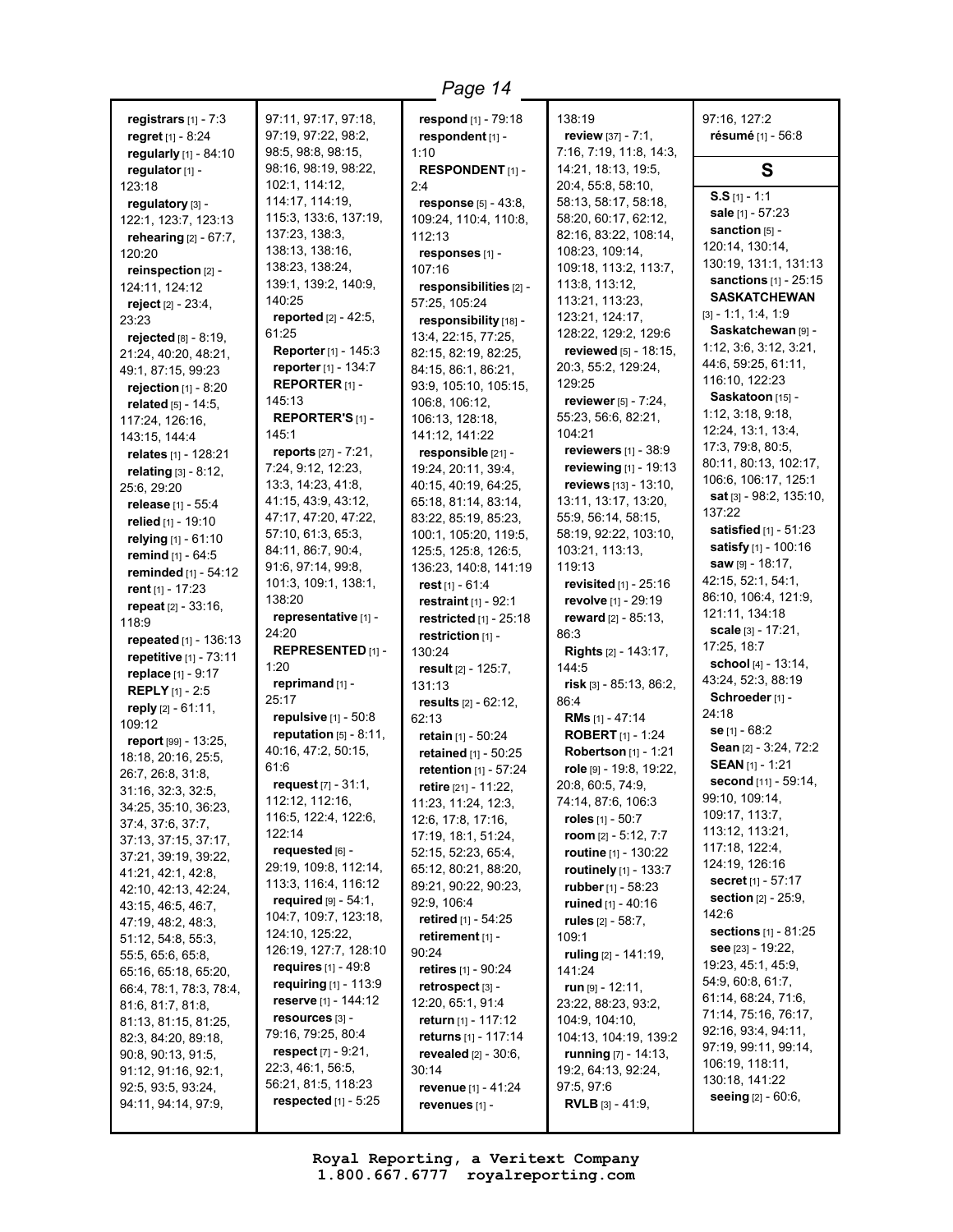**registrars** [1] - 7:3
**regret** [1] - 8:24
**regularly** [1] - 84:10
**regulator** [1] - 123:18
**regulatory** [3] - 122:1, 123:7, 123:13
**rehearing** [2] - 67:7, 120:20
**reinspection** [2] - 124:11, 124:12
**reject** [2] - 23:4, 23:23
**rejected** [8] - 8:19, 21:24, 40:20, 48:21, 49:1, 87:15, 99:23
**rejection** [1] - 8:20
**related** [5] - 14:5, 117:24, 126:16, 143:15, 144:4
**relates** [1] - 128:21
**relating** [3] - 8:12, 25:6, 29:20
**release** [1] - 55:4
**relied** [1] - 19:10
**relying** [1] - 61:10
**remind** [1] - 64:5
**reminded** [1] - 54:12
**rent** [1] - 17:23
**repeat** [2] - 33:16, 118:9
**repeated** [1] - 136:13
**repetitive** [1] - 73:11
**replace** [1] - 9:17
**REPLY** [1] - 2:5
**reply** [2] - 61:11, 109:12
**report** [99] - 13:25, 18:18, 20:16, 25:5, 26:7, 26:8, 31:8, 31:16, 32:3, 32:5, 34:25, 35:10, 36:23, 37:4, 37:6, 37:7, 37:13, 37:15, 37:17, 37:21, 39:19, 39:22, 41:21, 42:1, 42:8, 42:10, 42:13, 42:24, 43:15, 46:5, 46:7, 47:19, 48:2, 48:3, 51:12, 54:8, 55:3, 55:5, 65:6, 65:8, 65:16, 65:18, 65:20, 66:4, 78:1, 78:3, 78:4, 81:6, 81:7, 81:8, 81:13, 81:15, 81:25, 82:3, 84:20, 89:18, 90:8, 90:13, 91:5, 91:12, 91:16, 92:1, 92:5, 93:5, 93:24, 94:11, 94:14, 97:9, 97:11, 97:17, 97:18, 97:19, 97:22, 98:2, 98:5, 98:8, 98:15, 98:16, 98:19, 98:22, 102:1, 114:12, 114:17, 114:19, 115:3, 133:6, 137:19, 137:23, 138:3, 138:13, 138:16, 138:23, 138:24, 139:1, 139:2, 140:9, 140:25
**reported** [2] - 42:5, 61:25
**Reporter** [1] - 145:3
**reporter** [1] - 134:7
**REPORTER** [1] - 145:13
**REPORTER'S** [1] - 145:1
**reports** [27] - 7:21, 7:24, 9:12, 12:23, 13:3, 14:23, 41:8, 41:15, 43:9, 43:12, 47:17, 47:20, 47:22, 57:10, 61:3, 65:3, 84:11, 86:7, 90:4, 91:6, 97:14, 99:8, 101:3, 109:1, 138:1, 138:20
**representative** [1] - 24:20
**REPRESENTED** [1] - 1:20
**reprimand** [1] - 25:17
**repulsive** [1] - 50:8
**reputation** [5] - 8:11, 40:16, 47:2, 50:15, 61:6
**request** [7] - 31:1, 112:12, 112:16, 116:5, 122:4, 122:6, 122:14
**requested** [6] - 29:19, 109:8, 112:14, 113:3, 116:4, 116:12
**required** [9] - 54:1, 104:7, 109:7, 123:18, 124:10, 125:22, 126:19, 127:7, 128:10
**requires** [1] - 49:8
**requiring** [1] - 113:9
**reserve** [1] - 144:12
**resources** [3] - 79:16, 79:25, 80:4
**respect** [7] - 9:21, 22:3, 46:1, 56:5, 56:21, 81:5, 118:23
**respected** [1] - 5:25
**respond** [1] - 79:18
**respondent** [1] - 1:10
**RESPONDENT** [1] - 2:4
**response** [5] - 43:8, 109:24, 110:4, 110:8, 112:13
**responses** [1] - 107:16
**responsibilities** [2] - 57:25, 105:24
**responsibility** [18] - 13:4, 22:15, 77:25, 82:15, 82:19, 82:25, 84:15, 86:1, 86:21, 93:9, 105:10, 105:15, 106:8, 106:12, 106:13, 128:18, 141:12, 141:22
**responsible** [21] - 19:24, 20:11, 39:4, 40:15, 40:19, 64:25, 65:18, 81:14, 83:14, 83:22, 85:19, 85:23, 100:1, 105:20, 119:5, 125:5, 125:8, 126:5, 136:23, 140:8, 141:19
**rest** [1] - 61:4
**restraint** [1] - 92:1
**restricted** [1] - 25:18
**restriction** [1] - 130:24
**result** [2] - 125:7, 131:13
**results** [2] - 62:12, 62:13
**retain** [1] - 50:24
**retained** [1] - 50:25
**retention** [1] - 57:24
**retire** [21] - 11:22, 11:23, 11:24, 12:3, 12:6, 17:8, 17:16, 17:19, 18:1, 51:24, 52:15, 52:23, 65:4, 65:12, 80:21, 88:20, 89:21, 90:22, 90:23, 92:9, 106:4
**retired** [1] - 54:25
**retirement** [1] - 90:24
**retires** [1] - 90:24
**retrospect** [3] - 12:20, 65:1, 91:4
**return** [1] - 117:12
**returns** [1] - 117:14
**revealed** [2] - 30:6, 30:14
**revenue** [1] - 41:24
**revenues** [1] - 138:19
**review** [37] - 7:1, 7:16, 7:19, 11:8, 14:3, 14:21, 18:13, 19:5, 20:4, 55:8, 58:10, 58:13, 58:17, 58:18, 58:20, 60:17, 62:12, 82:16, 83:22, 108:14, 108:23, 109:14, 109:18, 113:2, 113:7, 113:8, 113:12, 113:21, 113:23, 123:21, 124:17, 128:22, 129:2, 129:6
**reviewed** [5] - 18:15, 20:3, 55:2, 129:24, 129:25
**reviewer** [5] - 7:24, 55:23, 56:6, 82:21, 104:21
**reviewers** [1] - 38:9
**reviewing** [1] - 19:13
**reviews** [13] - 13:10, 13:11, 13:17, 13:20, 55:9, 56:14, 58:15, 58:19, 92:22, 103:10, 103:21, 113:13, 119:13
**revisited** [1] - 25:16
**revolve** [1] - 29:19
**reward** [2] - 85:13, 86:3
**Rights** [2] - 143:17, 144:5
**risk** [3] - 85:13, 86:2, 86:4
**RMs** [1] - 47:14
**ROBERT** [1] - 1:24
**Robertson** [1] - 1:21
**role** [9] - 19:8, 19:22, 20:8, 60:5, 74:9, 74:14, 87:6, 106:3
**roles** [1] - 50:7
**room** [2] - 5:12, 7:7
**routine** [1] - 130:22
**routinely** [1] - 133:7
**rubber** [1] - 58:23
**ruined** [1] - 40:16
**rules** [2] - 58:7, 109:1
**ruling** [2] - 141:19, 141:24
**run** [9] - 12:11, 23:22, 88:23, 93:2, 104:9, 104:10, 104:13, 104:19, 139:2
**running** [7] - 14:13, 19:2, 64:13, 92:24, 97:5, 97:6
**RVLB** [3] - 41:9, 97:16, 127:2
**résumé** [1] - 56:8

## S

**S.S** [1] - 1:1
**sale** [1] - 57:23
**sanction** [5] - 120:14, 130:14, 130:19, 131:1, 131:13
**sanctions** [1] - 25:15
**SASKATCHEWAN** [3] - 1:1, 1:4, 1:9
**Saskatchewan** [9] - 1:12, 3:6, 3:12, 3:21, 44:6, 59:25, 61:11, 116:10, 122:23
**Saskatoon** [15] - 1:12, 3:18, 9:18, 12:24, 13:1, 13:4, 17:3, 79:8, 80:5, 80:11, 80:13, 102:17, 106:6, 106:17, 125:1
**sat** [3] - 98:2, 135:10, 137:22
**satisfied** [1] - 51:23
**satisfy** [1] - 100:16
**saw** [9] - 18:17, 42:15, 52:1, 54:1, 86:10, 106:4, 121:9, 121:11, 134:18
**scale** [3] - 17:21, 17:25, 18:7
**school** [4] - 13:14, 43:24, 52:3, 88:19
**Schroeder** [1] - 24:18
**se** [1] - 68:2
**Sean** [2] - 3:24, 72:2
**SEAN** [1] - 1:21
**second** [11] - 59:14, 99:10, 109:14, 109:17, 113:7, 113:12, 113:21, 117:18, 122:4, 124:19, 126:16
**secret** [1] - 57:17
**section** [2] - 25:9, 142:6
**sections** [1] - 81:25
**see** [23] - 19:22, 19:23, 45:1, 45:9, 54:9, 60:8, 61:7, 61:14, 68:24, 71:6, 71:14, 75:16, 76:17, 92:16, 93:4, 94:11, 97:19, 99:11, 99:14, 106:19, 118:11, 130:18, 141:22
**seeing** [2] - 60:6,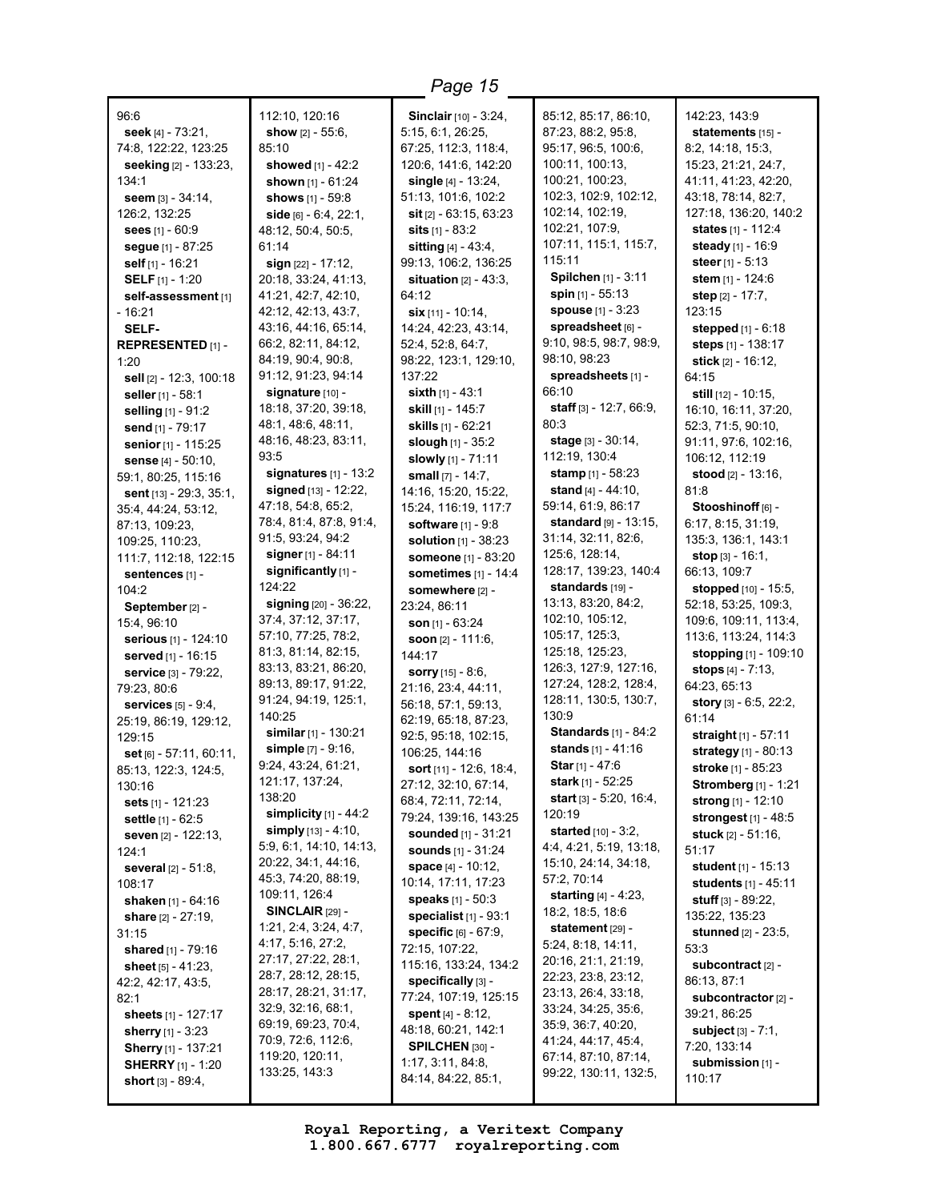96:6
**seek** [4] - 73:21, 74:8, 122:22, 123:25
**seeking** [2] - 133:23, 134:1
**seem** [3] - 34:14, 126:2, 132:25
**sees** [1] - 60:9
**segue** [1] - 87:25
**self** [1] - 16:21
**SELF** [1] - 1:20
**self-assessment** [1] - 16:21
**SELF-REPRESENTED** [1] - 1:20
**sell** [2] - 12:3, 100:18
**seller** [1] - 58:1
**selling** [1] - 91:2
**send** [1] - 79:17
**senior** [1] - 115:25
**sense** [4] - 50:10, 59:1, 80:25, 115:16
**sent** [13] - 29:3, 35:1, 35:4, 44:24, 53:12, 87:13, 109:23, 109:25, 110:23, 111:7, 112:18, 122:15
**sentences** [1] - 104:2
**September** [2] - 15:4, 96:10
**serious** [1] - 124:10
**served** [1] - 16:15
**service** [3] - 79:22, 79:23, 80:6
**services** [5] - 9:4, 25:19, 86:19, 129:12, 129:15
**set** [6] - 57:11, 60:11, 85:13, 122:3, 124:5, 130:16
**sets** [1] - 121:23
**settle** [1] - 62:5
**seven** [2] - 122:13, 124:1
**several** [2] - 51:8, 108:17
**shaken** [1] - 64:16
**share** [2] - 27:19, 31:15
**shared** [1] - 79:16
**sheet** [5] - 41:23, 42:2, 42:17, 43:5, 82:1
**sheets** [1] - 127:17
**sherry** [1] - 3:23
**Sherry** [1] - 137:21
**SHERRY** [1] - 1:20
**short** [3] - 89:4, 112:10, 120:16
**show** [2] - 55:6, 85:10
**showed** [1] - 42:2
**shown** [1] - 61:24
**shows** [1] - 59:8
**side** [6] - 6:4, 22:1, 48:12, 50:4, 50:5, 61:14
**sign** [22] - 17:12, 20:18, 33:24, 41:13, 41:21, 42:7, 42:10, 42:12, 42:13, 43:7, 43:16, 44:16, 65:14, 66:2, 82:11, 84:12, 84:19, 90:4, 90:8, 91:12, 91:23, 94:14
**signature** [10] - 18:18, 37:20, 39:18, 48:1, 48:6, 48:11, 48:16, 48:23, 83:11, 93:5
**signatures** [1] - 13:2
**signed** [13] - 12:22, 47:18, 54:8, 65:2, 78:4, 81:4, 87:8, 91:4, 91:5, 93:24, 94:2
**signer** [1] - 84:11
**significantly** [1] - 124:22
**signing** [20] - 36:22, 37:4, 37:12, 37:17, 57:10, 77:25, 78:2, 81:3, 81:14, 82:15, 83:13, 83:21, 86:20, 89:13, 89:17, 91:22, 91:24, 94:19, 125:1, 140:25
**similar** [1] - 130:21
**simple** [7] - 9:16, 9:24, 43:24, 61:21, 121:17, 137:24, 138:20
**simplicity** [1] - 44:2
**simply** [13] - 4:10, 5:9, 6:1, 14:10, 14:13, 20:22, 34:1, 44:16, 45:3, 74:20, 88:19, 109:11, 126:4
**SINCLAIR** [29] - 1:21, 2:4, 3:24, 4:7, 4:17, 5:16, 27:2, 27:17, 27:22, 28:1, 28:7, 28:12, 28:15, 28:17, 28:21, 31:17, 32:9, 32:16, 68:1, 69:19, 69:23, 70:4, 70:9, 72:6, 112:6, 119:20, 120:11, 133:25, 143:3
**Sinclair** [10] - 3:24, 5:15, 6:1, 26:25, 67:25, 112:3, 118:4, 120:6, 141:6, 142:20
**single** [4] - 13:24, 51:13, 101:6, 102:2
**sit** [2] - 63:15, 63:23
**sits** [1] - 83:2
**sitting** [4] - 43:4, 99:13, 106:2, 136:25
**situation** [2] - 43:3, 64:12
**six** [11] - 10:14, 14:24, 42:23, 43:14, 52:4, 52:8, 64:7, 98:22, 123:1, 129:10, 137:22
**sixth** [1] - 43:1
**skill** [1] - 145:7
**skills** [1] - 62:21
**slough** [1] - 35:2
**slowly** [1] - 71:11
**small** [7] - 14:7, 14:16, 15:20, 15:22, 15:24, 116:19, 117:7
**software** [1] - 9:8
**solution** [1] - 38:23
**someone** [1] - 83:20
**sometimes** [1] - 14:4
**somewhere** [2] - 23:24, 86:11
**son** [1] - 63:24
**soon** [2] - 111:6, 144:17
**sorry** [15] - 8:6, 21:16, 23:4, 44:11, 56:18, 57:1, 59:13, 62:19, 65:18, 87:23, 92:5, 95:18, 102:15, 106:25, 144:16
**sort** [11] - 12:6, 18:4, 27:12, 32:10, 67:14, 68:4, 72:11, 72:14, 79:24, 139:16, 143:25
**sounded** [1] - 31:21
**sounds** [1] - 31:24
**space** [4] - 10:12, 10:14, 17:11, 17:23
**speaks** [1] - 50:3
**specialist** [1] - 93:1
**specific** [6] - 67:9, 72:15, 107:22, 115:16, 133:24, 134:2
**specifically** [3] - 77:24, 107:19, 125:15
**spent** [4] - 8:12, 48:18, 60:21, 142:1
**SPILCHEN** [30] - 1:17, 3:11, 84:8, 84:14, 84:22, 85:1, 85:12, 85:17, 86:10, 87:23, 88:2, 95:8, 95:17, 96:5, 100:6, 100:11, 100:13, 100:21, 100:23, 102:3, 102:9, 102:12, 102:14, 102:19, 102:21, 107:9, 107:11, 115:1, 115:7, 115:11
**Spilchen** [1] - 3:11
**spin** [1] - 55:13
**spouse** [1] - 3:23
**spreadsheet** [6] - 9:10, 98:5, 98:7, 98:9, 98:10, 98:23
**spreadsheets** [1] - 66:10
**staff** [3] - 12:7, 66:9, 80:3
**stage** [3] - 30:14, 112:19, 130:4
**stamp** [1] - 58:23
**stand** [4] - 44:10, 59:14, 61:9, 86:17
**standard** [9] - 13:15, 31:14, 32:11, 82:6, 125:6, 128:14, 128:17, 139:23, 140:4
**standards** [19] - 13:13, 83:20, 84:2, 102:10, 105:12, 105:17, 125:3, 125:18, 125:23, 126:3, 127:9, 127:16, 127:24, 128:2, 128:4, 128:11, 130:5, 130:7, 130:9
**Standards** [1] - 84:2
**stands** [1] - 41:16
**Star** [1] - 47:6
**stark** [1] - 52:25
**start** [3] - 5:20, 16:4, 120:19
**started** [10] - 3:2, 4:4, 4:21, 5:19, 13:18, 15:10, 24:14, 34:18, 57:2, 70:14
**starting** [4] - 4:23, 18:2, 18:5, 18:6
**statement** [29] - 5:24, 8:18, 14:11, 20:16, 21:1, 21:19, 22:23, 23:8, 23:12, 23:13, 26:4, 33:18, 33:24, 34:25, 35:6, 35:9, 36:7, 40:20, 41:24, 44:17, 45:4, 67:14, 87:10, 87:14, 99:22, 130:11, 132:5, 142:23, 143:9
**statements** [15] - 8:2, 14:18, 15:3, 15:23, 21:21, 24:7, 41:11, 41:23, 42:20, 43:18, 78:14, 82:7, 127:18, 136:20, 140:2
**states** [1] - 112:4
**steady** [1] - 16:9
**steer** [1] - 5:13
**stem** [1] - 124:6
**step** [2] - 17:7, 123:15
**stepped** [1] - 6:18
**steps** [1] - 138:17
**stick** [2] - 16:12, 64:15
**still** [12] - 10:15, 16:10, 16:11, 37:20, 52:3, 71:5, 90:10, 91:11, 97:6, 102:16, 106:12, 112:19
**stood** [2] - 13:16, 81:8
**Stooshinoff** [6] - 6:17, 8:15, 31:19, 135:3, 136:1, 143:1
**stop** [3] - 16:1, 66:13, 109:7
**stopped** [10] - 15:5, 52:18, 53:25, 109:3, 109:6, 109:11, 113:4, 113:6, 113:24, 114:3
**stopping** [1] - 109:10
**stops** [4] - 7:13, 64:23, 65:13
**story** [3] - 6:5, 22:2, 61:14
**straight** [1] - 57:11
**strategy** [1] - 80:13
**stroke** [1] - 85:23
**Stromberg** [1] - 1:21
**strong** [1] - 12:10
**strongest** [1] - 48:5
**stuck** [2] - 51:16, 51:17
**student** [1] - 15:13
**students** [1] - 45:11
**stuff** [3] - 89:22, 135:22, 135:23
**stunned** [2] - 23:5, 53:3
**subcontract** [2] - 86:13, 87:1
**subcontractor** [2] - 39:21, 86:25
**subject** [3] - 7:1, 7:20, 133:14
**submission** [1] - 110:17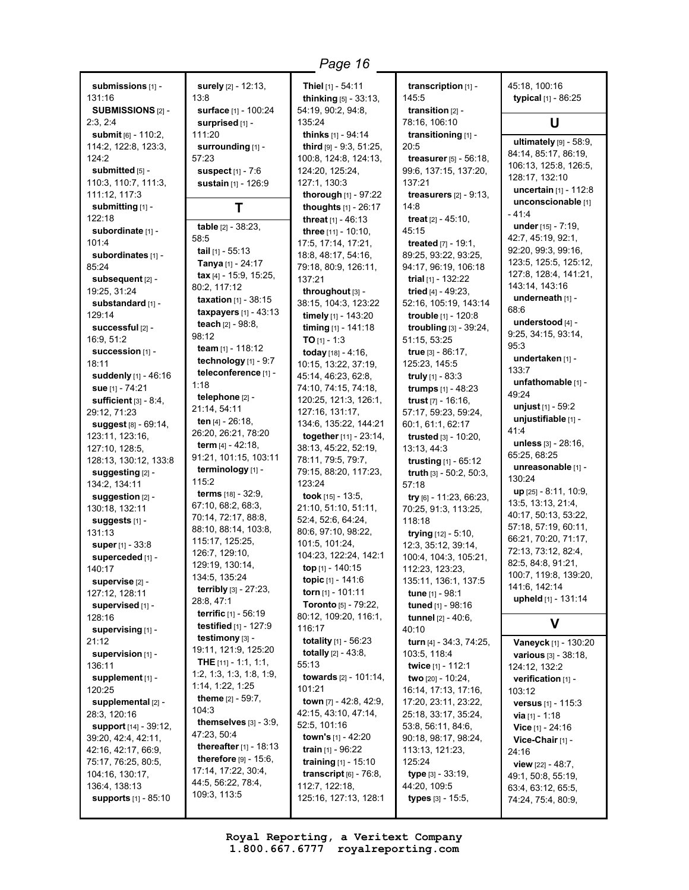**submissions** [1] - 131:16
**SUBMISSIONS** [2] - 2:3, 2:4
**submit** [6] - 110:2, 114:2, 122:8, 123:3, 124:2
**submitted** [5] - 110:3, 110:7, 111:3, 111:12, 117:3
**submitting** [1] - 122:18
**subordinate** [1] - 101:4
**subordinates** [1] - 85:24
**subsequent** [2] - 19:25, 31:24
**substandard** [1] - 129:14
**successful** [2] - 16:9, 51:2
**succession** [1] - 18:11
**suddenly** [1] - 46:16
**sue** [1] - 74:21
**sufficient** [3] - 8:4, 29:12, 71:23
**suggest** [8] - 69:14, 123:11, 123:16, 127:10, 128:5, 128:13, 130:12, 133:8
**suggesting** [2] - 134:2, 134:11
**suggestion** [2] - 130:18, 132:11
**suggests** [1] - 131:13
**super** [1] - 33:8
**superceded** [1] - 140:17
**supervise** [2] - 127:12, 128:11
**supervised** [1] - 128:16
**supervising** [1] - 21:12
**supervision** [1] - 136:11
**supplement** [1] - 120:25
**supplemental** [2] - 28:3, 120:16
**support** [14] - 39:12, 39:20, 42:4, 42:11, 42:16, 42:17, 66:9, 75:17, 76:25, 80:5, 104:16, 130:17, 136:4, 138:13
**supports** [1] - 85:10
**surely** [2] - 12:13, 13:8
**surface** [1] - 100:24
**surprised** [1] - 111:20
**surrounding** [1] - 57:23
**suspect** [1] - 7:6
**sustain** [1] - 126:9

## T

**table** [2] - 38:23, 58:5
**tail** [1] - 55:13
**Tanya** [1] - 24:17
**tax** [4] - 15:9, 15:25, 80:2, 117:12
**taxation** [1] - 38:15
**taxpayers** [1] - 43:13
**teach** [2] - 98:8, 98:12
**team** [1] - 118:12
**technology** [1] - 9:7
**teleconference** [1] - 1:18
**telephone** [2] - 21:14, 54:11
**ten** [4] - 26:18, 26:20, 26:21, 78:20
**term** [4] - 42:18, 91:21, 101:15, 103:11
**terminology** [1] - 115:2
**terms** [18] - 32:9, 67:10, 68:2, 68:3, 70:14, 72:17, 88:8, 88:10, 88:14, 103:8, 115:17, 125:25, 126:7, 129:10, 129:19, 130:14, 134:5, 135:24
**terribly** [3] - 27:23, 28:8, 47:1
**terrific** [1] - 56:19
**testified** [1] - 127:9
**testimony** [3] - 19:11, 121:9, 125:20
**THE** [11] - 1:1, 1:1, 1:2, 1:3, 1:3, 1:8, 1:9, 1:14, 1:22, 1:25
**theme** [2] - 59:7, 104:3
**themselves** [3] - 3:9, 47:23, 50:4
**thereafter** [1] - 18:13
**therefore** [9] - 15:6, 17:14, 17:22, 30:4, 44:5, 56:22, 78:4, 109:3, 113:5
**Thiel** [1] - 54:11
**thinking** [5] - 33:13, 54:19, 90:2, 94:8, 135:24
**thinks** [1] - 94:14
**third** [9] - 9:3, 51:25, 100:8, 124:8, 124:13, 124:20, 125:24, 127:1, 130:3
**thorough** [1] - 97:22
**thoughts** [1] - 26:17
**threat** [1] - 46:13
**three** [11] - 10:10, 17:5, 17:14, 17:21, 18:8, 48:17, 54:16, 79:18, 80:9, 126:11, 137:21
**throughout** [3] - 38:15, 104:3, 123:22
**timely** [1] - 143:20
**timing** [1] - 141:18
**TO** [1] - 1:3
**today** [18] - 4:16, 10:15, 13:22, 37:19, 45:14, 46:23, 62:8, 74:10, 74:15, 74:18, 120:25, 121:3, 126:1, 127:16, 131:17, 134:6, 135:22, 144:21
**together** [11] - 23:14, 38:13, 45:22, 52:19, 78:11, 79:5, 79:7, 79:15, 88:20, 117:23, 123:24
**took** [15] - 13:5, 21:10, 51:10, 51:11, 52:4, 52:6, 64:24, 80:6, 97:10, 98:22, 101:5, 101:24, 104:23, 122:24, 142:1
**top** [1] - 140:15
**topic** [1] - 141:6
**torn** [1] - 101:11
**Toronto** [5] - 79:22, 80:12, 109:20, 116:1, 116:17
**totality** [1] - 56:23
**totally** [2] - 43:8, 55:13
**towards** [2] - 101:14, 101:21
**town** [7] - 42:8, 42:9, 42:15, 43:10, 47:14, 52:5, 101:16
**town's** [1] - 42:20
**train** [1] - 96:22
**training** [1] - 15:10
**transcript** [6] - 76:8, 112:7, 122:18, 125:16, 127:13, 128:1
**transcription** [1] - 145:5
**transition** [2] - 78:16, 106:10
**transitioning** [1] - 20:5
**treasurer** [5] - 56:18, 99:6, 137:15, 137:20, 137:21
**treasurers** [2] - 9:13, 14:8
**treat** [2] - 45:10, 45:15
**treated** [7] - 19:1, 89:25, 93:22, 93:25, 94:17, 96:19, 106:18
**trial** [1] - 132:22
**tried** [4] - 49:23, 52:16, 105:19, 143:14
**trouble** [1] - 120:8
**troubling** [3] - 39:24, 51:15, 53:25
**true** [3] - 86:17, 125:23, 145:5
**truly** [1] - 83:3
**trumps** [1] - 48:23
**trust** [7] - 16:16, 57:17, 59:23, 59:24, 60:1, 61:1, 62:17
**trusted** [3] - 10:20, 13:13, 44:3
**trusting** [1] - 65:12
**truth** [3] - 50:2, 50:3, 57:18
**try** [6] - 11:23, 66:23, 70:25, 91:3, 113:25, 118:18
**trying** [12] - 5:10, 12:3, 35:12, 39:14, 100:4, 104:3, 105:21, 112:23, 123:23, 135:11, 136:1, 137:5
**tune** [1] - 98:1
**tuned** [1] - 98:16
**tunnel** [2] - 40:6, 40:10
**turn** [4] - 34:3, 74:25, 103:5, 118:4
**twice** [1] - 112:1
**two** [20] - 10:24, 16:14, 17:13, 17:16, 17:20, 23:11, 23:22, 25:18, 33:17, 35:24, 53:8, 56:11, 84:6, 90:18, 98:17, 98:24, 113:13, 121:23, 125:24
**type** [3] - 33:19, 44:20, 109:5
**types** [3] - 15:5, 45:18, 100:16
**typical** [1] - 86:25

## U

**ultimately** [9] - 58:9, 84:14, 85:17, 86:19, 106:13, 125:8, 126:5, 128:17, 132:10
**uncertain** [1] - 112:8
**unconscionable** [1] - 41:4
**under** [15] - 7:19, 42:7, 45:19, 92:1, 92:20, 99:3, 99:16, 123:5, 125:5, 125:12, 127:8, 128:4, 141:21, 143:14, 143:16
**underneath** [1] - 68:6
**understood** [4] - 9:25, 34:15, 93:14, 95:3
**undertaken** [1] - 133:7
**unfathomable** [1] - 49:24
**unjust** [1] - 59:2
**unjustifiable** [1] - 41:4
**unless** [3] - 28:16, 65:25, 68:25
**unreasonable** [1] - 130:24
**up** [25] - 8:11, 10:9, 13:5, 13:13, 21:4, 40:17, 50:13, 53:22, 57:18, 57:19, 60:11, 66:21, 70:20, 71:17, 72:13, 73:12, 82:4, 82:5, 84:8, 91:21, 100:7, 119:8, 139:20, 141:6, 142:14
**upheld** [1] - 131:14

## V

**Vaneyck** [1] - 130:20
**various** [3] - 38:18, 124:12, 132:2
**verification** [1] - 103:12
**versus** [1] - 115:3
**via** [1] - 1:18
**Vice** [1] - 24:16
**Vice-Chair** [1] - 24:16
**view** [22] - 48:7, 49:1, 50:8, 55:19, 63:4, 63:12, 65:5, 74:24, 75:4, 80:9,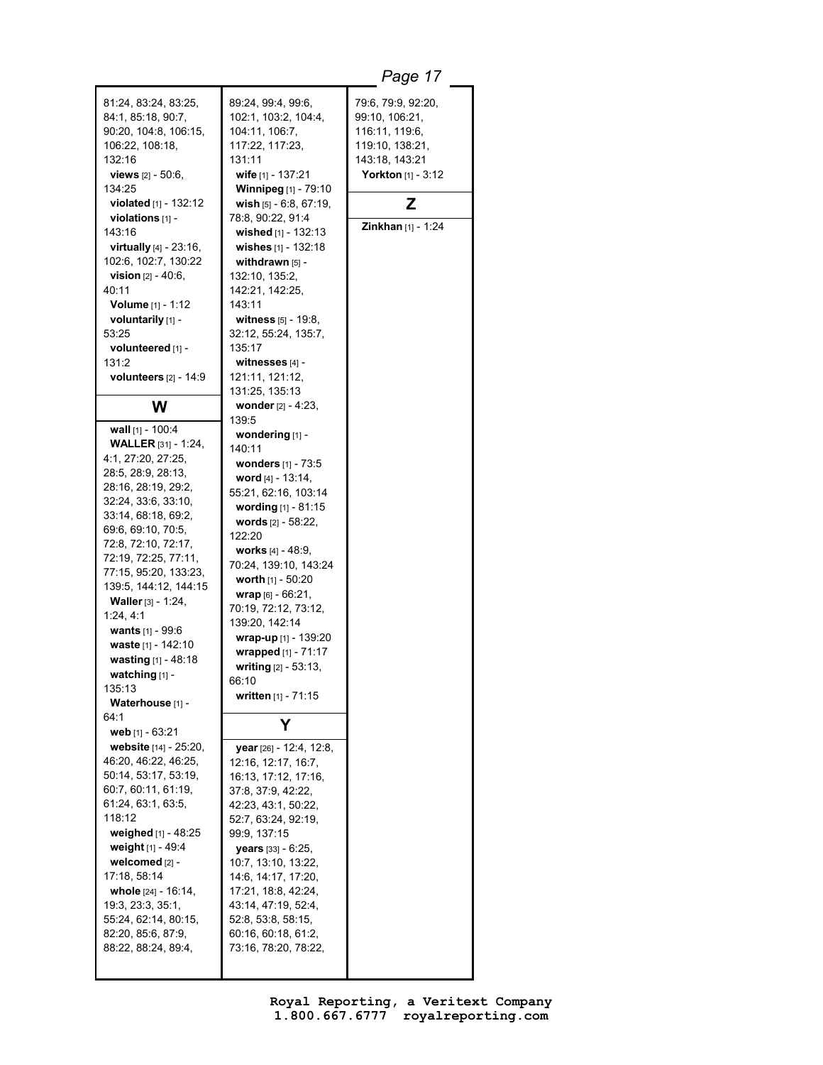81:24, 83:24, 83:25, 84:1, 85:18, 90:7, 90:20, 104:8, 106:15, 106:22, 108:18, 132:16

**views** [2] - 50:6, 134:25

**violated** [1] - 132:12

**violations** [1] - 143:16

**virtually** [4] - 23:16, 102:6, 102:7, 130:22

**vision** [2] - 40:6, 40:11

**Volume** [1] - 1:12

**voluntarily** [1] - 53:25

**volunteered** [1] - 131:2

**volunteers** [2] - 14:9

## W

**wall** [1] - 100:4

**WALLER** [31] - 1:24, 4:1, 27:20, 27:25, 28:5, 28:9, 28:13, 28:16, 28:19, 29:2, 32:24, 33:6, 33:10, 33:14, 68:18, 69:2, 69:6, 69:10, 70:5, 72:8, 72:10, 72:17, 72:19, 72:25, 77:11, 77:15, 95:20, 133:23, 139:5, 144:12, 144:15

**Waller** [3] - 1:24, 1:24, 4:1

**wants** [1] - 99:6

**waste** [1] - 142:10

**wasting** [1] - 48:18

**watching** [1] - 135:13

**Waterhouse** [1] - 64:1

**web** [1] - 63:21

**website** [14] - 25:20, 46:20, 46:22, 46:25, 50:14, 53:17, 53:19, 60:7, 60:11, 61:19, 61:24, 63:1, 63:5, 118:12

**weighed** [1] - 48:25

**weight** [1] - 49:4

**welcomed** [2] - 17:18, 58:14

**whole** [24] - 16:14, 19:3, 23:3, 35:1, 55:24, 62:14, 80:15, 82:20, 85:6, 87:9, 88:22, 88:24, 89:4, 89:24, 99:4, 99:6, 102:1, 103:2, 104:4, 104:11, 106:7, 117:22, 117:23, 131:11

**wife** [1] - 137:21

**Winnipeg** [1] - 79:10

**wish** [5] - 6:8, 67:19, 78:8, 90:22, 91:4

**wished** [1] - 132:13

**wishes** [1] - 132:18

**withdrawn** [5] - 132:10, 135:2, 142:21, 142:25, 143:11

**witness** [5] - 19:8, 32:12, 55:24, 135:7, 135:17

**witnesses** [4] - 121:11, 121:12, 131:25, 135:13

**wonder** [2] - 4:23, 139:5

**wondering** [1] - 140:11

**wonders** [1] - 73:5

**word** [4] - 13:14, 55:21, 62:16, 103:14

**wording** [1] - 81:15

**words** [2] - 58:22, 122:20

**works** [4] - 48:9, 70:24, 139:10, 143:24

**worth** [1] - 50:20

**wrap** [6] - 66:21, 70:19, 72:12, 73:12, 139:20, 142:14

**wrap-up** [1] - 139:20

**wrapped** [1] - 71:17

**writing** [2] - 53:13, 66:10

**written** [1] - 71:15

## Y

**year** [26] - 12:4, 12:8, 12:16, 12:17, 16:7, 16:13, 17:12, 17:16, 37:8, 37:9, 42:22, 42:23, 43:1, 50:22, 52:7, 63:24, 92:19, 99:9, 137:15

**years** [33] - 6:25, 10:7, 13:10, 13:22, 14:6, 14:17, 17:20, 17:21, 18:8, 42:24, 43:14, 47:19, 52:4, 52:8, 53:8, 58:15, 60:16, 60:18, 61:2, 73:16, 78:20, 78:22, 79:6, 79:9, 92:20, 99:10, 106:21, 116:11, 119:6, 119:10, 138:21, 143:18, 143:21

**Yorkton** [1] - 3:12

## Z

**Zinkhan** [1] - 1:24